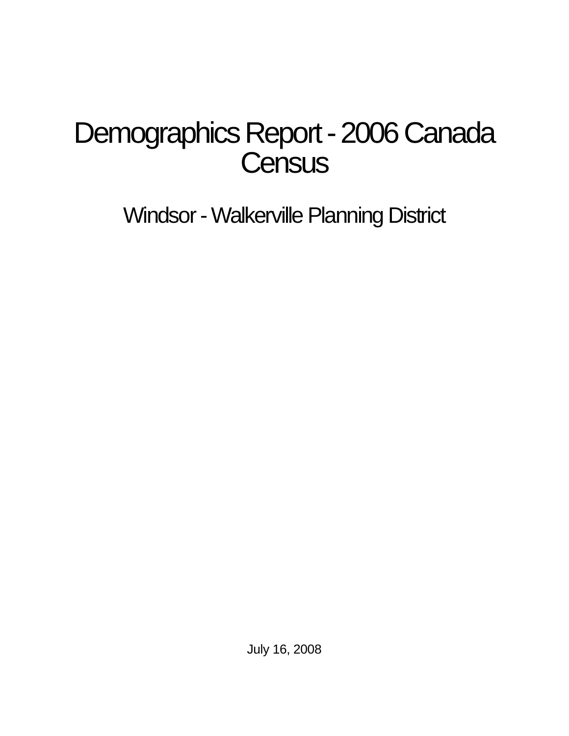# Demographics Report - 2006 Canada Census

## Windsor - Walkerville Planning District

July 16, 2008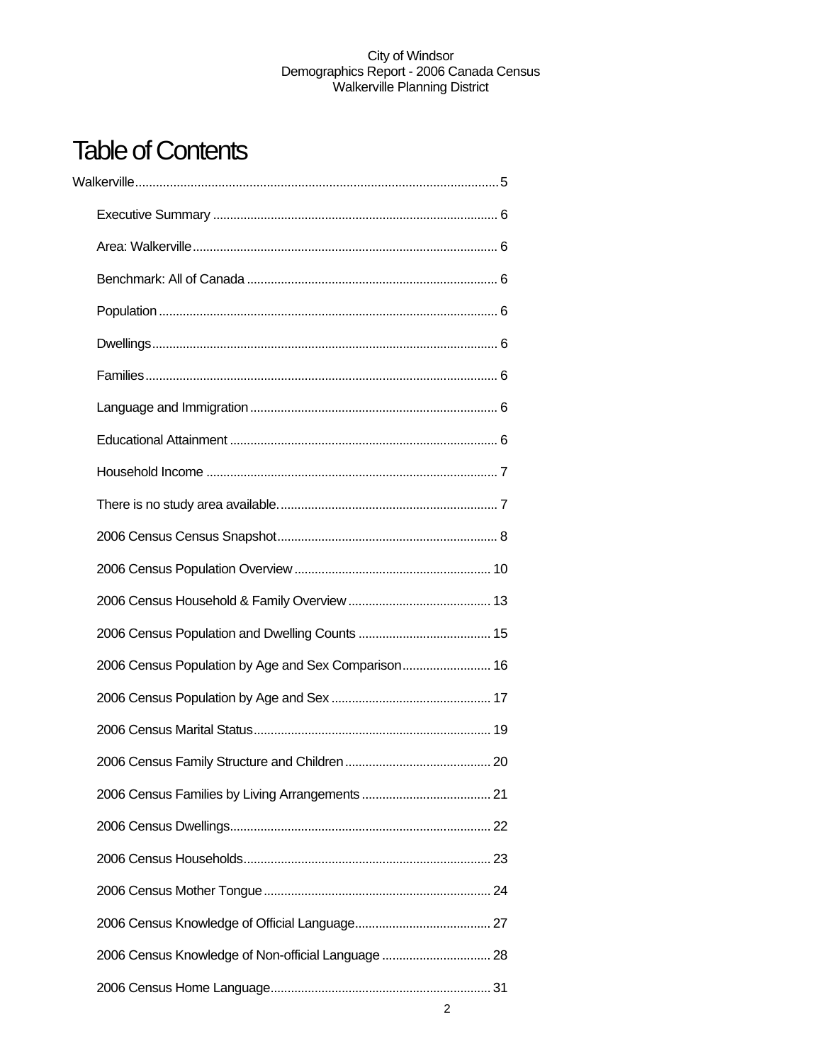# Table of Contents

Walkerville........................................................................................................5

- Executive Summary .................................................................................. 6
- Area: Walkerville........................................................................................ 6
- Benchmark: All of Canada ........................................................................ 6
- Population .................................................................................................. 6
- Dwellings.................................................................................................... 6
- Families...................................................................................................... 6
- Language and Immigration ........................................................................ 6
- Educational Attainment ............................................................................. 6
- Household Income .................................................................................... 7
- There is no study area available................................................................ 7
- 2006 Census Census Snapshot................................................................ 8
- 2006 Census Population Overview ......................................................... 10
- 2006 Census Household & Family Overview .......................................... 13
- 2006 Census Population and Dwelling Counts ....................................... 15
- 2006 Census Population by Age and Sex Comparison.......................... 16
- 2006 Census Population by Age and Sex ............................................... 17
- 2006 Census Marital Status..................................................................... 19
- 2006 Census Family Structure and Children ........................................... 20
- 2006 Census Families by Living Arrangements ...................................... 21
- 2006 Census Dwellings............................................................................ 22
- 2006 Census Households........................................................................ 23
- 2006 Census Mother Tongue .................................................................. 24
- 2006 Census Knowledge of Official Language........................................ 27
- 2006 Census Knowledge of Non-official Language ................................ 28
- 2006 Census Home Language................................................................ 31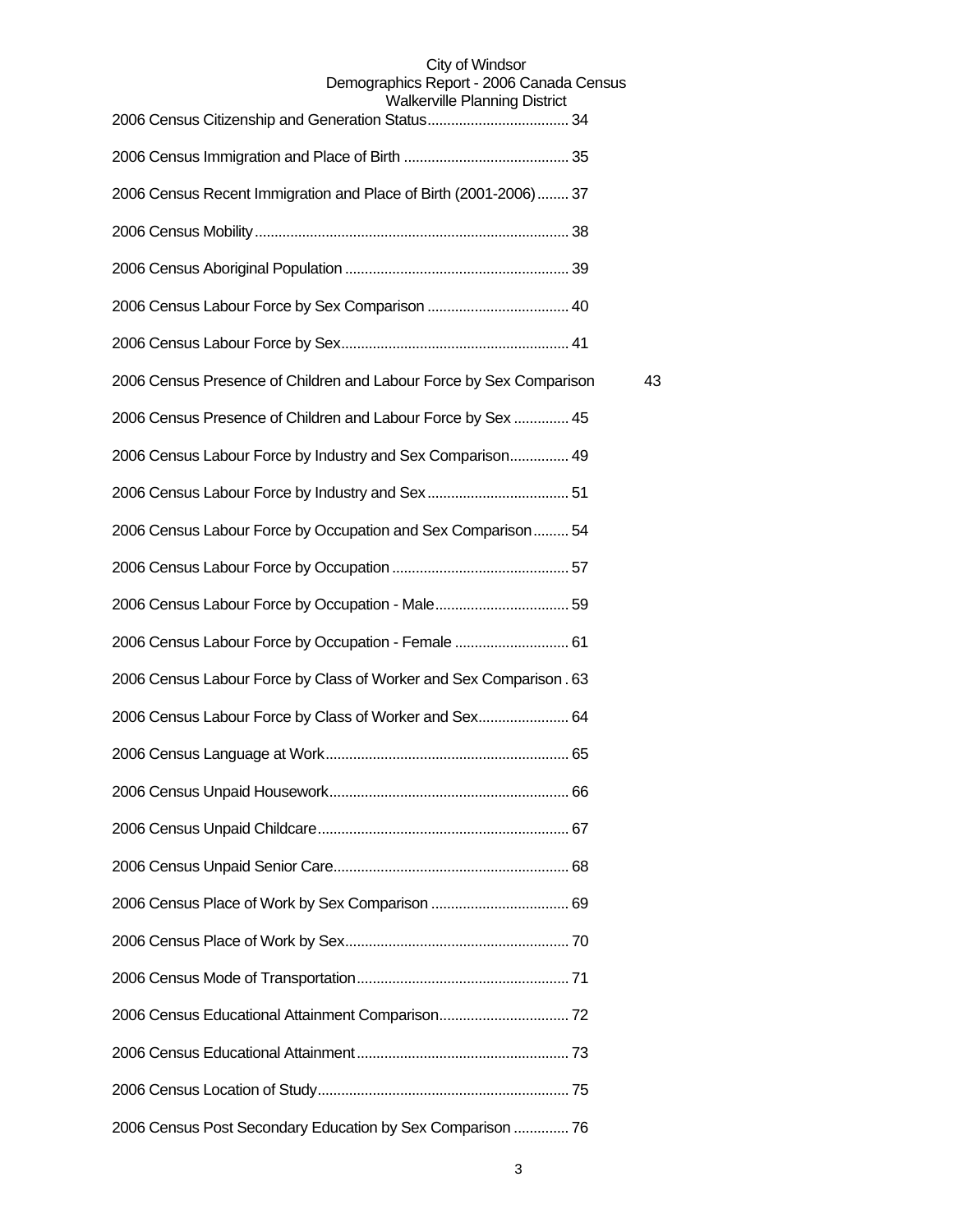2006 Census Citizenship and Generation Status.................................... 34

2006 Census Immigration and Place of Birth .......................................... 35

2006 Census Recent Immigration and Place of Birth (2001-2006)........ 37

2006 Census Mobility............................................................................... 38

2006 Census Aboriginal Population ......................................................... 39

2006 Census Labour Force by Sex Comparison .................................... 40

2006 Census Labour Force by Sex.......................................................... 41

2006 Census Presence of Children and Labour Force by Sex Comparison 43

2006 Census Presence of Children and Labour Force by Sex .............. 45

2006 Census Labour Force by Industry and Sex Comparison............... 49

2006 Census Labour Force by Industry and Sex.................................... 51

2006 Census Labour Force by Occupation and Sex Comparison......... 54

2006 Census Labour Force by Occupation............................................. 57

2006 Census Labour Force by Occupation - Male.................................. 59

2006 Census Labour Force by Occupation - Female ............................. 61

2006 Census Labour Force by Class of Worker and Sex Comparison . 63

2006 Census Labour Force by Class of Worker and Sex....................... 64

2006 Census Language at Work............................................................. 65

2006 Census Unpaid Housework............................................................ 66

2006 Census Unpaid Childcare............................................................... 67

2006 Census Unpaid Senior Care........................................................... 68

2006 Census Place of Work by Sex Comparison ................................... 69

2006 Census Place of Work by Sex......................................................... 70

2006 Census Mode of Transportation..................................................... 71

2006 Census Educational Attainment Comparison................................. 72

2006 Census Educational Attainment..................................................... 73

2006 Census Location of Study............................................................... 75

2006 Census Post Secondary Education by Sex Comparison .............. 76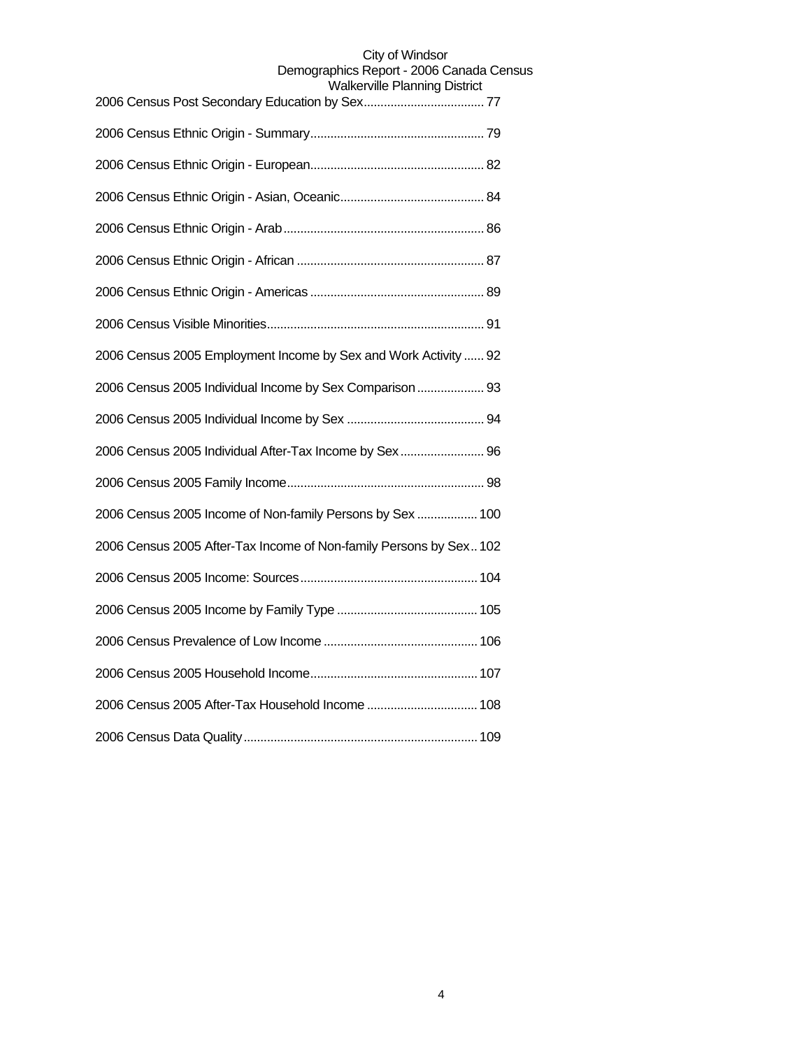2006 Census Post Secondary Education by Sex.................................... 77

2006 Census Ethnic Origin - Summary.................................................... 79

2006 Census Ethnic Origin - European.................................................... 82

2006 Census Ethnic Origin - Asian, Oceanic........................................... 84

2006 Census Ethnic Origin - Arab............................................................ 86

2006 Census Ethnic Origin - African ........................................................ 87

2006 Census Ethnic Origin - Americas .................................................... 89

2006 Census Visible Minorities................................................................. 91

2006 Census 2005 Employment Income by Sex and Work Activity ...... 92

2006 Census 2005 Individual Income by Sex Comparison .................... 93

2006 Census 2005 Individual Income by Sex ......................................... 94

2006 Census 2005 Individual After-Tax Income by Sex ......................... 96

2006 Census 2005 Family Income........................................................... 98

2006 Census 2005 Income of Non-family Persons by Sex .................. 100

2006 Census 2005 After-Tax Income of Non-family Persons by Sex.. 102

2006 Census 2005 Income: Sources..................................................... 104

2006 Census 2005 Income by Family Type .......................................... 105

2006 Census Prevalence of Low Income .............................................. 106

2006 Census 2005 Household Income.................................................. 107

2006 Census 2005 After-Tax Household Income ................................. 108

2006 Census Data Quality...................................................................... 109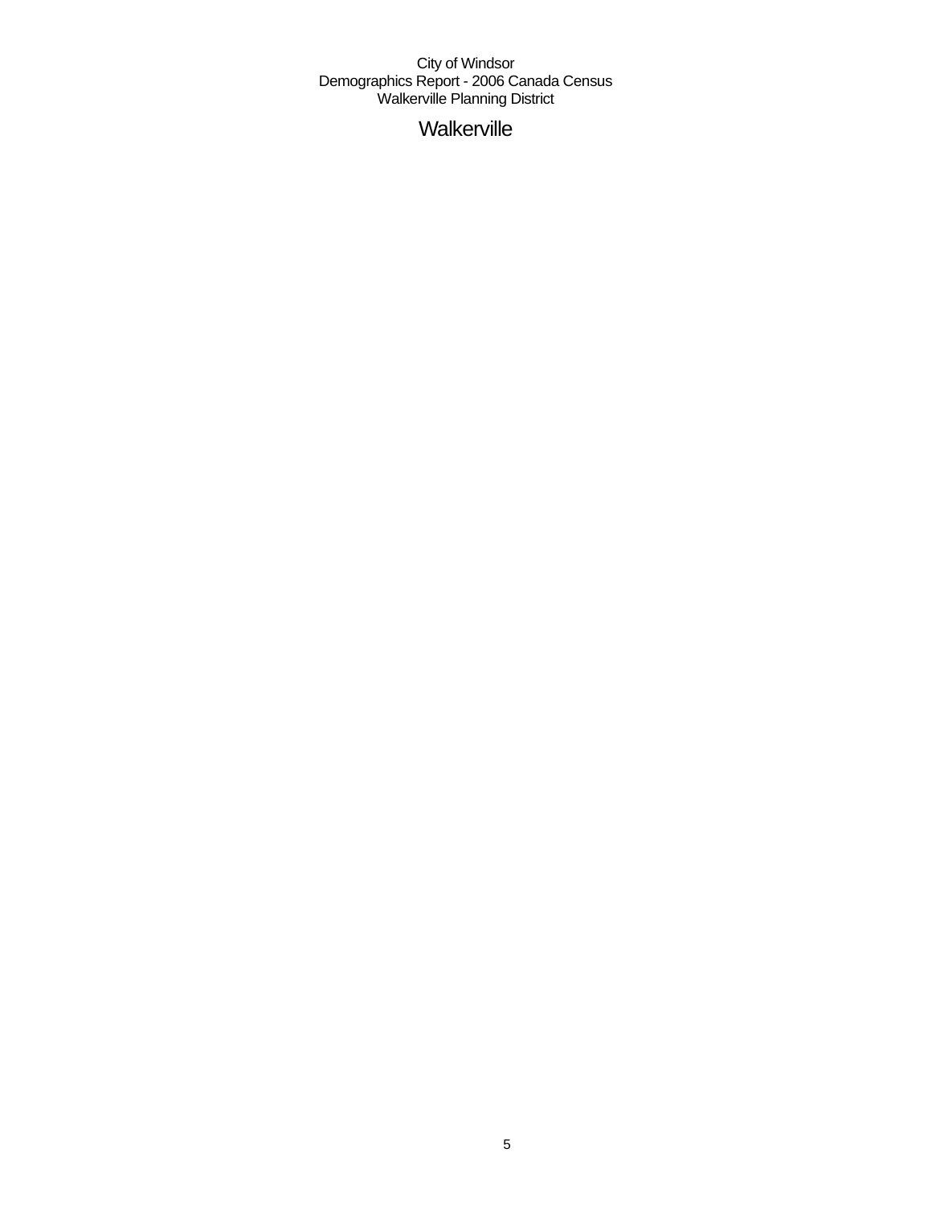# Walkerville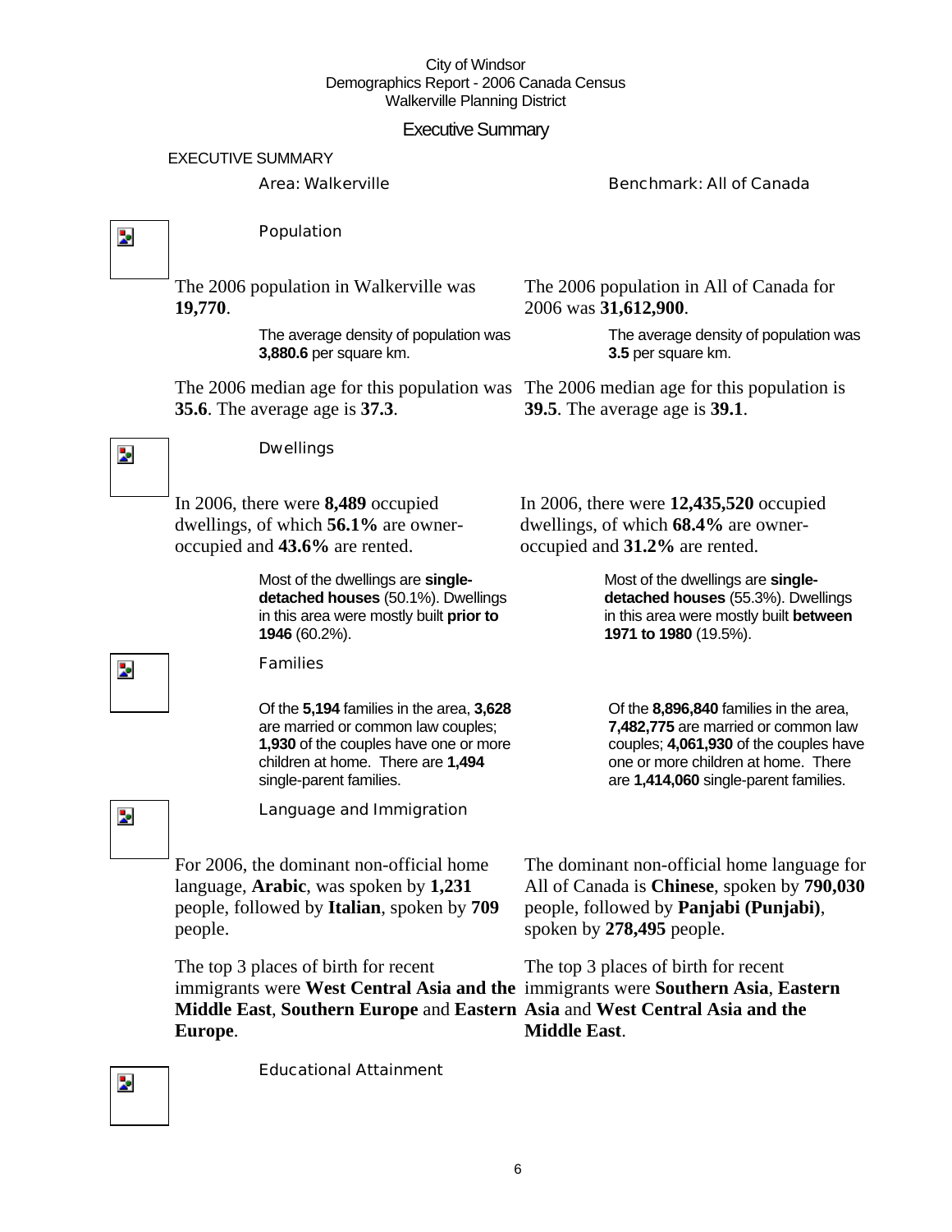City of Windsor
Demographics Report - 2006 Canada Census
Walkerville Planning District

# Executive Summary

## EXECUTIVE SUMMARY

Area: Walkerville

Benchmark: All of Canada

### Population

The 2006 population in Walkerville was **19,770**.

The average density of population was **3,880.6** per square km.

The 2006 median age for this population was **35.6**. The average age is **37.3**.

The 2006 population in All of Canada for 2006 was **31,612,900**.

The average density of population was **3.5** per square km.

The 2006 median age for this population is **39.5**. The average age is **39.1**.

### Dwellings

In 2006, there were **8,489** occupied dwellings, of which **56.1%** are owner-occupied and **43.6%** are rented.

Most of the dwellings are **single-detached houses** (50.1%). Dwellings in this area were mostly built **prior to 1946** (60.2%).

In 2006, there were **12,435,520** occupied dwellings, of which **68.4%** are owner-occupied and **31.2%** are rented.

Most of the dwellings are **single-detached houses** (55.3%). Dwellings in this area were mostly built **between 1971 to 1980** (19.5%).

### Families

Of the **5,194** families in the area, **3,628** are married or common law couples; **1,930** of the couples have one or more children at home. There are **1,494** single-parent families.

Of the **8,896,840** families in the area, **7,482,775** are married or common law couples; **4,061,930** of the couples have one or more children at home. There are **1,414,060** single-parent families.

### Language and Immigration

For 2006, the dominant non-official home language, **Arabic**, was spoken by **1,231** people, followed by **Italian**, spoken by **709** people.

The top 3 places of birth for recent immigrants were **West Central Asia and the Middle East**, **Southern Europe** and **Eastern Europe**.

The dominant non-official home language for All of Canada is **Chinese**, spoken by **790,030** people, followed by **Panjabi (Punjabi)**, spoken by **278,495** people.

The top 3 places of birth for recent immigrants were **Southern Asia**, **Eastern Asia** and **West Central Asia and the Middle East**.

### Educational Attainment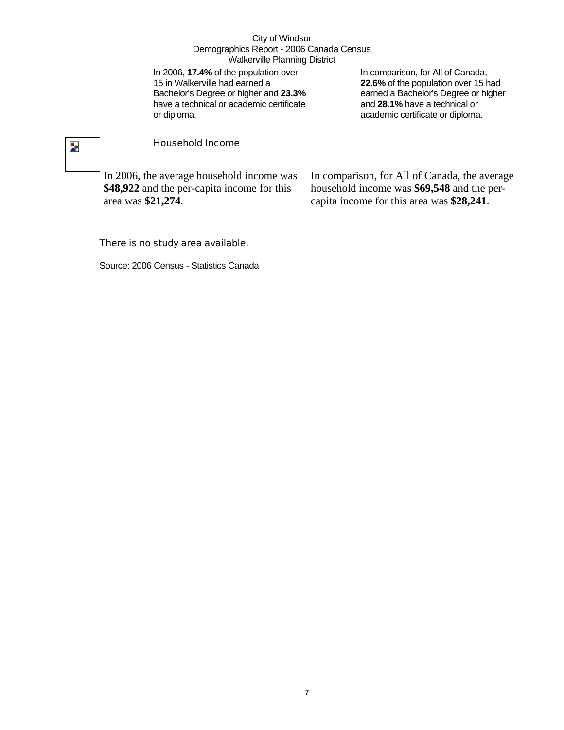In 2006, **17.4%** of the population over 15 in Walkerville had earned a Bachelor's Degree or higher and **23.3%** have a technical or academic certificate or diploma.

In comparison, for All of Canada, **22.6%** of the population over 15 had earned a Bachelor's Degree or higher and **28.1%** have a technical or academic certificate or diploma.

## Household Income

In 2006, the average household income was **$48,922** and the per-capita income for this area was **$21,274**.

In comparison, for All of Canada, the average household income was **$69,548** and the per-capita income for this area was **$28,241**.

There is no study area available.

Source: 2006 Census - Statistics Canada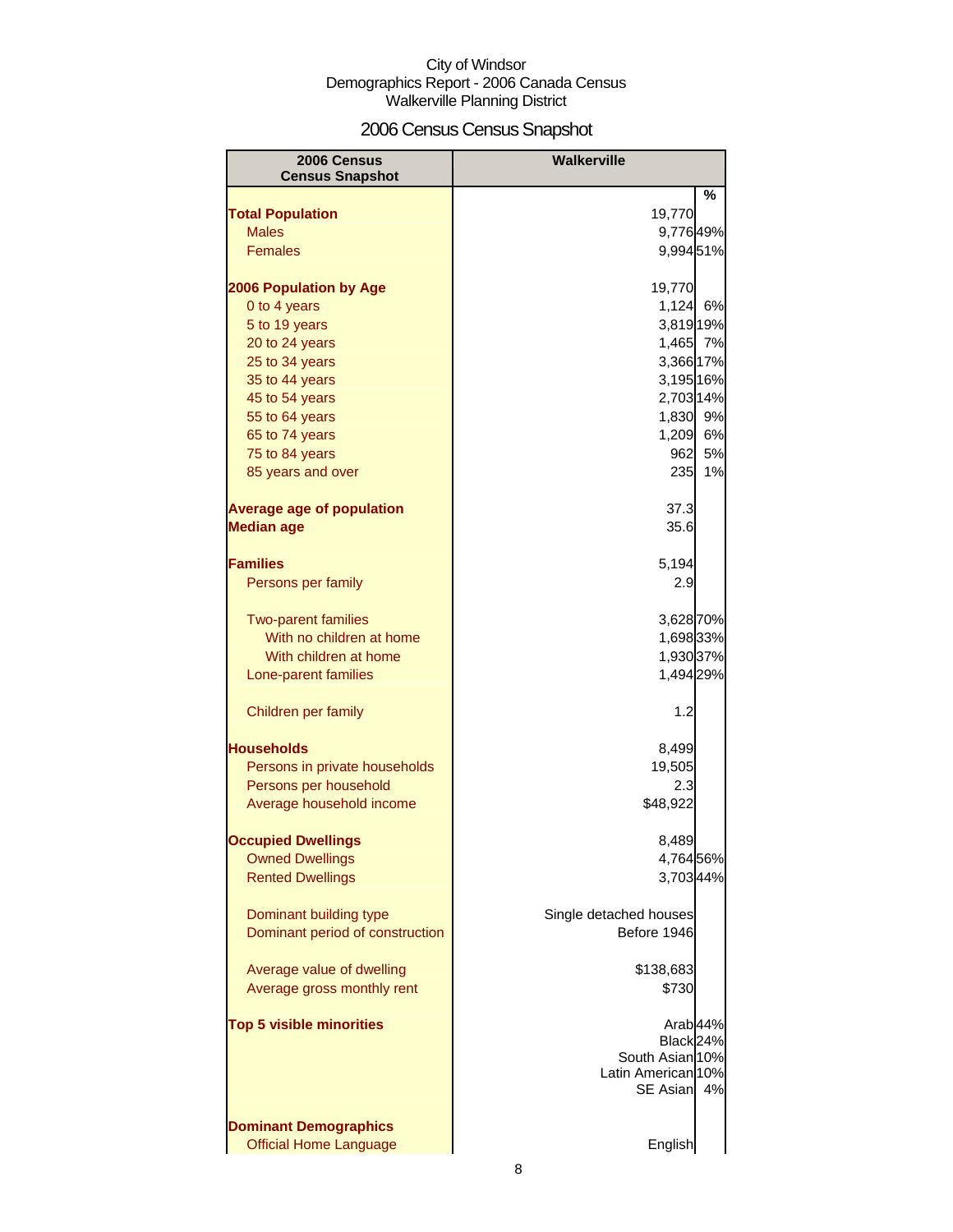City of Windsor
Demographics Report - 2006 Canada Census
Walkerville Planning District

## 2006 Census Census Snapshot

| 2006 Census Census Snapshot | Walkerville | % |
|---|---|---|
| **Total Population** | 19,770 | |
| Males | 9,776 | 49% |
| Females | 9,994 | 51% |
| | | |
| **2006 Population by Age** | 19,770 | |
| 0 to 4 years | 1,124 | 6% |
| 5 to 19 years | 3,819 | 19% |
| 20 to 24 years | 1,465 | 7% |
| 25 to 34 years | 3,366 | 17% |
| 35 to 44 years | 3,195 | 16% |
| 45 to 54 years | 2,703 | 14% |
| 55 to 64 years | 1,830 | 9% |
| 65 to 74 years | 1,209 | 6% |
| 75 to 84 years | 962 | 5% |
| 85 years and over | 235 | 1% |
| | | |
| **Average age of population** | 37.3 | |
| **Median age** | 35.6 | |
| | | |
| **Families** | 5,194 | |
| Persons per family | 2.9 | |
| | | |
| Two-parent families | 3,628 | 70% |
| With no children at home | 1,698 | 33% |
| With children at home | 1,930 | 37% |
| Lone-parent families | 1,494 | 29% |
| | | |
| Children per family | 1.2 | |
| | | |
| **Households** | 8,499 | |
| Persons in private households | 19,505 | |
| Persons per household | 2.3 | |
| Average household income | $48,922 | |
| | | |
| **Occupied Dwellings** | 8,489 | |
| Owned Dwellings | 4,764 | 56% |
| Rented Dwellings | 3,703 | 44% |
| | | |
| Dominant building type | Single detached houses | |
| Dominant period of construction | Before 1946 | |
| | | |
| Average value of dwelling | $138,683 | |
| Average gross monthly rent | $730 | |
| | | |
| **Top 5 visible minorities** | Arab | 44% |
| | Black | 24% |
| | South Asian | 10% |
| | Latin American | 10% |
| | SE Asian | 4% |
| | | |
| **Dominant Demographics** | | |
| Official Home Language | English | |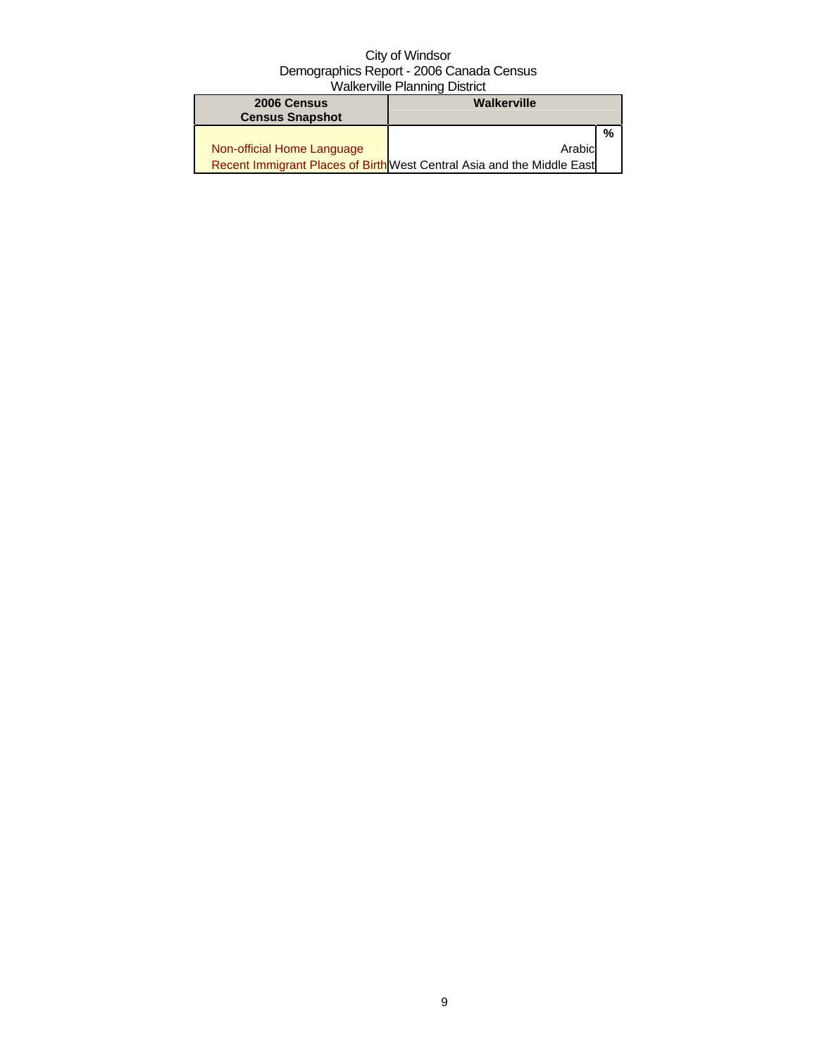City of Windsor
Demographics Report - 2006 Canada Census
Walkerville Planning District

| 2006 Census Census Snapshot | Walkerville | |
|---|---|---|
| | | % |
| Non-official Home Language | Arabic | |
| Recent Immigrant Places of Birth | West Central Asia and the Middle East | |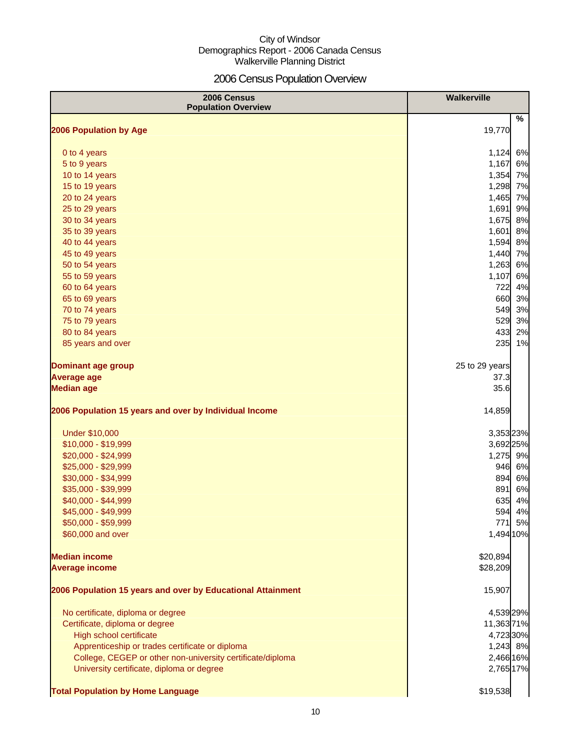City of Windsor
Demographics Report - 2006 Canada Census
Walkerville Planning District

# 2006 Census Population Overview

| 2006 Census Population Overview | Walkerville | % |
|---|---|---|
| **2006 Population by Age** | 19,770 | |
| 0 to 4 years | 1,124 | 6% |
| 5 to 9 years | 1,167 | 6% |
| 10 to 14 years | 1,354 | 7% |
| 15 to 19 years | 1,298 | 7% |
| 20 to 24 years | 1,465 | 7% |
| 25 to 29 years | 1,691 | 9% |
| 30 to 34 years | 1,675 | 8% |
| 35 to 39 years | 1,601 | 8% |
| 40 to 44 years | 1,594 | 8% |
| 45 to 49 years | 1,440 | 7% |
| 50 to 54 years | 1,263 | 6% |
| 55 to 59 years | 1,107 | 6% |
| 60 to 64 years | 722 | 4% |
| 65 to 69 years | 660 | 3% |
| 70 to 74 years | 549 | 3% |
| 75 to 79 years | 529 | 3% |
| 80 to 84 years | 433 | 2% |
| 85 years and over | 235 | 1% |
| **Dominant age group** | 25 to 29 years | |
| **Average age** | 37.3 | |
| **Median age** | 35.6 | |
| **2006 Population 15 years and over by Individual Income** | 14,859 | |
| Under $10,000 | 3,353 | 23% |
| $10,000 - $19,999 | 3,692 | 25% |
| $20,000 - $24,999 | 1,275 | 9% |
| $25,000 - $29,999 | 946 | 6% |
| $30,000 - $34,999 | 894 | 6% |
| $35,000 - $39,999 | 891 | 6% |
| $40,000 - $44,999 | 635 | 4% |
| $45,000 - $49,999 | 594 | 4% |
| $50,000 - $59,999 | 771 | 5% |
| $60,000 and over | 1,494 | 10% |
| **Median income** | $20,894 | |
| **Average income** | $28,209 | |
| **2006 Population 15 years and over by Educational Attainment** | 15,907 | |
| No certificate, diploma or degree | 4,539 | 29% |
| Certificate, diploma or degree | 11,363 | 71% |
| High school certificate | 4,723 | 30% |
| Apprenticeship or trades certificate or diploma | 1,243 | 8% |
| College, CEGEP or other non-university certificate/diploma | 2,466 | 16% |
| University certificate, diploma or degree | 2,765 | 17% |
| **Total Population by Home Language** | $19,538 | |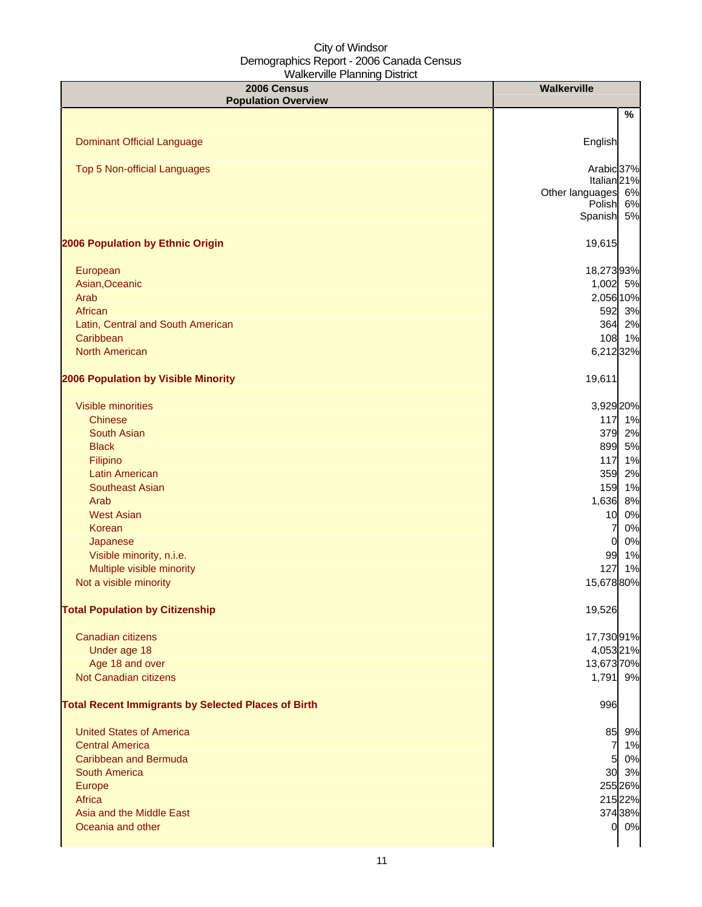City of Windsor
Demographics Report - 2006 Canada Census
Walkerville Planning District

| 2006 Census<br>Population Overview | Walkerville | |
|---|---|---|
| | | % |
| Dominant Official Language | English | |
| Top 5 Non-official Languages | Arabic | 37% |
| | Italian | 21% |
| | Other languages | 6% |
| | Polish | 6% |
| | Spanish | 5% |
| **2006 Population by Ethnic Origin** | 19,615 | |
| European | 18,273 | 93% |
| Asian,Oceanic | 1,002 | 5% |
| Arab | 2,056 | 10% |
| African | 592 | 3% |
| Latin, Central and South American | 364 | 2% |
| Caribbean | 108 | 1% |
| North American | 6,212 | 32% |
| **2006 Population by Visible Minority** | 19,611 | |
| Visible minorities | 3,929 | 20% |
| Chinese | 117 | 1% |
| South Asian | 379 | 2% |
| Black | 899 | 5% |
| Filipino | 117 | 1% |
| Latin American | 359 | 2% |
| Southeast Asian | 159 | 1% |
| Arab | 1,636 | 8% |
| West Asian | 10 | 0% |
| Korean | 7 | 0% |
| Japanese | 0 | 0% |
| Visible minority, n.i.e. | 99 | 1% |
| Multiple visible minority | 127 | 1% |
| Not a visible minority | 15,678 | 80% |
| **Total Population by Citizenship** | 19,526 | |
| Canadian citizens | 17,730 | 91% |
| Under age 18 | 4,053 | 21% |
| Age 18 and over | 13,673 | 70% |
| Not Canadian citizens | 1,791 | 9% |
| **Total Recent Immigrants by Selected Places of Birth** | 996 | |
| United States of America | 85 | 9% |
| Central America | 7 | 1% |
| Caribbean and Bermuda | 5 | 0% |
| South America | 30 | 3% |
| Europe | 255 | 26% |
| Africa | 215 | 22% |
| Asia and the Middle East | 374 | 38% |
| Oceania and other | 0 | 0% |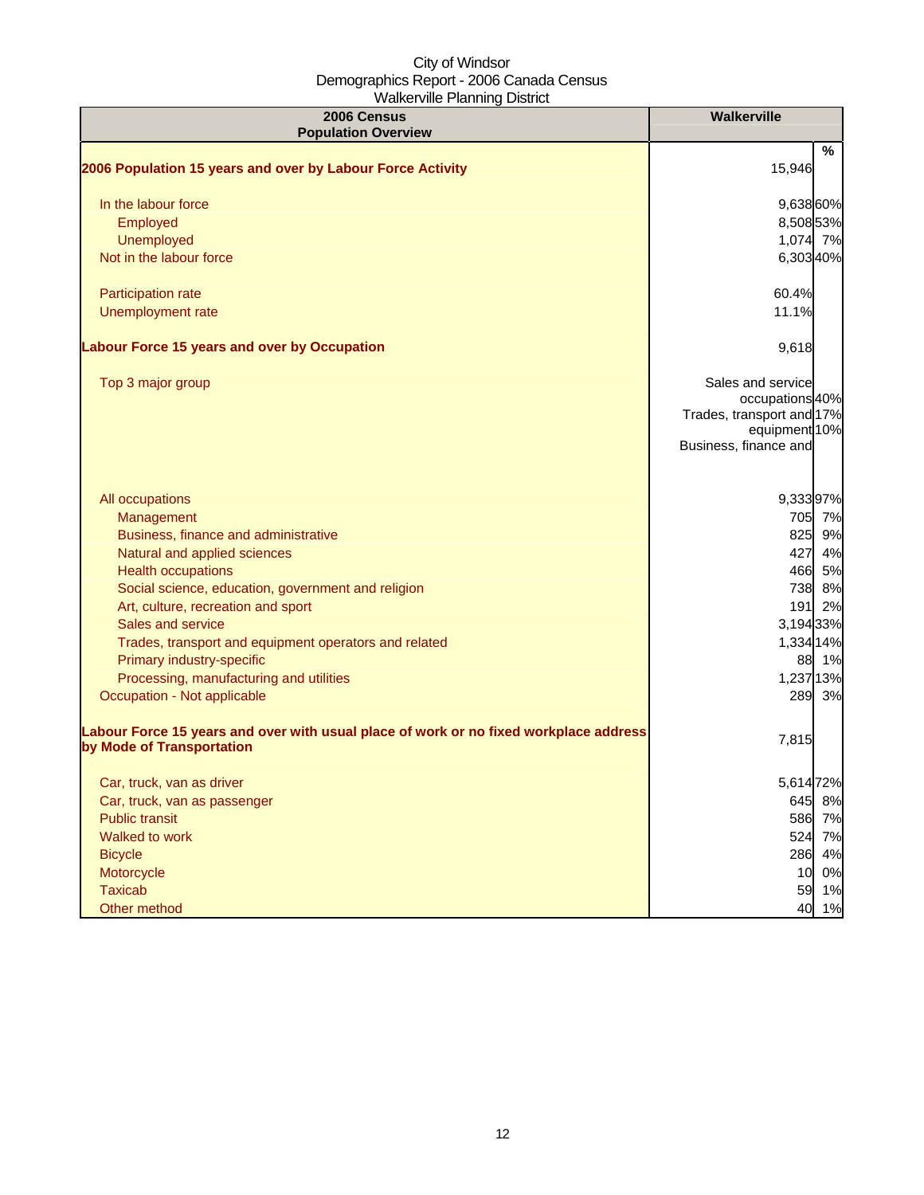City of Windsor
Demographics Report - 2006 Canada Census
Walkerville Planning District

| 2006 Census Population Overview | Walkerville | % |
|---|---|---|
| **2006 Population 15 years and over by Labour Force Activity** | 15,946 | |
| In the labour force | 9,638 | 60% |
| Employed | 8,508 | 53% |
| Unemployed | 1,074 | 7% |
| Not in the labour force | 6,303 | 40% |
| Participation rate | 60.4% | |
| Unemployment rate | 11.1% | |
| **Labour Force 15 years and over by Occupation** | 9,618 | |
| Top 3 major group | Sales and service occupations | 40% |
| | Trades, transport and equipment | 17% |
| | Business, finance and | 10% |
| All occupations | 9,333 | 97% |
| Management | 705 | 7% |
| Business, finance and administrative | 825 | 9% |
| Natural and applied sciences | 427 | 4% |
| Health occupations | 466 | 5% |
| Social science, education, government and religion | 738 | 8% |
| Art, culture, recreation and sport | 191 | 2% |
| Sales and service | 3,194 | 33% |
| Trades, transport and equipment operators and related | 1,334 | 14% |
| Primary industry-specific | 88 | 1% |
| Processing, manufacturing and utilities | 1,237 | 13% |
| Occupation - Not applicable | 289 | 3% |
| **Labour Force 15 years and over with usual place of work or no fixed workplace address by Mode of Transportation** | 7,815 | |
| Car, truck, van as driver | 5,614 | 72% |
| Car, truck, van as passenger | 645 | 8% |
| Public transit | 586 | 7% |
| Walked to work | 524 | 7% |
| Bicycle | 286 | 4% |
| Motorcycle | 10 | 0% |
| Taxicab | 59 | 1% |
| Other method | 40 | 1% |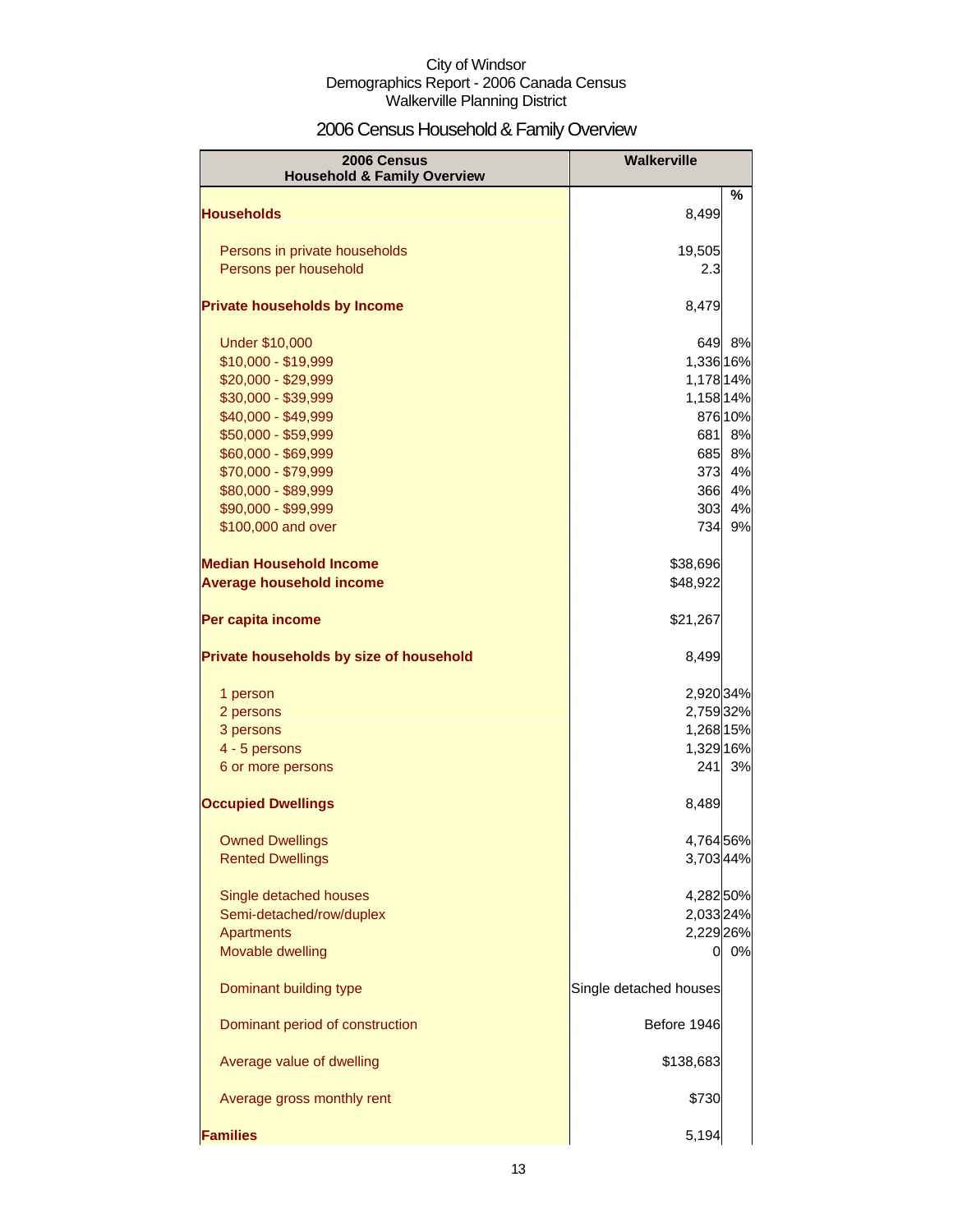City of Windsor
Demographics Report - 2006 Canada Census
Walkerville Planning District

# 2006 Census Household & Family Overview

| 2006 Census Household & Family Overview | Walkerville | % |
|---|---|---|
| **Households** | 8,499 | |
| Persons in private households | 19,505 | |
| Persons per household | 2.3 | |
| **Private households by Income** | 8,479 | |
| Under $10,000 | 649 | 8% |
| $10,000 - $19,999 | 1,336 | 16% |
| $20,000 - $29,999 | 1,178 | 14% |
| $30,000 - $39,999 | 1,158 | 14% |
| $40,000 - $49,999 | 876 | 10% |
| $50,000 - $59,999 | 681 | 8% |
| $60,000 - $69,999 | 685 | 8% |
| $70,000 - $79,999 | 373 | 4% |
| $80,000 - $89,999 | 366 | 4% |
| $90,000 - $99,999 | 303 | 4% |
| $100,000 and over | 734 | 9% |
| **Median Household Income** | $38,696 | |
| **Average household income** | $48,922 | |
| **Per capita income** | $21,267 | |
| **Private households by size of household** | 8,499 | |
| 1 person | 2,920 | 34% |
| 2 persons | 2,759 | 32% |
| 3 persons | 1,268 | 15% |
| 4 - 5 persons | 1,329 | 16% |
| 6 or more persons | 241 | 3% |
| **Occupied Dwellings** | 8,489 | |
| Owned Dwellings | 4,764 | 56% |
| Rented Dwellings | 3,703 | 44% |
| Single detached houses | 4,282 | 50% |
| Semi-detached/row/duplex | 2,033 | 24% |
| Apartments | 2,229 | 26% |
| Movable dwelling | 0 | 0% |
| Dominant building type | Single detached houses | |
| Dominant period of construction | Before 1946 | |
| Average value of dwelling | $138,683 | |
| Average gross monthly rent | $730 | |
| **Families** | 5,194 | |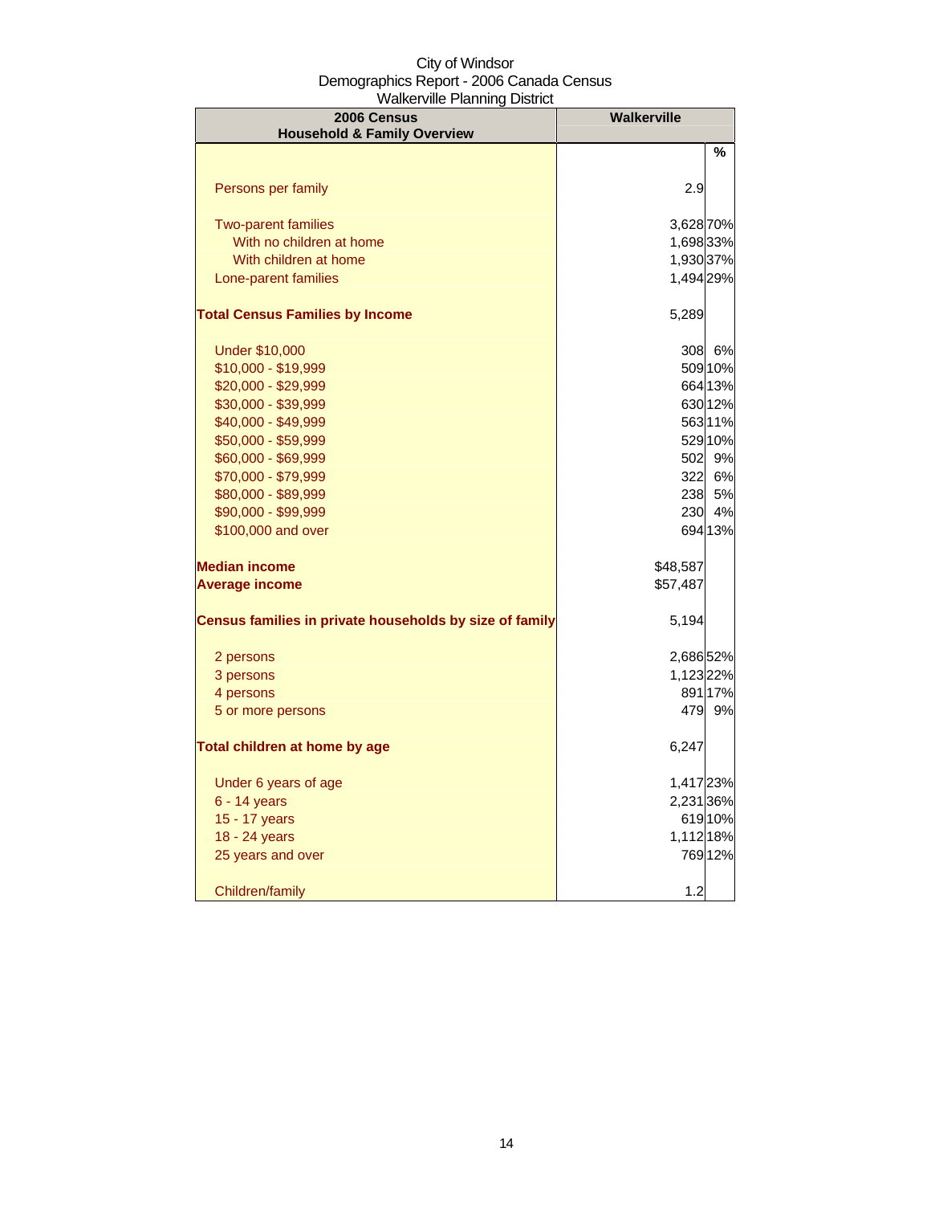City of Windsor
Demographics Report - 2006 Canada Census
Walkerville Planning District

| 2006 Census Household & Family Overview | Walkerville | |
|---|---|---|
| | | % |
| Persons per family | 2.9 | |
| Two-parent families | 3,628 | 70% |
| With no children at home | 1,698 | 33% |
| With children at home | 1,930 | 37% |
| Lone-parent families | 1,494 | 29% |
| **Total Census Families by Income** | 5,289 | |
| Under $10,000 | 308 | 6% |
| $10,000 - $19,999 | 509 | 10% |
| $20,000 - $29,999 | 664 | 13% |
| $30,000 - $39,999 | 630 | 12% |
| $40,000 - $49,999 | 563 | 11% |
| $50,000 - $59,999 | 529 | 10% |
| $60,000 - $69,999 | 502 | 9% |
| $70,000 - $79,999 | 322 | 6% |
| $80,000 - $89,999 | 238 | 5% |
| $90,000 - $99,999 | 230 | 4% |
| $100,000 and over | 694 | 13% |
| **Median income** | $48,587 | |
| **Average income** | $57,487 | |
| **Census families in private households by size of family** | 5,194 | |
| 2 persons | 2,686 | 52% |
| 3 persons | 1,123 | 22% |
| 4 persons | 891 | 17% |
| 5 or more persons | 479 | 9% |
| **Total children at home by age** | 6,247 | |
| Under 6 years of age | 1,417 | 23% |
| 6 - 14 years | 2,231 | 36% |
| 15 - 17 years | 619 | 10% |
| 18 - 24 years | 1,112 | 18% |
| 25 years and over | 769 | 12% |
| Children/family | 1.2 | |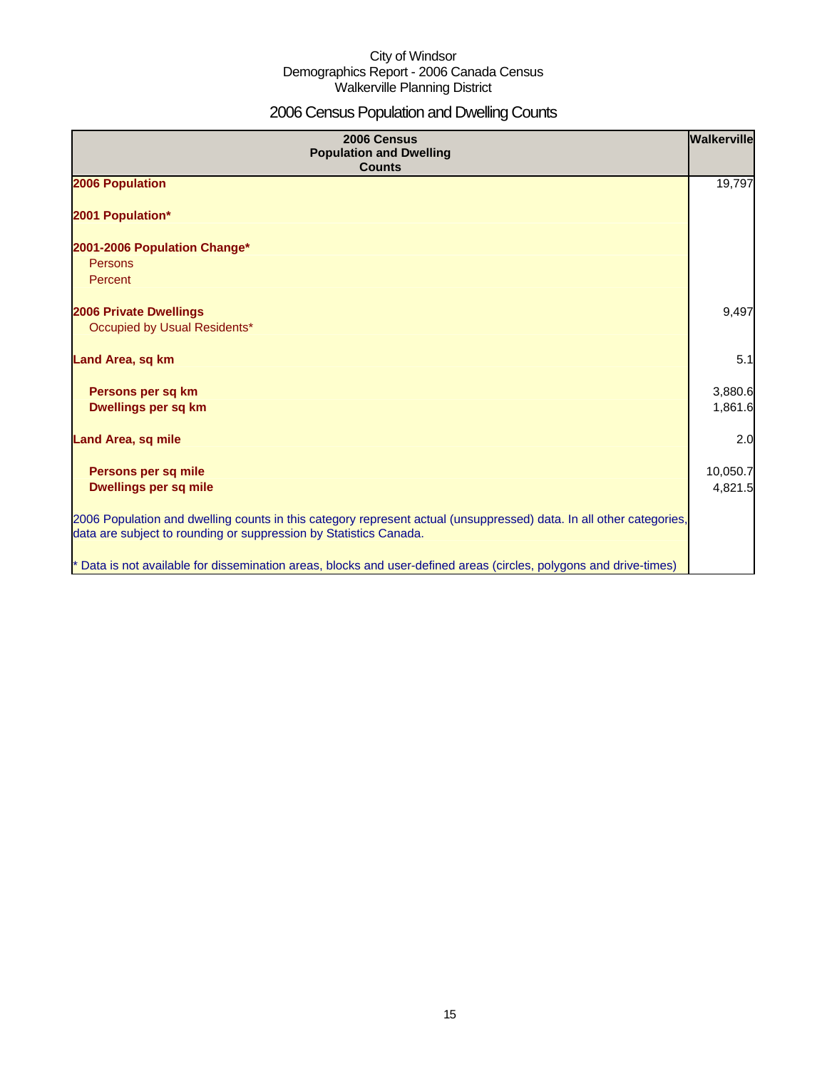City of Windsor
Demographics Report - 2006 Canada Census
Walkerville Planning District

# 2006 Census Population and Dwelling Counts

| 2006 Census Population and Dwelling Counts | Walkerville |
|---|---|
| **2006 Population** | 19,797 |
| **2001 Population*** | |
| **2001-2006 Population Change*** | |
| Persons | |
| Percent | |
| **2006 Private Dwellings** | 9,497 |
| Occupied by Usual Residents* | |
| **Land Area, sq km** | 5.1 |
| **Persons per sq km** | 3,880.6 |
| **Dwellings per sq km** | 1,861.6 |
| **Land Area, sq mile** | 2.0 |
| **Persons per sq mile** | 10,050.7 |
| **Dwellings per sq mile** | 4,821.5 |

2006 Population and dwelling counts in this category represent actual (unsuppressed) data. In all other categories, data are subject to rounding or suppression by Statistics Canada.

* Data is not available for dissemination areas, blocks and user-defined areas (circles, polygons and drive-times)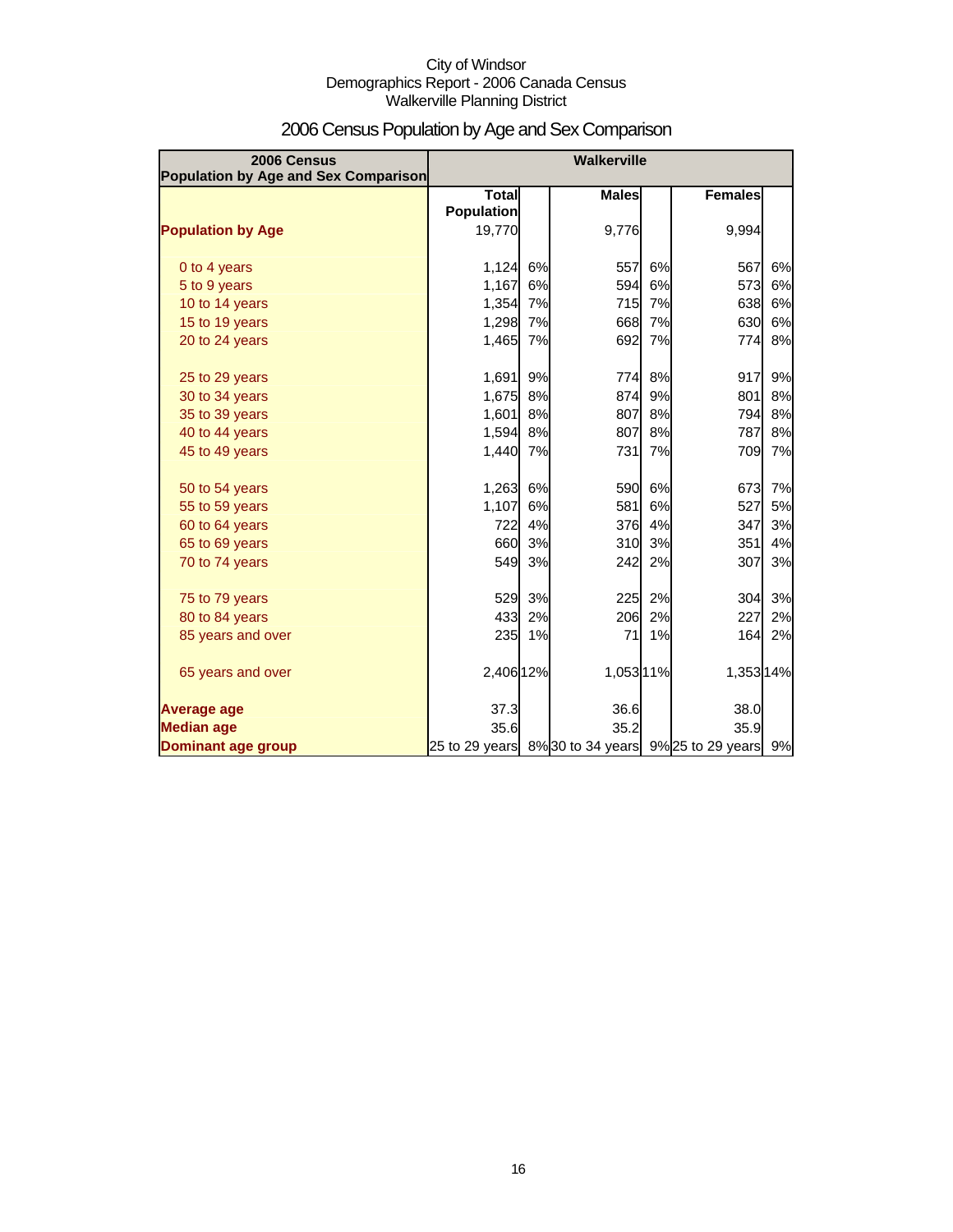City of Windsor
Demographics Report - 2006 Canada Census
Walkerville Planning District

# 2006 Census Population by Age and Sex Comparison

| 2006 Census Population by Age and Sex Comparison | Walkerville | | | | | |
|---|---|---|---|---|---|---|
| | Total Population | | Males | | Females | |
| **Population by Age** | 19,770 | | 9,776 | | 9,994 | |
| 0 to 4 years | 1,124 | 6% | 557 | 6% | 567 | 6% |
| 5 to 9 years | 1,167 | 6% | 594 | 6% | 573 | 6% |
| 10 to 14 years | 1,354 | 7% | 715 | 7% | 638 | 6% |
| 15 to 19 years | 1,298 | 7% | 668 | 7% | 630 | 6% |
| 20 to 24 years | 1,465 | 7% | 692 | 7% | 774 | 8% |
| 25 to 29 years | 1,691 | 9% | 774 | 8% | 917 | 9% |
| 30 to 34 years | 1,675 | 8% | 874 | 9% | 801 | 8% |
| 35 to 39 years | 1,601 | 8% | 807 | 8% | 794 | 8% |
| 40 to 44 years | 1,594 | 8% | 807 | 8% | 787 | 8% |
| 45 to 49 years | 1,440 | 7% | 731 | 7% | 709 | 7% |
| 50 to 54 years | 1,263 | 6% | 590 | 6% | 673 | 7% |
| 55 to 59 years | 1,107 | 6% | 581 | 6% | 527 | 5% |
| 60 to 64 years | 722 | 4% | 376 | 4% | 347 | 3% |
| 65 to 69 years | 660 | 3% | 310 | 3% | 351 | 4% |
| 70 to 74 years | 549 | 3% | 242 | 2% | 307 | 3% |
| 75 to 79 years | 529 | 3% | 225 | 2% | 304 | 3% |
| 80 to 84 years | 433 | 2% | 206 | 2% | 227 | 2% |
| 85 years and over | 235 | 1% | 71 | 1% | 164 | 2% |
| 65 years and over | 2,406 | 12% | 1,053 | 11% | 1,353 | 14% |
| **Average age** | 37.3 | | 36.6 | | 38.0 | |
| **Median age** | 35.6 | | 35.2 | | 35.9 | |
| **Dominant age group** | 25 to 29 years | 8% | 30 to 34 years | 9% | 25 to 29 years | 9% |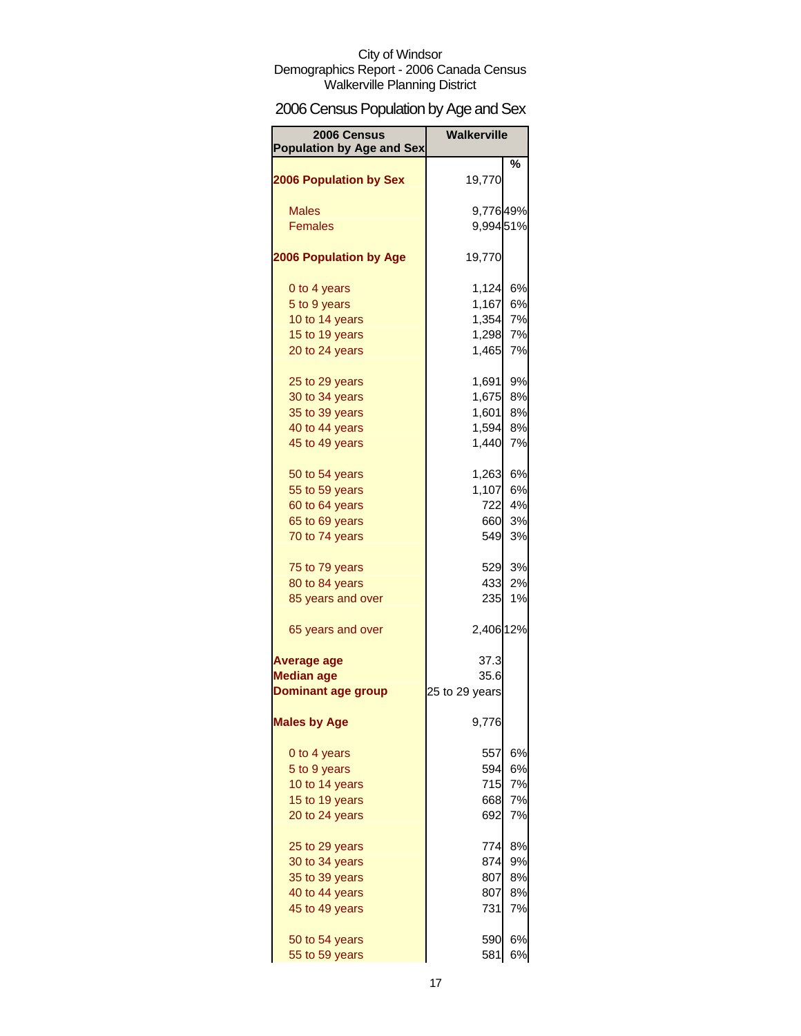City of Windsor
Demographics Report - 2006 Canada Census
Walkerville Planning District

# 2006 Census Population by Age and Sex

| 2006 Census Population by Age and Sex | Walkerville | |
|---|---|---|
| | | % |
| **2006 Population by Sex** | 19,770 | |
| Males | 9,776 | 49% |
| Females | 9,994 | 51% |
| **2006 Population by Age** | 19,770 | |
| 0 to 4 years | 1,124 | 6% |
| 5 to 9 years | 1,167 | 6% |
| 10 to 14 years | 1,354 | 7% |
| 15 to 19 years | 1,298 | 7% |
| 20 to 24 years | 1,465 | 7% |
| 25 to 29 years | 1,691 | 9% |
| 30 to 34 years | 1,675 | 8% |
| 35 to 39 years | 1,601 | 8% |
| 40 to 44 years | 1,594 | 8% |
| 45 to 49 years | 1,440 | 7% |
| 50 to 54 years | 1,263 | 6% |
| 55 to 59 years | 1,107 | 6% |
| 60 to 64 years | 722 | 4% |
| 65 to 69 years | 660 | 3% |
| 70 to 74 years | 549 | 3% |
| 75 to 79 years | 529 | 3% |
| 80 to 84 years | 433 | 2% |
| 85 years and over | 235 | 1% |
| 65 years and over | 2,406 | 12% |
| **Average age** | 37.3 | |
| **Median age** | 35.6 | |
| **Dominant age group** | 25 to 29 years | |
| **Males by Age** | 9,776 | |
| 0 to 4 years | 557 | 6% |
| 5 to 9 years | 594 | 6% |
| 10 to 14 years | 715 | 7% |
| 15 to 19 years | 668 | 7% |
| 20 to 24 years | 692 | 7% |
| 25 to 29 years | 774 | 8% |
| 30 to 34 years | 874 | 9% |
| 35 to 39 years | 807 | 8% |
| 40 to 44 years | 807 | 8% |
| 45 to 49 years | 731 | 7% |
| 50 to 54 years | 590 | 6% |
| 55 to 59 years | 581 | 6% |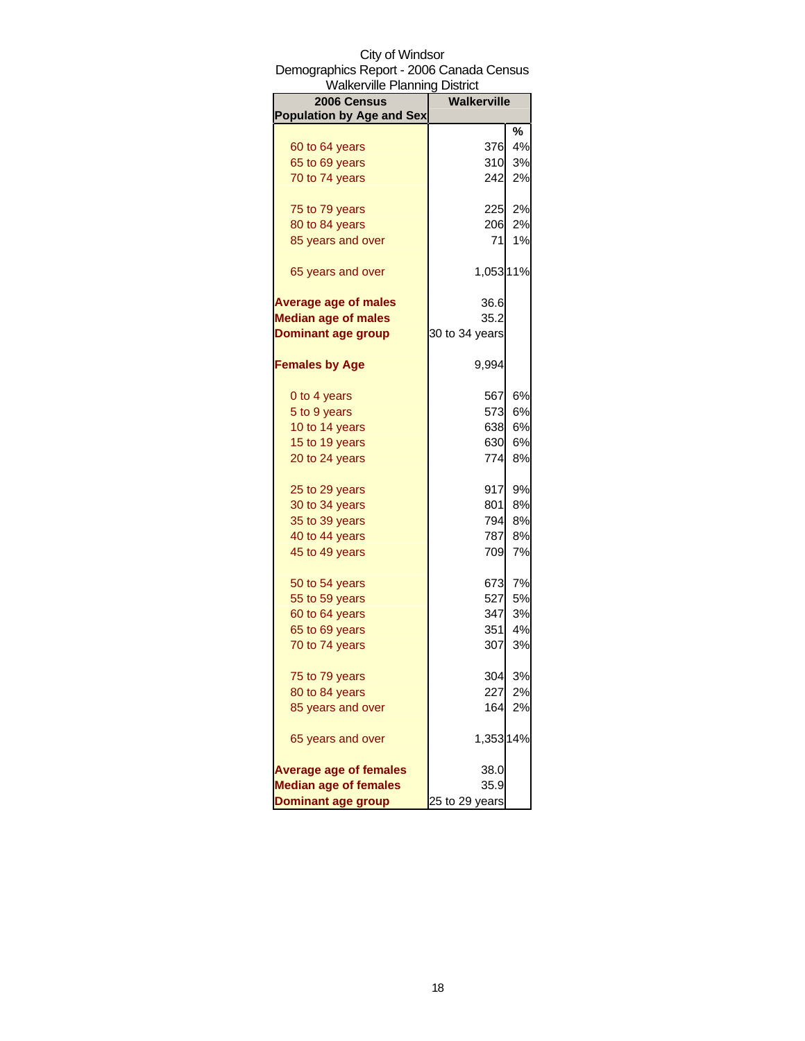City of Windsor
Demographics Report - 2006 Canada Census
Walkerville Planning District

| 2006 Census Population by Age and Sex | Walkerville | |
|---|---|---|
| | | % |
| 60 to 64 years | 376 | 4% |
| 65 to 69 years | 310 | 3% |
| 70 to 74 years | 242 | 2% |
| 75 to 79 years | 225 | 2% |
| 80 to 84 years | 206 | 2% |
| 85 years and over | 71 | 1% |
| 65 years and over | 1,053 | 11% |
| **Average age of males** | 36.6 | |
| **Median age of males** | 35.2 | |
| **Dominant age group** | 30 to 34 years | |
| **Females by Age** | 9,994 | |
| 0 to 4 years | 567 | 6% |
| 5 to 9 years | 573 | 6% |
| 10 to 14 years | 638 | 6% |
| 15 to 19 years | 630 | 6% |
| 20 to 24 years | 774 | 8% |
| 25 to 29 years | 917 | 9% |
| 30 to 34 years | 801 | 8% |
| 35 to 39 years | 794 | 8% |
| 40 to 44 years | 787 | 8% |
| 45 to 49 years | 709 | 7% |
| 50 to 54 years | 673 | 7% |
| 55 to 59 years | 527 | 5% |
| 60 to 64 years | 347 | 3% |
| 65 to 69 years | 351 | 4% |
| 70 to 74 years | 307 | 3% |
| 75 to 79 years | 304 | 3% |
| 80 to 84 years | 227 | 2% |
| 85 years and over | 164 | 2% |
| 65 years and over | 1,353 | 14% |
| **Average age of females** | 38.0 | |
| **Median age of females** | 35.9 | |
| **Dominant age group** | 25 to 29 years | |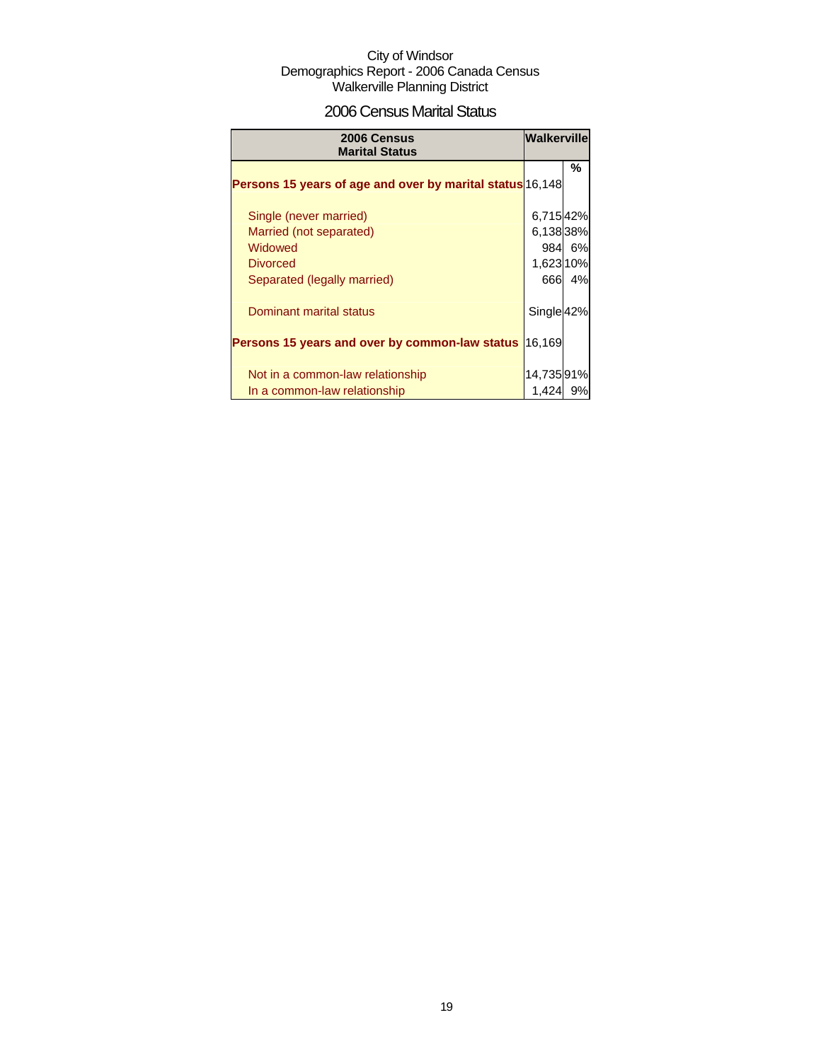City of Windsor
Demographics Report - 2006 Canada Census
Walkerville Planning District

## 2006 Census Marital Status

| 2006 Census Marital Status | Walkerville | |
|---|---|---|
| | | % |
| **Persons 15 years of age and over by marital status** | 16,148 | |
| Single (never married) | 6,715 | 42% |
| Married (not separated) | 6,138 | 38% |
| Widowed | 984 | 6% |
| Divorced | 1,623 | 10% |
| Separated (legally married) | 666 | 4% |
| Dominant marital status | Single | 42% |
| **Persons 15 years and over by common-law status** | 16,169 | |
| Not in a common-law relationship | 14,735 | 91% |
| In a common-law relationship | 1,424 | 9% |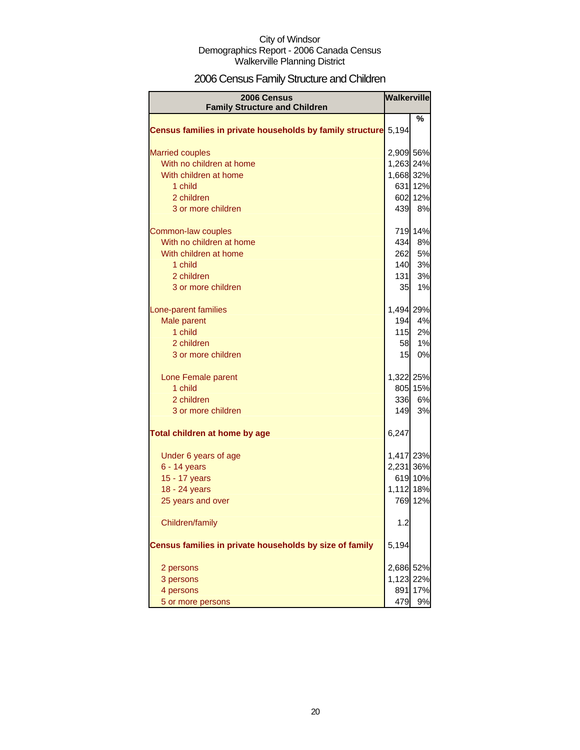City of Windsor
Demographics Report - 2006 Canada Census
Walkerville Planning District

# 2006 Census Family Structure and Children

| 2006 Census Family Structure and Children | Walkerville | |
|---|---|---|
| | | % |
| **Census families in private households by family structure** | 5,194 | |
| Married couples | 2,909 | 56% |
| With no children at home | 1,263 | 24% |
| With children at home | 1,668 | 32% |
| 1 child | 631 | 12% |
| 2 children | 602 | 12% |
| 3 or more children | 439 | 8% |
| Common-law couples | 719 | 14% |
| With no children at home | 434 | 8% |
| With children at home | 262 | 5% |
| 1 child | 140 | 3% |
| 2 children | 131 | 3% |
| 3 or more children | 35 | 1% |
| Lone-parent families | 1,494 | 29% |
| Male parent | 194 | 4% |
| 1 child | 115 | 2% |
| 2 children | 58 | 1% |
| 3 or more children | 15 | 0% |
| Lone Female parent | 1,322 | 25% |
| 1 child | 805 | 15% |
| 2 children | 336 | 6% |
| 3 or more children | 149 | 3% |
| **Total children at home by age** | 6,247 | |
| Under 6 years of age | 1,417 | 23% |
| 6 - 14 years | 2,231 | 36% |
| 15 - 17 years | 619 | 10% |
| 18 - 24 years | 1,112 | 18% |
| 25 years and over | 769 | 12% |
| Children/family | 1.2 | |
| **Census families in private households by size of family** | 5,194 | |
| 2 persons | 2,686 | 52% |
| 3 persons | 1,123 | 22% |
| 4 persons | 891 | 17% |
| 5 or more persons | 479 | 9% |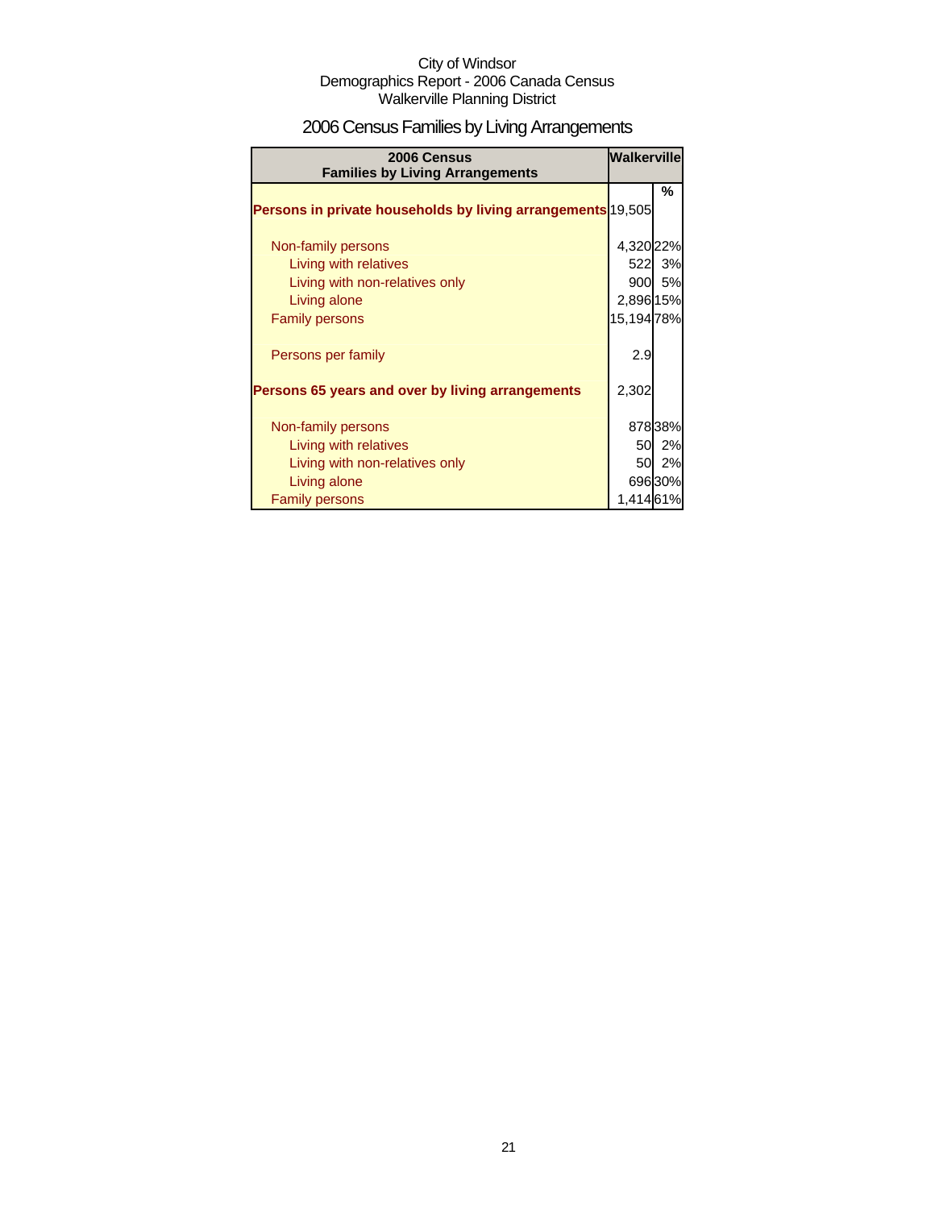City of Windsor
Demographics Report - 2006 Canada Census
Walkerville Planning District

# 2006 Census Families by Living Arrangements

| 2006 Census Families by Living Arrangements | Walkerville | |
|---|---|---|
| | | % |
| **Persons in private households by living arrangements** | 19,505 | |
| Non-family persons | 4,320 | 22% |
| Living with relatives | 522 | 3% |
| Living with non-relatives only | 900 | 5% |
| Living alone | 2,896 | 15% |
| Family persons | 15,194 | 78% |
| Persons per family | 2.9 | |
| **Persons 65 years and over by living arrangements** | 2,302 | |
| Non-family persons | 878 | 38% |
| Living with relatives | 50 | 2% |
| Living with non-relatives only | 50 | 2% |
| Living alone | 696 | 30% |
| Family persons | 1,414 | 61% |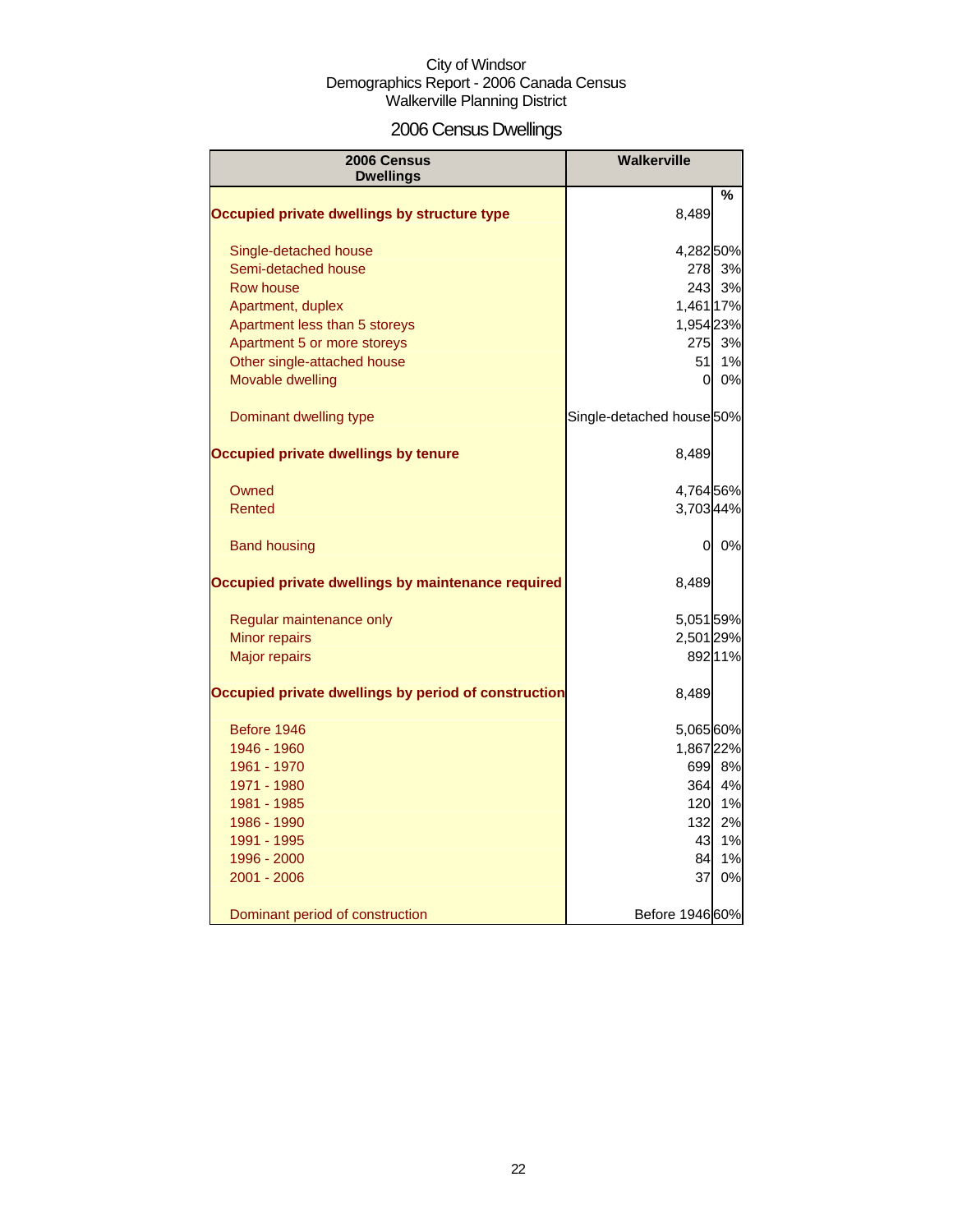City of Windsor
Demographics Report - 2006 Canada Census
Walkerville Planning District

# 2006 Census Dwellings

| 2006 Census Dwellings | Walkerville | % |
|---|---|---|
| **Occupied private dwellings by structure type** | 8,489 | |
| Single-detached house | 4,282 | 50% |
| Semi-detached house | 278 | 3% |
| Row house | 243 | 3% |
| Apartment, duplex | 1,461 | 17% |
| Apartment less than 5 storeys | 1,954 | 23% |
| Apartment 5 or more storeys | 275 | 3% |
| Other single-attached house | 51 | 1% |
| Movable dwelling | 0 | 0% |
| Dominant dwelling type | Single-detached house | 50% |
| **Occupied private dwellings by tenure** | 8,489 | |
| Owned | 4,764 | 56% |
| Rented | 3,703 | 44% |
| Band housing | 0 | 0% |
| **Occupied private dwellings by maintenance required** | 8,489 | |
| Regular maintenance only | 5,051 | 59% |
| Minor repairs | 2,501 | 29% |
| Major repairs | 892 | 11% |
| **Occupied private dwellings by period of construction** | 8,489 | |
| Before 1946 | 5,065 | 60% |
| 1946 - 1960 | 1,867 | 22% |
| 1961 - 1970 | 699 | 8% |
| 1971 - 1980 | 364 | 4% |
| 1981 - 1985 | 120 | 1% |
| 1986 - 1990 | 132 | 2% |
| 1991 - 1995 | 43 | 1% |
| 1996 - 2000 | 84 | 1% |
| 2001 - 2006 | 37 | 0% |
| Dominant period of construction | Before 1946 | 60% |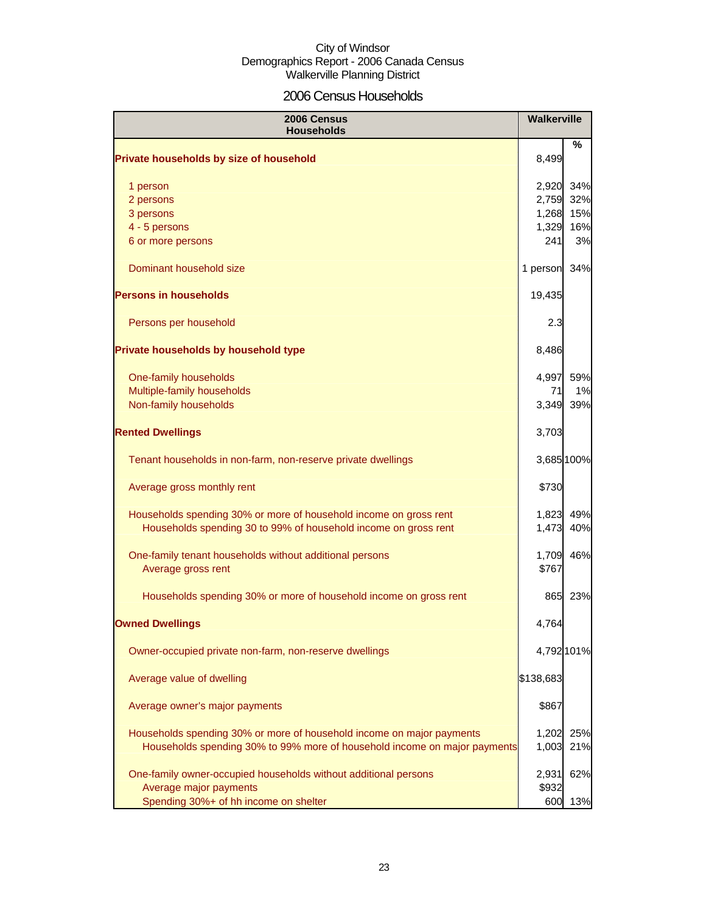City of Windsor
Demographics Report - 2006 Canada Census
Walkerville Planning District

# 2006 Census Households

| 2006 Census Households | Walkerville | % |
|---|---|---|
| **Private households by size of household** | 8,499 | |
| 1 person | 2,920 | 34% |
| 2 persons | 2,759 | 32% |
| 3 persons | 1,268 | 15% |
| 4 - 5 persons | 1,329 | 16% |
| 6 or more persons | 241 | 3% |
| Dominant household size | 1 person | 34% |
| **Persons in households** | 19,435 | |
| Persons per household | 2.3 | |
| **Private households by household type** | 8,486 | |
| One-family households | 4,997 | 59% |
| Multiple-family households | 71 | 1% |
| Non-family households | 3,349 | 39% |
| **Rented Dwellings** | 3,703 | |
| Tenant households in non-farm, non-reserve private dwellings | 3,685 | 100% |
| Average gross monthly rent | $730 | |
| Households spending 30% or more of household income on gross rent | 1,823 | 49% |
| Households spending 30 to 99% of household income on gross rent | 1,473 | 40% |
| One-family tenant households without additional persons | 1,709 | 46% |
| Average gross rent | $767 | |
| Households spending 30% or more of household income on gross rent | 865 | 23% |
| **Owned Dwellings** | 4,764 | |
| Owner-occupied private non-farm, non-reserve dwellings | 4,792 | 101% |
| Average value of dwelling | $138,683 | |
| Average owner's major payments | $867 | |
| Households spending 30% or more of household income on major payments | 1,202 | 25% |
| Households spending 30% to 99% more of household income on major payments | 1,003 | 21% |
| One-family owner-occupied households without additional persons | 2,931 | 62% |
| Average major payments | $932 | |
| Spending 30%+ of hh income on shelter | 600 | 13% |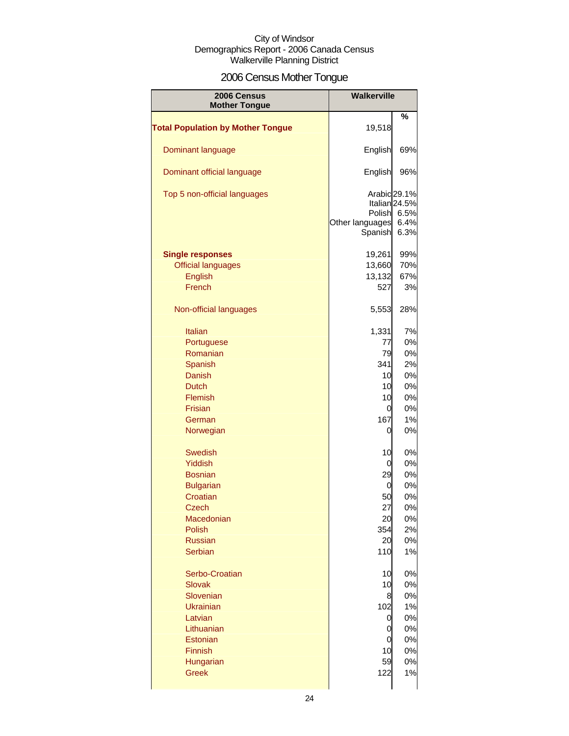City of Windsor
Demographics Report - 2006 Canada Census
Walkerville Planning District

# 2006 Census Mother Tongue

| 2006 Census Mother Tongue | Walkerville | % |
|---|---|---|
| **Total Population by Mother Tongue** | 19,518 | |
| Dominant language | English | 69% |
| Dominant official language | English | 96% |
| Top 5 non-official languages | Arabic | 29.1% |
| | Italian | 24.5% |
| | Polish | 6.5% |
| | Other languages | 6.4% |
| | Spanish | 6.3% |
| **Single responses** | 19,261 | 99% |
| Official languages | 13,660 | 70% |
| English | 13,132 | 67% |
| French | 527 | 3% |
| Non-official languages | 5,553 | 28% |
| Italian | 1,331 | 7% |
| Portuguese | 77 | 0% |
| Romanian | 79 | 0% |
| Spanish | 341 | 2% |
| Danish | 10 | 0% |
| Dutch | 10 | 0% |
| Flemish | 10 | 0% |
| Frisian | 0 | 0% |
| German | 167 | 1% |
| Norwegian | 0 | 0% |
| Swedish | 10 | 0% |
| Yiddish | 0 | 0% |
| Bosnian | 29 | 0% |
| Bulgarian | 0 | 0% |
| Croatian | 50 | 0% |
| Czech | 27 | 0% |
| Macedonian | 20 | 0% |
| Polish | 354 | 2% |
| Russian | 20 | 0% |
| Serbian | 110 | 1% |
| Serbo-Croatian | 10 | 0% |
| Slovak | 10 | 0% |
| Slovenian | 8 | 0% |
| Ukrainian | 102 | 1% |
| Latvian | 0 | 0% |
| Lithuanian | 0 | 0% |
| Estonian | 0 | 0% |
| Finnish | 10 | 0% |
| Hungarian | 59 | 0% |
| Greek | 122 | 1% |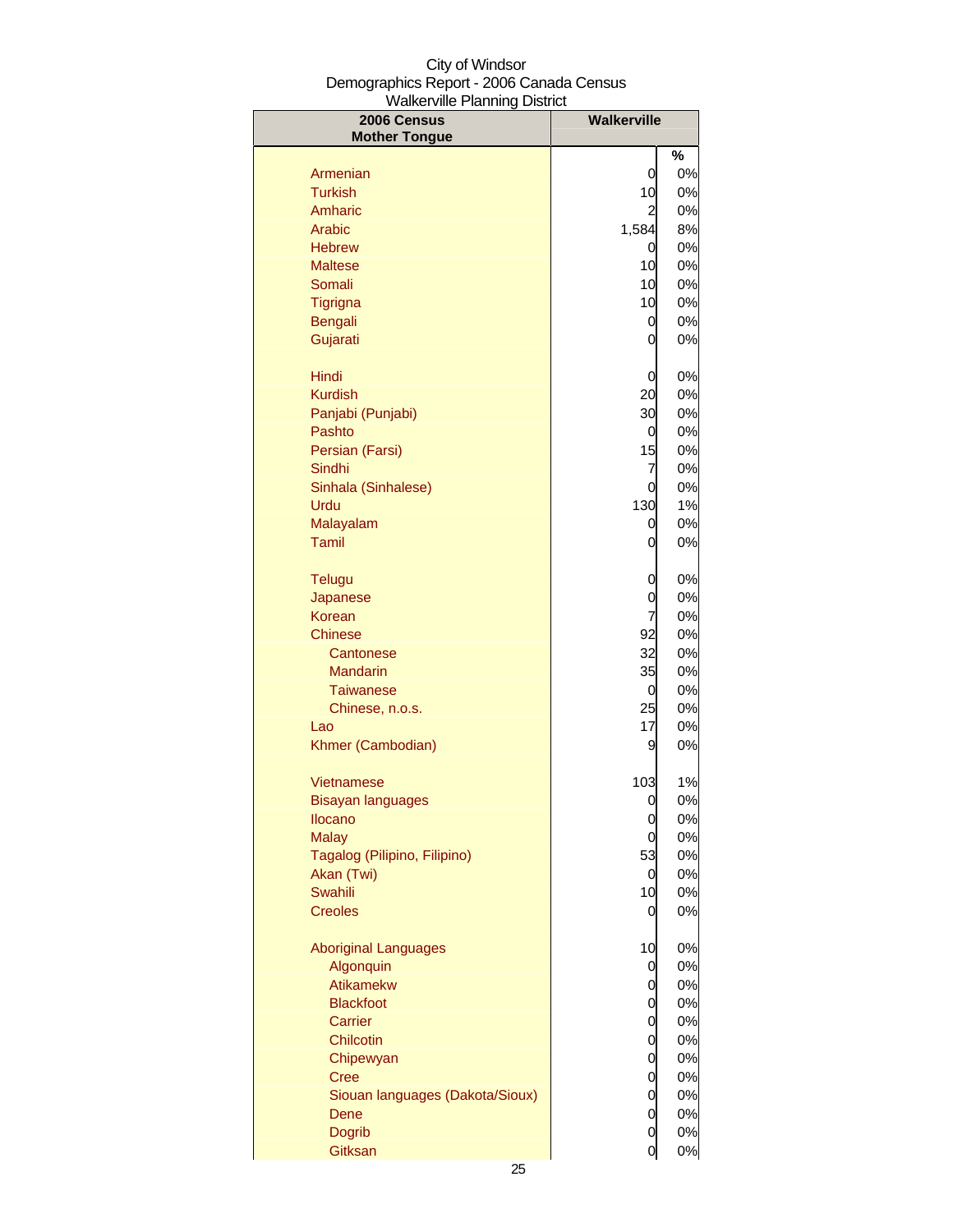City of Windsor
Demographics Report - 2006 Canada Census
Walkerville Planning District

| 2006 Census Mother Tongue | Walkerville | |
|---|---|---|
| | | % |
| Armenian | 0 | 0% |
| Turkish | 10 | 0% |
| Amharic | 2 | 0% |
| Arabic | 1,584 | 8% |
| Hebrew | 0 | 0% |
| Maltese | 10 | 0% |
| Somali | 10 | 0% |
| Tigrigna | 10 | 0% |
| Bengali | 0 | 0% |
| Gujarati | 0 | 0% |
| Hindi | 0 | 0% |
| Kurdish | 20 | 0% |
| Panjabi (Punjabi) | 30 | 0% |
| Pashto | 0 | 0% |
| Persian (Farsi) | 15 | 0% |
| Sindhi | 7 | 0% |
| Sinhala (Sinhalese) | 0 | 0% |
| Urdu | 130 | 1% |
| Malayalam | 0 | 0% |
| Tamil | 0 | 0% |
| Telugu | 0 | 0% |
| Japanese | 0 | 0% |
| Korean | 7 | 0% |
| Chinese | 92 | 0% |
| Cantonese | 32 | 0% |
| Mandarin | 35 | 0% |
| Taiwanese | 0 | 0% |
| Chinese, n.o.s. | 25 | 0% |
| Lao | 17 | 0% |
| Khmer (Cambodian) | 9 | 0% |
| Vietnamese | 103 | 1% |
| Bisayan languages | 0 | 0% |
| Ilocano | 0 | 0% |
| Malay | 0 | 0% |
| Tagalog (Pilipino, Filipino) | 53 | 0% |
| Akan (Twi) | 0 | 0% |
| Swahili | 10 | 0% |
| Creoles | 0 | 0% |
| Aboriginal Languages | 10 | 0% |
| Algonquin | 0 | 0% |
| Atikamekw | 0 | 0% |
| Blackfoot | 0 | 0% |
| Carrier | 0 | 0% |
| Chilcotin | 0 | 0% |
| Chipewyan | 0 | 0% |
| Cree | 0 | 0% |
| Siouan languages (Dakota/Sioux) | 0 | 0% |
| Dene | 0 | 0% |
| Dogrib | 0 | 0% |
| Gitksan | 0 | 0% |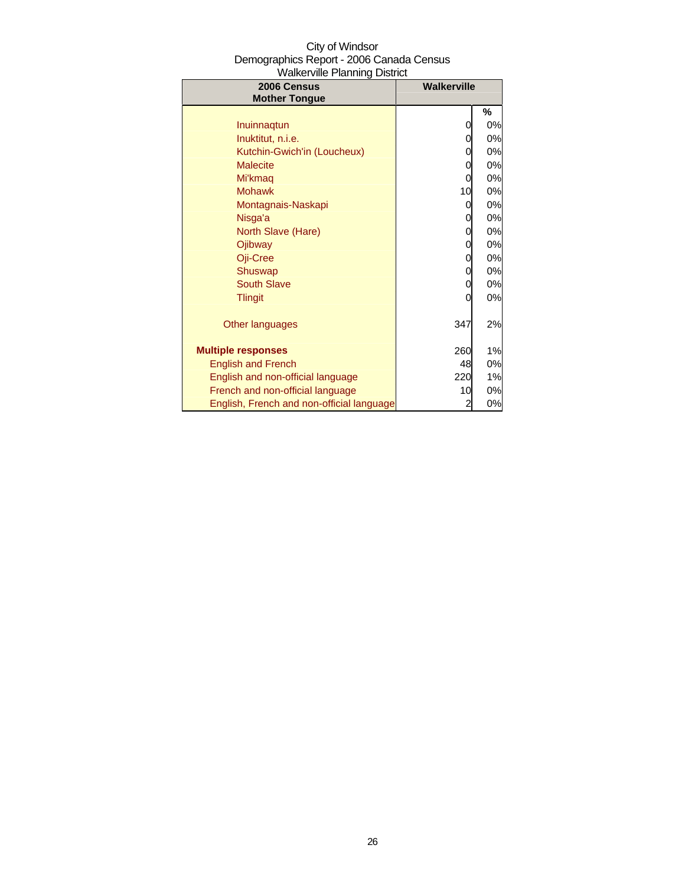City of Windsor
Demographics Report - 2006 Canada Census
Walkerville Planning District

| 2006 Census Mother Tongue | Walkerville | |
|---|---|---|
| | | % |
| Inuinnaqtun | 0 | 0% |
| Inuktitut, n.i.e. | 0 | 0% |
| Kutchin-Gwich'in (Loucheux) | 0 | 0% |
| Malecite | 0 | 0% |
| Mi'kmaq | 0 | 0% |
| Mohawk | 10 | 0% |
| Montagnais-Naskapi | 0 | 0% |
| Nisga'a | 0 | 0% |
| North Slave (Hare) | 0 | 0% |
| Ojibway | 0 | 0% |
| Oji-Cree | 0 | 0% |
| Shuswap | 0 | 0% |
| South Slave | 0 | 0% |
| Tlingit | 0 | 0% |
| Other languages | 347 | 2% |
| **Multiple responses** | 260 | 1% |
| English and French | 48 | 0% |
| English and non-official language | 220 | 1% |
| French and non-official language | 10 | 0% |
| English, French and non-official language | 2 | 0% |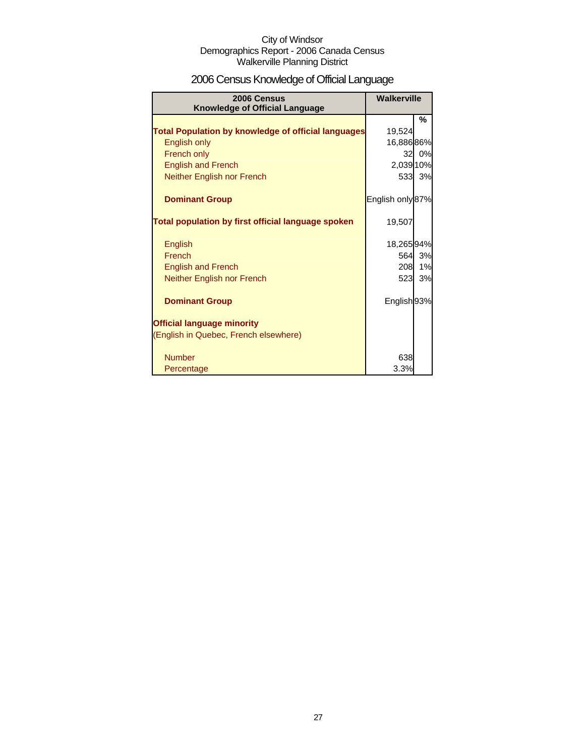City of Windsor
Demographics Report - 2006 Canada Census
Walkerville Planning District

# 2006 Census Knowledge of Official Language

| 2006 Census Knowledge of Official Language | Walkerville | |
|---|---|---|
| | | % |
| **Total Population by knowledge of official languages** | 19,524 | |
| English only | 16,886 | 86% |
| French only | 32 | 0% |
| English and French | 2,039 | 10% |
| Neither English nor French | 533 | 3% |
| | | |
| **Dominant Group** | English only | 87% |
| | | |
| **Total population by first official language spoken** | 19,507 | |
| | | |
| English | 18,265 | 94% |
| French | 564 | 3% |
| English and French | 208 | 1% |
| Neither English nor French | 523 | 3% |
| | | |
| **Dominant Group** | English | 93% |
| | | |
| **Official language minority** | | |
| (English in Quebec, French elsewhere) | | |
| | | |
| Number | 638 | |
| Percentage | 3.3% | |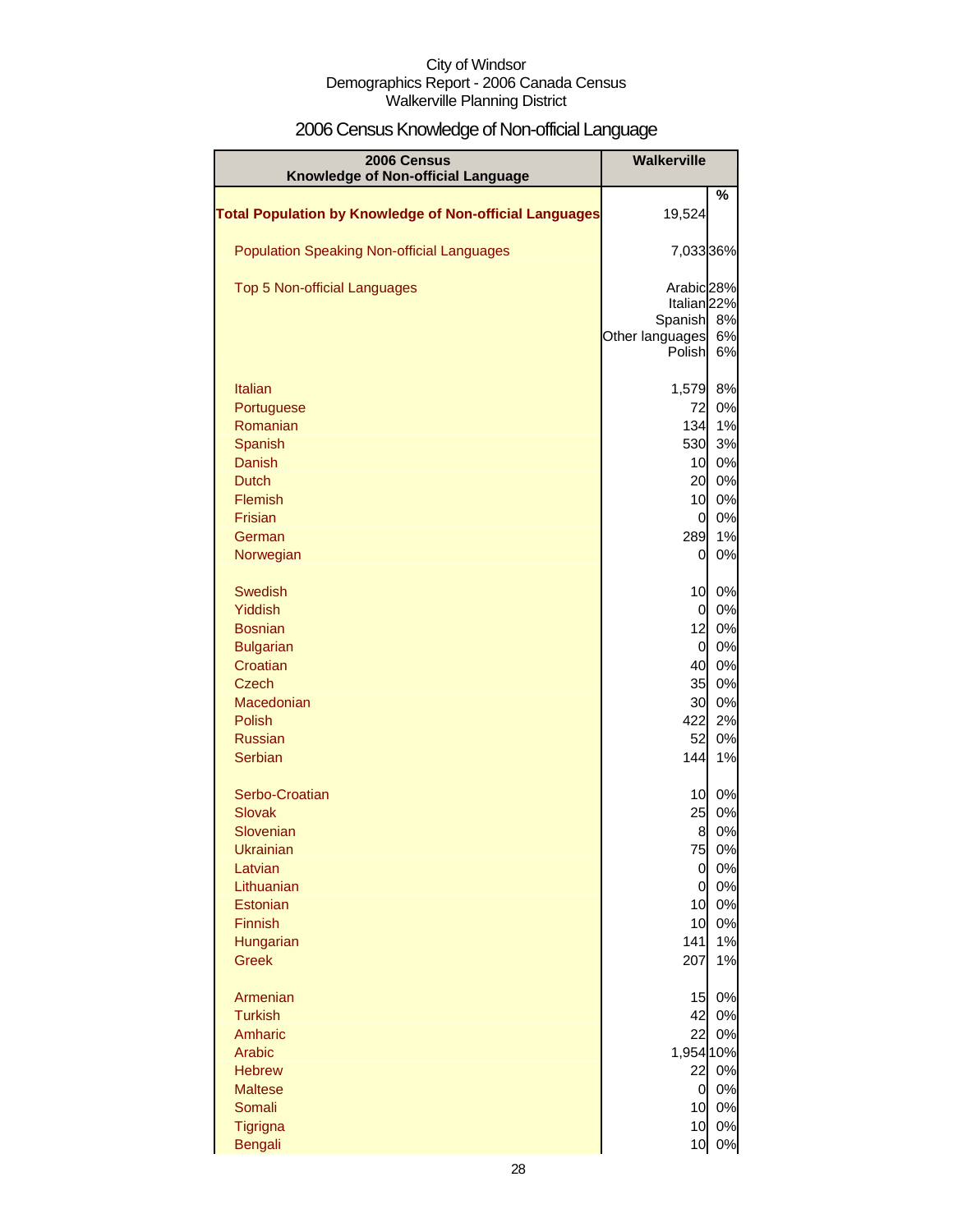City of Windsor
Demographics Report - 2006 Canada Census
Walkerville Planning District

# 2006 Census Knowledge of Non-official Language

| 2006 Census Knowledge of Non-official Language | Walkerville | |
|---|---|---|
| | | % |
| **Total Population by Knowledge of Non-official Languages** | 19,524 | |
| Population Speaking Non-official Languages | 7,033 | 36% |
| Top 5 Non-official Languages | Arabic | 28% |
| | Italian | 22% |
| | Spanish | 8% |
| | Other languages | 6% |
| | Polish | 6% |
| Italian | 1,579 | 8% |
| Portuguese | 72 | 0% |
| Romanian | 134 | 1% |
| Spanish | 530 | 3% |
| Danish | 10 | 0% |
| Dutch | 20 | 0% |
| Flemish | 10 | 0% |
| Frisian | 0 | 0% |
| German | 289 | 1% |
| Norwegian | 0 | 0% |
| Swedish | 10 | 0% |
| Yiddish | 0 | 0% |
| Bosnian | 12 | 0% |
| Bulgarian | 0 | 0% |
| Croatian | 40 | 0% |
| Czech | 35 | 0% |
| Macedonian | 30 | 0% |
| Polish | 422 | 2% |
| Russian | 52 | 0% |
| Serbian | 144 | 1% |
| Serbo-Croatian | 10 | 0% |
| Slovak | 25 | 0% |
| Slovenian | 8 | 0% |
| Ukrainian | 75 | 0% |
| Latvian | 0 | 0% |
| Lithuanian | 0 | 0% |
| Estonian | 10 | 0% |
| Finnish | 10 | 0% |
| Hungarian | 141 | 1% |
| Greek | 207 | 1% |
| Armenian | 15 | 0% |
| Turkish | 42 | 0% |
| Amharic | 22 | 0% |
| Arabic | 1,954 | 10% |
| Hebrew | 22 | 0% |
| Maltese | 0 | 0% |
| Somali | 10 | 0% |
| Tigrigna | 10 | 0% |
| Bengali | 10 | 0% |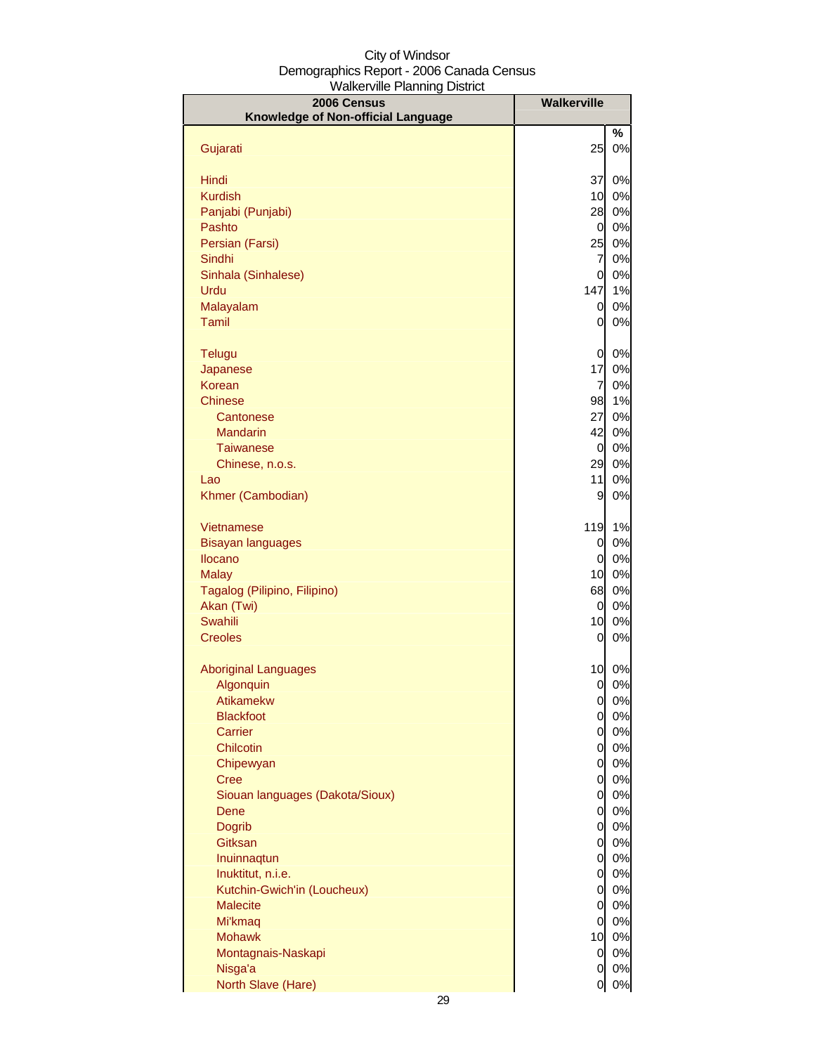City of Windsor
Demographics Report - 2006 Canada Census
Walkerville Planning District

| 2006 Census<br>Knowledge of Non-official Language | Walkerville | |
|---|---|---|
| | | % |
| Gujarati | 25 | 0% |
| | | |
| Hindi | 37 | 0% |
| Kurdish | 10 | 0% |
| Panjabi (Punjabi) | 28 | 0% |
| Pashto | 0 | 0% |
| Persian (Farsi) | 25 | 0% |
| Sindhi | 7 | 0% |
| Sinhala (Sinhalese) | 0 | 0% |
| Urdu | 147 | 1% |
| Malayalam | 0 | 0% |
| Tamil | 0 | 0% |
| | | |
| Telugu | 0 | 0% |
| Japanese | 17 | 0% |
| Korean | 7 | 0% |
| Chinese | 98 | 1% |
| Cantonese | 27 | 0% |
| Mandarin | 42 | 0% |
| Taiwanese | 0 | 0% |
| Chinese, n.o.s. | 29 | 0% |
| Lao | 11 | 0% |
| Khmer (Cambodian) | 9 | 0% |
| | | |
| Vietnamese | 119 | 1% |
| Bisayan languages | 0 | 0% |
| Ilocano | 0 | 0% |
| Malay | 10 | 0% |
| Tagalog (Pilipino, Filipino) | 68 | 0% |
| Akan (Twi) | 0 | 0% |
| Swahili | 10 | 0% |
| Creoles | 0 | 0% |
| | | |
| Aboriginal Languages | 10 | 0% |
| Algonquin | 0 | 0% |
| Atikamekw | 0 | 0% |
| Blackfoot | 0 | 0% |
| Carrier | 0 | 0% |
| Chilcotin | 0 | 0% |
| Chipewyan | 0 | 0% |
| Cree | 0 | 0% |
| Siouan languages (Dakota/Sioux) | 0 | 0% |
| Dene | 0 | 0% |
| Dogrib | 0 | 0% |
| Gitksan | 0 | 0% |
| Inuinnaqtun | 0 | 0% |
| Inuktitut, n.i.e. | 0 | 0% |
| Kutchin-Gwich'in (Loucheux) | 0 | 0% |
| Malecite | 0 | 0% |
| Mi'kmaq | 0 | 0% |
| Mohawk | 10 | 0% |
| Montagnais-Naskapi | 0 | 0% |
| Nisga'a | 0 | 0% |
| North Slave (Hare) | 0 | 0% |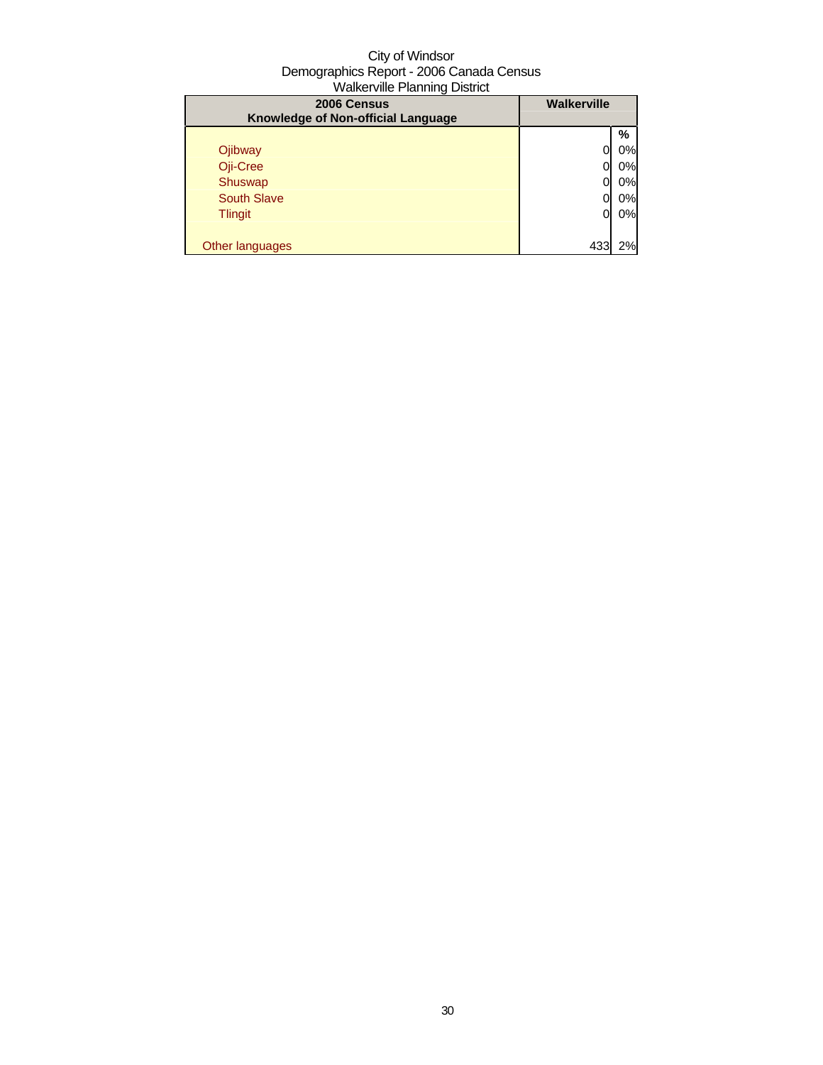City of Windsor
Demographics Report - 2006 Canada Census
Walkerville Planning District

| 2006 Census<br>Knowledge of Non-official Language | Walkerville | |
|---|---|---|
| | | % |
| Ojibway | 0 | 0% |
| Oji-Cree | 0 | 0% |
| Shuswap | 0 | 0% |
| South Slave | 0 | 0% |
| Tlingit | 0 | 0% |
| | | |
| Other languages | 433 | 2% |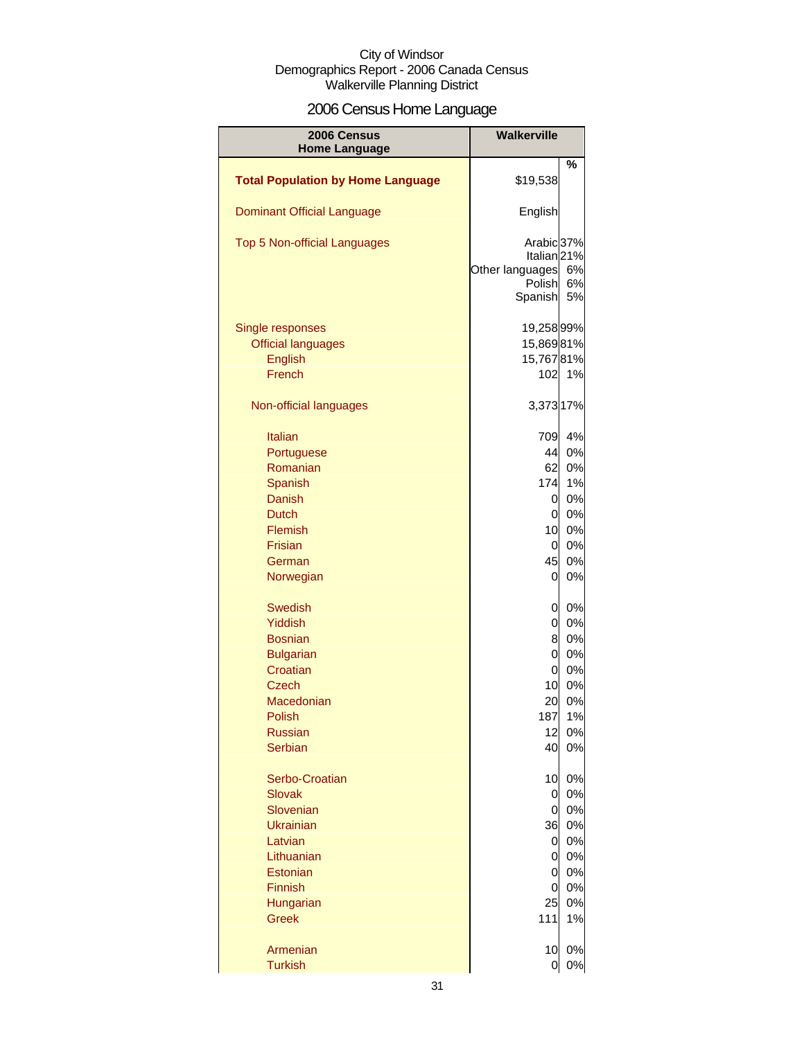City of Windsor
Demographics Report - 2006 Canada Census
Walkerville Planning District

# 2006 Census Home Language

| 2006 Census Home Language | Walkerville | % |
|---|---|---|
| **Total Population by Home Language** | $19,538 | |
| Dominant Official Language | English | |
| Top 5 Non-official Languages | Arabic | 37% |
| | Italian | 21% |
| | Other languages | 6% |
| | Polish | 6% |
| | Spanish | 5% |
| Single responses | 19,258 | 99% |
| Official languages | 15,869 | 81% |
| English | 15,767 | 81% |
| French | 102 | 1% |
| Non-official languages | 3,373 | 17% |
| Italian | 709 | 4% |
| Portuguese | 44 | 0% |
| Romanian | 62 | 0% |
| Spanish | 174 | 1% |
| Danish | 0 | 0% |
| Dutch | 0 | 0% |
| Flemish | 10 | 0% |
| Frisian | 0 | 0% |
| German | 45 | 0% |
| Norwegian | 0 | 0% |
| Swedish | 0 | 0% |
| Yiddish | 0 | 0% |
| Bosnian | 8 | 0% |
| Bulgarian | 0 | 0% |
| Croatian | 0 | 0% |
| Czech | 10 | 0% |
| Macedonian | 20 | 0% |
| Polish | 187 | 1% |
| Russian | 12 | 0% |
| Serbian | 40 | 0% |
| Serbo-Croatian | 10 | 0% |
| Slovak | 0 | 0% |
| Slovenian | 0 | 0% |
| Ukrainian | 36 | 0% |
| Latvian | 0 | 0% |
| Lithuanian | 0 | 0% |
| Estonian | 0 | 0% |
| Finnish | 0 | 0% |
| Hungarian | 25 | 0% |
| Greek | 111 | 1% |
| Armenian | 10 | 0% |
| Turkish | 0 | 0% |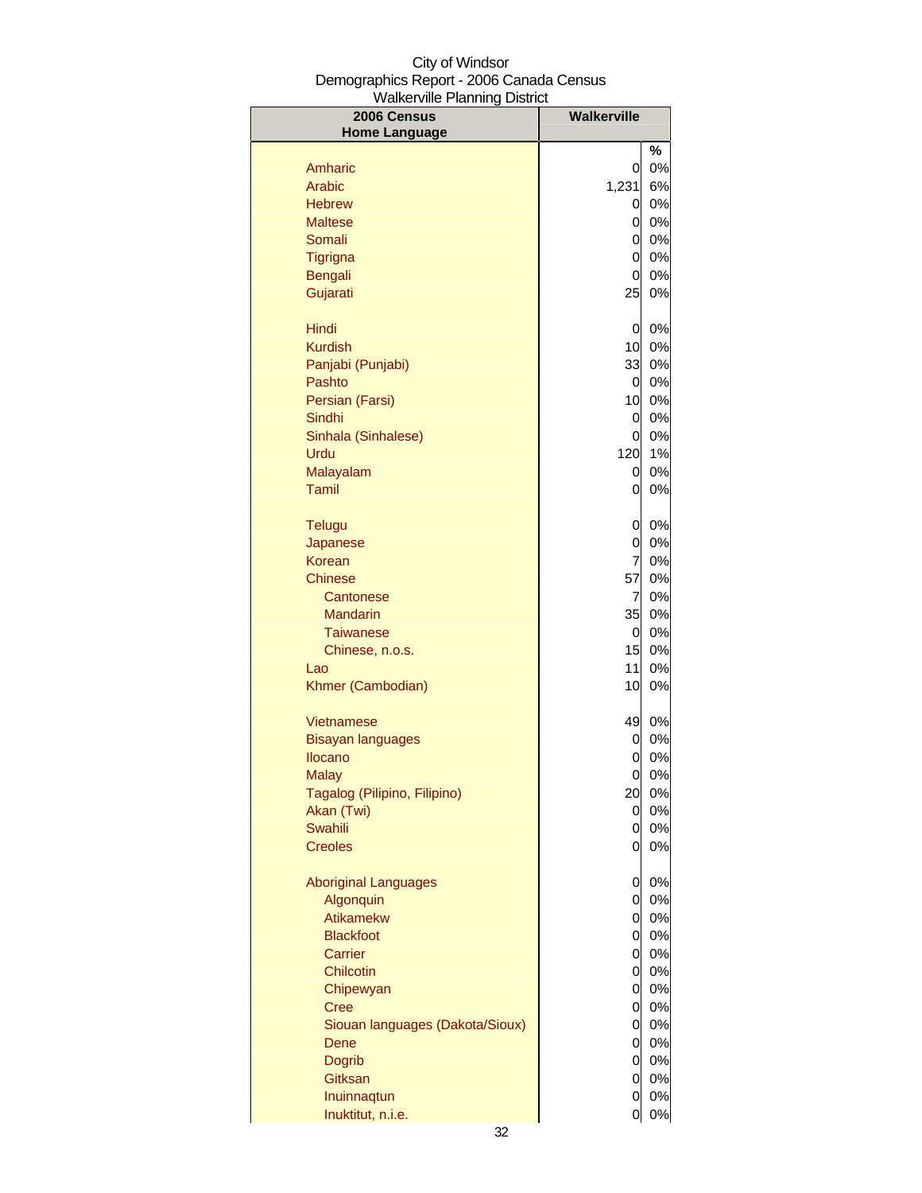City of Windsor
Demographics Report - 2006 Canada Census
Walkerville Planning District

| 2006 Census Home Language | Walkerville | |
|---|---|---|
| | | % |
| Amharic | 0 | 0% |
| Arabic | 1,231 | 6% |
| Hebrew | 0 | 0% |
| Maltese | 0 | 0% |
| Somali | 0 | 0% |
| Tigrigna | 0 | 0% |
| Bengali | 0 | 0% |
| Gujarati | 25 | 0% |
| | | |
| Hindi | 0 | 0% |
| Kurdish | 10 | 0% |
| Panjabi (Punjabi) | 33 | 0% |
| Pashto | 0 | 0% |
| Persian (Farsi) | 10 | 0% |
| Sindhi | 0 | 0% |
| Sinhala (Sinhalese) | 0 | 0% |
| Urdu | 120 | 1% |
| Malayalam | 0 | 0% |
| Tamil | 0 | 0% |
| | | |
| Telugu | 0 | 0% |
| Japanese | 0 | 0% |
| Korean | 7 | 0% |
| Chinese | 57 | 0% |
| Cantonese | 7 | 0% |
| Mandarin | 35 | 0% |
| Taiwanese | 0 | 0% |
| Chinese, n.o.s. | 15 | 0% |
| Lao | 11 | 0% |
| Khmer (Cambodian) | 10 | 0% |
| | | |
| Vietnamese | 49 | 0% |
| Bisayan languages | 0 | 0% |
| Ilocano | 0 | 0% |
| Malay | 0 | 0% |
| Tagalog (Pilipino, Filipino) | 20 | 0% |
| Akan (Twi) | 0 | 0% |
| Swahili | 0 | 0% |
| Creoles | 0 | 0% |
| | | |
| Aboriginal Languages | 0 | 0% |
| Algonquin | 0 | 0% |
| Atikamekw | 0 | 0% |
| Blackfoot | 0 | 0% |
| Carrier | 0 | 0% |
| Chilcotin | 0 | 0% |
| Chipewyan | 0 | 0% |
| Cree | 0 | 0% |
| Siouan languages (Dakota/Sioux) | 0 | 0% |
| Dene | 0 | 0% |
| Dogrib | 0 | 0% |
| Gitksan | 0 | 0% |
| Inuinnaqtun | 0 | 0% |
| Inuktitut, n.i.e. | 0 | 0% |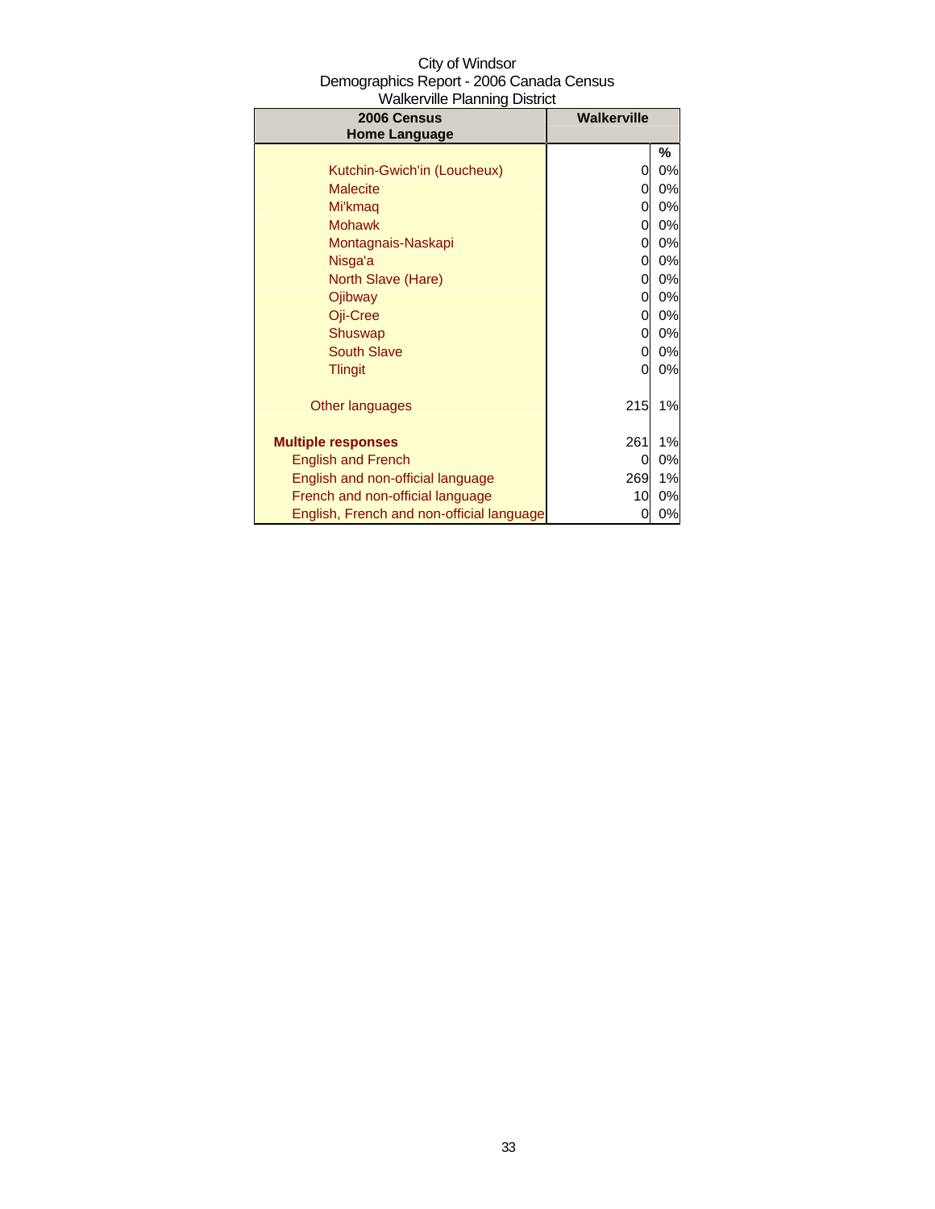City of Windsor
Demographics Report - 2006 Canada Census
Walkerville Planning District

| 2006 Census<br>Home Language | Walkerville | |
|---|---|---|
| | | % |
| Kutchin-Gwich'in (Loucheux) | 0 | 0% |
| Malecite | 0 | 0% |
| Mi'kmaq | 0 | 0% |
| Mohawk | 0 | 0% |
| Montagnais-Naskapi | 0 | 0% |
| Nisga'a | 0 | 0% |
| North Slave (Hare) | 0 | 0% |
| Ojibway | 0 | 0% |
| Oji-Cree | 0 | 0% |
| Shuswap | 0 | 0% |
| South Slave | 0 | 0% |
| Tlingit | 0 | 0% |
| Other languages | 215 | 1% |
| **Multiple responses** | 261 | 1% |
| English and French | 0 | 0% |
| English and non-official language | 269 | 1% |
| French and non-official language | 10 | 0% |
| English, French and non-official language | 0 | 0% |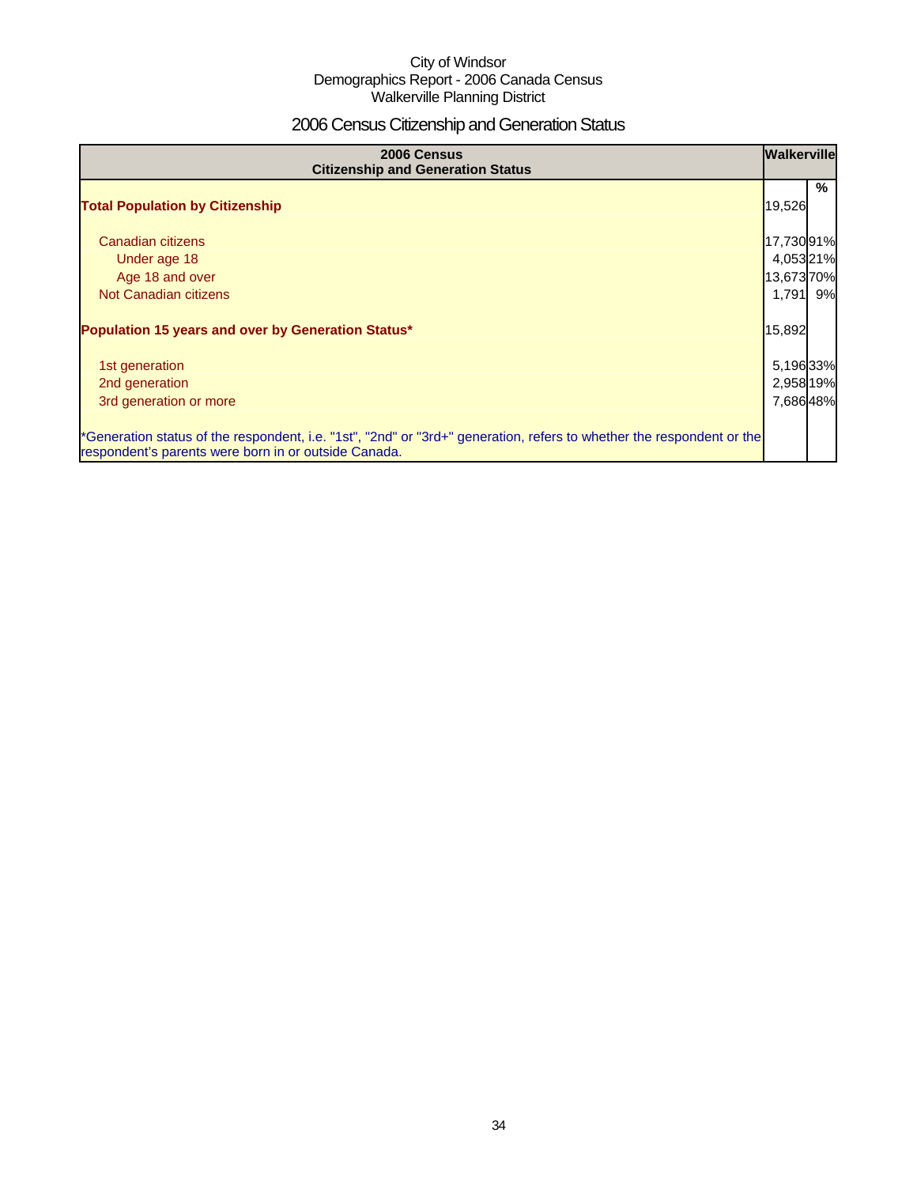City of Windsor
Demographics Report - 2006 Canada Census
Walkerville Planning District

# 2006 Census Citizenship and Generation Status

| 2006 Census<br>Citizenship and Generation Status | Walkerville | |
|---|---|---|
| | | % |
| **Total Population by Citizenship** | 19,526 | |
| Canadian citizens | 17,730 | 91% |
| Under age 18 | 4,053 | 21% |
| Age 18 and over | 13,673 | 70% |
| Not Canadian citizens | 1,791 | 9% |
| **Population 15 years and over by Generation Status*** | 15,892 | |
| 1st generation | 5,196 | 33% |
| 2nd generation | 2,958 | 19% |
| 3rd generation or more | 7,686 | 48% |
| *Generation status of the respondent, i.e. "1st", "2nd" or "3rd+" generation, refers to whether the respondent or the respondent's parents were born in or outside Canada. | | |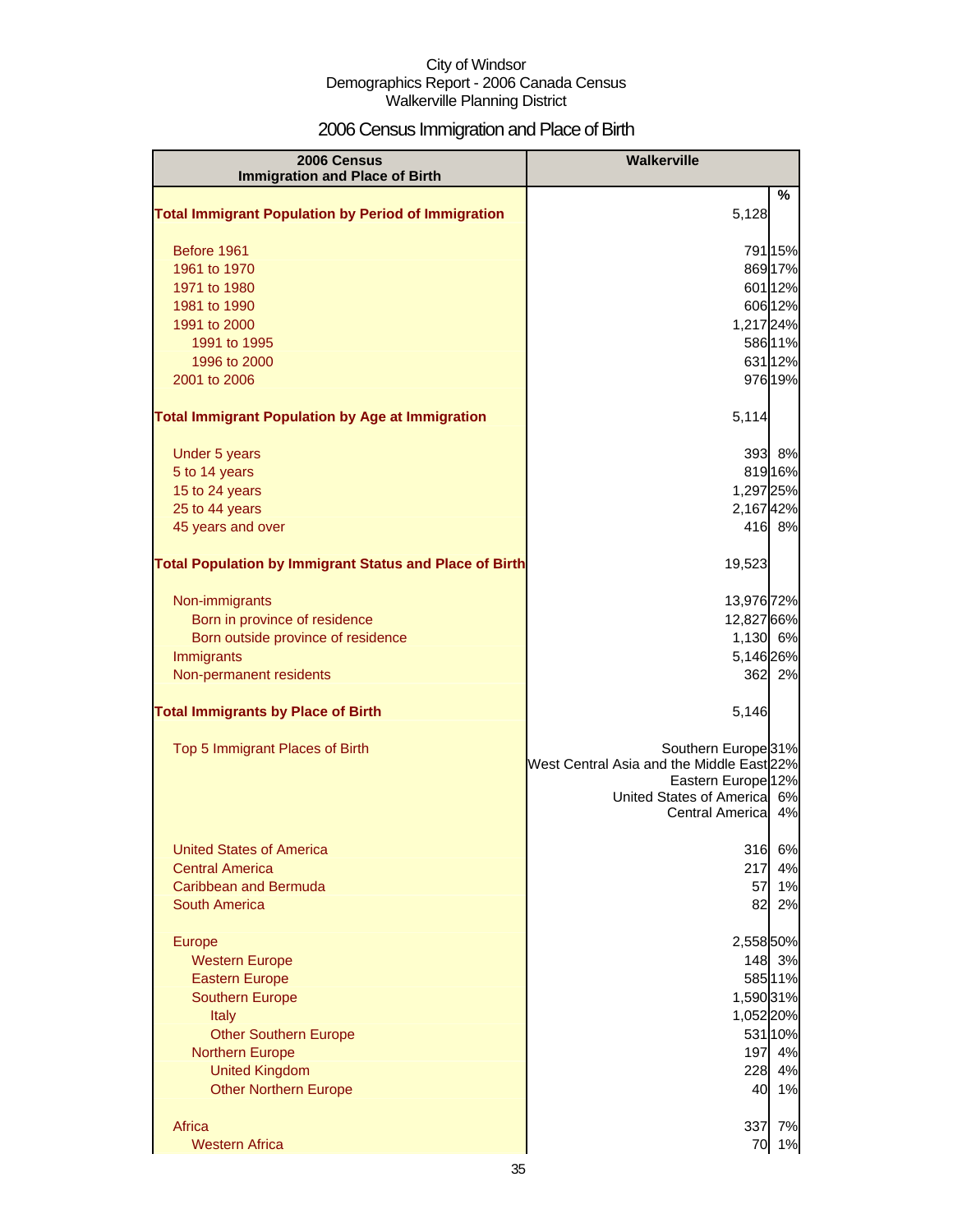City of Windsor
Demographics Report - 2006 Canada Census
Walkerville Planning District

# 2006 Census Immigration and Place of Birth

| 2006 Census Immigration and Place of Birth | Walkerville | |
|---|---|---|
| | | % |
| **Total Immigrant Population by Period of Immigration** | 5,128 | |
| Before 1961 | 791 | 15% |
| 1961 to 1970 | 869 | 17% |
| 1971 to 1980 | 601 | 12% |
| 1981 to 1990 | 606 | 12% |
| 1991 to 2000 | 1,217 | 24% |
| 1991 to 1995 | 586 | 11% |
| 1996 to 2000 | 631 | 12% |
| 2001 to 2006 | 976 | 19% |
| **Total Immigrant Population by Age at Immigration** | 5,114 | |
| Under 5 years | 393 | 8% |
| 5 to 14 years | 819 | 16% |
| 15 to 24 years | 1,297 | 25% |
| 25 to 44 years | 2,167 | 42% |
| 45 years and over | 416 | 8% |
| **Total Population by Immigrant Status and Place of Birth** | 19,523 | |
| Non-immigrants | 13,976 | 72% |
| Born in province of residence | 12,827 | 66% |
| Born outside province of residence | 1,130 | 6% |
| Immigrants | 5,146 | 26% |
| Non-permanent residents | 362 | 2% |
| **Total Immigrants by Place of Birth** | 5,146 | |
| Top 5 Immigrant Places of Birth | Southern Europe | 31% |
| | West Central Asia and the Middle East | 22% |
| | Eastern Europe | 12% |
| | United States of America | 6% |
| | Central America | 4% |
| United States of America | 316 | 6% |
| Central America | 217 | 4% |
| Caribbean and Bermuda | 57 | 1% |
| South America | 82 | 2% |
| Europe | 2,558 | 50% |
| Western Europe | 148 | 3% |
| Eastern Europe | 585 | 11% |
| Southern Europe | 1,590 | 31% |
| Italy | 1,052 | 20% |
| Other Southern Europe | 531 | 10% |
| Northern Europe | 197 | 4% |
| United Kingdom | 228 | 4% |
| Other Northern Europe | 40 | 1% |
| Africa | 337 | 7% |
| Western Africa | 70 | 1% |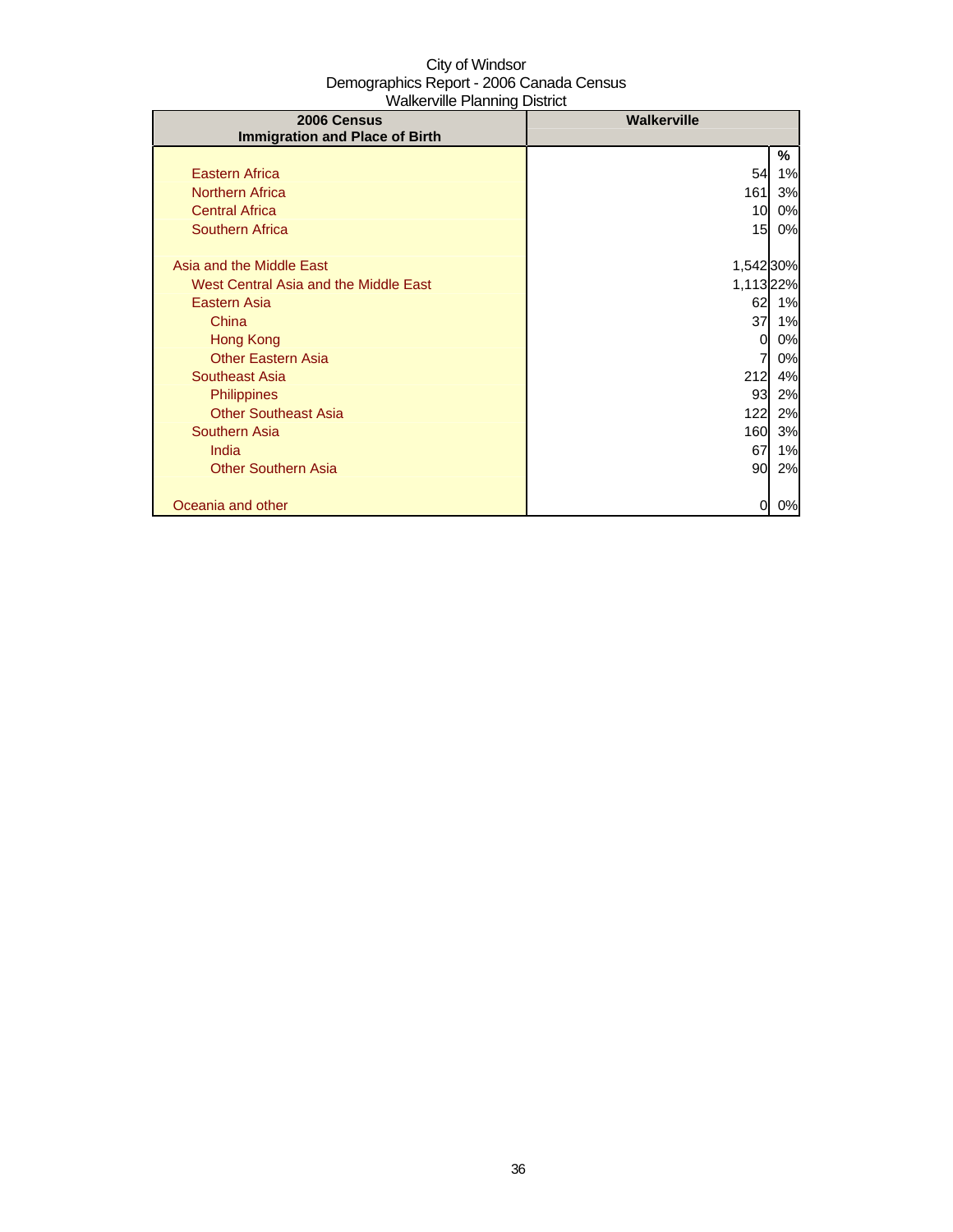City of Windsor
Demographics Report - 2006 Canada Census
Walkerville Planning District

| 2006 Census<br>Immigration and Place of Birth | Walkerville | |
|---|---|---|
| | | % |
| Eastern Africa | 54 | 1% |
| Northern Africa | 161 | 3% |
| Central Africa | 10 | 0% |
| Southern Africa | 15 | 0% |
| | | |
| Asia and the Middle East | 1,542 | 30% |
| West Central Asia and the Middle East | 1,113 | 22% |
| Eastern Asia | 62 | 1% |
| China | 37 | 1% |
| Hong Kong | 0 | 0% |
| Other Eastern Asia | 7 | 0% |
| Southeast Asia | 212 | 4% |
| Philippines | 93 | 2% |
| Other Southeast Asia | 122 | 2% |
| Southern Asia | 160 | 3% |
| India | 67 | 1% |
| Other Southern Asia | 90 | 2% |
| | | |
| Oceania and other | 0 | 0% |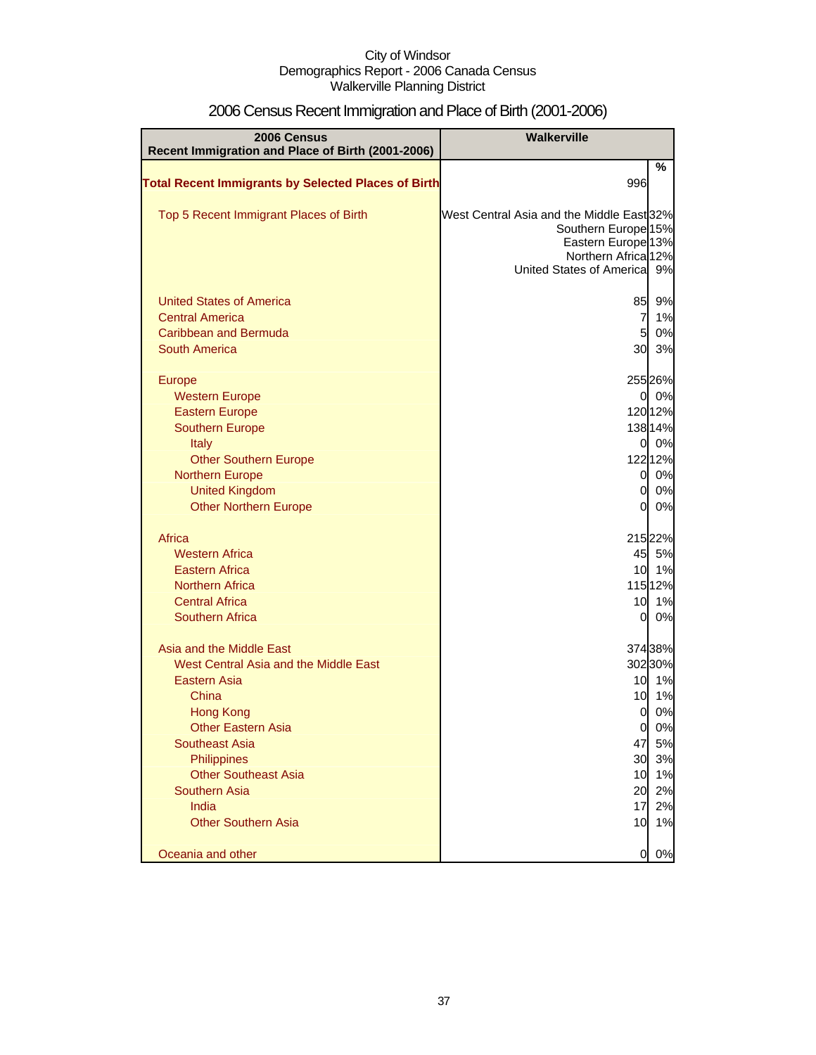City of Windsor
Demographics Report - 2006 Canada Census
Walkerville Planning District

# 2006 Census Recent Immigration and Place of Birth (2001-2006)

| 2006 Census Recent Immigration and Place of Birth (2001-2006) | Walkerville | |
|---|---|---|
| | | % |
| **Total Recent Immigrants by Selected Places of Birth** | 996 | |
| Top 5 Recent Immigrant Places of Birth | West Central Asia and the Middle East | 32% |
| | Southern Europe | 15% |
| | Eastern Europe | 13% |
| | Northern Africa | 12% |
| | United States of America | 9% |
| United States of America | 85 | 9% |
| Central America | 7 | 1% |
| Caribbean and Bermuda | 5 | 0% |
| South America | 30 | 3% |
| Europe | 255 | 26% |
| Western Europe | 0 | 0% |
| Eastern Europe | 120 | 12% |
| Southern Europe | 138 | 14% |
| Italy | 0 | 0% |
| Other Southern Europe | 122 | 12% |
| Northern Europe | 0 | 0% |
| United Kingdom | 0 | 0% |
| Other Northern Europe | 0 | 0% |
| Africa | 215 | 22% |
| Western Africa | 45 | 5% |
| Eastern Africa | 10 | 1% |
| Northern Africa | 115 | 12% |
| Central Africa | 10 | 1% |
| Southern Africa | 0 | 0% |
| Asia and the Middle East | 374 | 38% |
| West Central Asia and the Middle East | 302 | 30% |
| Eastern Asia | 10 | 1% |
| China | 10 | 1% |
| Hong Kong | 0 | 0% |
| Other Eastern Asia | 0 | 0% |
| Southeast Asia | 47 | 5% |
| Philippines | 30 | 3% |
| Other Southeast Asia | 10 | 1% |
| Southern Asia | 20 | 2% |
| India | 17 | 2% |
| Other Southern Asia | 10 | 1% |
| Oceania and other | 0 | 0% |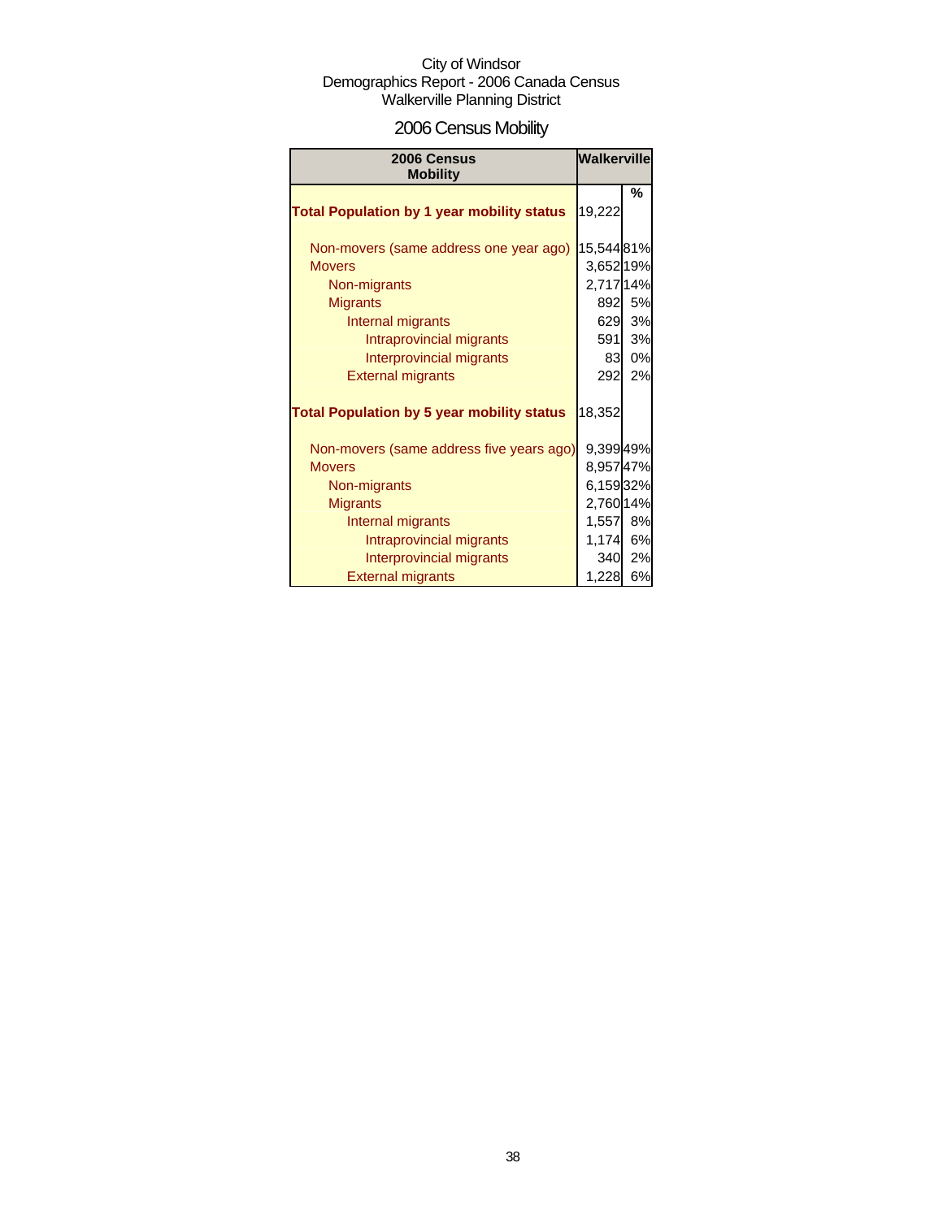City of Windsor
Demographics Report - 2006 Canada Census
Walkerville Planning District

# 2006 Census Mobility

| 2006 Census Mobility | Walkerville | |
|---|---|---|
| | | % |
| **Total Population by 1 year mobility status** | 19,222 | |
| Non-movers (same address one year ago) | 15,544 | 81% |
| Movers | 3,652 | 19% |
| Non-migrants | 2,717 | 14% |
| Migrants | 892 | 5% |
| Internal migrants | 629 | 3% |
| Intraprovincial migrants | 591 | 3% |
| Interprovincial migrants | 83 | 0% |
| External migrants | 292 | 2% |
| **Total Population by 5 year mobility status** | 18,352 | |
| Non-movers (same address five years ago) | 9,399 | 49% |
| Movers | 8,957 | 47% |
| Non-migrants | 6,159 | 32% |
| Migrants | 2,760 | 14% |
| Internal migrants | 1,557 | 8% |
| Intraprovincial migrants | 1,174 | 6% |
| Interprovincial migrants | 340 | 2% |
| External migrants | 1,228 | 6% |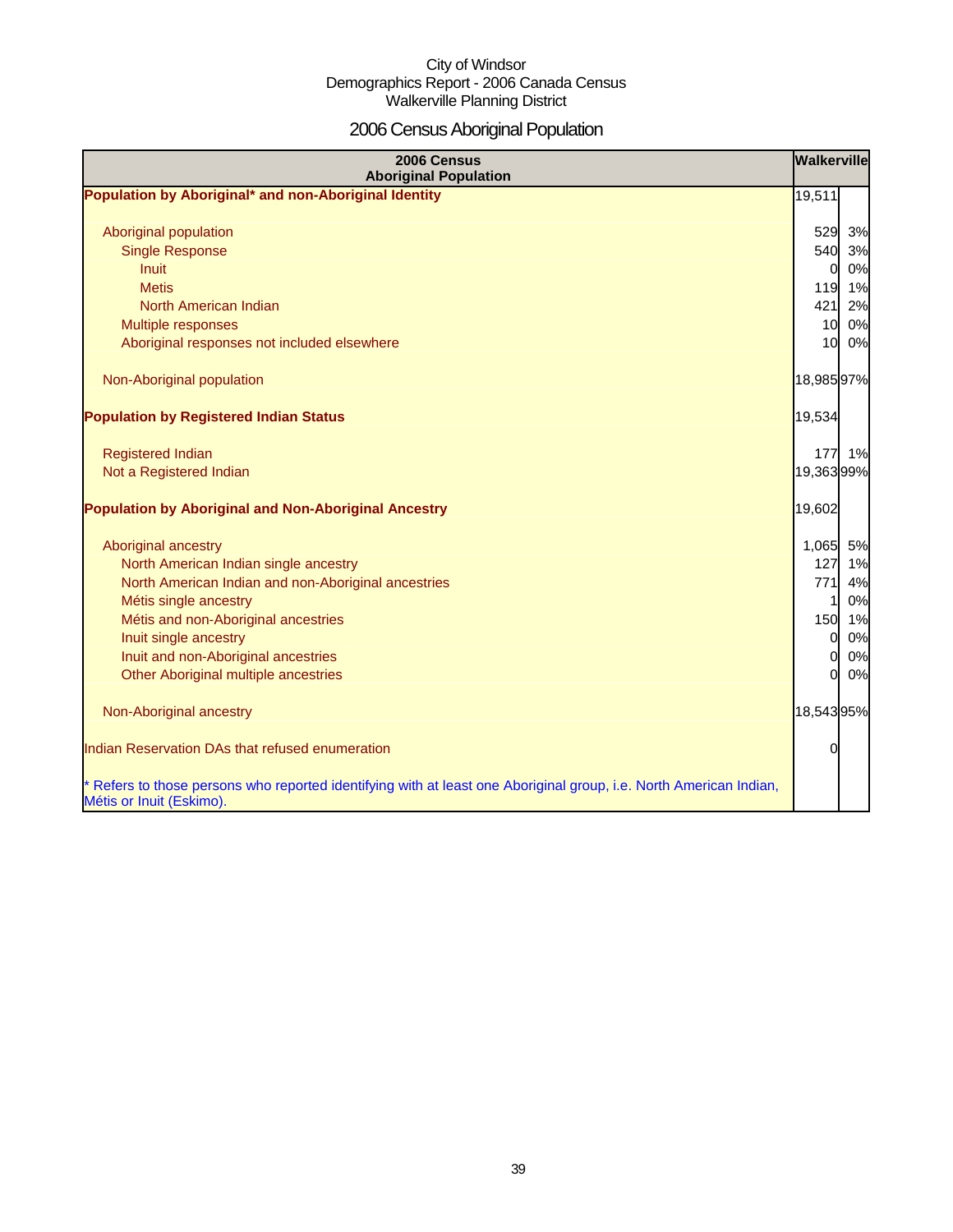City of Windsor
Demographics Report - 2006 Canada Census
Walkerville Planning District

# 2006 Census Aboriginal Population

| 2006 Census Aboriginal Population | Walkerville | |
|---|---|---|
| **Population by Aboriginal* and non-Aboriginal Identity** | 19,511 | |
| Aboriginal population | 529 | 3% |
| Single Response | 540 | 3% |
| Inuit | 0 | 0% |
| Metis | 119 | 1% |
| North American Indian | 421 | 2% |
| Multiple responses | 10 | 0% |
| Aboriginal responses not included elsewhere | 10 | 0% |
| Non-Aboriginal population | 18,985 | 97% |
| **Population by Registered Indian Status** | 19,534 | |
| Registered Indian | 177 | 1% |
| Not a Registered Indian | 19,363 | 99% |
| **Population by Aboriginal and Non-Aboriginal Ancestry** | 19,602 | |
| Aboriginal ancestry | 1,065 | 5% |
| North American Indian single ancestry | 127 | 1% |
| North American Indian and non-Aboriginal ancestries | 771 | 4% |
| Métis single ancestry | 1 | 0% |
| Métis and non-Aboriginal ancestries | 150 | 1% |
| Inuit single ancestry | 0 | 0% |
| Inuit and non-Aboriginal ancestries | 0 | 0% |
| Other Aboriginal multiple ancestries | 0 | 0% |
| Non-Aboriginal ancestry | 18,543 | 95% |
| Indian Reservation DAs that refused enumeration | 0 | |

* Refers to those persons who reported identifying with at least one Aboriginal group, i.e. North American Indian, Métis or Inuit (Eskimo).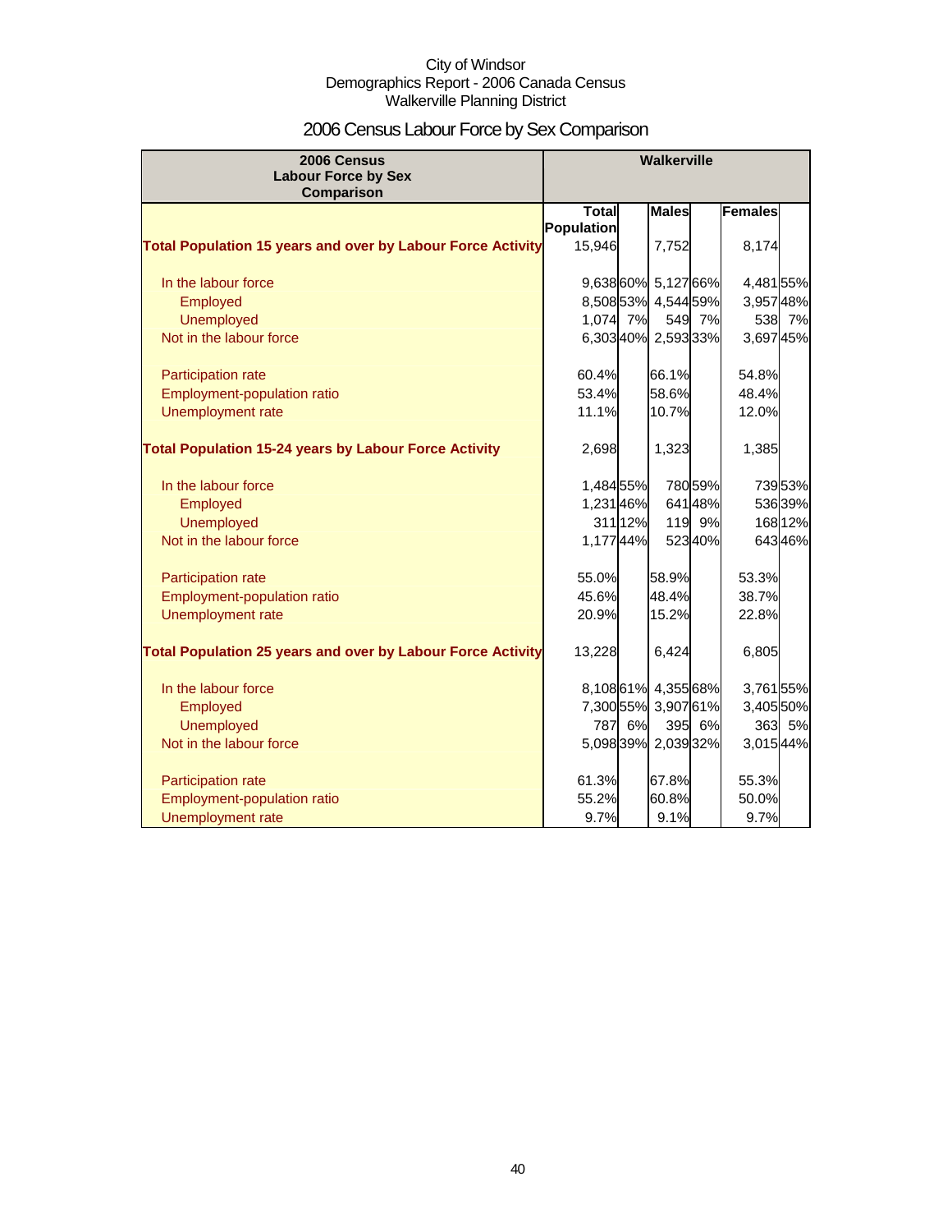City of Windsor
Demographics Report - 2006 Canada Census
Walkerville Planning District

# 2006 Census Labour Force by Sex Comparison

| 2006 Census Labour Force by Sex Comparison | Walkerville | | | | | |
|---|---|---|---|---|---|---|
| | Total Population | | Males | | Females | |
| **Total Population 15 years and over by Labour Force Activity** | 15,946 | | 7,752 | | 8,174 | |
| In the labour force | 9,638 | 60% | 5,127 | 66% | 4,481 | 55% |
| Employed | 8,508 | 53% | 4,544 | 59% | 3,957 | 48% |
| Unemployed | 1,074 | 7% | 549 | 7% | 538 | 7% |
| Not in the labour force | 6,303 | 40% | 2,593 | 33% | 3,697 | 45% |
| Participation rate | 60.4% | | 66.1% | | 54.8% | |
| Employment-population ratio | 53.4% | | 58.6% | | 48.4% | |
| Unemployment rate | 11.1% | | 10.7% | | 12.0% | |
| **Total Population 15-24 years by Labour Force Activity** | 2,698 | | 1,323 | | 1,385 | |
| In the labour force | 1,484 | 55% | 780 | 59% | 739 | 53% |
| Employed | 1,231 | 46% | 641 | 48% | 536 | 39% |
| Unemployed | 311 | 12% | 119 | 9% | 168 | 12% |
| Not in the labour force | 1,177 | 44% | 523 | 40% | 643 | 46% |
| Participation rate | 55.0% | | 58.9% | | 53.3% | |
| Employment-population ratio | 45.6% | | 48.4% | | 38.7% | |
| Unemployment rate | 20.9% | | 15.2% | | 22.8% | |
| **Total Population 25 years and over by Labour Force Activity** | 13,228 | | 6,424 | | 6,805 | |
| In the labour force | 8,108 | 61% | 4,355 | 68% | 3,761 | 55% |
| Employed | 7,300 | 55% | 3,907 | 61% | 3,405 | 50% |
| Unemployed | 787 | 6% | 395 | 6% | 363 | 5% |
| Not in the labour force | 5,098 | 39% | 2,039 | 32% | 3,015 | 44% |
| Participation rate | 61.3% | | 67.8% | | 55.3% | |
| Employment-population ratio | 55.2% | | 60.8% | | 50.0% | |
| Unemployment rate | 9.7% | | 9.1% | | 9.7% | |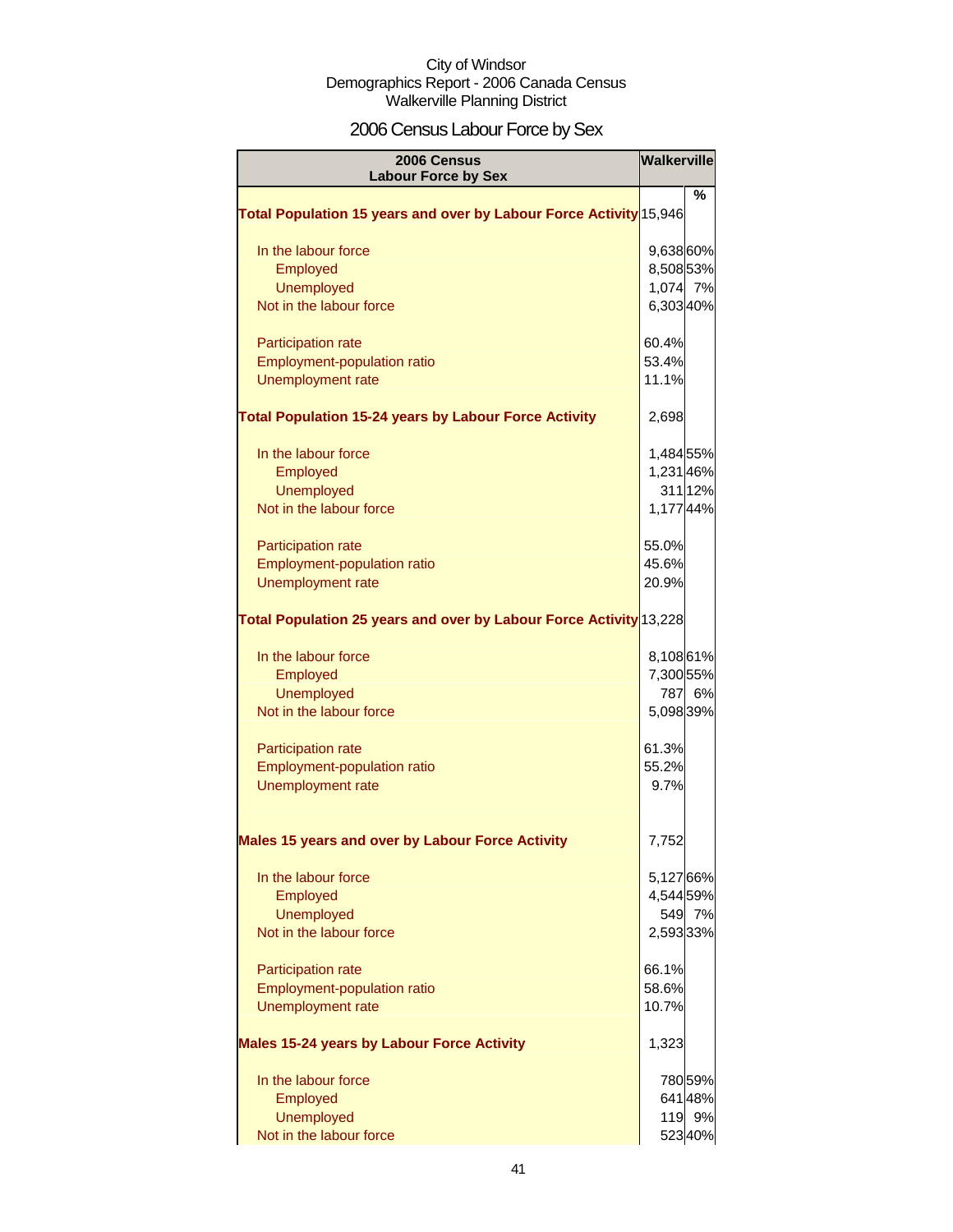City of Windsor
Demographics Report - 2006 Canada Census
Walkerville Planning District

# 2006 Census Labour Force by Sex

| 2006 Census Labour Force by Sex | Walkerville | |
|---|---|---|
| | | % |
| **Total Population 15 years and over by Labour Force Activity** | 15,946 | |
| In the labour force | 9,638 | 60% |
| Employed | 8,508 | 53% |
| Unemployed | 1,074 | 7% |
| Not in the labour force | 6,303 | 40% |
| Participation rate | 60.4% | |
| Employment-population ratio | 53.4% | |
| Unemployment rate | 11.1% | |
| **Total Population 15-24 years by Labour Force Activity** | 2,698 | |
| In the labour force | 1,484 | 55% |
| Employed | 1,231 | 46% |
| Unemployed | 311 | 12% |
| Not in the labour force | 1,177 | 44% |
| Participation rate | 55.0% | |
| Employment-population ratio | 45.6% | |
| Unemployment rate | 20.9% | |
| **Total Population 25 years and over by Labour Force Activity** | 13,228 | |
| In the labour force | 8,108 | 61% |
| Employed | 7,300 | 55% |
| Unemployed | 787 | 6% |
| Not in the labour force | 5,098 | 39% |
| Participation rate | 61.3% | |
| Employment-population ratio | 55.2% | |
| Unemployment rate | 9.7% | |
| **Males 15 years and over by Labour Force Activity** | 7,752 | |
| In the labour force | 5,127 | 66% |
| Employed | 4,544 | 59% |
| Unemployed | 549 | 7% |
| Not in the labour force | 2,593 | 33% |
| Participation rate | 66.1% | |
| Employment-population ratio | 58.6% | |
| Unemployment rate | 10.7% | |
| **Males 15-24 years by Labour Force Activity** | 1,323 | |
| In the labour force | 780 | 59% |
| Employed | 641 | 48% |
| Unemployed | 119 | 9% |
| Not in the labour force | 523 | 40% |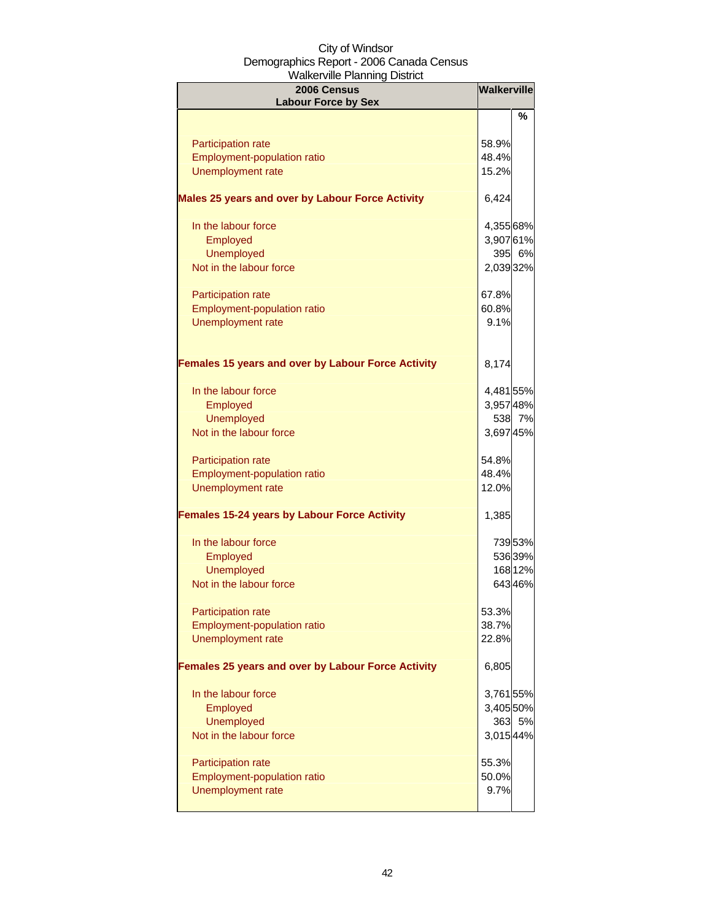City of Windsor
Demographics Report - 2006 Canada Census
Walkerville Planning District

| 2006 Census<br>Labour Force by Sex | Walkerville | |
|---|---|---|
| | | % |
| Participation rate | 58.9% | |
| Employment-population ratio | 48.4% | |
| Unemployment rate | 15.2% | |
| **Males 25 years and over by Labour Force Activity** | 6,424 | |
| In the labour force | 4,355 | 68% |
| Employed | 3,907 | 61% |
| Unemployed | 395 | 6% |
| Not in the labour force | 2,039 | 32% |
| Participation rate | 67.8% | |
| Employment-population ratio | 60.8% | |
| Unemployment rate | 9.1% | |
| **Females 15 years and over by Labour Force Activity** | 8,174 | |
| In the labour force | 4,481 | 55% |
| Employed | 3,957 | 48% |
| Unemployed | 538 | 7% |
| Not in the labour force | 3,697 | 45% |
| Participation rate | 54.8% | |
| Employment-population ratio | 48.4% | |
| Unemployment rate | 12.0% | |
| **Females 15-24 years by Labour Force Activity** | 1,385 | |
| In the labour force | 739 | 53% |
| Employed | 536 | 39% |
| Unemployed | 168 | 12% |
| Not in the labour force | 643 | 46% |
| Participation rate | 53.3% | |
| Employment-population ratio | 38.7% | |
| Unemployment rate | 22.8% | |
| **Females 25 years and over by Labour Force Activity** | 6,805 | |
| In the labour force | 3,761 | 55% |
| Employed | 3,405 | 50% |
| Unemployed | 363 | 5% |
| Not in the labour force | 3,015 | 44% |
| Participation rate | 55.3% | |
| Employment-population ratio | 50.0% | |
| Unemployment rate | 9.7% | |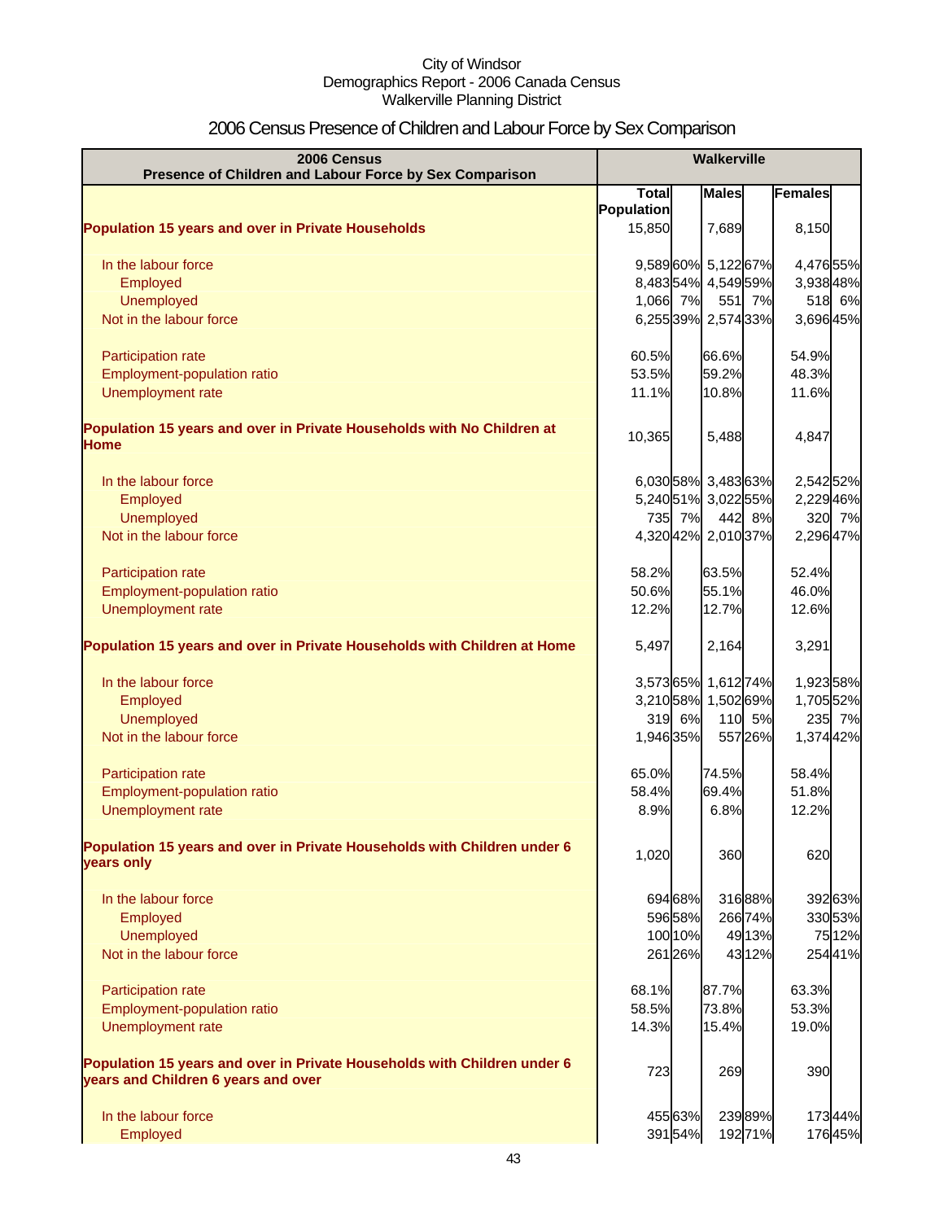City of Windsor
Demographics Report - 2006 Canada Census
Walkerville Planning District

# 2006 Census Presence of Children and Labour Force by Sex Comparison

| 2006 Census Presence of Children and Labour Force by Sex Comparison | Walkerville | | | | | |
|---|---|---|---|---|---|---|
| | Total Population | | Males | | Females | |
| **Population 15 years and over in Private Households** | 15,850 | | 7,689 | | 8,150 | |
| In the labour force | 9,589 | 60% | 5,122 | 67% | 4,476 | 55% |
| Employed | 8,483 | 54% | 4,549 | 59% | 3,938 | 48% |
| Unemployed | 1,066 | 7% | 551 | 7% | 518 | 6% |
| Not in the labour force | 6,255 | 39% | 2,574 | 33% | 3,696 | 45% |
| Participation rate | 60.5% | | 66.6% | | 54.9% | |
| Employment-population ratio | 53.5% | | 59.2% | | 48.3% | |
| Unemployment rate | 11.1% | | 10.8% | | 11.6% | |
| **Population 15 years and over in Private Households with No Children at Home** | 10,365 | | 5,488 | | 4,847 | |
| In the labour force | 6,030 | 58% | 3,483 | 63% | 2,542 | 52% |
| Employed | 5,240 | 51% | 3,022 | 55% | 2,229 | 46% |
| Unemployed | 735 | 7% | 442 | 8% | 320 | 7% |
| Not in the labour force | 4,320 | 42% | 2,010 | 37% | 2,296 | 47% |
| Participation rate | 58.2% | | 63.5% | | 52.4% | |
| Employment-population ratio | 50.6% | | 55.1% | | 46.0% | |
| Unemployment rate | 12.2% | | 12.7% | | 12.6% | |
| **Population 15 years and over in Private Households with Children at Home** | 5,497 | | 2,164 | | 3,291 | |
| In the labour force | 3,573 | 65% | 1,612 | 74% | 1,923 | 58% |
| Employed | 3,210 | 58% | 1,502 | 69% | 1,705 | 52% |
| Unemployed | 319 | 6% | 110 | 5% | 235 | 7% |
| Not in the labour force | 1,946 | 35% | 557 | 26% | 1,374 | 42% |
| Participation rate | 65.0% | | 74.5% | | 58.4% | |
| Employment-population ratio | 58.4% | | 69.4% | | 51.8% | |
| Unemployment rate | 8.9% | | 6.8% | | 12.2% | |
| **Population 15 years and over in Private Households with Children under 6 years only** | 1,020 | | 360 | | 620 | |
| In the labour force | 694 | 68% | 316 | 88% | 392 | 63% |
| Employed | 596 | 58% | 266 | 74% | 330 | 53% |
| Unemployed | 100 | 10% | 49 | 13% | 75 | 12% |
| Not in the labour force | 261 | 26% | 43 | 12% | 254 | 41% |
| Participation rate | 68.1% | | 87.7% | | 63.3% | |
| Employment-population ratio | 58.5% | | 73.8% | | 53.3% | |
| Unemployment rate | 14.3% | | 15.4% | | 19.0% | |
| **Population 15 years and over in Private Households with Children under 6 years and Children 6 years and over** | 723 | | 269 | | 390 | |
| In the labour force | 455 | 63% | 239 | 89% | 173 | 44% |
| Employed | 391 | 54% | 192 | 71% | 176 | 45% |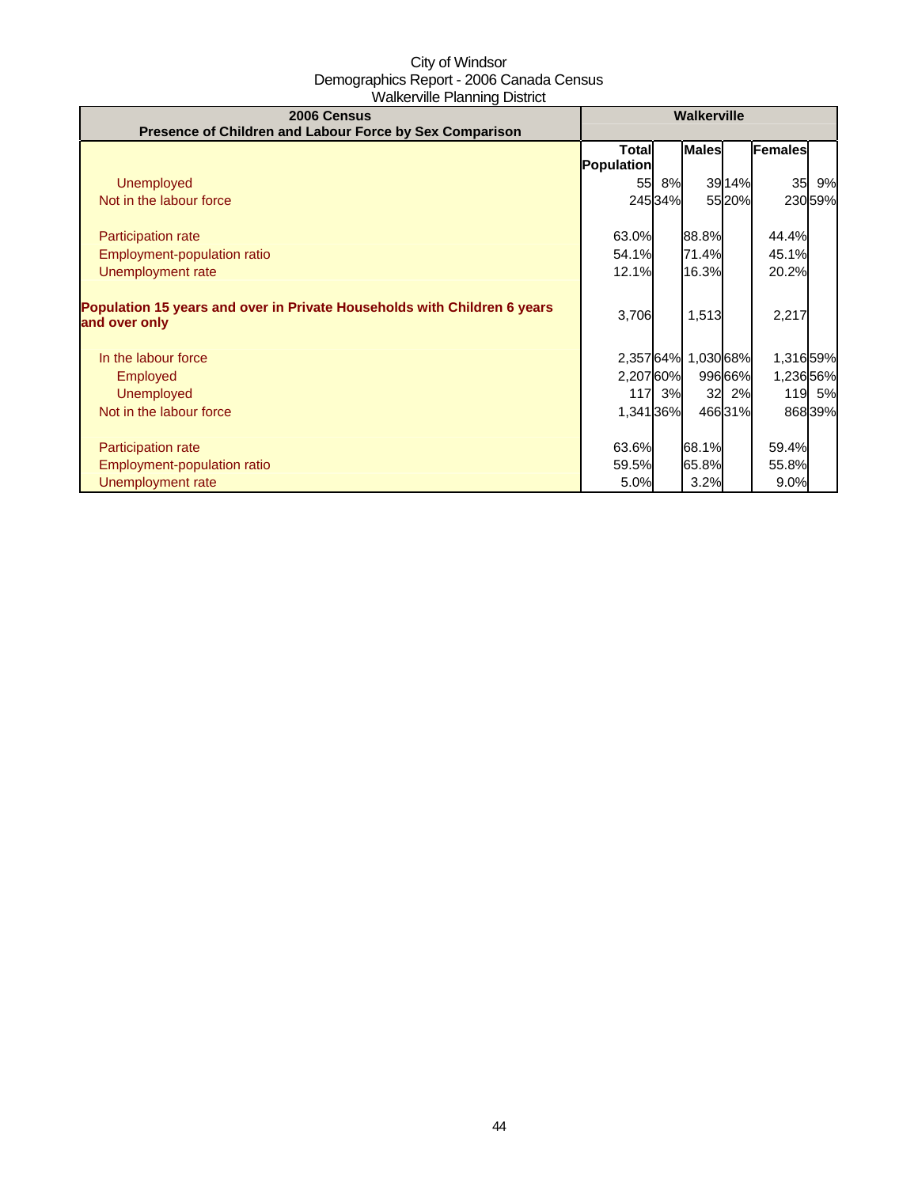City of Windsor
Demographics Report - 2006 Canada Census
Walkerville Planning District

| 2006 Census<br>Presence of Children and Labour Force by Sex Comparison | Walkerville | | | | | |
|---|---|---|---|---|---|---|
| | Total Population | | Males | | Females | |
| Unemployed | 55 | 8% | 39 | 14% | 35 | 9% |
| Not in the labour force | 245 | 34% | 55 | 20% | 230 | 59% |
| | | | | | | |
| Participation rate | 63.0% | | 88.8% | | 44.4% | |
| Employment-population ratio | 54.1% | | 71.4% | | 45.1% | |
| Unemployment rate | 12.1% | | 16.3% | | 20.2% | |
| | | | | | | |
| **Population 15 years and over in Private Households with Children 6 years and over only** | 3,706 | | 1,513 | | 2,217 | |
| | | | | | | |
| In the labour force | 2,357 | 64% | 1,030 | 68% | 1,316 | 59% |
| Employed | 2,207 | 60% | 996 | 66% | 1,236 | 56% |
| Unemployed | 117 | 3% | 32 | 2% | 119 | 5% |
| Not in the labour force | 1,341 | 36% | 466 | 31% | 868 | 39% |
| | | | | | | |
| Participation rate | 63.6% | | 68.1% | | 59.4% | |
| Employment-population ratio | 59.5% | | 65.8% | | 55.8% | |
| Unemployment rate | 5.0% | | 3.2% | | 9.0% | |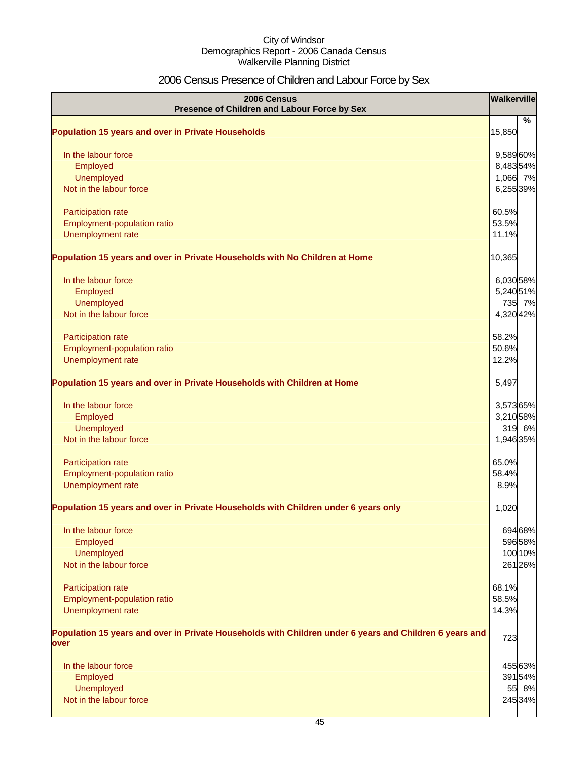City of Windsor
Demographics Report - 2006 Canada Census
Walkerville Planning District

# 2006 Census Presence of Children and Labour Force by Sex

| 2006 Census<br>Presence of Children and Labour Force by Sex | Walkerville | |
|---|---|---|
| | | % |
| **Population 15 years and over in Private Households** | 15,850 | |
| In the labour force | 9,589 | 60% |
| Employed | 8,483 | 54% |
| Unemployed | 1,066 | 7% |
| Not in the labour force | 6,255 | 39% |
| Participation rate | 60.5% | |
| Employment-population ratio | 53.5% | |
| Unemployment rate | 11.1% | |
| **Population 15 years and over in Private Households with No Children at Home** | 10,365 | |
| In the labour force | 6,030 | 58% |
| Employed | 5,240 | 51% |
| Unemployed | 735 | 7% |
| Not in the labour force | 4,320 | 42% |
| Participation rate | 58.2% | |
| Employment-population ratio | 50.6% | |
| Unemployment rate | 12.2% | |
| **Population 15 years and over in Private Households with Children at Home** | 5,497 | |
| In the labour force | 3,573 | 65% |
| Employed | 3,210 | 58% |
| Unemployed | 319 | 6% |
| Not in the labour force | 1,946 | 35% |
| Participation rate | 65.0% | |
| Employment-population ratio | 58.4% | |
| Unemployment rate | 8.9% | |
| **Population 15 years and over in Private Households with Children under 6 years only** | 1,020 | |
| In the labour force | 694 | 68% |
| Employed | 596 | 58% |
| Unemployed | 100 | 10% |
| Not in the labour force | 261 | 26% |
| Participation rate | 68.1% | |
| Employment-population ratio | 58.5% | |
| Unemployment rate | 14.3% | |
| **Population 15 years and over in Private Households with Children under 6 years and Children 6 years and over** | 723 | |
| In the labour force | 455 | 63% |
| Employed | 391 | 54% |
| Unemployed | 55 | 8% |
| Not in the labour force | 245 | 34% |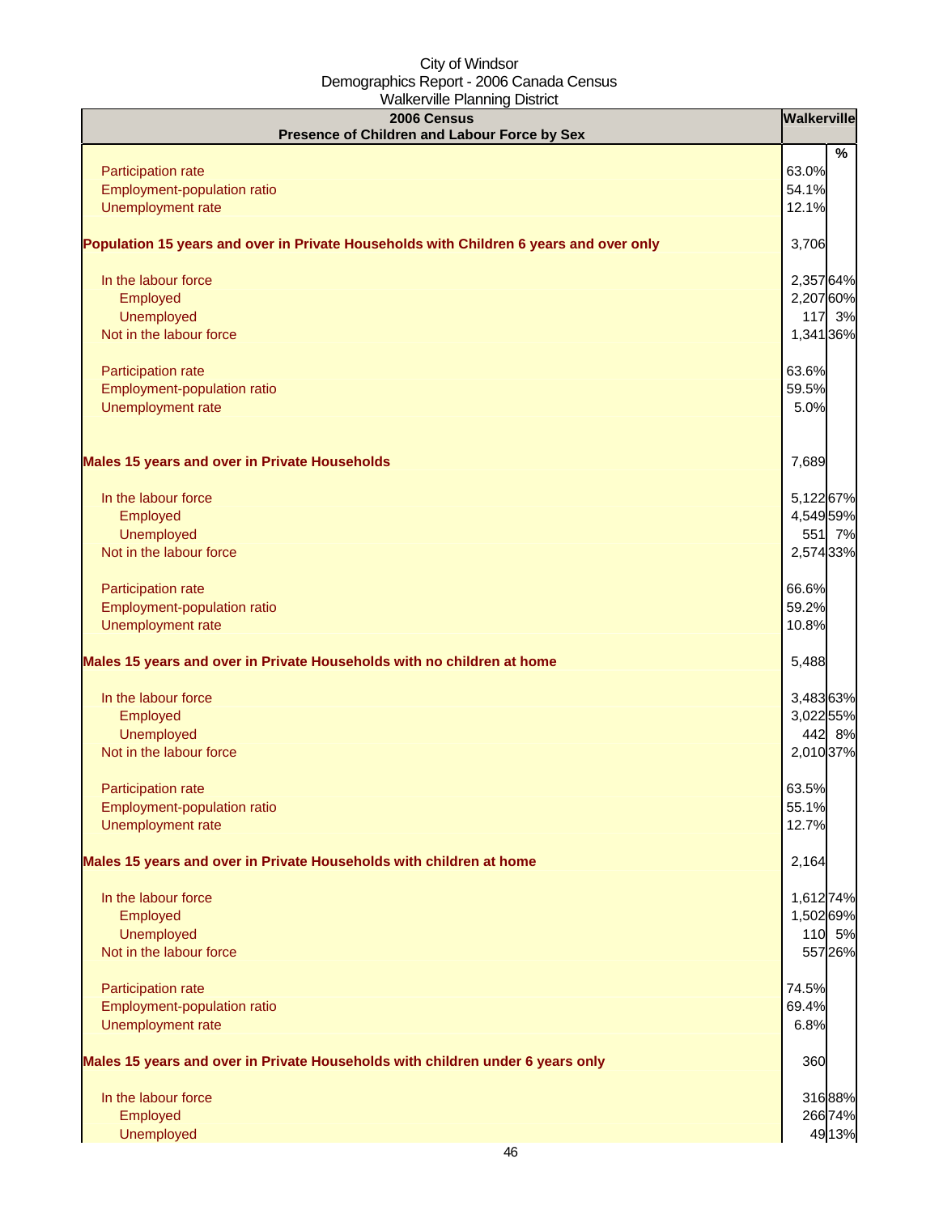City of Windsor
Demographics Report - 2006 Canada Census
Walkerville Planning District

| 2006 Census<br>Presence of Children and Labour Force by Sex | Walkerville | % |
|---|---|---|
| Participation rate | 63.0% | |
| Employment-population ratio | 54.1% | |
| Unemployment rate | 12.1% | |
| **Population 15 years and over in Private Households with Children 6 years and over only** | 3,706 | |
| In the labour force | 2,357 | 64% |
| Employed | 2,207 | 60% |
| Unemployed | 117 | 3% |
| Not in the labour force | 1,341 | 36% |
| Participation rate | 63.6% | |
| Employment-population ratio | 59.5% | |
| Unemployment rate | 5.0% | |
| **Males 15 years and over in Private Households** | 7,689 | |
| In the labour force | 5,122 | 67% |
| Employed | 4,549 | 59% |
| Unemployed | 551 | 7% |
| Not in the labour force | 2,574 | 33% |
| Participation rate | 66.6% | |
| Employment-population ratio | 59.2% | |
| Unemployment rate | 10.8% | |
| **Males 15 years and over in Private Households with no children at home** | 5,488 | |
| In the labour force | 3,483 | 63% |
| Employed | 3,022 | 55% |
| Unemployed | 442 | 8% |
| Not in the labour force | 2,010 | 37% |
| Participation rate | 63.5% | |
| Employment-population ratio | 55.1% | |
| Unemployment rate | 12.7% | |
| **Males 15 years and over in Private Households with children at home** | 2,164 | |
| In the labour force | 1,612 | 74% |
| Employed | 1,502 | 69% |
| Unemployed | 110 | 5% |
| Not in the labour force | 557 | 26% |
| Participation rate | 74.5% | |
| Employment-population ratio | 69.4% | |
| Unemployment rate | 6.8% | |
| **Males 15 years and over in Private Households with children under 6 years only** | 360 | |
| In the labour force | 316 | 88% |
| Employed | 266 | 74% |
| Unemployed | 49 | 13% |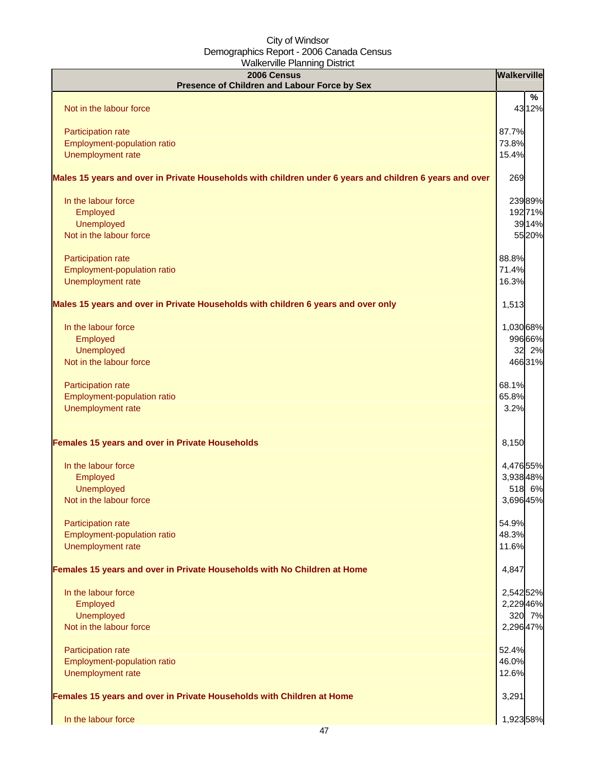City of Windsor
Demographics Report - 2006 Canada Census
Walkerville Planning District

| 2006 Census<br>Presence of Children and Labour Force by Sex | Walkerville | |
|---|---|---|
| | | % |
| Not in the labour force | 43 | 12% |
| | | |
| Participation rate | 87.7% | |
| Employment-population ratio | 73.8% | |
| Unemployment rate | 15.4% | |
| | | |
| **Males 15 years and over in Private Households with children under 6 years and children 6 years and over** | 269 | |
| | | |
| In the labour force | 239 | 89% |
| Employed | 192 | 71% |
| Unemployed | 39 | 14% |
| Not in the labour force | 55 | 20% |
| | | |
| Participation rate | 88.8% | |
| Employment-population ratio | 71.4% | |
| Unemployment rate | 16.3% | |
| | | |
| **Males 15 years and over in Private Households with children 6 years and over only** | 1,513 | |
| | | |
| In the labour force | 1,030 | 68% |
| Employed | 996 | 66% |
| Unemployed | 32 | 2% |
| Not in the labour force | 466 | 31% |
| | | |
| Participation rate | 68.1% | |
| Employment-population ratio | 65.8% | |
| Unemployment rate | 3.2% | |
| | | |
| **Females 15 years and over in Private Households** | 8,150 | |
| | | |
| In the labour force | 4,476 | 55% |
| Employed | 3,938 | 48% |
| Unemployed | 518 | 6% |
| Not in the labour force | 3,696 | 45% |
| | | |
| Participation rate | 54.9% | |
| Employment-population ratio | 48.3% | |
| Unemployment rate | 11.6% | |
| | | |
| **Females 15 years and over in Private Households with No Children at Home** | 4,847 | |
| | | |
| In the labour force | 2,542 | 52% |
| Employed | 2,229 | 46% |
| Unemployed | 320 | 7% |
| Not in the labour force | 2,296 | 47% |
| | | |
| Participation rate | 52.4% | |
| Employment-population ratio | 46.0% | |
| Unemployment rate | 12.6% | |
| | | |
| **Females 15 years and over in Private Households with Children at Home** | 3,291 | |
| | | |
| In the labour force | 1,923 | 58% |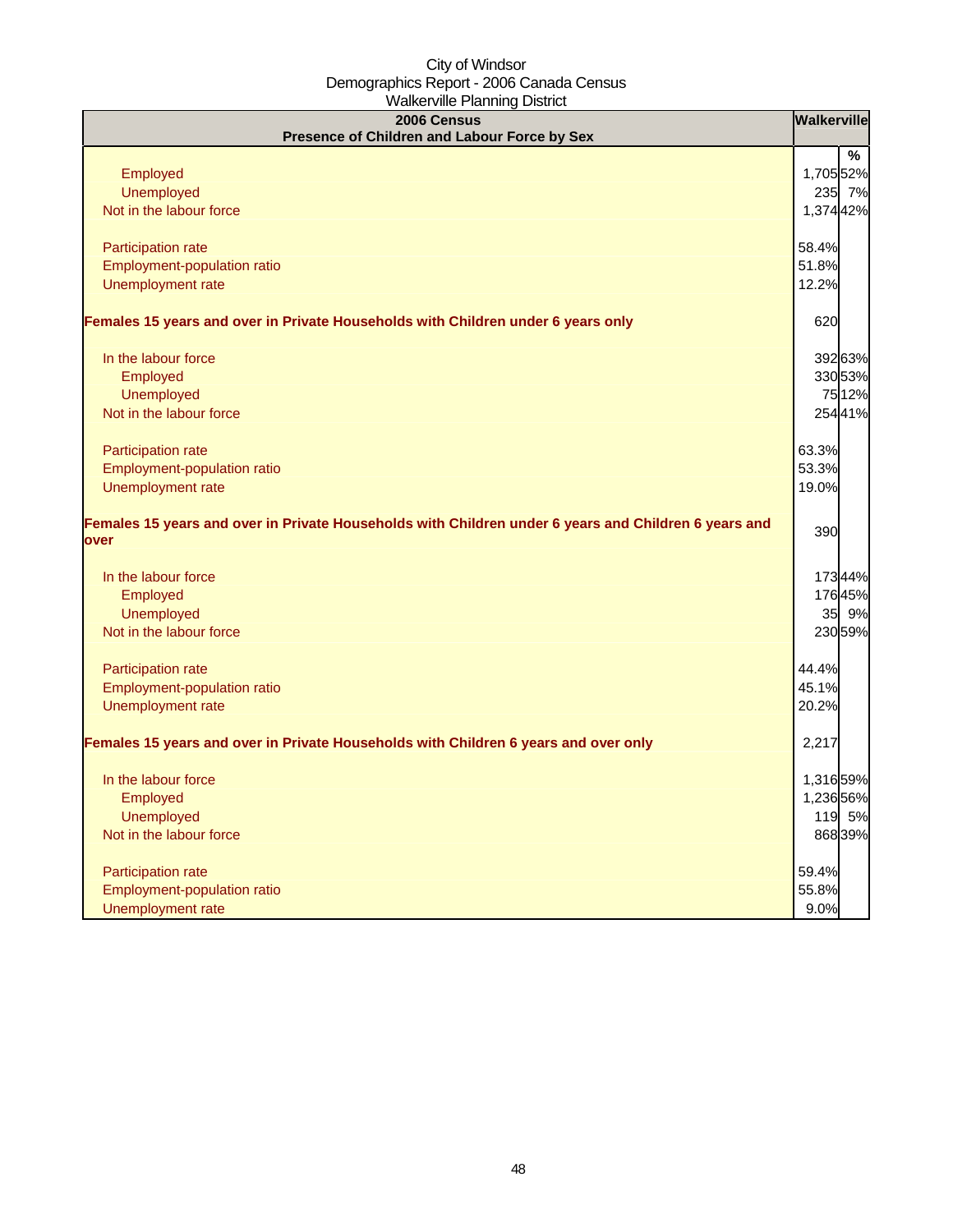City of Windsor
Demographics Report - 2006 Canada Census
Walkerville Planning District

| 2006 Census<br>Presence of Children and Labour Force by Sex | Walkerville | |
|---|---|---|
| | | % |
| Employed | 1,705 | 52% |
| Unemployed | 235 | 7% |
| Not in the labour force | 1,374 | 42% |
| | | |
| Participation rate | 58.4% | |
| Employment-population ratio | 51.8% | |
| Unemployment rate | 12.2% | |
| | | |
| **Females 15 years and over in Private Households with Children under 6 years only** | 620 | |
| | | |
| In the labour force | 392 | 63% |
| Employed | 330 | 53% |
| Unemployed | 75 | 12% |
| Not in the labour force | 254 | 41% |
| | | |
| Participation rate | 63.3% | |
| Employment-population ratio | 53.3% | |
| Unemployment rate | 19.0% | |
| | | |
| **Females 15 years and over in Private Households with Children under 6 years and Children 6 years and over** | 390 | |
| | | |
| In the labour force | 173 | 44% |
| Employed | 176 | 45% |
| Unemployed | 35 | 9% |
| Not in the labour force | 230 | 59% |
| | | |
| Participation rate | 44.4% | |
| Employment-population ratio | 45.1% | |
| Unemployment rate | 20.2% | |
| | | |
| **Females 15 years and over in Private Households with Children 6 years and over only** | 2,217 | |
| | | |
| In the labour force | 1,316 | 59% |
| Employed | 1,236 | 56% |
| Unemployed | 119 | 5% |
| Not in the labour force | 868 | 39% |
| | | |
| Participation rate | 59.4% | |
| Employment-population ratio | 55.8% | |
| Unemployment rate | 9.0% | |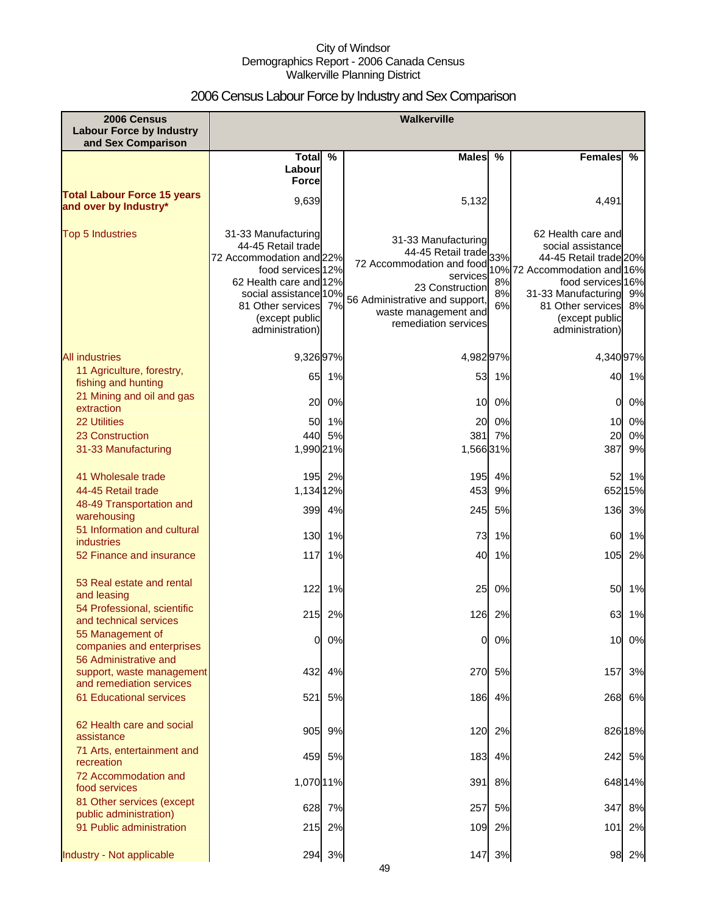City of Windsor
Demographics Report - 2006 Canada Census
Walkerville Planning District

# 2006 Census Labour Force by Industry and Sex Comparison

| 2006 Census Labour Force by Industry and Sex Comparison | Walkerville | | | | | |
|---|---|---|---|---|---|---|
| | Total Labour Force | % | Males | % | Females | % |
| **Total Labour Force 15 years and over by Industry*** | 9,639 | | 5,132 | | 4,491 | |
| Top 5 Industries | 31-33 Manufacturing<br>44-45 Retail trade<br>72 Accommodation and food services<br>62 Health care and social assistance<br>81 Other services (except public administration) | 22%<br>12%<br>12%<br>10%<br>7% | 31-33 Manufacturing<br>44-45 Retail trade<br>72 Accommodation and food services<br>23 Construction<br>56 Administrative and support, waste management and remediation services | 33%<br>10%<br>8%<br>8%<br>6% | 62 Health care and social assistance<br>44-45 Retail trade<br>72 Accommodation and food services<br>31-33 Manufacturing<br>81 Other services (except public administration) | 20%<br>16%<br>16%<br>9%<br>8% |
| All industries | 9,326 | 97% | 4,982 | 97% | 4,340 | 97% |
| 11 Agriculture, forestry, fishing and hunting | 65 | 1% | 53 | 1% | 40 | 1% |
| 21 Mining and oil and gas extraction | 20 | 0% | 10 | 0% | 0 | 0% |
| 22 Utilities | 50 | 1% | 20 | 0% | 10 | 0% |
| 23 Construction | 440 | 5% | 381 | 7% | 20 | 0% |
| 31-33 Manufacturing | 1,990 | 21% | 1,566 | 31% | 387 | 9% |
| 41 Wholesale trade | 195 | 2% | 195 | 4% | 52 | 1% |
| 44-45 Retail trade | 1,134 | 12% | 453 | 9% | 652 | 15% |
| 48-49 Transportation and warehousing | 399 | 4% | 245 | 5% | 136 | 3% |
| 51 Information and cultural industries | 130 | 1% | 73 | 1% | 60 | 1% |
| 52 Finance and insurance | 117 | 1% | 40 | 1% | 105 | 2% |
| 53 Real estate and rental and leasing | 122 | 1% | 25 | 0% | 50 | 1% |
| 54 Professional, scientific and technical services | 215 | 2% | 126 | 2% | 63 | 1% |
| 55 Management of companies and enterprises | 0 | 0% | 0 | 0% | 10 | 0% |
| 56 Administrative and support, waste management and remediation services | 432 | 4% | 270 | 5% | 157 | 3% |
| 61 Educational services | 521 | 5% | 186 | 4% | 268 | 6% |
| 62 Health care and social assistance | 905 | 9% | 120 | 2% | 826 | 18% |
| 71 Arts, entertainment and recreation | 459 | 5% | 183 | 4% | 242 | 5% |
| 72 Accommodation and food services | 1,070 | 11% | 391 | 8% | 648 | 14% |
| 81 Other services (except public administration) | 628 | 7% | 257 | 5% | 347 | 8% |
| 91 Public administration | 215 | 2% | 109 | 2% | 101 | 2% |
| Industry - Not applicable | 294 | 3% | 147 | 3% | 98 | 2% |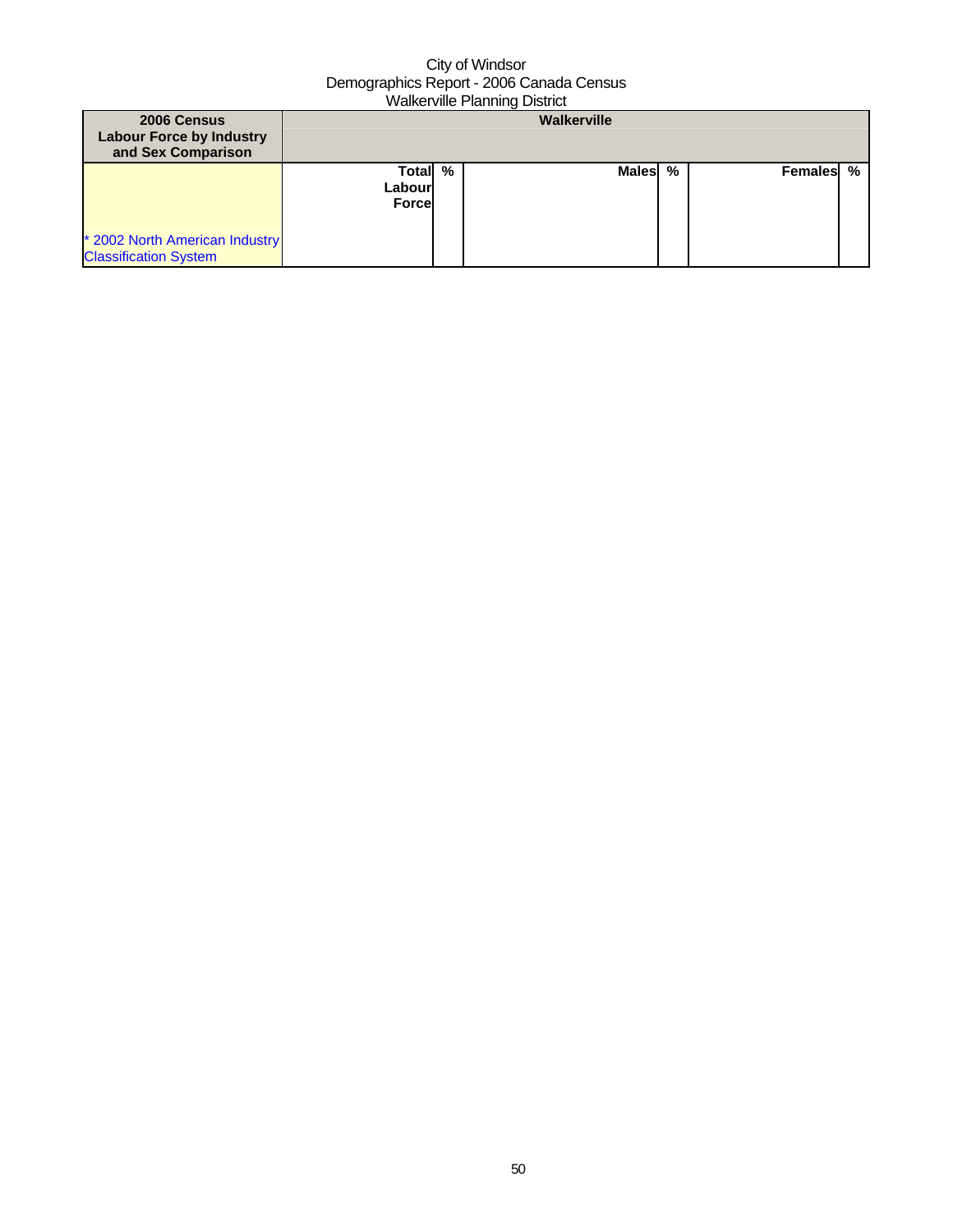City of Windsor
Demographics Report - 2006 Canada Census
Walkerville Planning District

| 2006 Census Labour Force by Industry and Sex Comparison | Walkerville | | | | | |
|---|---|---|---|---|---|---|
| * 2002 North American Industry Classification System | Total Labour Force | % | Males | % | Females | % |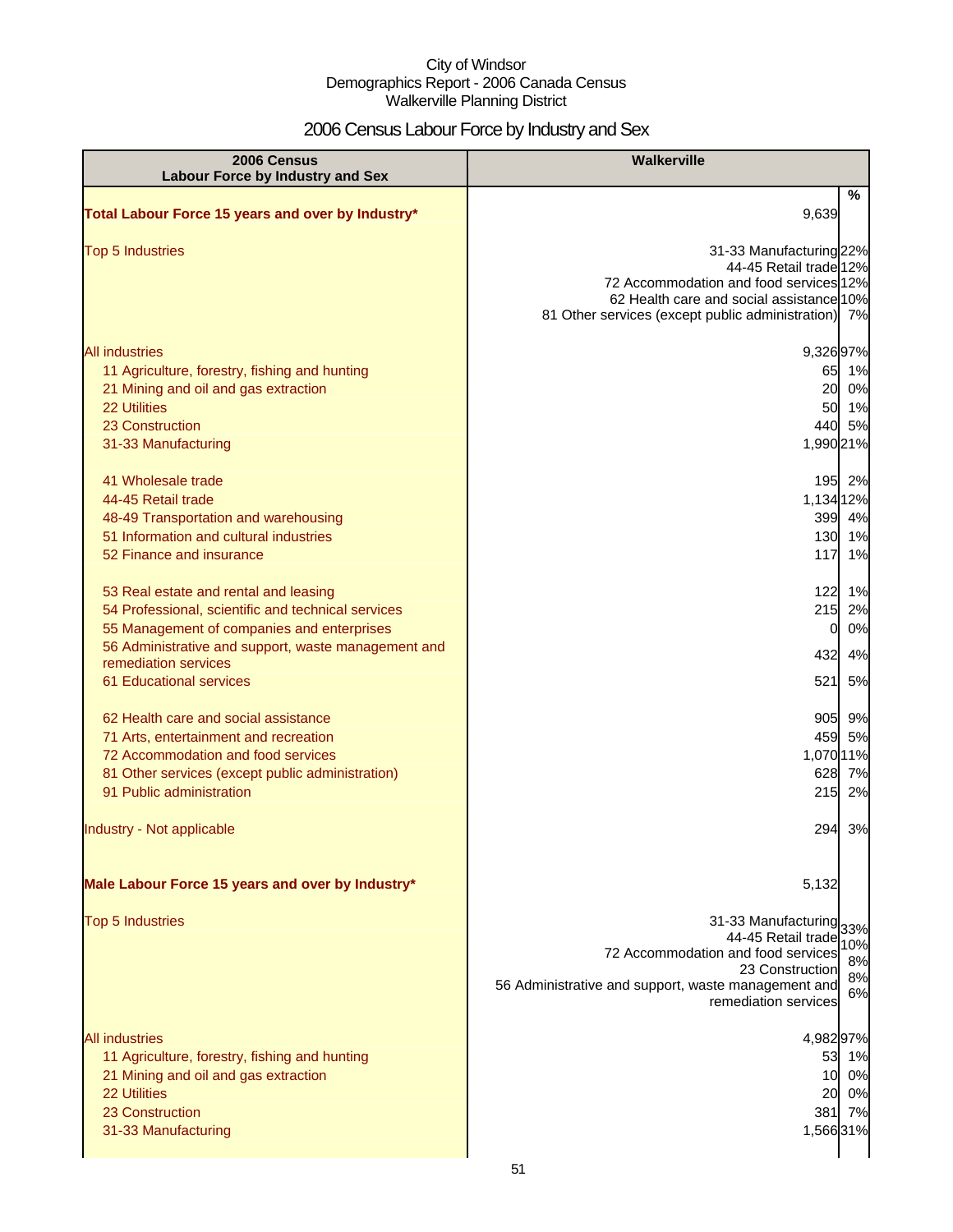City of Windsor
Demographics Report - 2006 Canada Census
Walkerville Planning District

# 2006 Census Labour Force by Industry and Sex

| 2006 Census Labour Force by Industry and Sex | Walkerville | % |
|---|---|---|
| **Total Labour Force 15 years and over by Industry*** | 9,639 | |
| Top 5 Industries | 31-33 Manufacturing | 22% |
| | 44-45 Retail trade | 12% |
| | 72 Accommodation and food services | 12% |
| | 62 Health care and social assistance | 10% |
| | 81 Other services (except public administration) | 7% |
| All industries | 9,326 | 97% |
| 11 Agriculture, forestry, fishing and hunting | 65 | 1% |
| 21 Mining and oil and gas extraction | 20 | 0% |
| 22 Utilities | 50 | 1% |
| 23 Construction | 440 | 5% |
| 31-33 Manufacturing | 1,990 | 21% |
| 41 Wholesale trade | 195 | 2% |
| 44-45 Retail trade | 1,134 | 12% |
| 48-49 Transportation and warehousing | 399 | 4% |
| 51 Information and cultural industries | 130 | 1% |
| 52 Finance and insurance | 117 | 1% |
| 53 Real estate and rental and leasing | 122 | 1% |
| 54 Professional, scientific and technical services | 215 | 2% |
| 55 Management of companies and enterprises | 0 | 0% |
| 56 Administrative and support, waste management and remediation services | 432 | 4% |
| 61 Educational services | 521 | 5% |
| 62 Health care and social assistance | 905 | 9% |
| 71 Arts, entertainment and recreation | 459 | 5% |
| 72 Accommodation and food services | 1,070 | 11% |
| 81 Other services (except public administration) | 628 | 7% |
| 91 Public administration | 215 | 2% |
| Industry - Not applicable | 294 | 3% |
| **Male Labour Force 15 years and over by Industry*** | 5,132 | |
| Top 5 Industries | 31-33 Manufacturing | 33% |
| | 44-45 Retail trade | 10% |
| | 72 Accommodation and food services | 8% |
| | 23 Construction | 8% |
| | 56 Administrative and support, waste management and remediation services | 6% |
| All industries | 4,982 | 97% |
| 11 Agriculture, forestry, fishing and hunting | 53 | 1% |
| 21 Mining and oil and gas extraction | 10 | 0% |
| 22 Utilities | 20 | 0% |
| 23 Construction | 381 | 7% |
| 31-33 Manufacturing | 1,566 | 31% |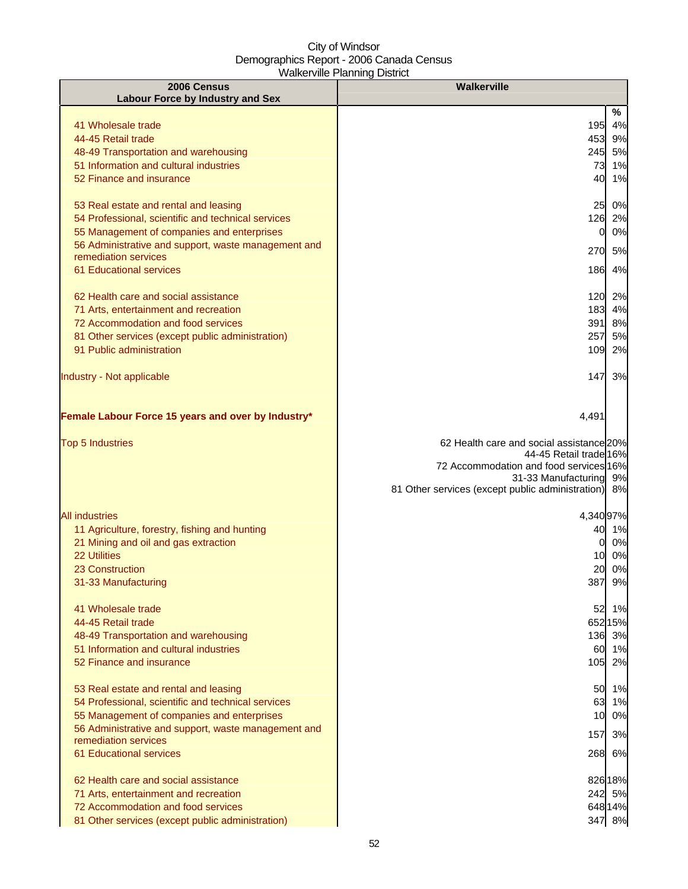City of Windsor
Demographics Report - 2006 Canada Census
Walkerville Planning District

| 2006 Census<br>Labour Force by Industry and Sex | Walkerville | % |
|---|---|---|
| 41 Wholesale trade | 195 | 4% |
| 44-45 Retail trade | 453 | 9% |
| 48-49 Transportation and warehousing | 245 | 5% |
| 51 Information and cultural industries | 73 | 1% |
| 52 Finance and insurance | 40 | 1% |
| 53 Real estate and rental and leasing | 25 | 0% |
| 54 Professional, scientific and technical services | 126 | 2% |
| 55 Management of companies and enterprises | 0 | 0% |
| 56 Administrative and support, waste management and remediation services | 270 | 5% |
| 61 Educational services | 186 | 4% |
| 62 Health care and social assistance | 120 | 2% |
| 71 Arts, entertainment and recreation | 183 | 4% |
| 72 Accommodation and food services | 391 | 8% |
| 81 Other services (except public administration) | 257 | 5% |
| 91 Public administration | 109 | 2% |
| Industry - Not applicable | 147 | 3% |
| **Female Labour Force 15 years and over by Industry*** | 4,491 | |
| Top 5 Industries | 62 Health care and social assistance | 20% |
| | 44-45 Retail trade | 16% |
| | 72 Accommodation and food services | 16% |
| | 31-33 Manufacturing | 9% |
| | 81 Other services (except public administration) | 8% |
| All industries | 4,340 | 97% |
| 11 Agriculture, forestry, fishing and hunting | 40 | 1% |
| 21 Mining and oil and gas extraction | 0 | 0% |
| 22 Utilities | 10 | 0% |
| 23 Construction | 20 | 0% |
| 31-33 Manufacturing | 387 | 9% |
| 41 Wholesale trade | 52 | 1% |
| 44-45 Retail trade | 652 | 15% |
| 48-49 Transportation and warehousing | 136 | 3% |
| 51 Information and cultural industries | 60 | 1% |
| 52 Finance and insurance | 105 | 2% |
| 53 Real estate and rental and leasing | 50 | 1% |
| 54 Professional, scientific and technical services | 63 | 1% |
| 55 Management of companies and enterprises | 10 | 0% |
| 56 Administrative and support, waste management and remediation services | 157 | 3% |
| 61 Educational services | 268 | 6% |
| 62 Health care and social assistance | 826 | 18% |
| 71 Arts, entertainment and recreation | 242 | 5% |
| 72 Accommodation and food services | 648 | 14% |
| 81 Other services (except public administration) | 347 | 8% |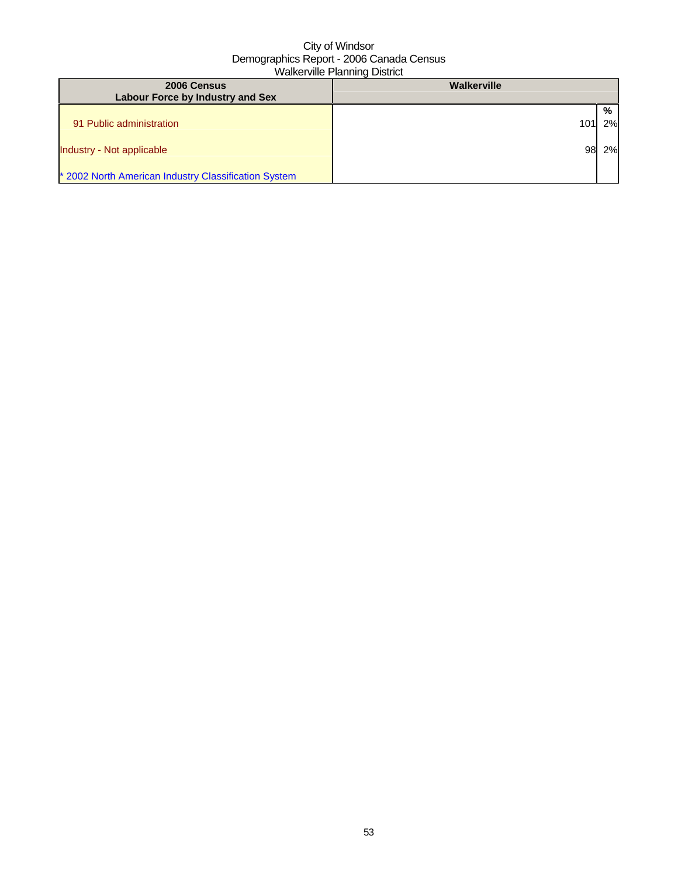City of Windsor
Demographics Report - 2006 Canada Census
Walkerville Planning District

| 2006 Census<br>Labour Force by Industry and Sex | Walkerville | % |
|---|---|---|
| 91 Public administration | 101 | 2% |
| Industry - Not applicable | 98 | 2% |
| * 2002 North American Industry Classification System | | |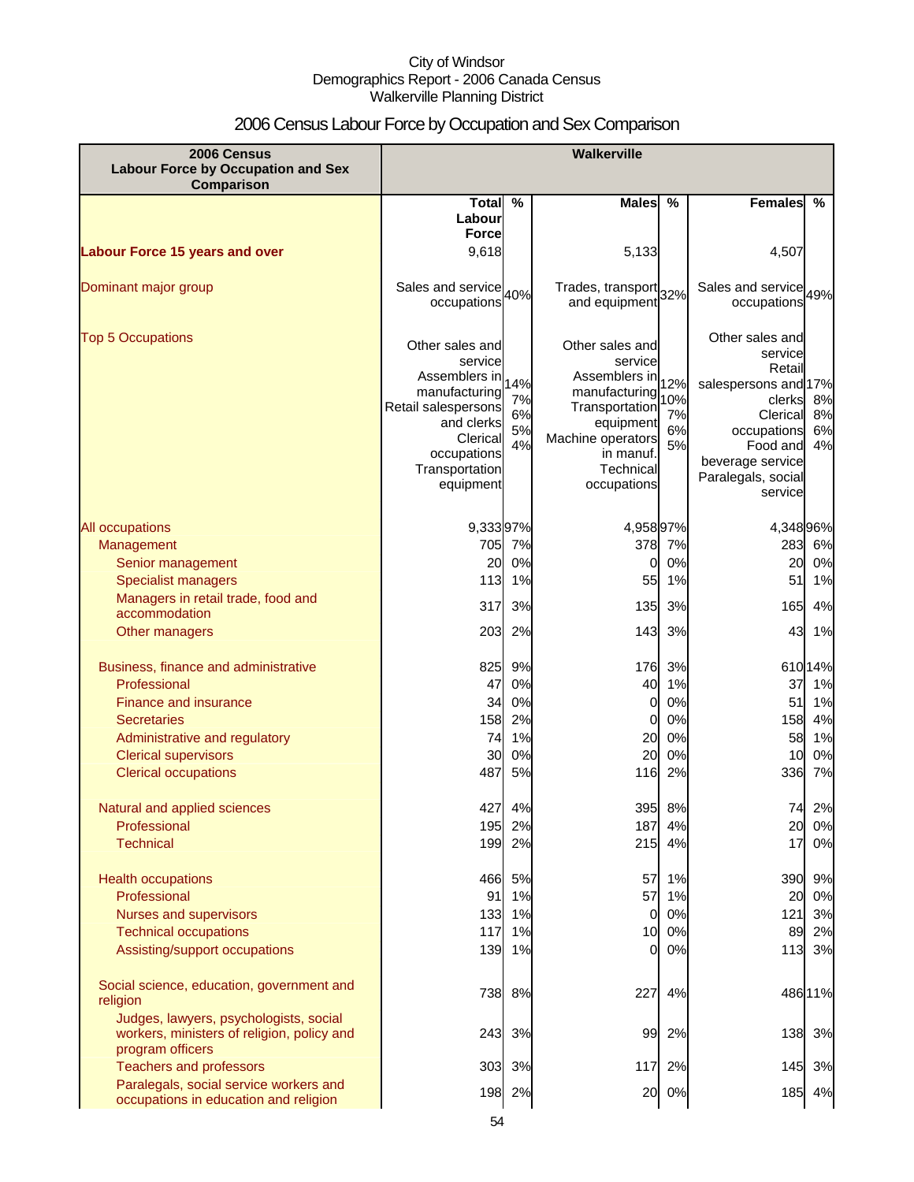City of Windsor
Demographics Report - 2006 Canada Census
Walkerville Planning District

# 2006 Census Labour Force by Occupation and Sex Comparison

| 2006 Census Labour Force by Occupation and Sex Comparison | Walkerville | | | | | |
|---|---|---|---|---|---|---|
| | Total Labour Force | % | Males | % | Females | % |
| **Labour Force 15 years and over** | 9,618 | | 5,133 | | 4,507 | |
| Dominant major group | Sales and service occupations | 40% | Trades, transport and equipment | 32% | Sales and service occupations | 49% |
| Top 5 Occupations | Other sales and service<br>Assemblers in manufacturing<br>Retail salespersons and clerks<br>Clerical occupations<br>Transportation equipment | 14%<br>7%<br>6%<br>5%<br>4% | Other sales and service<br>Assemblers in manufacturing<br>Transportation equipment<br>Machine operators in manuf.<br>Technical occupations | 12%<br>10%<br>7%<br>6%<br>5% | Other sales and service<br>Retail salespersons and clerks<br>Clerical occupations<br>Food and beverage service<br>Paralegals, social service | 17%<br>8%<br>8%<br>6%<br>4% |
| All occupations | 9,333 | 97% | 4,958 | 97% | 4,348 | 96% |
| Management | 705 | 7% | 378 | 7% | 283 | 6% |
| Senior management | 20 | 0% | 0 | 0% | 20 | 0% |
| Specialist managers | 113 | 1% | 55 | 1% | 51 | 1% |
| Managers in retail trade, food and accommodation | 317 | 3% | 135 | 3% | 165 | 4% |
| Other managers | 203 | 2% | 143 | 3% | 43 | 1% |
| Business, finance and administrative | 825 | 9% | 176 | 3% | 610 | 14% |
| Professional | 47 | 0% | 40 | 1% | 37 | 1% |
| Finance and insurance | 34 | 0% | 0 | 0% | 51 | 1% |
| Secretaries | 158 | 2% | 0 | 0% | 158 | 4% |
| Administrative and regulatory | 74 | 1% | 20 | 0% | 58 | 1% |
| Clerical supervisors | 30 | 0% | 20 | 0% | 10 | 0% |
| Clerical occupations | 487 | 5% | 116 | 2% | 336 | 7% |
| Natural and applied sciences | 427 | 4% | 395 | 8% | 74 | 2% |
| Professional | 195 | 2% | 187 | 4% | 20 | 0% |
| Technical | 199 | 2% | 215 | 4% | 17 | 0% |
| Health occupations | 466 | 5% | 57 | 1% | 390 | 9% |
| Professional | 91 | 1% | 57 | 1% | 20 | 0% |
| Nurses and supervisors | 133 | 1% | 0 | 0% | 121 | 3% |
| Technical occupations | 117 | 1% | 10 | 0% | 89 | 2% |
| Assisting/support occupations | 139 | 1% | 0 | 0% | 113 | 3% |
| Social science, education, government and religion | 738 | 8% | 227 | 4% | 486 | 11% |
| Judges, lawyers, psychologists, social workers, ministers of religion, policy and program officers | 243 | 3% | 99 | 2% | 138 | 3% |
| Teachers and professors | 303 | 3% | 117 | 2% | 145 | 3% |
| Paralegals, social service workers and occupations in education and religion | 198 | 2% | 20 | 0% | 185 | 4% |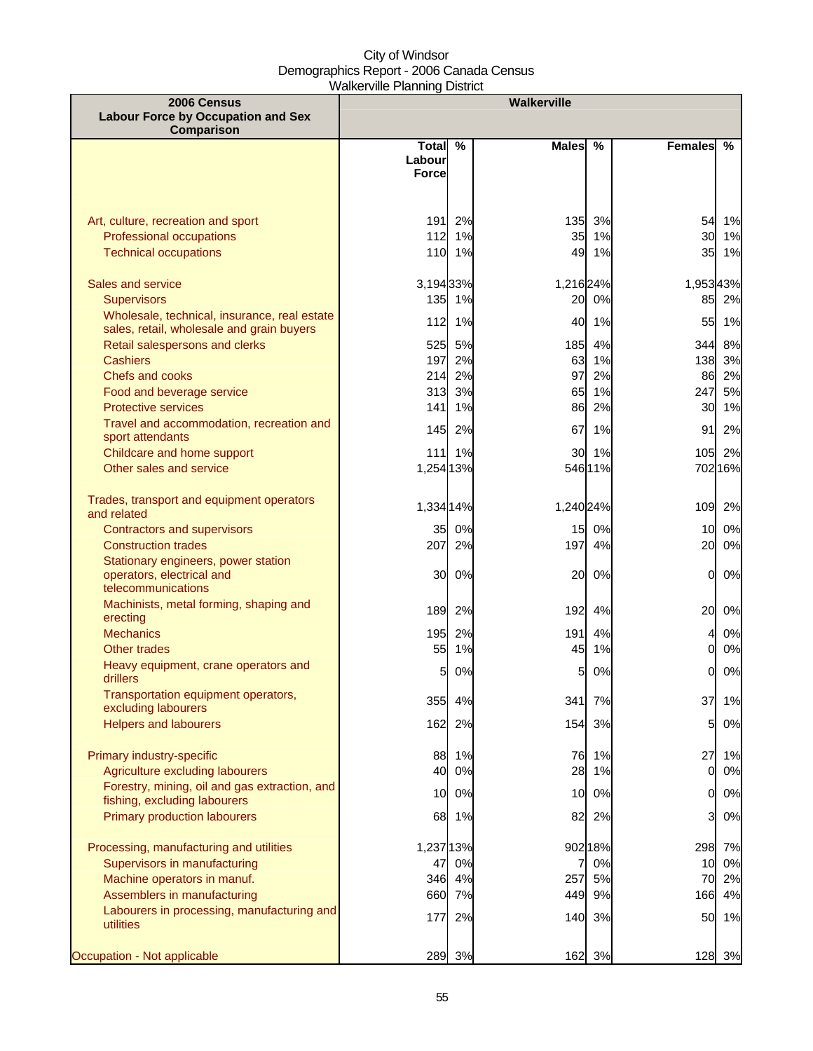City of Windsor
Demographics Report - 2006 Canada Census
Walkerville Planning District

| 2006 Census Labour Force by Occupation and Sex Comparison | Walkerville | | | | | |
|---|---|---|---|---|---|---|
| | Total Labour Force | % | Males | % | Females | % |
| Art, culture, recreation and sport | 191 | 2% | 135 | 3% | 54 | 1% |
| Professional occupations | 112 | 1% | 35 | 1% | 30 | 1% |
| Technical occupations | 110 | 1% | 49 | 1% | 35 | 1% |
| Sales and service | 3,194 | 33% | 1,216 | 24% | 1,953 | 43% |
| Supervisors | 135 | 1% | 20 | 0% | 85 | 2% |
| Wholesale, technical, insurance, real estate sales, retail, wholesale and grain buyers | 112 | 1% | 40 | 1% | 55 | 1% |
| Retail salespersons and clerks | 525 | 5% | 185 | 4% | 344 | 8% |
| Cashiers | 197 | 2% | 63 | 1% | 138 | 3% |
| Chefs and cooks | 214 | 2% | 97 | 2% | 86 | 2% |
| Food and beverage service | 313 | 3% | 65 | 1% | 247 | 5% |
| Protective services | 141 | 1% | 86 | 2% | 30 | 1% |
| Travel and accommodation, recreation and sport attendants | 145 | 2% | 67 | 1% | 91 | 2% |
| Childcare and home support | 111 | 1% | 30 | 1% | 105 | 2% |
| Other sales and service | 1,254 | 13% | 546 | 11% | 702 | 16% |
| Trades, transport and equipment operators and related | 1,334 | 14% | 1,240 | 24% | 109 | 2% |
| Contractors and supervisors | 35 | 0% | 15 | 0% | 10 | 0% |
| Construction trades | 207 | 2% | 197 | 4% | 20 | 0% |
| Stationary engineers, power station operators, electrical and telecommunications | 30 | 0% | 20 | 0% | 0 | 0% |
| Machinists, metal forming, shaping and erecting | 189 | 2% | 192 | 4% | 20 | 0% |
| Mechanics | 195 | 2% | 191 | 4% | 4 | 0% |
| Other trades | 55 | 1% | 45 | 1% | 0 | 0% |
| Heavy equipment, crane operators and drillers | 5 | 0% | 5 | 0% | 0 | 0% |
| Transportation equipment operators, excluding labourers | 355 | 4% | 341 | 7% | 37 | 1% |
| Helpers and labourers | 162 | 2% | 154 | 3% | 5 | 0% |
| Primary industry-specific | 88 | 1% | 76 | 1% | 27 | 1% |
| Agriculture excluding labourers | 40 | 0% | 28 | 1% | 0 | 0% |
| Forestry, mining, oil and gas extraction, and fishing, excluding labourers | 10 | 0% | 10 | 0% | 0 | 0% |
| Primary production labourers | 68 | 1% | 82 | 2% | 3 | 0% |
| Processing, manufacturing and utilities | 1,237 | 13% | 902 | 18% | 298 | 7% |
| Supervisors in manufacturing | 47 | 0% | 7 | 0% | 10 | 0% |
| Machine operators in manuf. | 346 | 4% | 257 | 5% | 70 | 2% |
| Assemblers in manufacturing | 660 | 7% | 449 | 9% | 166 | 4% |
| Labourers in processing, manufacturing and utilities | 177 | 2% | 140 | 3% | 50 | 1% |
| Occupation - Not applicable | 289 | 3% | 162 | 3% | 128 | 3% |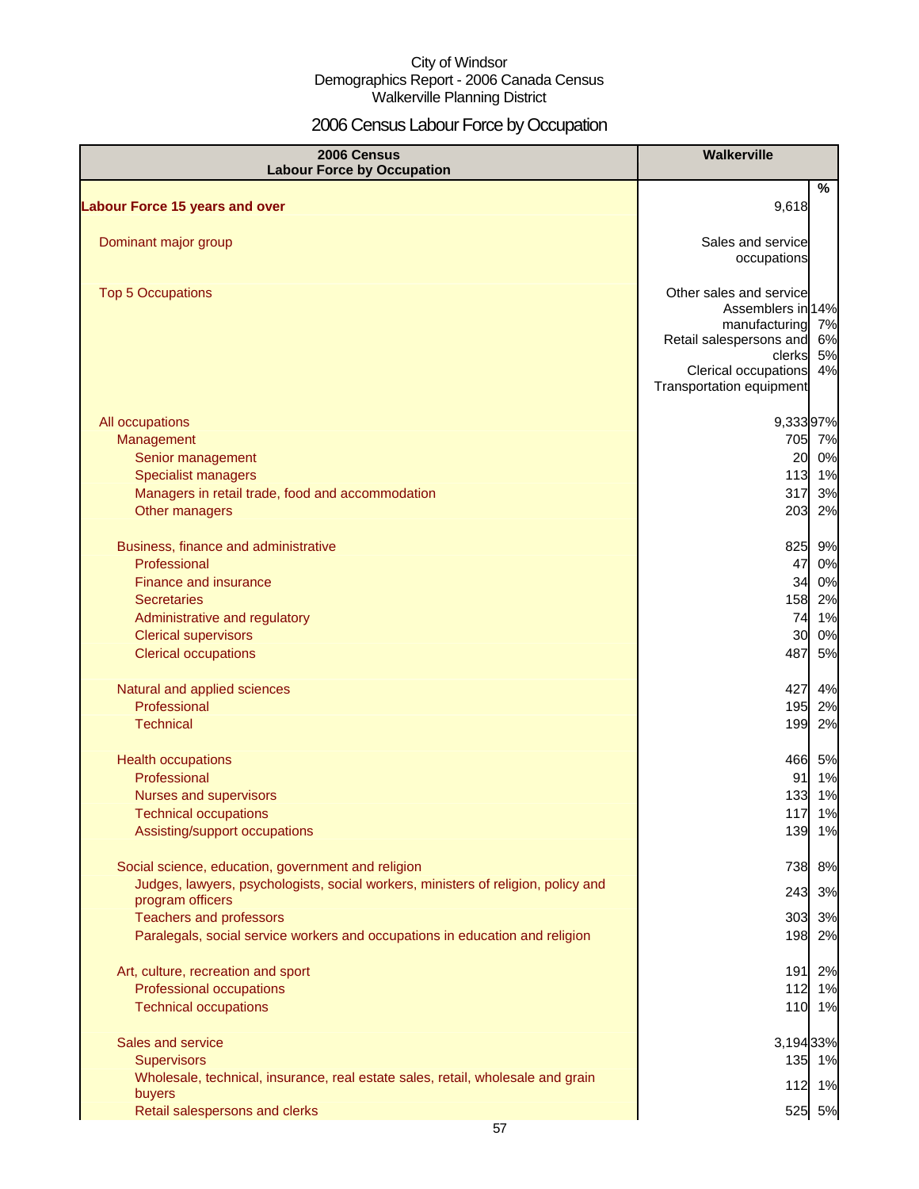City of Windsor
Demographics Report - 2006 Canada Census
Walkerville Planning District

# 2006 Census Labour Force by Occupation

| 2006 Census Labour Force by Occupation | Walkerville | |
|---|---|---|
| | | % |
| **Labour Force 15 years and over** | 9,618 | |
| Dominant major group | Sales and service occupations | |
| Top 5 Occupations | Other sales and service | 14% |
| | Assemblers in manufacturing | 7% |
| | Retail salespersons and clerks | 6% |
| | Clerical occupations | 5% |
| | Transportation equipment | 4% |
| All occupations | 9,333 | 97% |
| Management | 705 | 7% |
| Senior management | 20 | 0% |
| Specialist managers | 113 | 1% |
| Managers in retail trade, food and accommodation | 317 | 3% |
| Other managers | 203 | 2% |
| Business, finance and administrative | 825 | 9% |
| Professional | 47 | 0% |
| Finance and insurance | 34 | 0% |
| Secretaries | 158 | 2% |
| Administrative and regulatory | 74 | 1% |
| Clerical supervisors | 30 | 0% |
| Clerical occupations | 487 | 5% |
| Natural and applied sciences | 427 | 4% |
| Professional | 195 | 2% |
| Technical | 199 | 2% |
| Health occupations | 466 | 5% |
| Professional | 91 | 1% |
| Nurses and supervisors | 133 | 1% |
| Technical occupations | 117 | 1% |
| Assisting/support occupations | 139 | 1% |
| Social science, education, government and religion | 738 | 8% |
| Judges, lawyers, psychologists, social workers, ministers of religion, policy and program officers | 243 | 3% |
| Teachers and professors | 303 | 3% |
| Paralegals, social service workers and occupations in education and religion | 198 | 2% |
| Art, culture, recreation and sport | 191 | 2% |
| Professional occupations | 112 | 1% |
| Technical occupations | 110 | 1% |
| Sales and service | 3,194 | 33% |
| Supervisors | 135 | 1% |
| Wholesale, technical, insurance, real estate sales, retail, wholesale and grain buyers | 112 | 1% |
| Retail salespersons and clerks | 525 | 5% |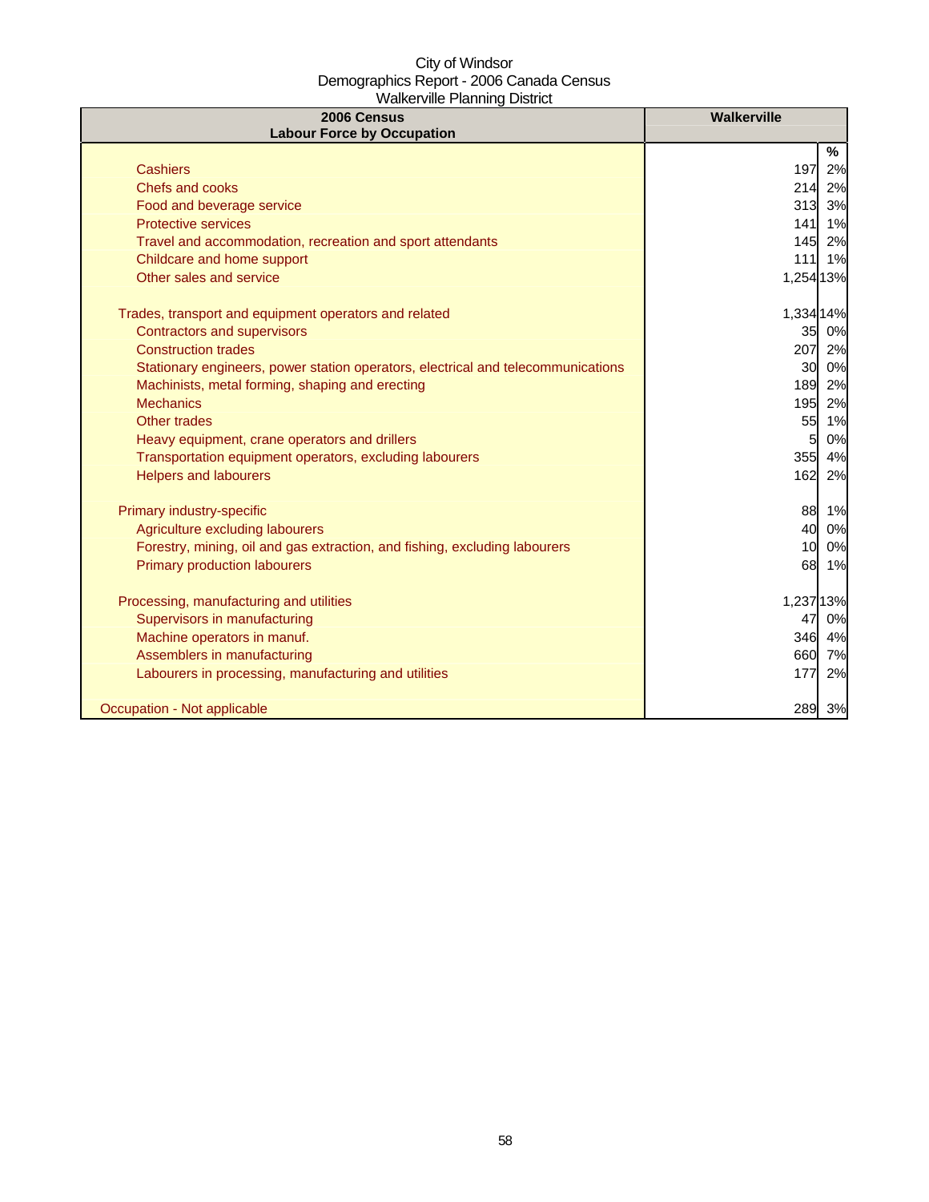City of Windsor
Demographics Report - 2006 Canada Census
Walkerville Planning District

| 2006 Census<br>Labour Force by Occupation | Walkerville | |
|---|---|---|
| | | % |
| Cashiers | 197 | 2% |
| Chefs and cooks | 214 | 2% |
| Food and beverage service | 313 | 3% |
| Protective services | 141 | 1% |
| Travel and accommodation, recreation and sport attendants | 145 | 2% |
| Childcare and home support | 111 | 1% |
| Other sales and service | 1,254 | 13% |
| | | |
| Trades, transport and equipment operators and related | 1,334 | 14% |
| Contractors and supervisors | 35 | 0% |
| Construction trades | 207 | 2% |
| Stationary engineers, power station operators, electrical and telecommunications | 30 | 0% |
| Machinists, metal forming, shaping and erecting | 189 | 2% |
| Mechanics | 195 | 2% |
| Other trades | 55 | 1% |
| Heavy equipment, crane operators and drillers | 5 | 0% |
| Transportation equipment operators, excluding labourers | 355 | 4% |
| Helpers and labourers | 162 | 2% |
| | | |
| Primary industry-specific | 88 | 1% |
| Agriculture excluding labourers | 40 | 0% |
| Forestry, mining, oil and gas extraction, and fishing, excluding labourers | 10 | 0% |
| Primary production labourers | 68 | 1% |
| | | |
| Processing, manufacturing and utilities | 1,237 | 13% |
| Supervisors in manufacturing | 47 | 0% |
| Machine operators in manuf. | 346 | 4% |
| Assemblers in manufacturing | 660 | 7% |
| Labourers in processing, manufacturing and utilities | 177 | 2% |
| | | |
| Occupation - Not applicable | 289 | 3% |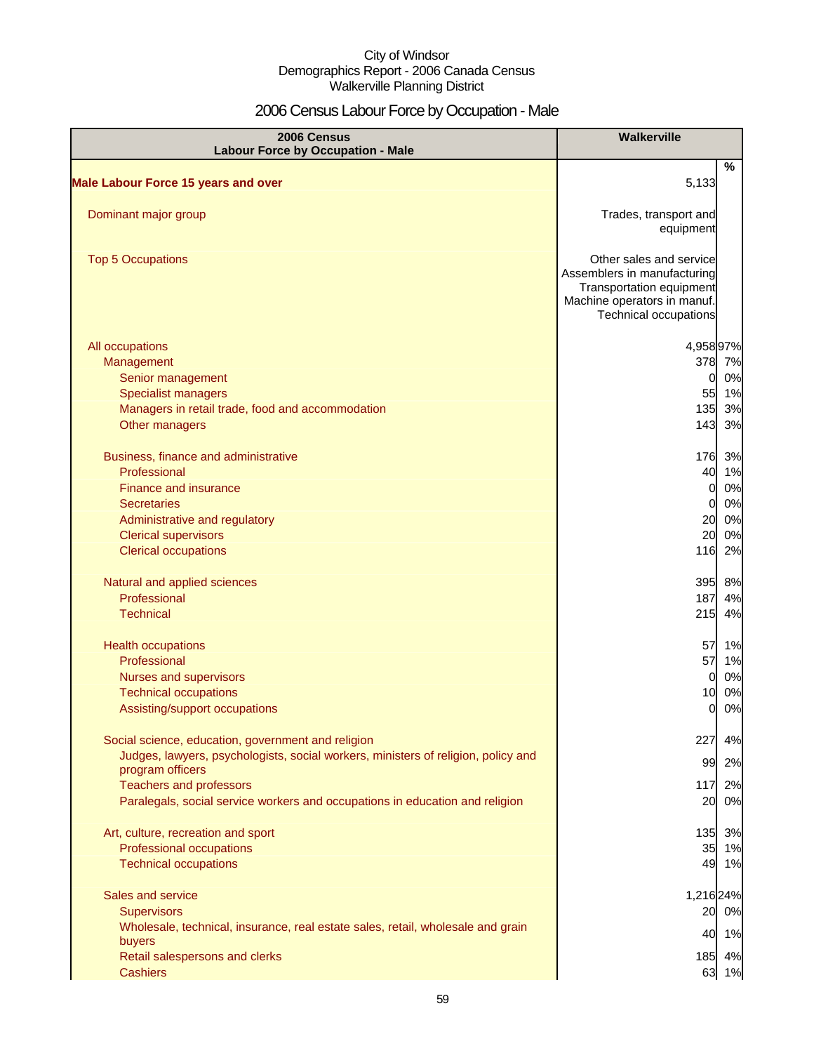# 2006 Census Labour Force by Occupation - Male

| 2006 Census Labour Force by Occupation - Male | Walkerville | |
|---|---|---|
| | | % |
| **Male Labour Force 15 years and over** | 5,133 | |
| Dominant major group | Trades, transport and equipment | |
| Top 5 Occupations | Other sales and service<br>Assemblers in manufacturing<br>Transportation equipment<br>Machine operators in manuf.<br>Technical occupations | |
| All occupations | 4,958 | 97% |
| Management | 378 | 7% |
| Senior management | 0 | 0% |
| Specialist managers | 55 | 1% |
| Managers in retail trade, food and accommodation | 135 | 3% |
| Other managers | 143 | 3% |
| Business, finance and administrative | 176 | 3% |
| Professional | 40 | 1% |
| Finance and insurance | 0 | 0% |
| Secretaries | 0 | 0% |
| Administrative and regulatory | 20 | 0% |
| Clerical supervisors | 20 | 0% |
| Clerical occupations | 116 | 2% |
| Natural and applied sciences | 395 | 8% |
| Professional | 187 | 4% |
| Technical | 215 | 4% |
| Health occupations | 57 | 1% |
| Professional | 57 | 1% |
| Nurses and supervisors | 0 | 0% |
| Technical occupations | 10 | 0% |
| Assisting/support occupations | 0 | 0% |
| Social science, education, government and religion | 227 | 4% |
| Judges, lawyers, psychologists, social workers, ministers of religion, policy and program officers | 99 | 2% |
| Teachers and professors | 117 | 2% |
| Paralegals, social service workers and occupations in education and religion | 20 | 0% |
| Art, culture, recreation and sport | 135 | 3% |
| Professional occupations | 35 | 1% |
| Technical occupations | 49 | 1% |
| Sales and service | 1,216 | 24% |
| Supervisors | 20 | 0% |
| Wholesale, technical, insurance, real estate sales, retail, wholesale and grain buyers | 40 | 1% |
| Retail salespersons and clerks | 185 | 4% |
| Cashiers | 63 | 1% |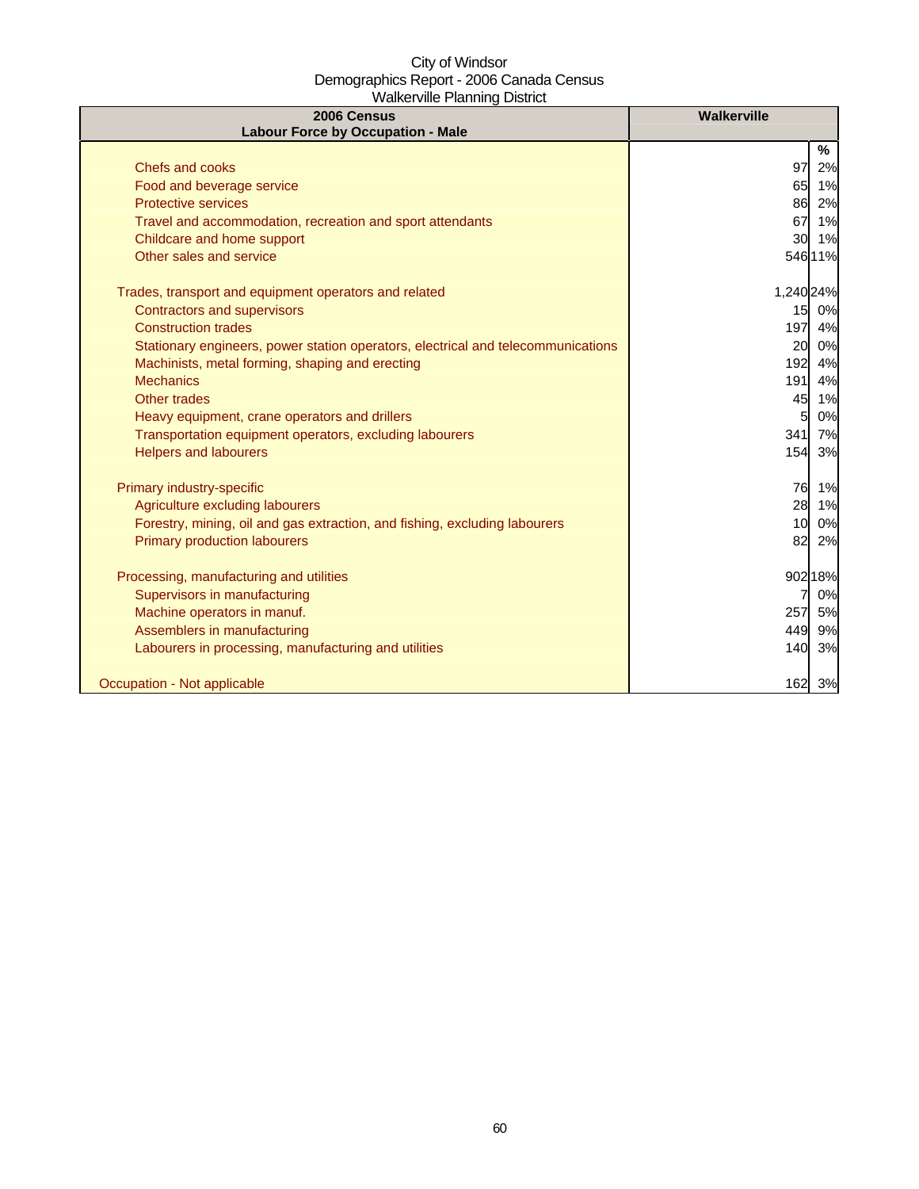City of Windsor
Demographics Report - 2006 Canada Census
Walkerville Planning District

| 2006 Census<br>Labour Force by Occupation - Male | Walkerville | |
|---|---|---|
| | | % |
| Chefs and cooks | 97 | 2% |
| Food and beverage service | 65 | 1% |
| Protective services | 86 | 2% |
| Travel and accommodation, recreation and sport attendants | 67 | 1% |
| Childcare and home support | 30 | 1% |
| Other sales and service | 546 | 11% |
| | | |
| Trades, transport and equipment operators and related | 1,240 | 24% |
| Contractors and supervisors | 15 | 0% |
| Construction trades | 197 | 4% |
| Stationary engineers, power station operators, electrical and telecommunications | 20 | 0% |
| Machinists, metal forming, shaping and erecting | 192 | 4% |
| Mechanics | 191 | 4% |
| Other trades | 45 | 1% |
| Heavy equipment, crane operators and drillers | 5 | 0% |
| Transportation equipment operators, excluding labourers | 341 | 7% |
| Helpers and labourers | 154 | 3% |
| | | |
| Primary industry-specific | 76 | 1% |
| Agriculture excluding labourers | 28 | 1% |
| Forestry, mining, oil and gas extraction, and fishing, excluding labourers | 10 | 0% |
| Primary production labourers | 82 | 2% |
| | | |
| Processing, manufacturing and utilities | 902 | 18% |
| Supervisors in manufacturing | 7 | 0% |
| Machine operators in manuf. | 257 | 5% |
| Assemblers in manufacturing | 449 | 9% |
| Labourers in processing, manufacturing and utilities | 140 | 3% |
| | | |
| Occupation - Not applicable | 162 | 3% |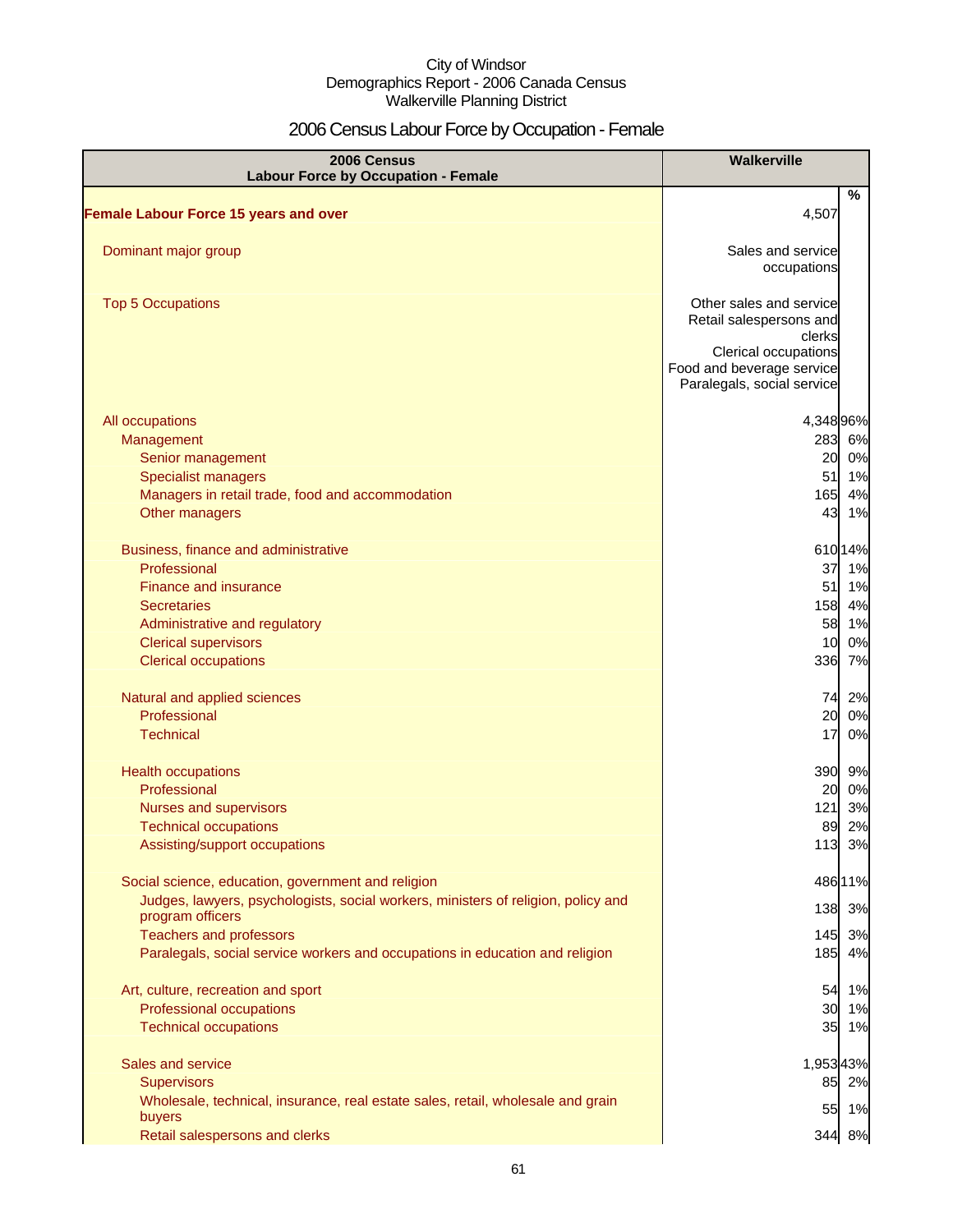City of Windsor
Demographics Report - 2006 Canada Census
Walkerville Planning District

# 2006 Census Labour Force by Occupation - Female

| 2006 Census<br>Labour Force by Occupation - Female | Walkerville | |
|---|---|---|
| | | % |
| **Female Labour Force 15 years and over** | 4,507 | |
| Dominant major group | Sales and service occupations | |
| Top 5 Occupations | Other sales and service<br>Retail salespersons and clerks<br>Clerical occupations<br>Food and beverage service<br>Paralegals, social service | |
| All occupations | 4,348 | 96% |
| Management | 283 | 6% |
| Senior management | 20 | 0% |
| Specialist managers | 51 | 1% |
| Managers in retail trade, food and accommodation | 165 | 4% |
| Other managers | 43 | 1% |
| Business, finance and administrative | 610 | 14% |
| Professional | 37 | 1% |
| Finance and insurance | 51 | 1% |
| Secretaries | 158 | 4% |
| Administrative and regulatory | 58 | 1% |
| Clerical supervisors | 10 | 0% |
| Clerical occupations | 336 | 7% |
| Natural and applied sciences | 74 | 2% |
| Professional | 20 | 0% |
| Technical | 17 | 0% |
| Health occupations | 390 | 9% |
| Professional | 20 | 0% |
| Nurses and supervisors | 121 | 3% |
| Technical occupations | 89 | 2% |
| Assisting/support occupations | 113 | 3% |
| Social science, education, government and religion | 486 | 11% |
| Judges, lawyers, psychologists, social workers, ministers of religion, policy and program officers | 138 | 3% |
| Teachers and professors | 145 | 3% |
| Paralegals, social service workers and occupations in education and religion | 185 | 4% |
| Art, culture, recreation and sport | 54 | 1% |
| Professional occupations | 30 | 1% |
| Technical occupations | 35 | 1% |
| Sales and service | 1,953 | 43% |
| Supervisors | 85 | 2% |
| Wholesale, technical, insurance, real estate sales, retail, wholesale and grain buyers | 55 | 1% |
| Retail salespersons and clerks | 344 | 8% |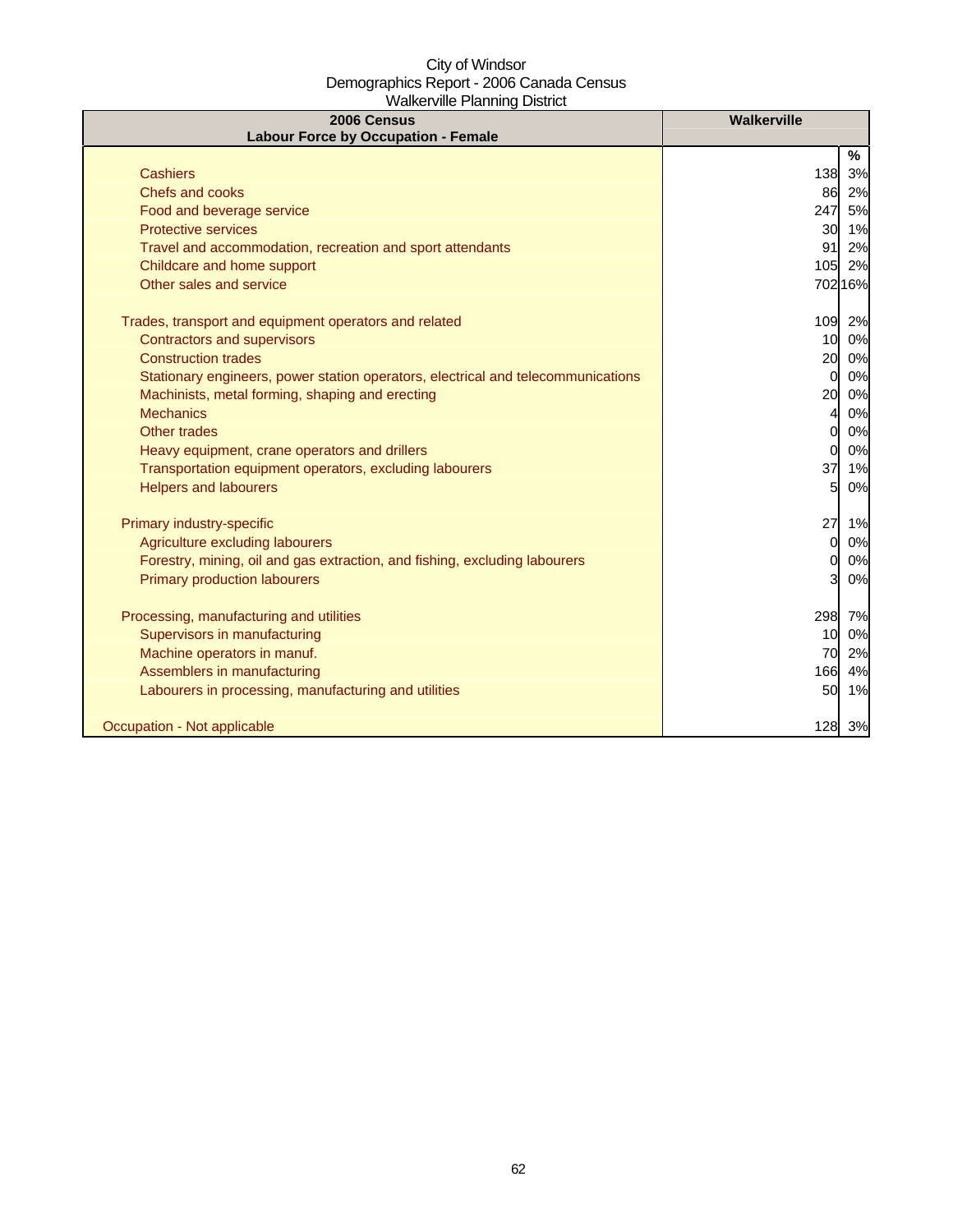City of Windsor
Demographics Report - 2006 Canada Census
Walkerville Planning District

| 2006 Census<br>Labour Force by Occupation - Female | Walkerville | |
|---|---|---|
| | | % |
| Cashiers | 138 | 3% |
| Chefs and cooks | 86 | 2% |
| Food and beverage service | 247 | 5% |
| Protective services | 30 | 1% |
| Travel and accommodation, recreation and sport attendants | 91 | 2% |
| Childcare and home support | 105 | 2% |
| Other sales and service | 702 | 16% |
| | | |
| Trades, transport and equipment operators and related | 109 | 2% |
| Contractors and supervisors | 10 | 0% |
| Construction trades | 20 | 0% |
| Stationary engineers, power station operators, electrical and telecommunications | 0 | 0% |
| Machinists, metal forming, shaping and erecting | 20 | 0% |
| Mechanics | 4 | 0% |
| Other trades | 0 | 0% |
| Heavy equipment, crane operators and drillers | 0 | 0% |
| Transportation equipment operators, excluding labourers | 37 | 1% |
| Helpers and labourers | 5 | 0% |
| | | |
| Primary industry-specific | 27 | 1% |
| Agriculture excluding labourers | 0 | 0% |
| Forestry, mining, oil and gas extraction, and fishing, excluding labourers | 0 | 0% |
| Primary production labourers | 3 | 0% |
| | | |
| Processing, manufacturing and utilities | 298 | 7% |
| Supervisors in manufacturing | 10 | 0% |
| Machine operators in manuf. | 70 | 2% |
| Assemblers in manufacturing | 166 | 4% |
| Labourers in processing, manufacturing and utilities | 50 | 1% |
| | | |
| Occupation - Not applicable | 128 | 3% |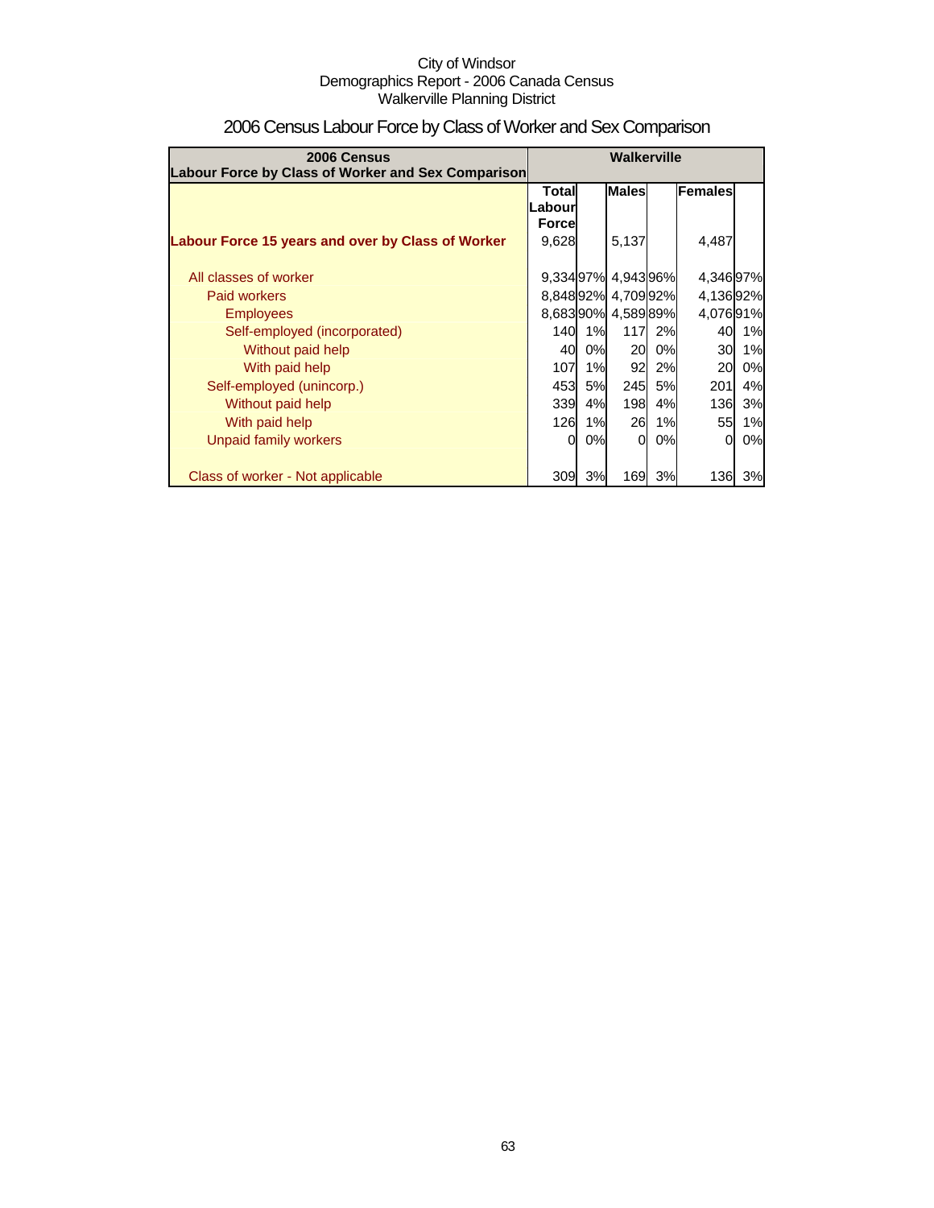City of Windsor
Demographics Report - 2006 Canada Census
Walkerville Planning District

# 2006 Census Labour Force by Class of Worker and Sex Comparison

| 2006 Census Labour Force by Class of Worker and Sex Comparison | Walkerville | | | | | |
|---|---|---|---|---|---|---|
| | Total Labour Force | | Males | | Females | |
| **Labour Force 15 years and over by Class of Worker** | 9,628 | | 5,137 | | 4,487 | |
| All classes of worker | 9,334 | 97% | 4,943 | 96% | 4,346 | 97% |
| Paid workers | 8,848 | 92% | 4,709 | 92% | 4,136 | 92% |
| Employees | 8,683 | 90% | 4,589 | 89% | 4,076 | 91% |
| Self-employed (incorporated) | 140 | 1% | 117 | 2% | 40 | 1% |
| Without paid help | 40 | 0% | 20 | 0% | 30 | 1% |
| With paid help | 107 | 1% | 92 | 2% | 20 | 0% |
| Self-employed (unincorp.) | 453 | 5% | 245 | 5% | 201 | 4% |
| Without paid help | 339 | 4% | 198 | 4% | 136 | 3% |
| With paid help | 126 | 1% | 26 | 1% | 55 | 1% |
| Unpaid family workers | 0 | 0% | 0 | 0% | 0 | 0% |
| Class of worker - Not applicable | 309 | 3% | 169 | 3% | 136 | 3% |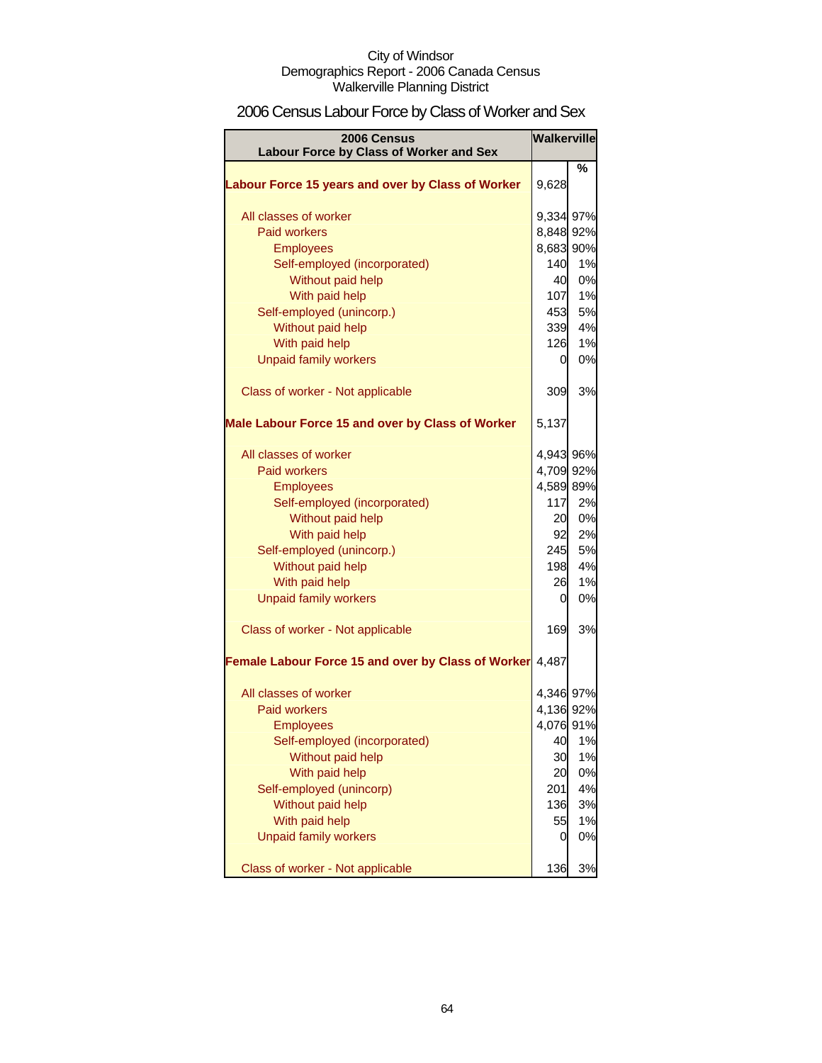City of Windsor
Demographics Report - 2006 Canada Census
Walkerville Planning District

## 2006 Census Labour Force by Class of Worker and Sex

| 2006 Census<br>Labour Force by Class of Worker and Sex | Walkerville | |
|---|---|---|
| | | % |
| **Labour Force 15 years and over by Class of Worker** | 9,628 | |
| All classes of worker | 9,334 | 97% |
| Paid workers | 8,848 | 92% |
| Employees | 8,683 | 90% |
| Self-employed (incorporated) | 140 | 1% |
| Without paid help | 40 | 0% |
| With paid help | 107 | 1% |
| Self-employed (unincorp.) | 453 | 5% |
| Without paid help | 339 | 4% |
| With paid help | 126 | 1% |
| Unpaid family workers | 0 | 0% |
| Class of worker - Not applicable | 309 | 3% |
| **Male Labour Force 15 and over by Class of Worker** | 5,137 | |
| All classes of worker | 4,943 | 96% |
| Paid workers | 4,709 | 92% |
| Employees | 4,589 | 89% |
| Self-employed (incorporated) | 117 | 2% |
| Without paid help | 20 | 0% |
| With paid help | 92 | 2% |
| Self-employed (unincorp.) | 245 | 5% |
| Without paid help | 198 | 4% |
| With paid help | 26 | 1% |
| Unpaid family workers | 0 | 0% |
| Class of worker - Not applicable | 169 | 3% |
| **Female Labour Force 15 and over by Class of Worker** | 4,487 | |
| All classes of worker | 4,346 | 97% |
| Paid workers | 4,136 | 92% |
| Employees | 4,076 | 91% |
| Self-employed (incorporated) | 40 | 1% |
| Without paid help | 30 | 1% |
| With paid help | 20 | 0% |
| Self-employed (unincorp) | 201 | 4% |
| Without paid help | 136 | 3% |
| With paid help | 55 | 1% |
| Unpaid family workers | 0 | 0% |
| Class of worker - Not applicable | 136 | 3% |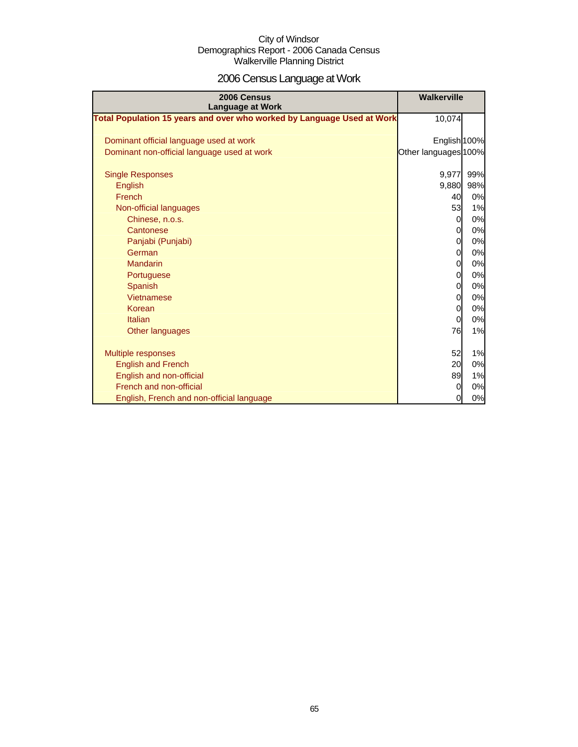City of Windsor
Demographics Report - 2006 Canada Census
Walkerville Planning District

# 2006 Census Language at Work

| 2006 Census Language at Work | Walkerville | |
|---|---|---|
| **Total Population 15 years and over who worked by Language Used at Work** | 10,074 | |
| | | |
| Dominant official language used at work | English | 100% |
| Dominant non-official language used at work | Other languages | 100% |
| | | |
| Single Responses | 9,977 | 99% |
| English | 9,880 | 98% |
| French | 40 | 0% |
| Non-official languages | 53 | 1% |
| Chinese, n.o.s. | 0 | 0% |
| Cantonese | 0 | 0% |
| Panjabi (Punjabi) | 0 | 0% |
| German | 0 | 0% |
| Mandarin | 0 | 0% |
| Portuguese | 0 | 0% |
| Spanish | 0 | 0% |
| Vietnamese | 0 | 0% |
| Korean | 0 | 0% |
| Italian | 0 | 0% |
| Other languages | 76 | 1% |
| | | |
| Multiple responses | 52 | 1% |
| English and French | 20 | 0% |
| English and non-official | 89 | 1% |
| French and non-official | 0 | 0% |
| English, French and non-official language | 0 | 0% |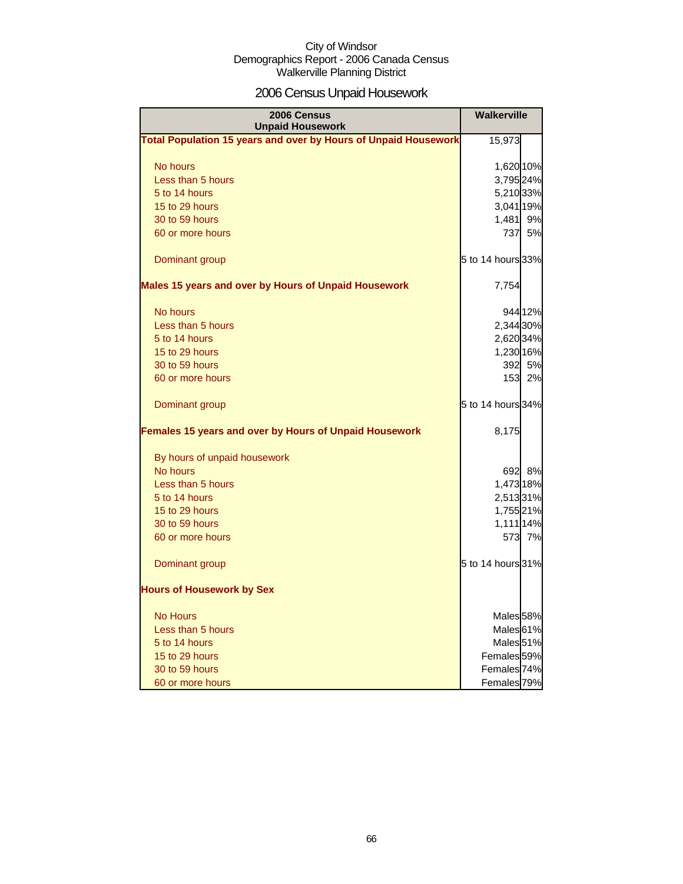City of Windsor
Demographics Report - 2006 Canada Census
Walkerville Planning District

# 2006 Census Unpaid Housework

| 2006 Census Unpaid Housework | Walkerville | |
|---|---|---|
| **Total Population 15 years and over by Hours of Unpaid Housework** | 15,973 | |
| No hours | 1,620 | 10% |
| Less than 5 hours | 3,795 | 24% |
| 5 to 14 hours | 5,210 | 33% |
| 15 to 29 hours | 3,041 | 19% |
| 30 to 59 hours | 1,481 | 9% |
| 60 or more hours | 737 | 5% |
| Dominant group | 5 to 14 hours | 33% |
| **Males 15 years and over by Hours of Unpaid Housework** | 7,754 | |
| No hours | 944 | 12% |
| Less than 5 hours | 2,344 | 30% |
| 5 to 14 hours | 2,620 | 34% |
| 15 to 29 hours | 1,230 | 16% |
| 30 to 59 hours | 392 | 5% |
| 60 or more hours | 153 | 2% |
| Dominant group | 5 to 14 hours | 34% |
| **Females 15 years and over by Hours of Unpaid Housework** | 8,175 | |
| By hours of unpaid housework | | |
| No hours | 692 | 8% |
| Less than 5 hours | 1,473 | 18% |
| 5 to 14 hours | 2,513 | 31% |
| 15 to 29 hours | 1,755 | 21% |
| 30 to 59 hours | 1,111 | 14% |
| 60 or more hours | 573 | 7% |
| Dominant group | 5 to 14 hours | 31% |
| **Hours of Housework by Sex** | | |
| No Hours | Males | 58% |
| Less than 5 hours | Males | 61% |
| 5 to 14 hours | Males | 51% |
| 15 to 29 hours | Females | 59% |
| 30 to 59 hours | Females | 74% |
| 60 or more hours | Females | 79% |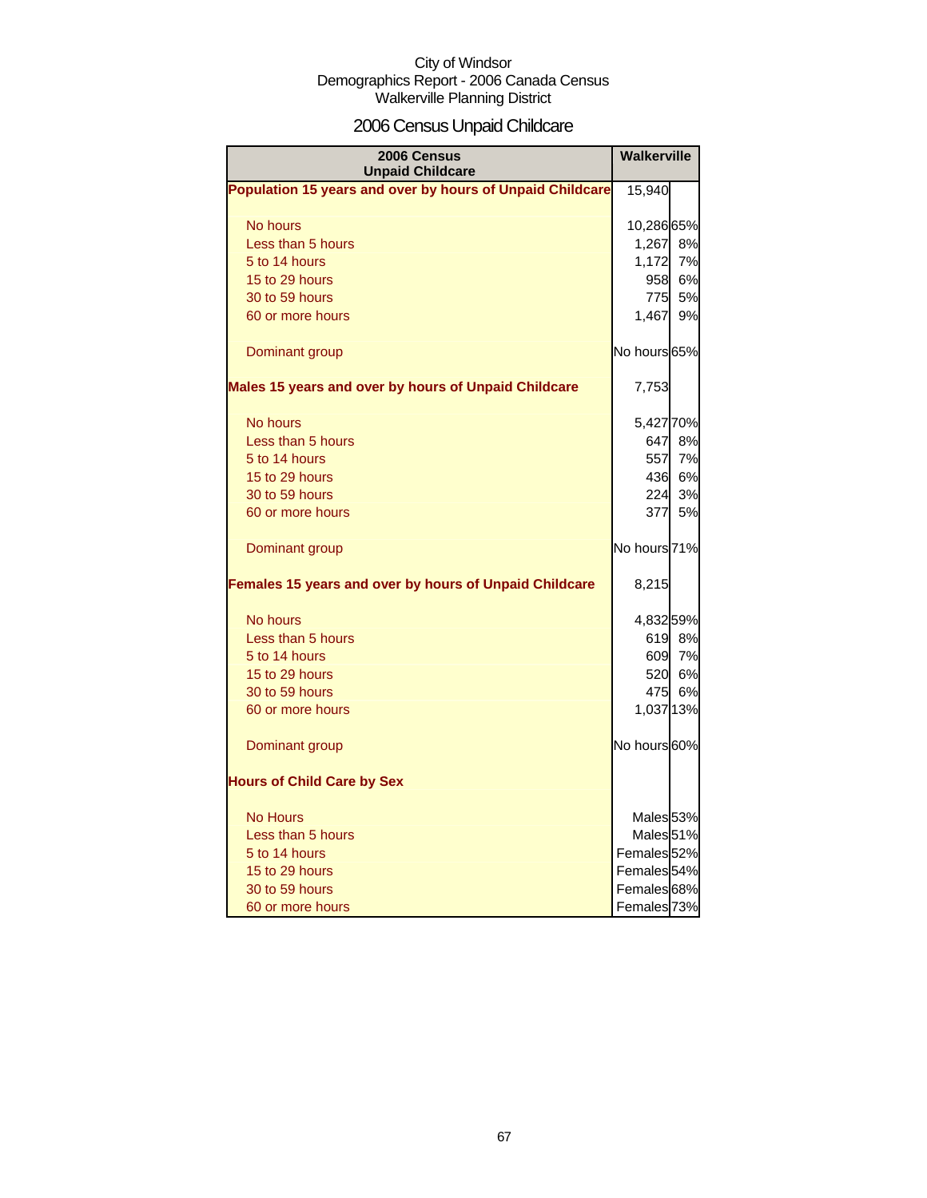City of Windsor
Demographics Report - 2006 Canada Census
Walkerville Planning District

# 2006 Census Unpaid Childcare

| 2006 Census Unpaid Childcare | Walkerville | |
|---|---|---|
| **Population 15 years and over by hours of Unpaid Childcare** | 15,940 | |
| No hours | 10,286 | 65% |
| Less than 5 hours | 1,267 | 8% |
| 5 to 14 hours | 1,172 | 7% |
| 15 to 29 hours | 958 | 6% |
| 30 to 59 hours | 775 | 5% |
| 60 or more hours | 1,467 | 9% |
| Dominant group | No hours | 65% |
| **Males 15 years and over by hours of Unpaid Childcare** | 7,753 | |
| No hours | 5,427 | 70% |
| Less than 5 hours | 647 | 8% |
| 5 to 14 hours | 557 | 7% |
| 15 to 29 hours | 436 | 6% |
| 30 to 59 hours | 224 | 3% |
| 60 or more hours | 377 | 5% |
| Dominant group | No hours | 71% |
| **Females 15 years and over by hours of Unpaid Childcare** | 8,215 | |
| No hours | 4,832 | 59% |
| Less than 5 hours | 619 | 8% |
| 5 to 14 hours | 609 | 7% |
| 15 to 29 hours | 520 | 6% |
| 30 to 59 hours | 475 | 6% |
| 60 or more hours | 1,037 | 13% |
| Dominant group | No hours | 60% |
| **Hours of Child Care by Sex** | | |
| No Hours | Males | 53% |
| Less than 5 hours | Males | 51% |
| 5 to 14 hours | Females | 52% |
| 15 to 29 hours | Females | 54% |
| 30 to 59 hours | Females | 68% |
| 60 or more hours | Females | 73% |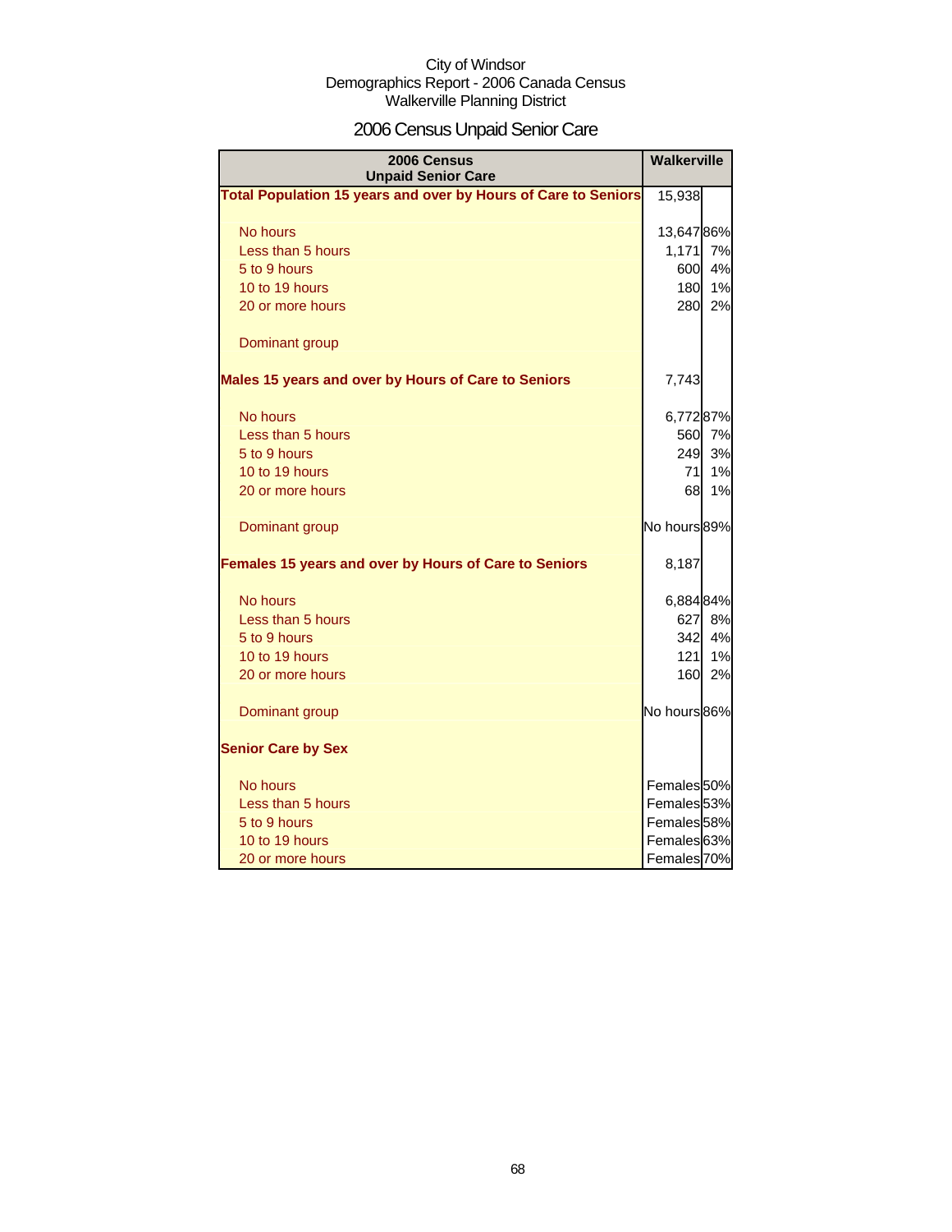City of Windsor
Demographics Report - 2006 Canada Census
Walkerville Planning District

# 2006 Census Unpaid Senior Care

| 2006 Census<br>Unpaid Senior Care | Walkerville | |
|---|---|---|
| **Total Population 15 years and over by Hours of Care to Seniors** | 15,938 | |
| No hours | 13,647 | 86% |
| Less than 5 hours | 1,171 | 7% |
| 5 to 9 hours | 600 | 4% |
| 10 to 19 hours | 180 | 1% |
| 20 or more hours | 280 | 2% |
| Dominant group | | |
| **Males 15 years and over by Hours of Care to Seniors** | 7,743 | |
| No hours | 6,772 | 87% |
| Less than 5 hours | 560 | 7% |
| 5 to 9 hours | 249 | 3% |
| 10 to 19 hours | 71 | 1% |
| 20 or more hours | 68 | 1% |
| Dominant group | No hours | 89% |
| **Females 15 years and over by Hours of Care to Seniors** | 8,187 | |
| No hours | 6,884 | 84% |
| Less than 5 hours | 627 | 8% |
| 5 to 9 hours | 342 | 4% |
| 10 to 19 hours | 121 | 1% |
| 20 or more hours | 160 | 2% |
| Dominant group | No hours | 86% |
| **Senior Care by Sex** | | |
| No hours | Females | 50% |
| Less than 5 hours | Females | 53% |
| 5 to 9 hours | Females | 58% |
| 10 to 19 hours | Females | 63% |
| 20 or more hours | Females | 70% |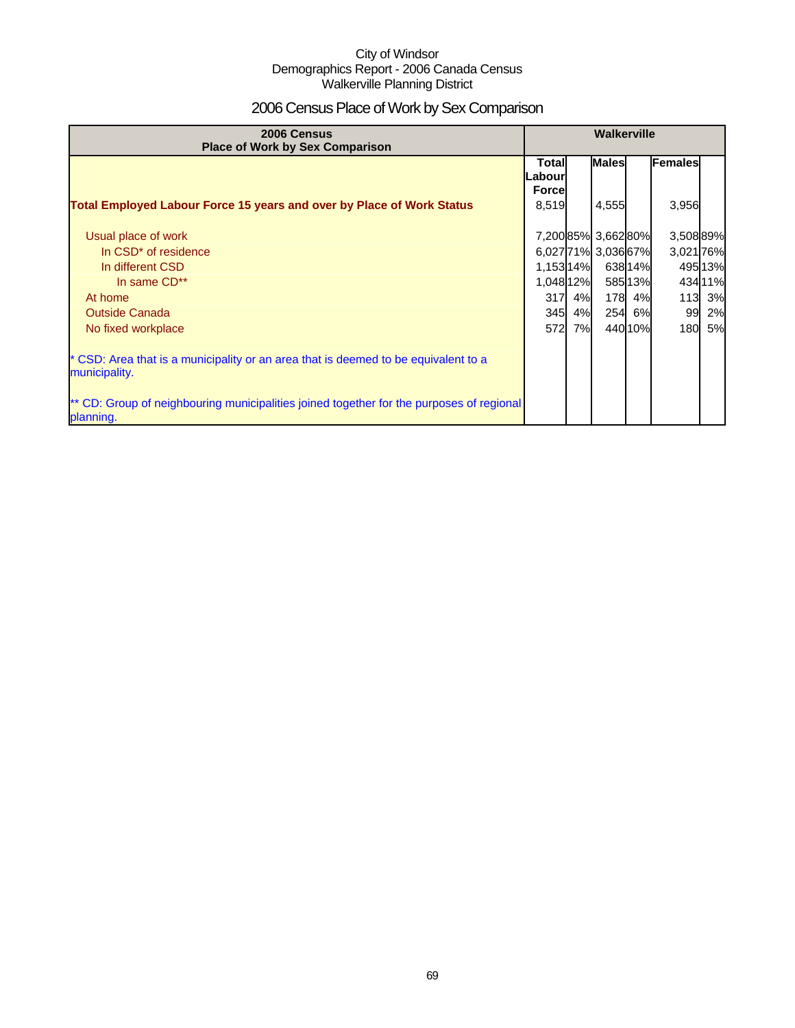City of Windsor
Demographics Report - 2006 Canada Census
Walkerville Planning District

# 2006 Census Place of Work by Sex Comparison

| 2006 Census<br>Place of Work by Sex Comparison | Walkerville | | | | | |
|---|---|---|---|---|---|---|
| | Total Labour Force | | Males | | Females | |
| **Total Employed Labour Force 15 years and over by Place of Work Status** | 8,519 | | 4,555 | | 3,956 | |
| Usual place of work | 7,200 | 85% | 3,662 | 80% | 3,508 | 89% |
| In CSD* of residence | 6,027 | 71% | 3,036 | 67% | 3,021 | 76% |
| In different CSD | 1,153 | 14% | 638 | 14% | 495 | 13% |
| In same CD** | 1,048 | 12% | 585 | 13% | 434 | 11% |
| At home | 317 | 4% | 178 | 4% | 113 | 3% |
| Outside Canada | 345 | 4% | 254 | 6% | 99 | 2% |
| No fixed workplace | 572 | 7% | 440 | 10% | 180 | 5% |
| * CSD: Area that is a municipality or an area that is deemed to be equivalent to a municipality. | | | | | | |
| ** CD: Group of neighbouring municipalities joined together for the purposes of regional planning. | | | | | | |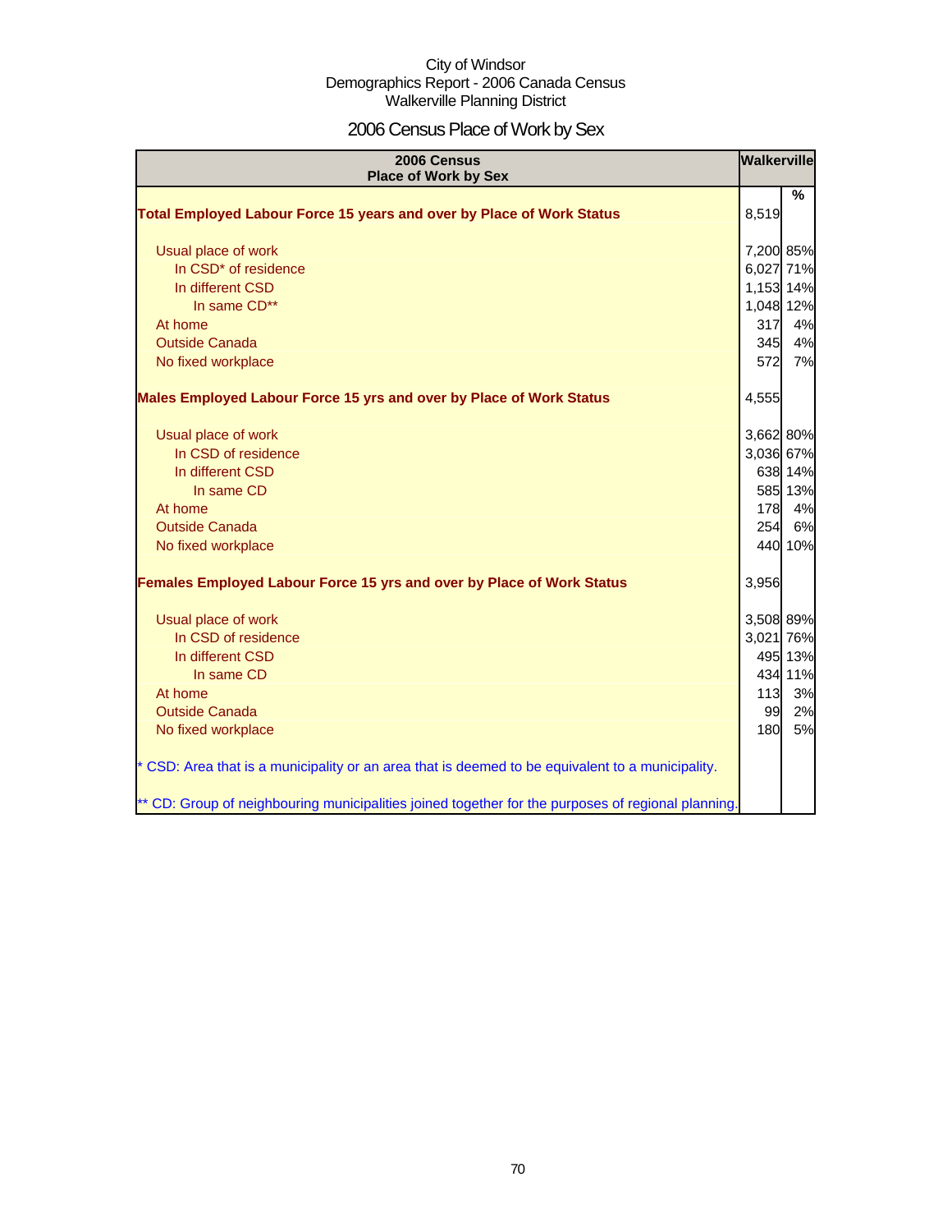City of Windsor
Demographics Report - 2006 Canada Census
Walkerville Planning District

# 2006 Census Place of Work by Sex

| 2006 Census<br>Place of Work by Sex | Walkerville | |
|---|---|---|
| | | % |
| **Total Employed Labour Force 15 years and over by Place of Work Status** | 8,519 | |
| Usual place of work | 7,200 | 85% |
| In CSD* of residence | 6,027 | 71% |
| In different CSD | 1,153 | 14% |
| In same CD** | 1,048 | 12% |
| At home | 317 | 4% |
| Outside Canada | 345 | 4% |
| No fixed workplace | 572 | 7% |
| **Males Employed Labour Force 15 yrs and over by Place of Work Status** | 4,555 | |
| Usual place of work | 3,662 | 80% |
| In CSD of residence | 3,036 | 67% |
| In different CSD | 638 | 14% |
| In same CD | 585 | 13% |
| At home | 178 | 4% |
| Outside Canada | 254 | 6% |
| No fixed workplace | 440 | 10% |
| **Females Employed Labour Force 15 yrs and over by Place of Work Status** | 3,956 | |
| Usual place of work | 3,508 | 89% |
| In CSD of residence | 3,021 | 76% |
| In different CSD | 495 | 13% |
| In same CD | 434 | 11% |
| At home | 113 | 3% |
| Outside Canada | 99 | 2% |
| No fixed workplace | 180 | 5% |
| * CSD: Area that is a municipality or an area that is deemed to be equivalent to a municipality. | | |
| ** CD: Group of neighbouring municipalities joined together for the purposes of regional planning. | | |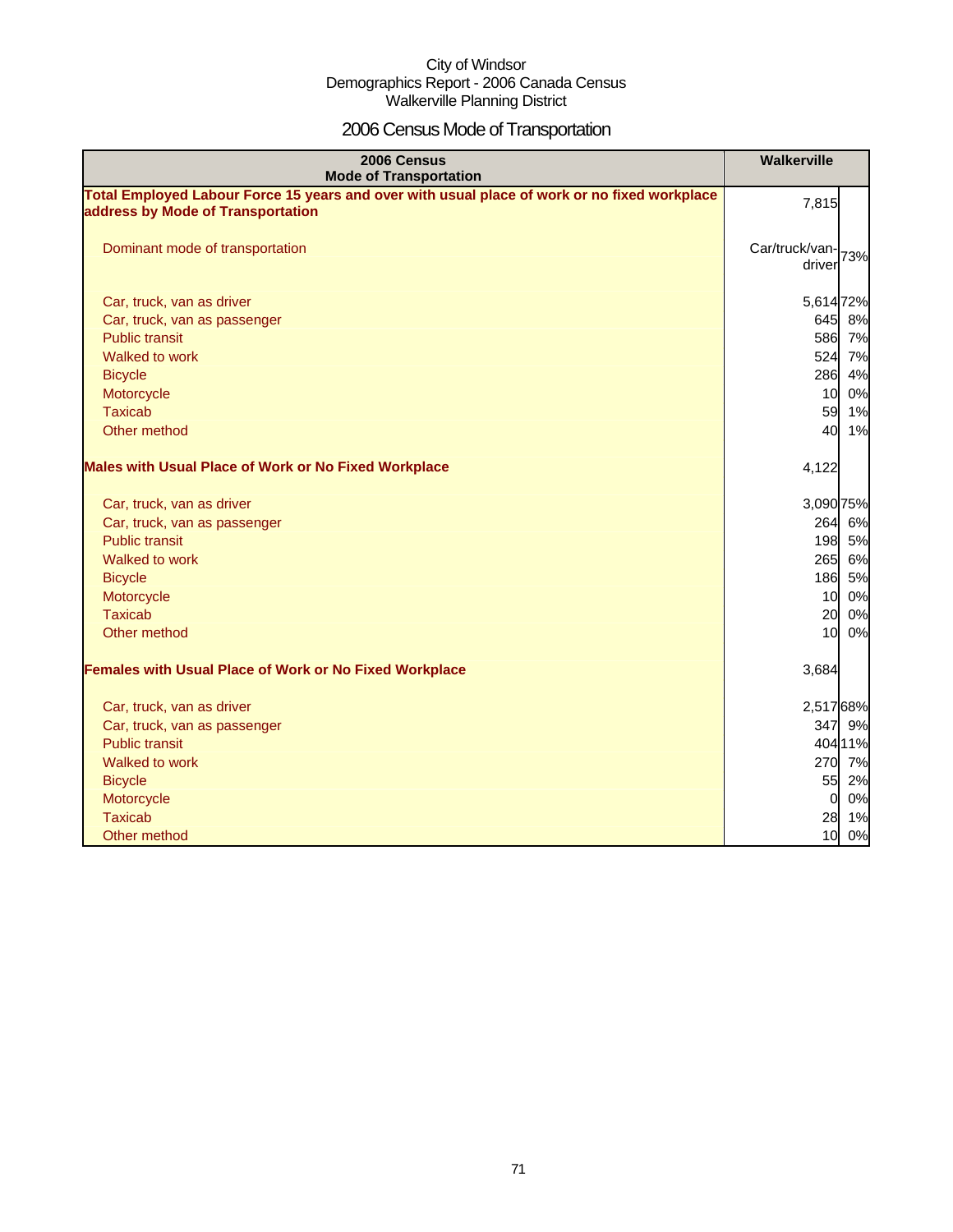City of Windsor
Demographics Report - 2006 Canada Census
Walkerville Planning District

# 2006 Census Mode of Transportation

| 2006 Census Mode of Transportation | Walkerville | |
|---|---|---|
| **Total Employed Labour Force 15 years and over with usual place of work or no fixed workplace address by Mode of Transportation** | 7,815 | |
| Dominant mode of transportation | Car/truck/van-driver | 73% |
| Car, truck, van as driver | 5,614 | 72% |
| Car, truck, van as passenger | 645 | 8% |
| Public transit | 586 | 7% |
| Walked to work | 524 | 7% |
| Bicycle | 286 | 4% |
| Motorcycle | 10 | 0% |
| Taxicab | 59 | 1% |
| Other method | 40 | 1% |
| **Males with Usual Place of Work or No Fixed Workplace** | 4,122 | |
| Car, truck, van as driver | 3,090 | 75% |
| Car, truck, van as passenger | 264 | 6% |
| Public transit | 198 | 5% |
| Walked to work | 265 | 6% |
| Bicycle | 186 | 5% |
| Motorcycle | 10 | 0% |
| Taxicab | 20 | 0% |
| Other method | 10 | 0% |
| **Females with Usual Place of Work or No Fixed Workplace** | 3,684 | |
| Car, truck, van as driver | 2,517 | 68% |
| Car, truck, van as passenger | 347 | 9% |
| Public transit | 404 | 11% |
| Walked to work | 270 | 7% |
| Bicycle | 55 | 2% |
| Motorcycle | 0 | 0% |
| Taxicab | 28 | 1% |
| Other method | 10 | 0% |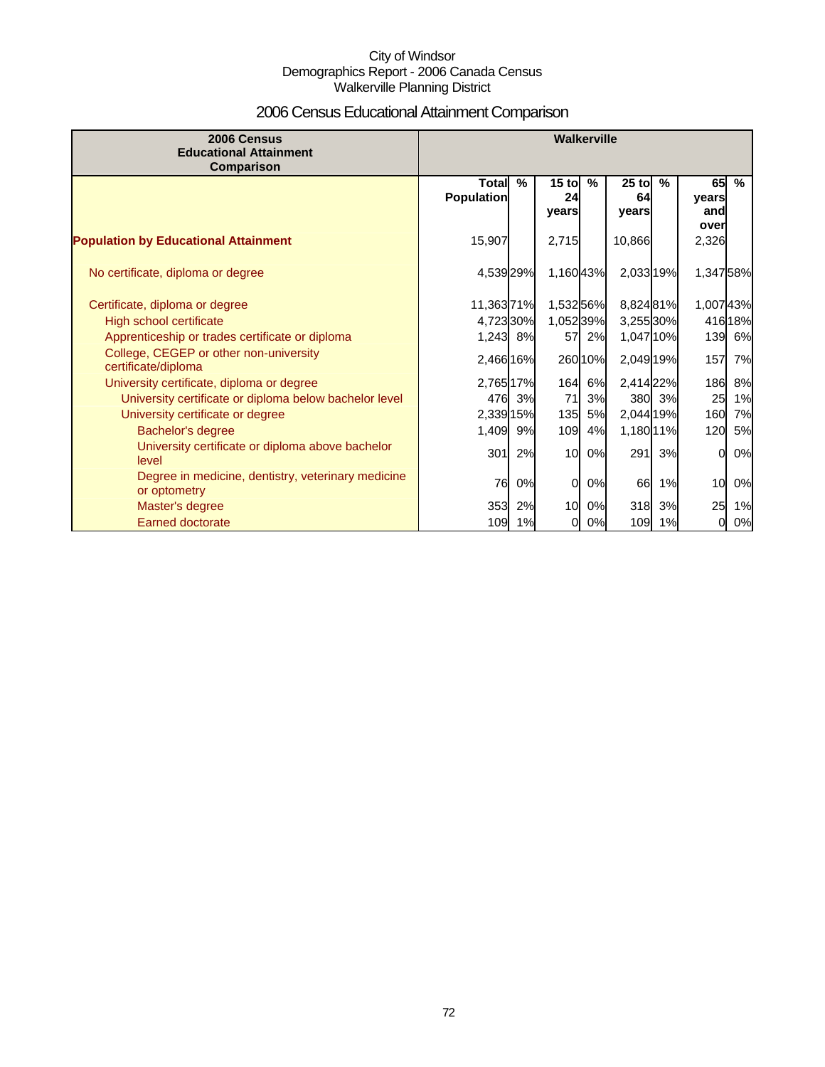City of Windsor
Demographics Report - 2006 Canada Census
Walkerville Planning District

# 2006 Census Educational Attainment Comparison

| 2006 Census Educational Attainment Comparison | Walkerville | | | | | | | |
|---|---|---|---|---|---|---|---|---|
| | Total Population | % | 15 to 24 years | % | 25 to 64 years | % | 65 years and over | % |
| **Population by Educational Attainment** | 15,907 | | 2,715 | | 10,866 | | 2,326 | |
| No certificate, diploma or degree | 4,539 | 29% | 1,160 | 43% | 2,033 | 19% | 1,347 | 58% |
| Certificate, diploma or degree | 11,363 | 71% | 1,532 | 56% | 8,824 | 81% | 1,007 | 43% |
| High school certificate | 4,723 | 30% | 1,052 | 39% | 3,255 | 30% | 416 | 18% |
| Apprenticeship or trades certificate or diploma | 1,243 | 8% | 57 | 2% | 1,047 | 10% | 139 | 6% |
| College, CEGEP or other non-university certificate/diploma | 2,466 | 16% | 260 | 10% | 2,049 | 19% | 157 | 7% |
| University certificate, diploma or degree | 2,765 | 17% | 164 | 6% | 2,414 | 22% | 186 | 8% |
| University certificate or diploma below bachelor level | 476 | 3% | 71 | 3% | 380 | 3% | 25 | 1% |
| University certificate or degree | 2,339 | 15% | 135 | 5% | 2,044 | 19% | 160 | 7% |
| Bachelor's degree | 1,409 | 9% | 109 | 4% | 1,180 | 11% | 120 | 5% |
| University certificate or diploma above bachelor level | 301 | 2% | 10 | 0% | 291 | 3% | 0 | 0% |
| Degree in medicine, dentistry, veterinary medicine or optometry | 76 | 0% | 0 | 0% | 66 | 1% | 10 | 0% |
| Master's degree | 353 | 2% | 10 | 0% | 318 | 3% | 25 | 1% |
| Earned doctorate | 109 | 1% | 0 | 0% | 109 | 1% | 0 | 0% |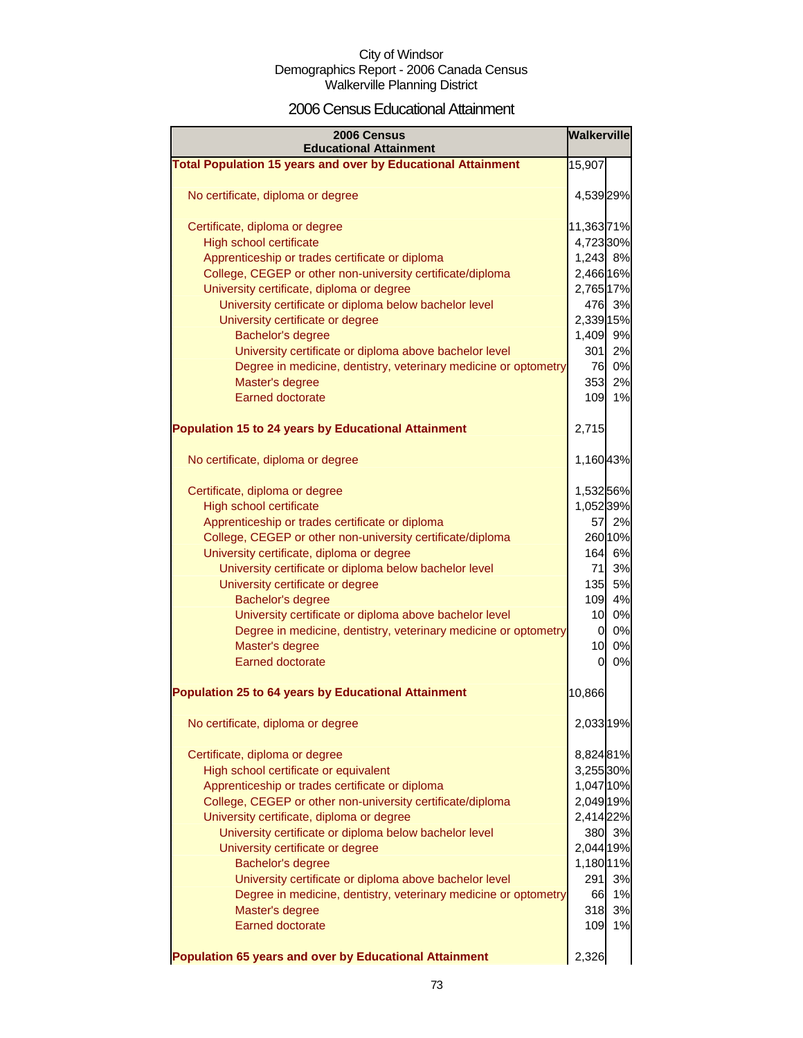City of Windsor
Demographics Report - 2006 Canada Census
Walkerville Planning District

## 2006 Census Educational Attainment

| 2006 Census Educational Attainment | Walkerville | |
|---|---|---|
| **Total Population 15 years and over by Educational Attainment** | 15,907 | |
| No certificate, diploma or degree | 4,539 | 29% |
| Certificate, diploma or degree | 11,363 | 71% |
| High school certificate | 4,723 | 30% |
| Apprenticeship or trades certificate or diploma | 1,243 | 8% |
| College, CEGEP or other non-university certificate/diploma | 2,466 | 16% |
| University certificate, diploma or degree | 2,765 | 17% |
| University certificate or diploma below bachelor level | 476 | 3% |
| University certificate or degree | 2,339 | 15% |
| Bachelor's degree | 1,409 | 9% |
| University certificate or diploma above bachelor level | 301 | 2% |
| Degree in medicine, dentistry, veterinary medicine or optometry | 76 | 0% |
| Master's degree | 353 | 2% |
| Earned doctorate | 109 | 1% |
| **Population 15 to 24 years by Educational Attainment** | 2,715 | |
| No certificate, diploma or degree | 1,160 | 43% |
| Certificate, diploma or degree | 1,532 | 56% |
| High school certificate | 1,052 | 39% |
| Apprenticeship or trades certificate or diploma | 57 | 2% |
| College, CEGEP or other non-university certificate/diploma | 260 | 10% |
| University certificate, diploma or degree | 164 | 6% |
| University certificate or diploma below bachelor level | 71 | 3% |
| University certificate or degree | 135 | 5% |
| Bachelor's degree | 109 | 4% |
| University certificate or diploma above bachelor level | 10 | 0% |
| Degree in medicine, dentistry, veterinary medicine or optometry | 0 | 0% |
| Master's degree | 10 | 0% |
| Earned doctorate | 0 | 0% |
| **Population 25 to 64 years by Educational Attainment** | 10,866 | |
| No certificate, diploma or degree | 2,033 | 19% |
| Certificate, diploma or degree | 8,824 | 81% |
| High school certificate or equivalent | 3,255 | 30% |
| Apprenticeship or trades certificate or diploma | 1,047 | 10% |
| College, CEGEP or other non-university certificate/diploma | 2,049 | 19% |
| University certificate, diploma or degree | 2,414 | 22% |
| University certificate or diploma below bachelor level | 380 | 3% |
| University certificate or degree | 2,044 | 19% |
| Bachelor's degree | 1,180 | 11% |
| University certificate or diploma above bachelor level | 291 | 3% |
| Degree in medicine, dentistry, veterinary medicine or optometry | 66 | 1% |
| Master's degree | 318 | 3% |
| Earned doctorate | 109 | 1% |
| **Population 65 years and over by Educational Attainment** | 2,326 | |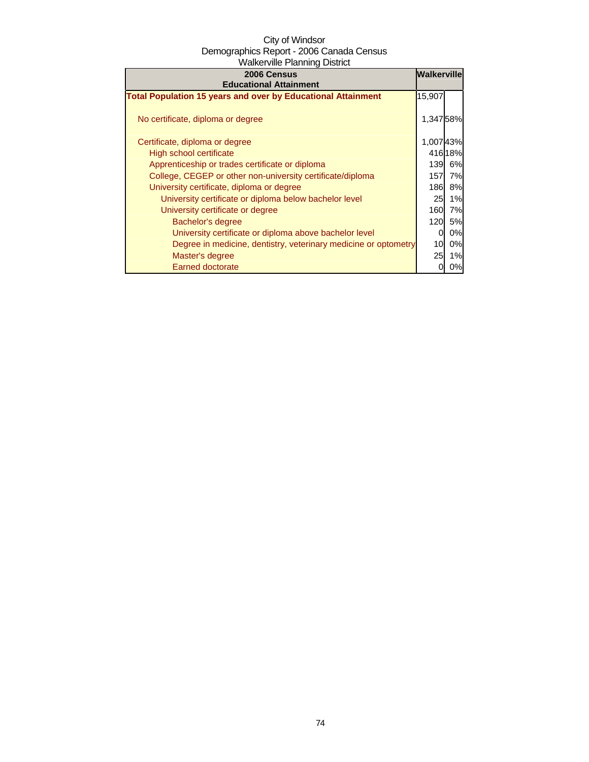City of Windsor
Demographics Report - 2006 Canada Census
Walkerville Planning District

| 2006 Census Educational Attainment | Walkerville | |
|---|---|---|
| **Total Population 15 years and over by Educational Attainment** | 15,907 | |
| No certificate, diploma or degree | 1,347 | 58% |
| Certificate, diploma or degree | 1,007 | 43% |
| High school certificate | 416 | 18% |
| Apprenticeship or trades certificate or diploma | 139 | 6% |
| College, CEGEP or other non-university certificate/diploma | 157 | 7% |
| University certificate, diploma or degree | 186 | 8% |
| University certificate or diploma below bachelor level | 25 | 1% |
| University certificate or degree | 160 | 7% |
| Bachelor's degree | 120 | 5% |
| University certificate or diploma above bachelor level | 0 | 0% |
| Degree in medicine, dentistry, veterinary medicine or optometry | 10 | 0% |
| Master's degree | 25 | 1% |
| Earned doctorate | 0 | 0% |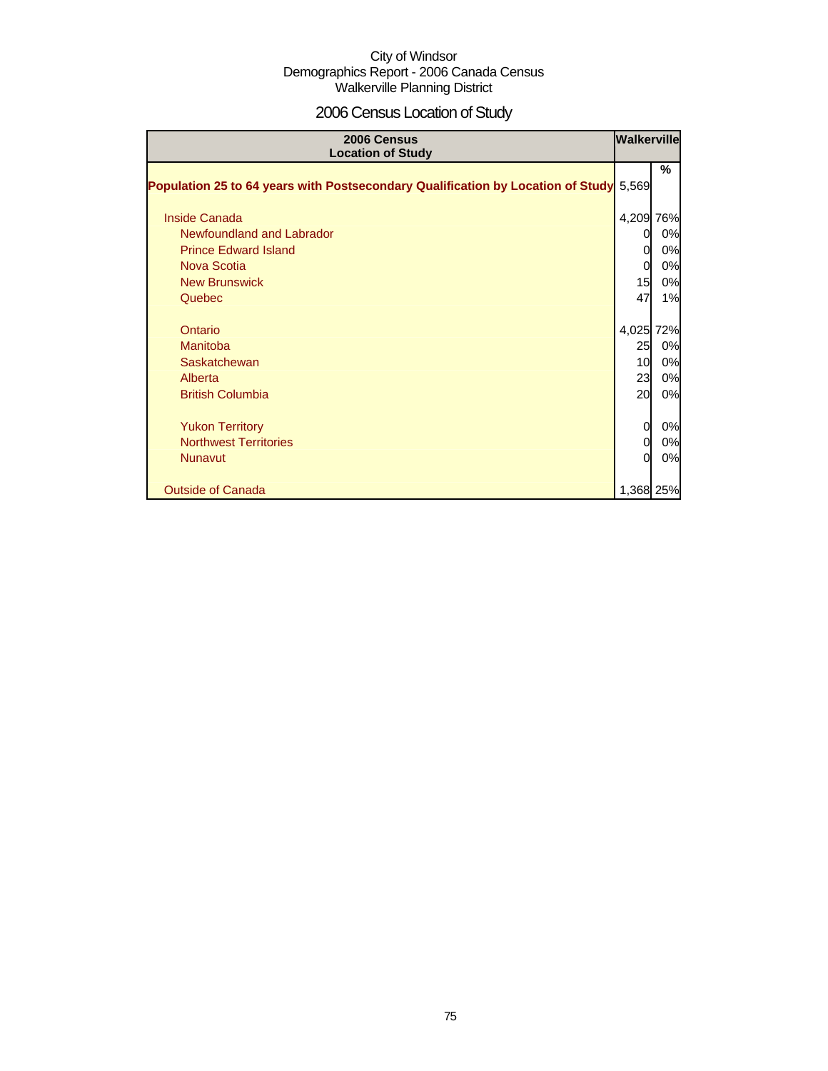City of Windsor
Demographics Report - 2006 Canada Census
Walkerville Planning District

# 2006 Census Location of Study

| 2006 Census Location of Study | Walkerville | |
|---|---|---|
| | | % |
| **Population 25 to 64 years with Postsecondary Qualification by Location of Study** | 5,569 | |
| Inside Canada | 4,209 | 76% |
| Newfoundland and Labrador | 0 | 0% |
| Prince Edward Island | 0 | 0% |
| Nova Scotia | 0 | 0% |
| New Brunswick | 15 | 0% |
| Quebec | 47 | 1% |
| Ontario | 4,025 | 72% |
| Manitoba | 25 | 0% |
| Saskatchewan | 10 | 0% |
| Alberta | 23 | 0% |
| British Columbia | 20 | 0% |
| Yukon Territory | 0 | 0% |
| Northwest Territories | 0 | 0% |
| Nunavut | 0 | 0% |
| Outside of Canada | 1,368 | 25% |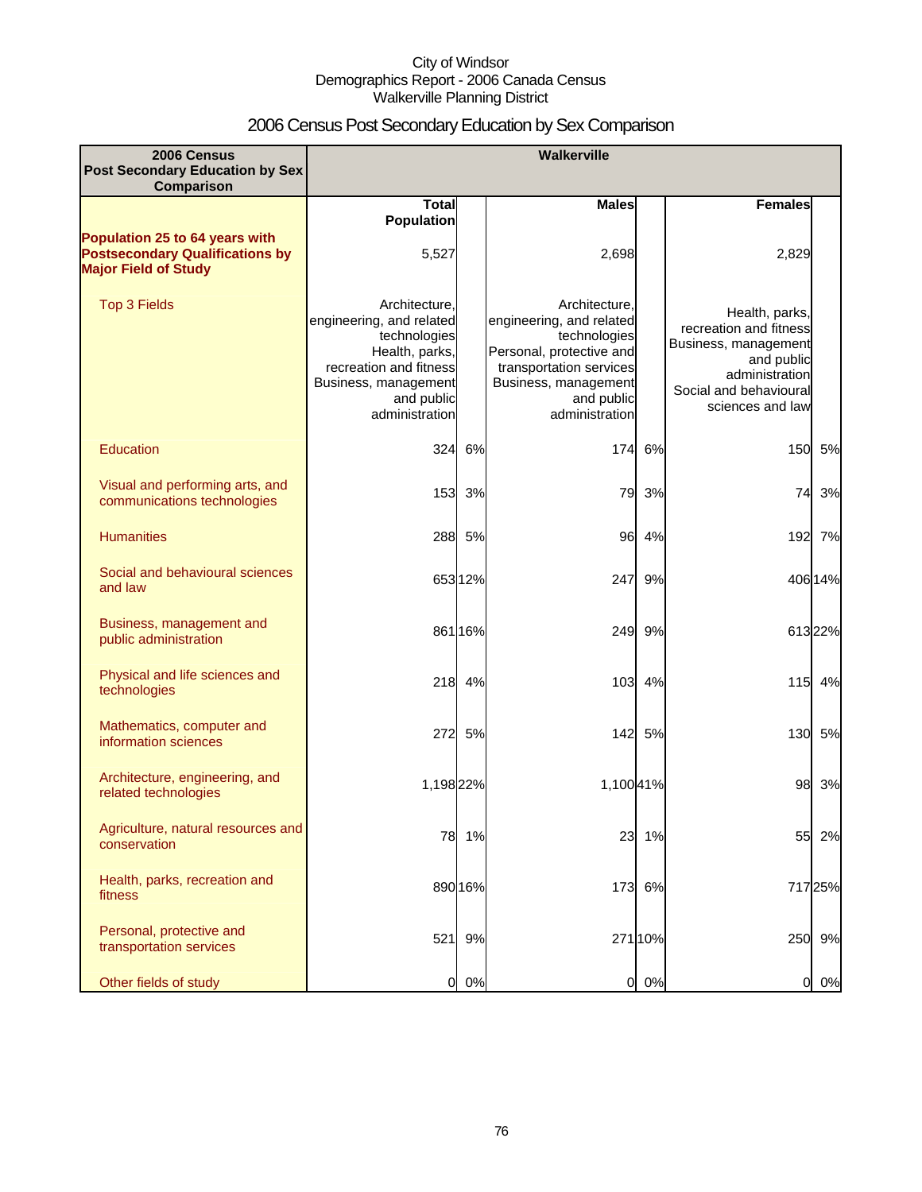City of Windsor
Demographics Report - 2006 Canada Census
Walkerville Planning District

# 2006 Census Post Secondary Education by Sex Comparison

| 2006 Census Post Secondary Education by Sex Comparison | Walkerville | | | | | |
|---|---|---|---|---|---|---|
| | Total Population | | Males | | Females | |
| **Population 25 to 64 years with Postsecondary Qualifications by Major Field of Study** | 5,527 | | 2,698 | | 2,829 | |
| Top 3 Fields | Architecture, engineering, and related technologies<br>Health, parks, recreation and fitness<br>Business, management and public administration | | Architecture, engineering, and related technologies<br>Personal, protective and transportation services<br>Business, management and public administration | | Health, parks, recreation and fitness<br>Business, management and public administration<br>Social and behavioural sciences and law | |
| Education | 324 | 6% | 174 | 6% | 150 | 5% |
| Visual and performing arts, and communications technologies | 153 | 3% | 79 | 3% | 74 | 3% |
| Humanities | 288 | 5% | 96 | 4% | 192 | 7% |
| Social and behavioural sciences and law | 653 | 12% | 247 | 9% | 406 | 14% |
| Business, management and public administration | 861 | 16% | 249 | 9% | 613 | 22% |
| Physical and life sciences and technologies | 218 | 4% | 103 | 4% | 115 | 4% |
| Mathematics, computer and information sciences | 272 | 5% | 142 | 5% | 130 | 5% |
| Architecture, engineering, and related technologies | 1,198 | 22% | 1,100 | 41% | 98 | 3% |
| Agriculture, natural resources and conservation | 78 | 1% | 23 | 1% | 55 | 2% |
| Health, parks, recreation and fitness | 890 | 16% | 173 | 6% | 717 | 25% |
| Personal, protective and transportation services | 521 | 9% | 271 | 10% | 250 | 9% |
| Other fields of study | 0 | 0% | 0 | 0% | 0 | 0% |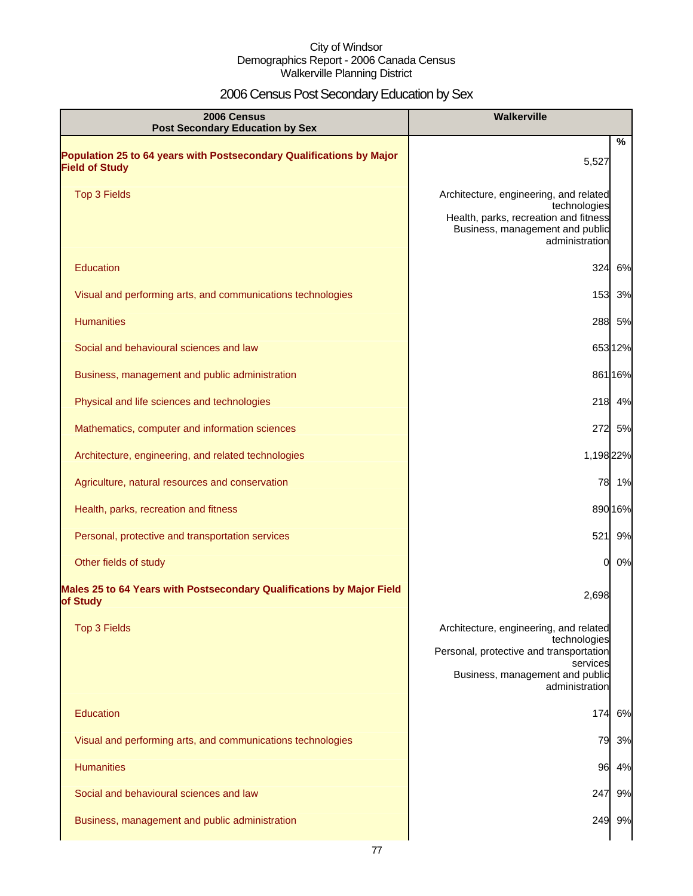City of Windsor
Demographics Report - 2006 Canada Census
Walkerville Planning District

# 2006 Census Post Secondary Education by Sex

| 2006 Census Post Secondary Education by Sex | Walkerville | % |
|---|---|---|
| **Population 25 to 64 years with Postsecondary Qualifications by Major Field of Study** | 5,527 | |
| Top 3 Fields | Architecture, engineering, and related technologies<br>Health, parks, recreation and fitness<br>Business, management and public administration | |
| Education | 324 | 6% |
| Visual and performing arts, and communications technologies | 153 | 3% |
| Humanities | 288 | 5% |
| Social and behavioural sciences and law | 653 | 12% |
| Business, management and public administration | 861 | 16% |
| Physical and life sciences and technologies | 218 | 4% |
| Mathematics, computer and information sciences | 272 | 5% |
| Architecture, engineering, and related technologies | 1,198 | 22% |
| Agriculture, natural resources and conservation | 78 | 1% |
| Health, parks, recreation and fitness | 890 | 16% |
| Personal, protective and transportation services | 521 | 9% |
| Other fields of study | 0 | 0% |
| **Males 25 to 64 Years with Postsecondary Qualifications by Major Field of Study** | 2,698 | |
| Top 3 Fields | Architecture, engineering, and related technologies<br>Personal, protective and transportation services<br>Business, management and public administration | |
| Education | 174 | 6% |
| Visual and performing arts, and communications technologies | 79 | 3% |
| Humanities | 96 | 4% |
| Social and behavioural sciences and law | 247 | 9% |
| Business, management and public administration | 249 | 9% |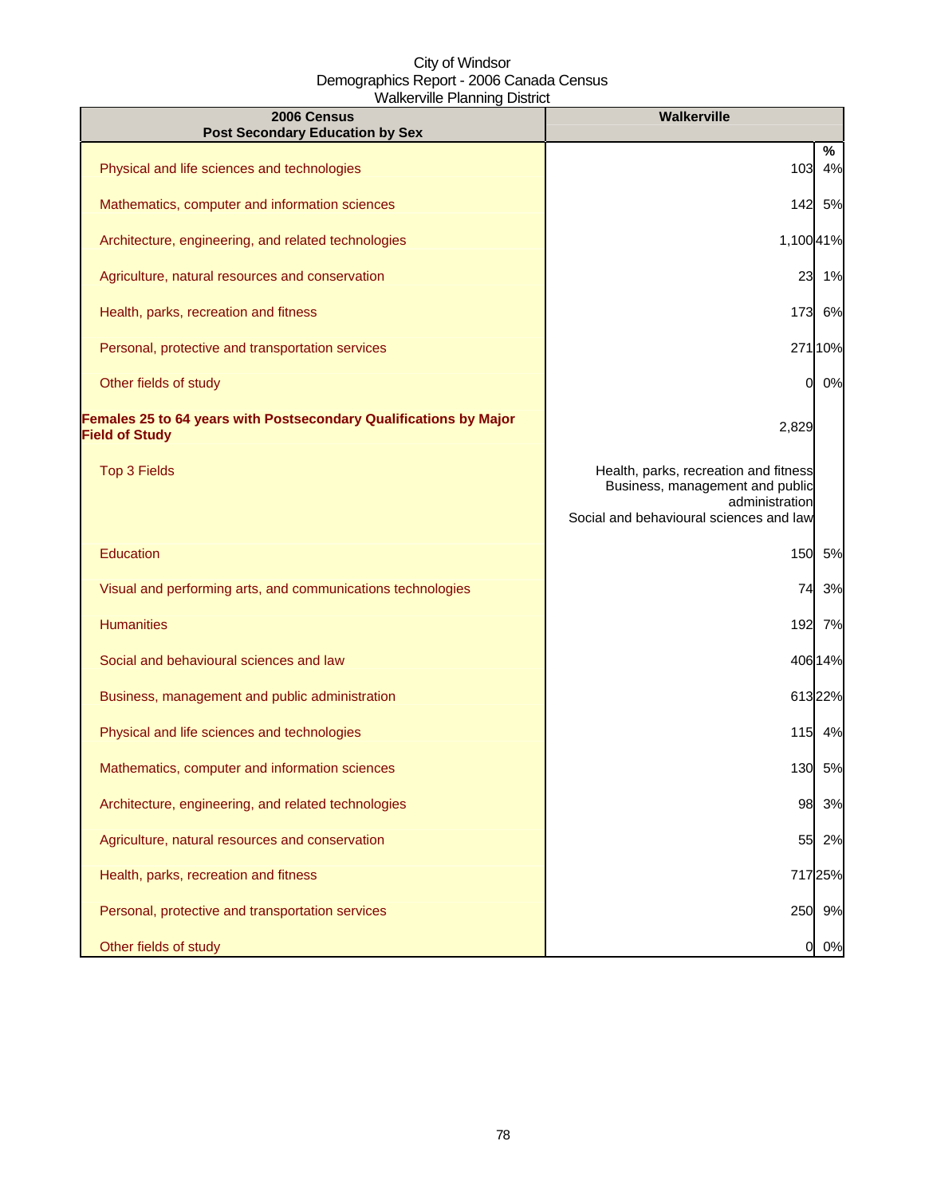City of Windsor
Demographics Report - 2006 Canada Census
Walkerville Planning District

| 2006 Census Post Secondary Education by Sex | Walkerville | |
|---|---|---|
| | | % |
| Physical and life sciences and technologies | 103 | 4% |
| Mathematics, computer and information sciences | 142 | 5% |
| Architecture, engineering, and related technologies | 1,100 | 41% |
| Agriculture, natural resources and conservation | 23 | 1% |
| Health, parks, recreation and fitness | 173 | 6% |
| Personal, protective and transportation services | 271 | 10% |
| Other fields of study | 0 | 0% |
| **Females 25 to 64 years with Postsecondary Qualifications by Major Field of Study** | 2,829 | |
| Top 3 Fields | Health, parks, recreation and fitness<br>Business, management and public administration<br>Social and behavioural sciences and law | |
| Education | 150 | 5% |
| Visual and performing arts, and communications technologies | 74 | 3% |
| Humanities | 192 | 7% |
| Social and behavioural sciences and law | 406 | 14% |
| Business, management and public administration | 613 | 22% |
| Physical and life sciences and technologies | 115 | 4% |
| Mathematics, computer and information sciences | 130 | 5% |
| Architecture, engineering, and related technologies | 98 | 3% |
| Agriculture, natural resources and conservation | 55 | 2% |
| Health, parks, recreation and fitness | 717 | 25% |
| Personal, protective and transportation services | 250 | 9% |
| Other fields of study | 0 | 0% |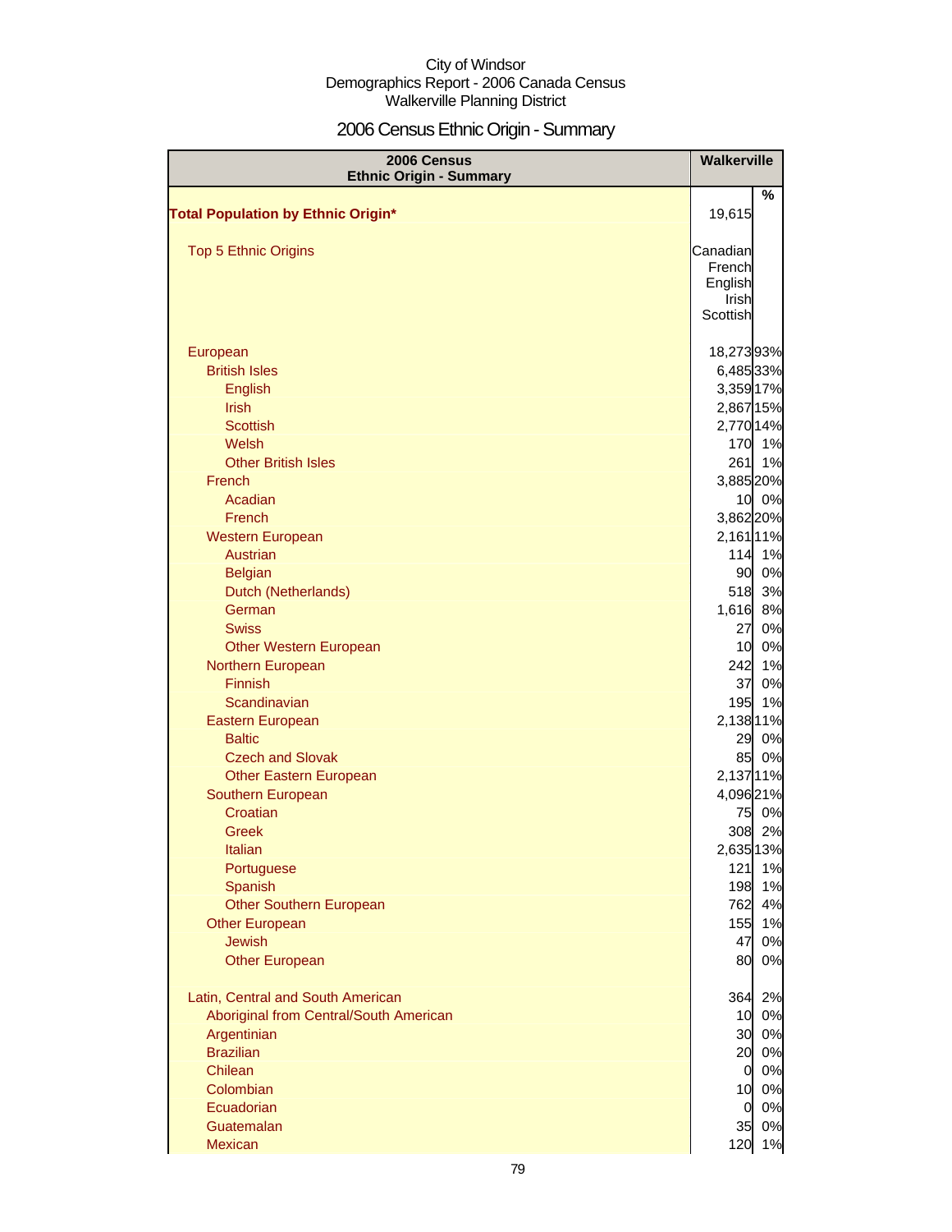City of Windsor
Demographics Report - 2006 Canada Census
Walkerville Planning District

# 2006 Census Ethnic Origin - Summary

| 2006 Census Ethnic Origin - Summary | Walkerville | |
|---|---|---|
| | | % |
| **Total Population by Ethnic Origin*** | 19,615 | |
| Top 5 Ethnic Origins | Canadian French English Irish Scottish | |
| European | 18,273 | 93% |
| British Isles | 6,485 | 33% |
| English | 3,359 | 17% |
| Irish | 2,867 | 15% |
| Scottish | 2,770 | 14% |
| Welsh | 170 | 1% |
| Other British Isles | 261 | 1% |
| French | 3,885 | 20% |
| Acadian | 10 | 0% |
| French | 3,862 | 20% |
| Western European | 2,161 | 11% |
| Austrian | 114 | 1% |
| Belgian | 90 | 0% |
| Dutch (Netherlands) | 518 | 3% |
| German | 1,616 | 8% |
| Swiss | 27 | 0% |
| Other Western European | 10 | 0% |
| Northern European | 242 | 1% |
| Finnish | 37 | 0% |
| Scandinavian | 195 | 1% |
| Eastern European | 2,138 | 11% |
| Baltic | 29 | 0% |
| Czech and Slovak | 85 | 0% |
| Other Eastern European | 2,137 | 11% |
| Southern European | 4,096 | 21% |
| Croatian | 75 | 0% |
| Greek | 308 | 2% |
| Italian | 2,635 | 13% |
| Portuguese | 121 | 1% |
| Spanish | 198 | 1% |
| Other Southern European | 762 | 4% |
| Other European | 155 | 1% |
| Jewish | 47 | 0% |
| Other European | 80 | 0% |
| Latin, Central and South American | 364 | 2% |
| Aboriginal from Central/South American | 10 | 0% |
| Argentinian | 30 | 0% |
| Brazilian | 20 | 0% |
| Chilean | 0 | 0% |
| Colombian | 10 | 0% |
| Ecuadorian | 0 | 0% |
| Guatemalan | 35 | 0% |
| Mexican | 120 | 1% |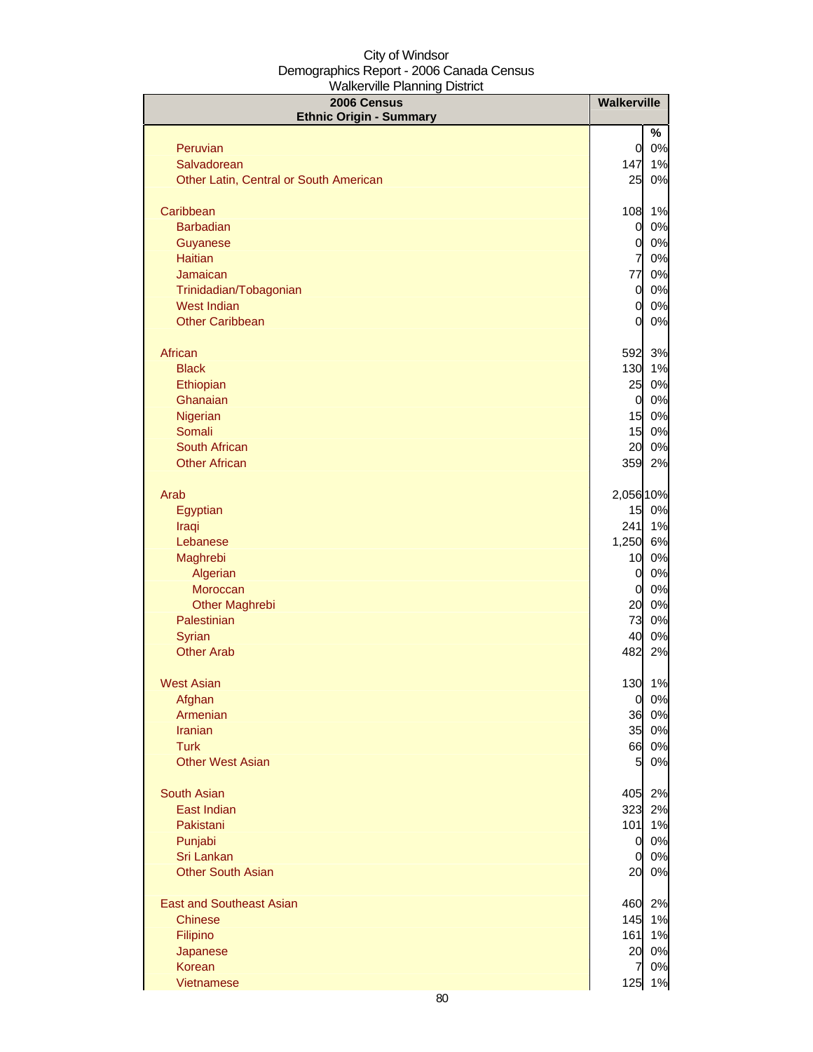City of Windsor
Demographics Report - 2006 Canada Census
Walkerville Planning District

| 2006 Census<br>Ethnic Origin - Summary | Walkerville | |
|---|---|---|
| | | % |
| Peruvian | 0 | 0% |
| Salvadorean | 147 | 1% |
| Other Latin, Central or South American | 25 | 0% |
| | | |
| Caribbean | 108 | 1% |
| Barbadian | 0 | 0% |
| Guyanese | 0 | 0% |
| Haitian | 7 | 0% |
| Jamaican | 77 | 0% |
| Trinidadian/Tobagonian | 0 | 0% |
| West Indian | 0 | 0% |
| Other Caribbean | 0 | 0% |
| | | |
| African | 592 | 3% |
| Black | 130 | 1% |
| Ethiopian | 25 | 0% |
| Ghanaian | 0 | 0% |
| Nigerian | 15 | 0% |
| Somali | 15 | 0% |
| South African | 20 | 0% |
| Other African | 359 | 2% |
| | | |
| Arab | 2,056 | 10% |
| Egyptian | 15 | 0% |
| Iraqi | 241 | 1% |
| Lebanese | 1,250 | 6% |
| Maghrebi | 10 | 0% |
| Algerian | 0 | 0% |
| Moroccan | 0 | 0% |
| Other Maghrebi | 20 | 0% |
| Palestinian | 73 | 0% |
| Syrian | 40 | 0% |
| Other Arab | 482 | 2% |
| | | |
| West Asian | 130 | 1% |
| Afghan | 0 | 0% |
| Armenian | 36 | 0% |
| Iranian | 35 | 0% |
| Turk | 66 | 0% |
| Other West Asian | 5 | 0% |
| | | |
| South Asian | 405 | 2% |
| East Indian | 323 | 2% |
| Pakistani | 101 | 1% |
| Punjabi | 0 | 0% |
| Sri Lankan | 0 | 0% |
| Other South Asian | 20 | 0% |
| | | |
| East and Southeast Asian | 460 | 2% |
| Chinese | 145 | 1% |
| Filipino | 161 | 1% |
| Japanese | 20 | 0% |
| Korean | 7 | 0% |
| Vietnamese | 125 | 1% |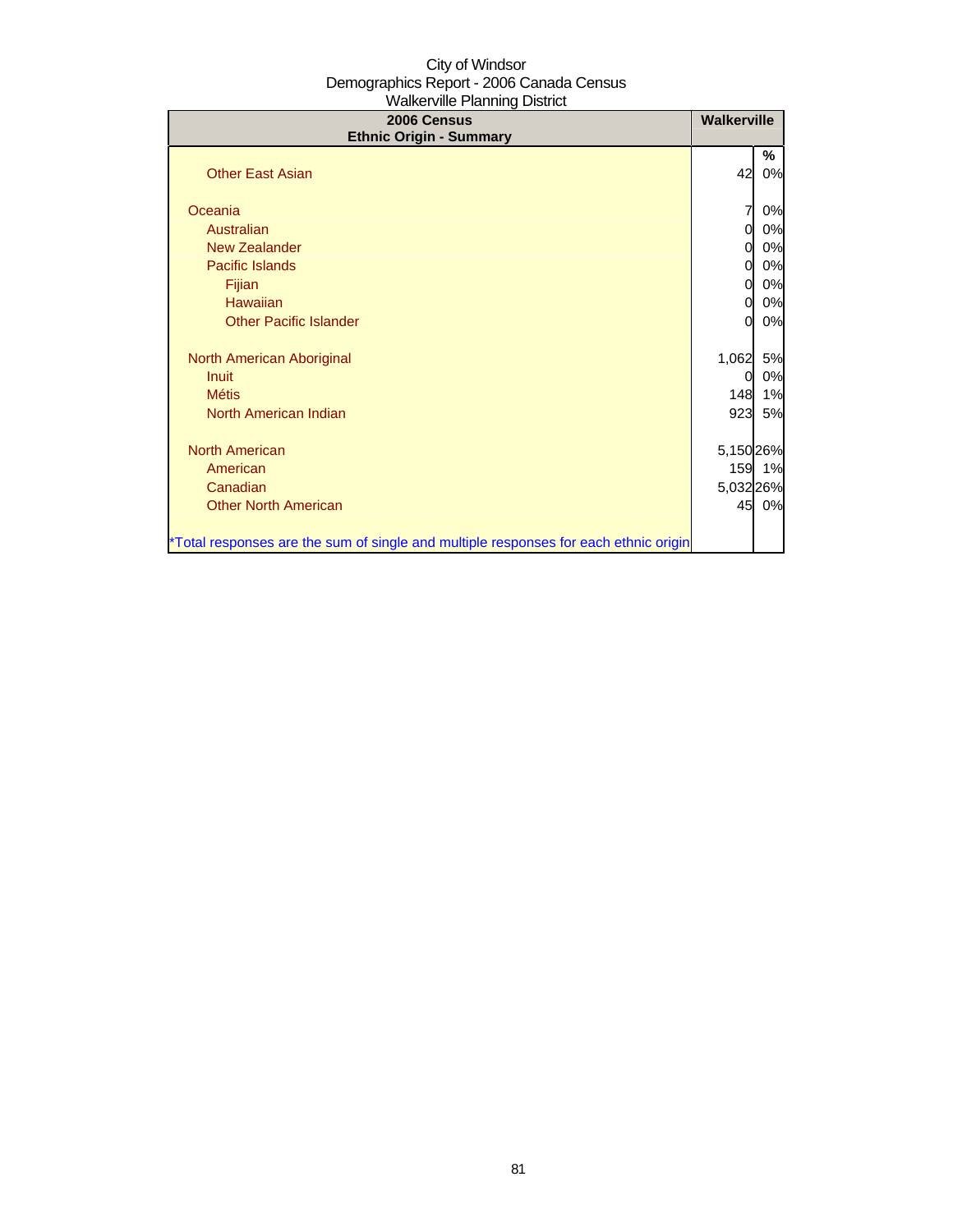City of Windsor
Demographics Report - 2006 Canada Census
Walkerville Planning District

| 2006 Census<br>Ethnic Origin - Summary | Walkerville | |
|---|---|---|
| | | % |
| Other East Asian | 42 | 0% |
| | | |
| Oceania | 7 | 0% |
| Australian | 0 | 0% |
| New Zealander | 0 | 0% |
| Pacific Islands | 0 | 0% |
| Fijian | 0 | 0% |
| Hawaiian | 0 | 0% |
| Other Pacific Islander | 0 | 0% |
| | | |
| North American Aboriginal | 1,062 | 5% |
| Inuit | 0 | 0% |
| Métis | 148 | 1% |
| North American Indian | 923 | 5% |
| | | |
| North American | 5,150 | 26% |
| American | 159 | 1% |
| Canadian | 5,032 | 26% |
| Other North American | 45 | 0% |
| | | |
| *Total responses are the sum of single and multiple responses for each ethnic origin | | |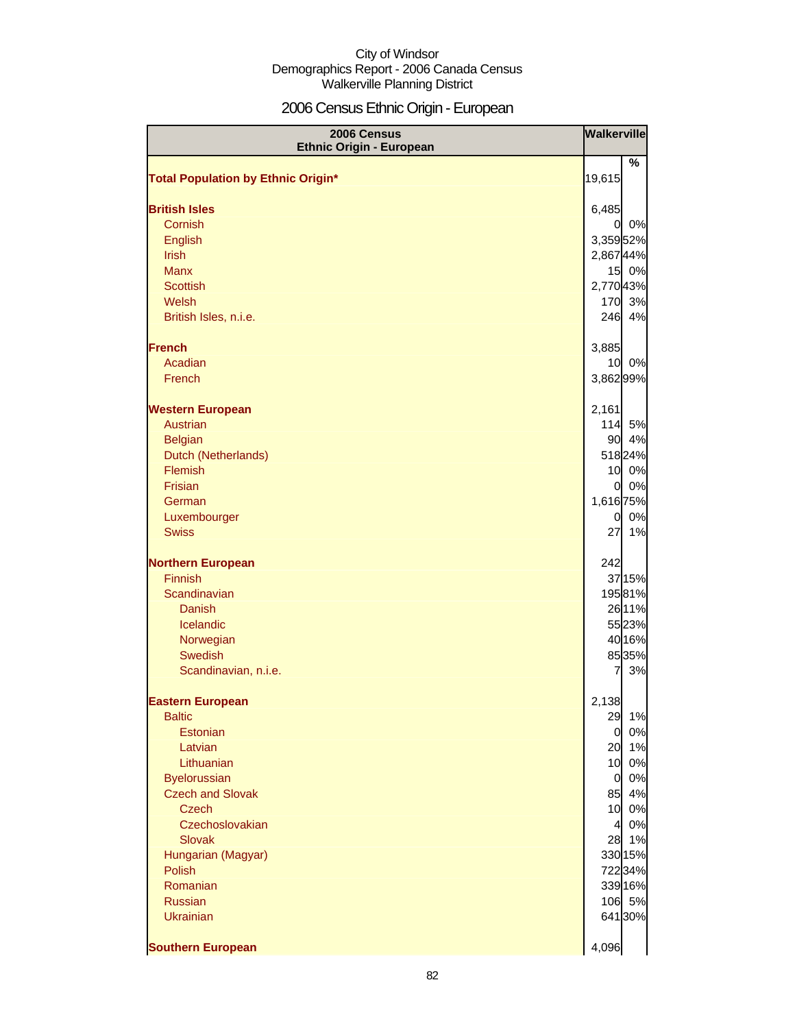City of Windsor
Demographics Report - 2006 Canada Census
Walkerville Planning District

# 2006 Census Ethnic Origin - European

| 2006 Census Ethnic Origin - European | Walkerville | |
|---|---|---|
| | | % |
| **Total Population by Ethnic Origin*** | 19,615 | |
| | | |
| **British Isles** | 6,485 | |
| Cornish | 0 | 0% |
| English | 3,359 | 52% |
| Irish | 2,867 | 44% |
| Manx | 15 | 0% |
| Scottish | 2,770 | 43% |
| Welsh | 170 | 3% |
| British Isles, n.i.e. | 246 | 4% |
| | | |
| **French** | 3,885 | |
| Acadian | 10 | 0% |
| French | 3,862 | 99% |
| | | |
| **Western European** | 2,161 | |
| Austrian | 114 | 5% |
| Belgian | 90 | 4% |
| Dutch (Netherlands) | 518 | 24% |
| Flemish | 10 | 0% |
| Frisian | 0 | 0% |
| German | 1,616 | 75% |
| Luxembourger | 0 | 0% |
| Swiss | 27 | 1% |
| | | |
| **Northern European** | 242 | |
| Finnish | 37 | 15% |
| Scandinavian | 195 | 81% |
| Danish | 26 | 11% |
| Icelandic | 55 | 23% |
| Norwegian | 40 | 16% |
| Swedish | 85 | 35% |
| Scandinavian, n.i.e. | 7 | 3% |
| | | |
| **Eastern European** | 2,138 | |
| Baltic | 29 | 1% |
| Estonian | 0 | 0% |
| Latvian | 20 | 1% |
| Lithuanian | 10 | 0% |
| Byelorussian | 0 | 0% |
| Czech and Slovak | 85 | 4% |
| Czech | 10 | 0% |
| Czechoslovakian | 4 | 0% |
| Slovak | 28 | 1% |
| Hungarian (Magyar) | 330 | 15% |
| Polish | 722 | 34% |
| Romanian | 339 | 16% |
| Russian | 106 | 5% |
| Ukrainian | 641 | 30% |
| | | |
| **Southern European** | 4,096 | |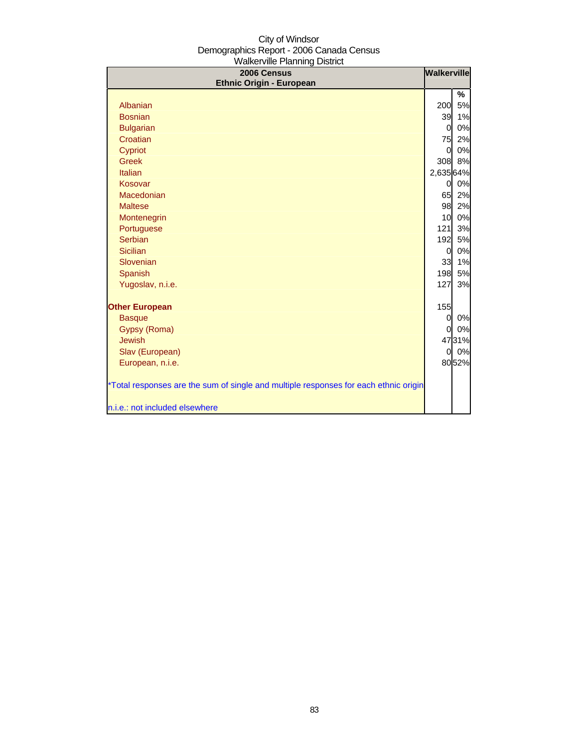City of Windsor
Demographics Report - 2006 Canada Census
Walkerville Planning District

| 2006 Census Ethnic Origin - European | Walkerville | |
|---|---|---|
| | | % |
| Albanian | 200 | 5% |
| Bosnian | 39 | 1% |
| Bulgarian | 0 | 0% |
| Croatian | 75 | 2% |
| Cypriot | 0 | 0% |
| Greek | 308 | 8% |
| Italian | 2,635 | 64% |
| Kosovar | 0 | 0% |
| Macedonian | 65 | 2% |
| Maltese | 98 | 2% |
| Montenegrin | 10 | 0% |
| Portuguese | 121 | 3% |
| Serbian | 192 | 5% |
| Sicilian | 0 | 0% |
| Slovenian | 33 | 1% |
| Spanish | 198 | 5% |
| Yugoslav, n.i.e. | 127 | 3% |
| **Other European** | 155 | |
| Basque | 0 | 0% |
| Gypsy (Roma) | 0 | 0% |
| Jewish | 47 | 31% |
| Slav (European) | 0 | 0% |
| European, n.i.e. | 80 | 52% |

*Total responses are the sum of single and multiple responses for each ethnic origin

n.i.e.: not included elsewhere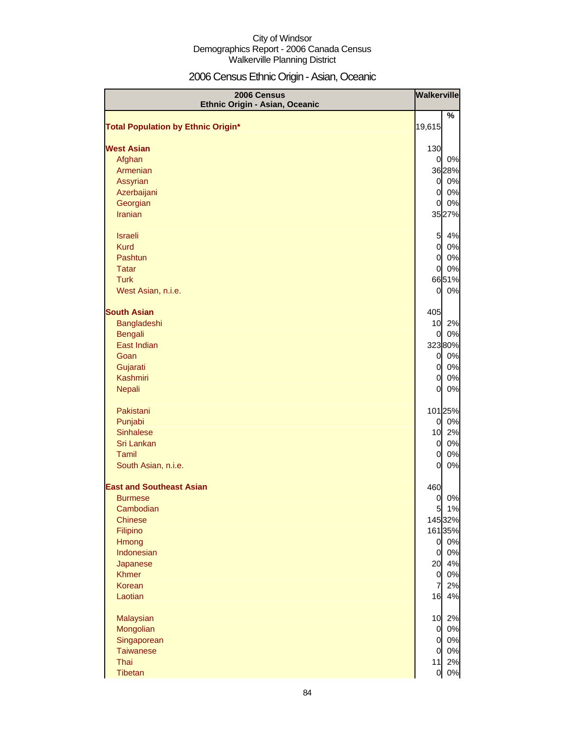City of Windsor
Demographics Report - 2006 Canada Census
Walkerville Planning District

# 2006 Census Ethnic Origin - Asian, Oceanic

| 2006 Census Ethnic Origin - Asian, Oceanic | Walkerville | |
|---|---|---|
| | | % |
| **Total Population by Ethnic Origin*** | 19,615 | |
| **West Asian** | 130 | |
| Afghan | 0 | 0% |
| Armenian | 36 | 28% |
| Assyrian | 0 | 0% |
| Azerbaijani | 0 | 0% |
| Georgian | 0 | 0% |
| Iranian | 35 | 27% |
| Israeli | 5 | 4% |
| Kurd | 0 | 0% |
| Pashtun | 0 | 0% |
| Tatar | 0 | 0% |
| Turk | 66 | 51% |
| West Asian, n.i.e. | 0 | 0% |
| **South Asian** | 405 | |
| Bangladeshi | 10 | 2% |
| Bengali | 0 | 0% |
| East Indian | 323 | 80% |
| Goan | 0 | 0% |
| Gujarati | 0 | 0% |
| Kashmiri | 0 | 0% |
| Nepali | 0 | 0% |
| Pakistani | 101 | 25% |
| Punjabi | 0 | 0% |
| Sinhalese | 10 | 2% |
| Sri Lankan | 0 | 0% |
| Tamil | 0 | 0% |
| South Asian, n.i.e. | 0 | 0% |
| **East and Southeast Asian** | 460 | |
| Burmese | 0 | 0% |
| Cambodian | 5 | 1% |
| Chinese | 145 | 32% |
| Filipino | 161 | 35% |
| Hmong | 0 | 0% |
| Indonesian | 0 | 0% |
| Japanese | 20 | 4% |
| Khmer | 0 | 0% |
| Korean | 7 | 2% |
| Laotian | 16 | 4% |
| Malaysian | 10 | 2% |
| Mongolian | 0 | 0% |
| Singaporean | 0 | 0% |
| Taiwanese | 0 | 0% |
| Thai | 11 | 2% |
| Tibetan | 0 | 0% |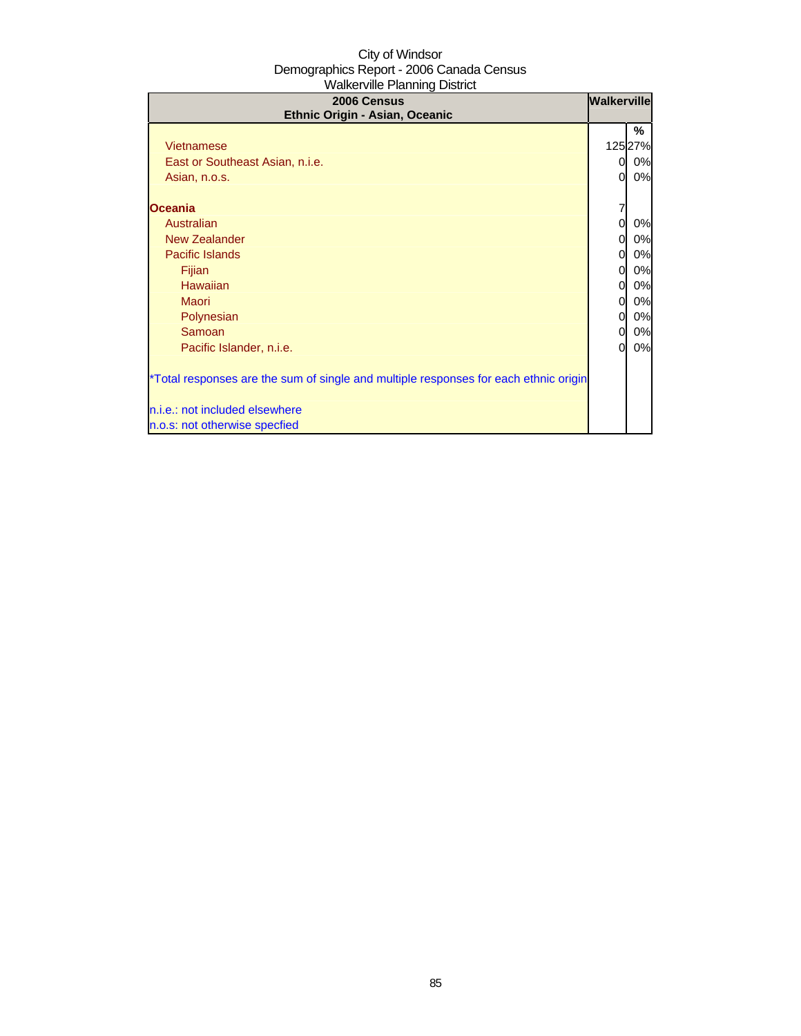City of Windsor
Demographics Report - 2006 Canada Census
Walkerville Planning District

| 2006 Census<br>Ethnic Origin - Asian, Oceanic | Walkerville | |
|---|---|---|
| | | % |
| Vietnamese | 125 | 27% |
| East or Southeast Asian, n.i.e. | 0 | 0% |
| Asian, n.o.s. | 0 | 0% |
| | | |
| **Oceania** | 7 | |
| Australian | 0 | 0% |
| New Zealander | 0 | 0% |
| Pacific Islands | 0 | 0% |
| Fijian | 0 | 0% |
| Hawaiian | 0 | 0% |
| Maori | 0 | 0% |
| Polynesian | 0 | 0% |
| Samoan | 0 | 0% |
| Pacific Islander, n.i.e. | 0 | 0% |
| | | |
| *Total responses are the sum of single and multiple responses for each ethnic origin | | |
| | | |
| n.i.e.: not included elsewhere | | |
| n.o.s: not otherwise specfied | | |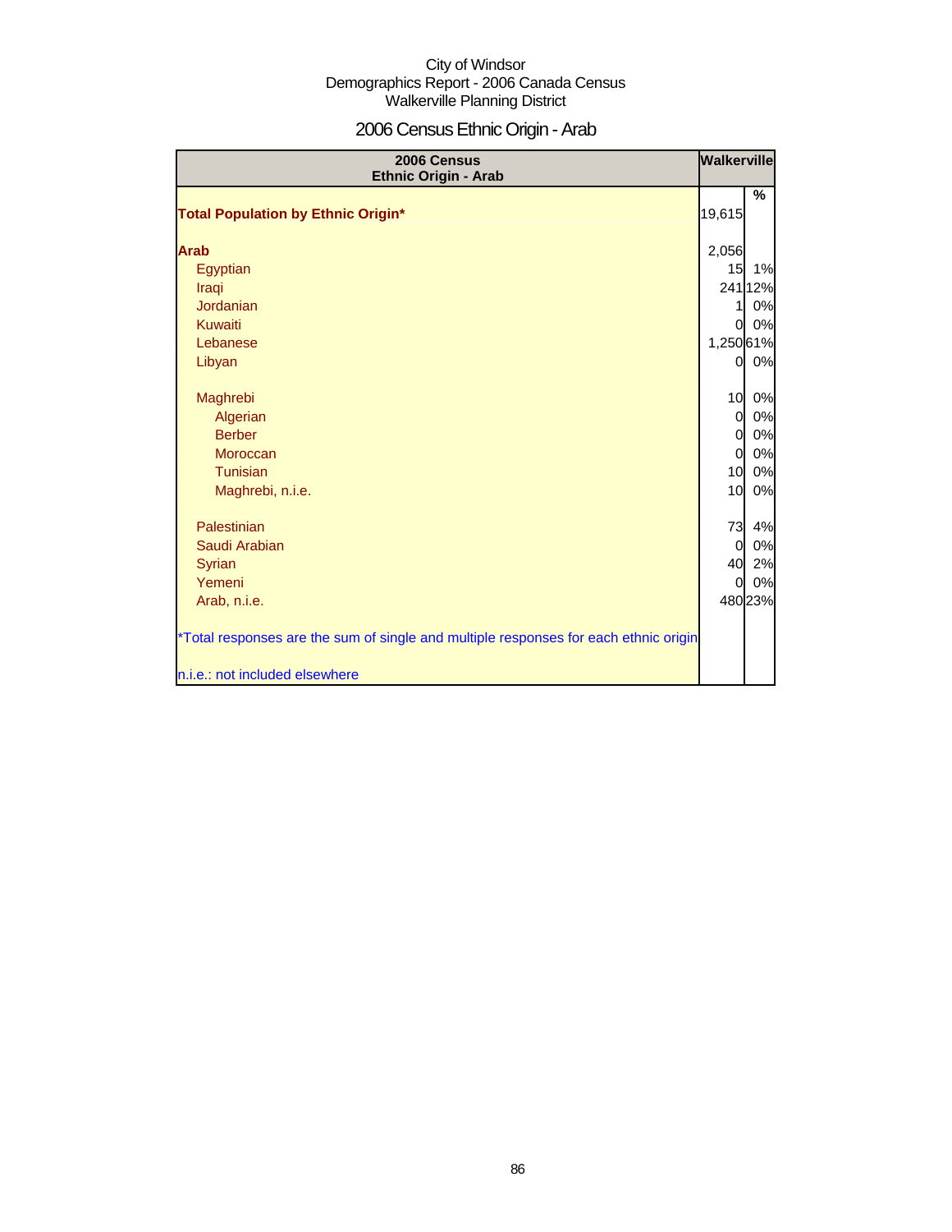City of Windsor
Demographics Report - 2006 Canada Census
Walkerville Planning District

# 2006 Census Ethnic Origin - Arab

| 2006 Census Ethnic Origin - Arab | Walkerville | |
|---|---|---|
| | | % |
| **Total Population by Ethnic Origin*** | 19,615 | |
| **Arab** | 2,056 | |
| Egyptian | 15 | 1% |
| Iraqi | 241 | 12% |
| Jordanian | 1 | 0% |
| Kuwaiti | 0 | 0% |
| Lebanese | 1,250 | 61% |
| Libyan | 0 | 0% |
| Maghrebi | 10 | 0% |
| Algerian | 0 | 0% |
| Berber | 0 | 0% |
| Moroccan | 0 | 0% |
| Tunisian | 10 | 0% |
| Maghrebi, n.i.e. | 10 | 0% |
| Palestinian | 73 | 4% |
| Saudi Arabian | 0 | 0% |
| Syrian | 40 | 2% |
| Yemeni | 0 | 0% |
| Arab, n.i.e. | 480 | 23% |

*Total responses are the sum of single and multiple responses for each ethnic origin

n.i.e.: not included elsewhere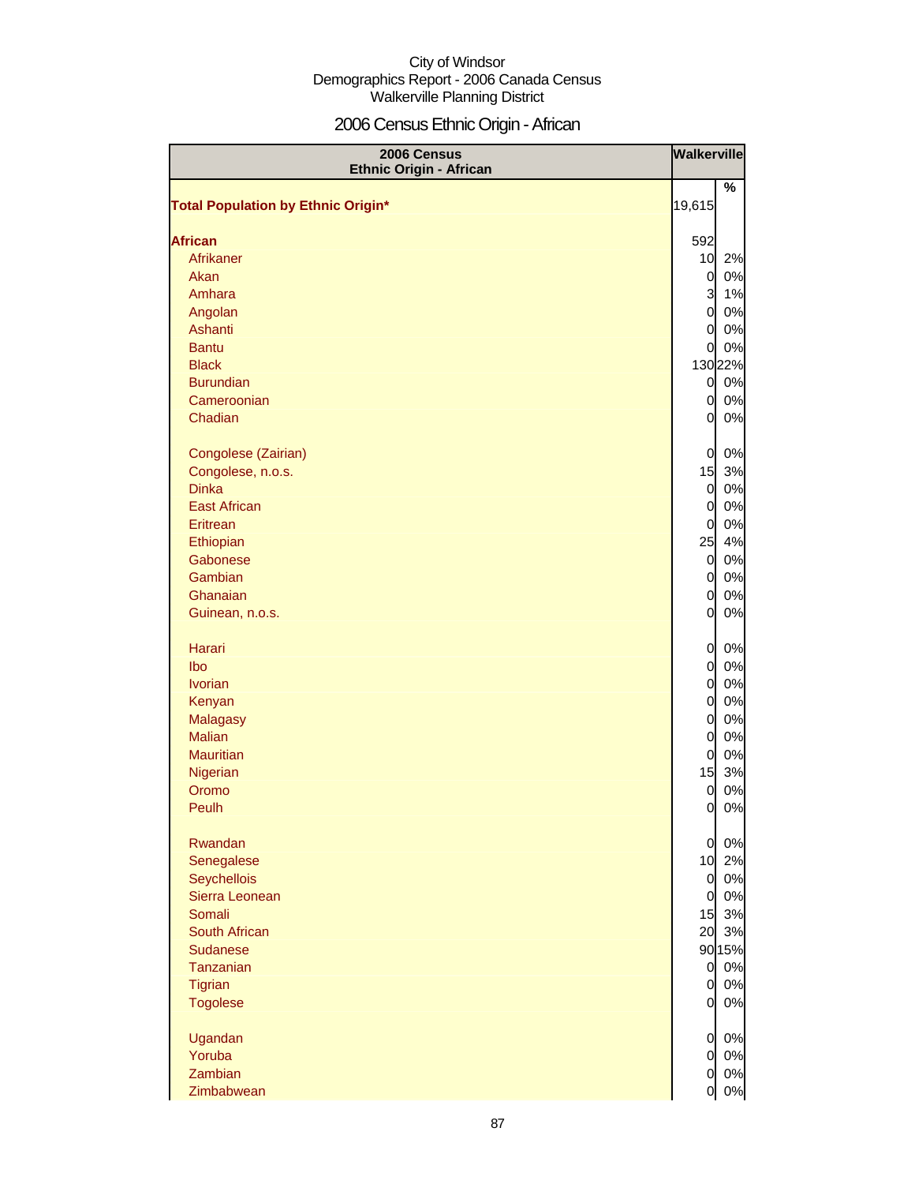City of Windsor
Demographics Report - 2006 Canada Census
Walkerville Planning District

# 2006 Census Ethnic Origin - African

| 2006 Census Ethnic Origin - African | Walkerville | |
|---|---|---|
| | | % |
| **Total Population by Ethnic Origin*** | 19,615 | |
| | | |
| **African** | 592 | |
| Afrikaner | 10 | 2% |
| Akan | 0 | 0% |
| Amhara | 3 | 1% |
| Angolan | 0 | 0% |
| Ashanti | 0 | 0% |
| Bantu | 0 | 0% |
| Black | 130 | 22% |
| Burundian | 0 | 0% |
| Cameroonian | 0 | 0% |
| Chadian | 0 | 0% |
| | | |
| Congolese (Zairian) | 0 | 0% |
| Congolese, n.o.s. | 15 | 3% |
| Dinka | 0 | 0% |
| East African | 0 | 0% |
| Eritrean | 0 | 0% |
| Ethiopian | 25 | 4% |
| Gabonese | 0 | 0% |
| Gambian | 0 | 0% |
| Ghanaian | 0 | 0% |
| Guinean, n.o.s. | 0 | 0% |
| | | |
| Harari | 0 | 0% |
| Ibo | 0 | 0% |
| Ivorian | 0 | 0% |
| Kenyan | 0 | 0% |
| Malagasy | 0 | 0% |
| Malian | 0 | 0% |
| Mauritian | 0 | 0% |
| Nigerian | 15 | 3% |
| Oromo | 0 | 0% |
| Peulh | 0 | 0% |
| | | |
| Rwandan | 0 | 0% |
| Senegalese | 10 | 2% |
| Seychellois | 0 | 0% |
| Sierra Leonean | 0 | 0% |
| Somali | 15 | 3% |
| South African | 20 | 3% |
| Sudanese | 90 | 15% |
| Tanzanian | 0 | 0% |
| Tigrian | 0 | 0% |
| Togolese | 0 | 0% |
| | | |
| Ugandan | 0 | 0% |
| Yoruba | 0 | 0% |
| Zambian | 0 | 0% |
| Zimbabwean | 0 | 0% |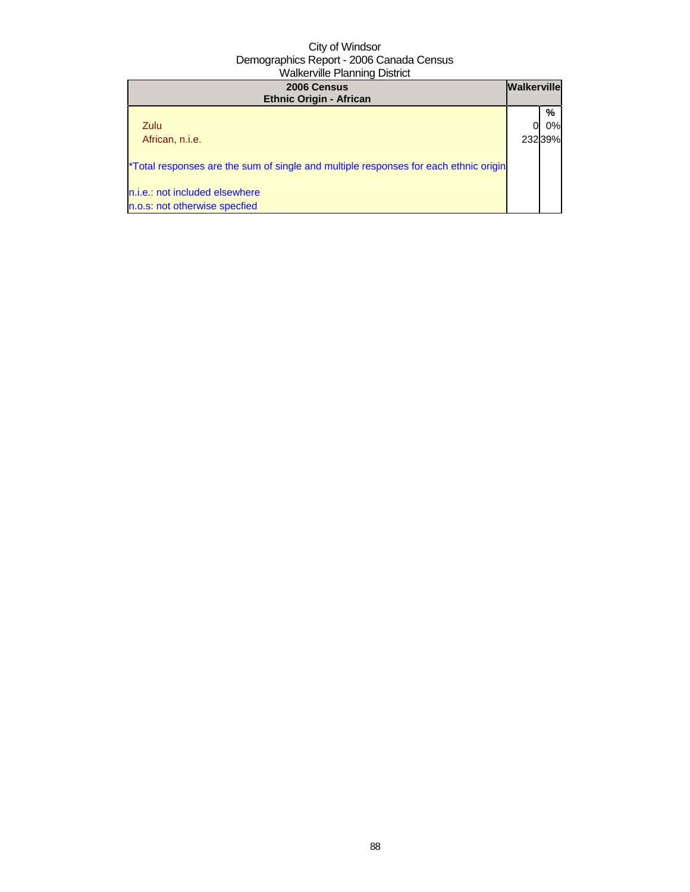City of Windsor
Demographics Report - 2006 Canada Census
Walkerville Planning District

| 2006 Census<br>Ethnic Origin - African | Walkerville | |
|---|---|---|
| | | % |
| Zulu | 0 | 0% |
| African, n.i.e. | 232 | 39% |
| *Total responses are the sum of single and multiple responses for each ethnic origin | | |
| n.i.e.: not included elsewhere | | |
| n.o.s: not otherwise specfied | | |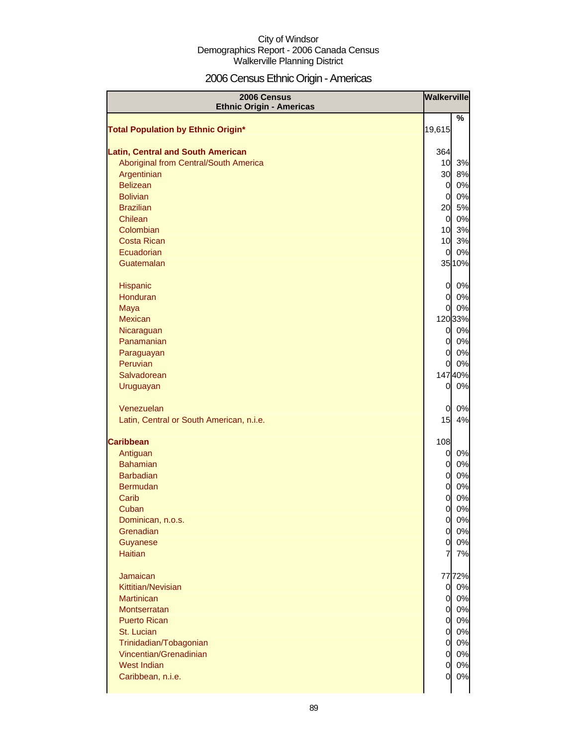City of Windsor
Demographics Report - 2006 Canada Census
Walkerville Planning District

# 2006 Census Ethnic Origin - Americas

| 2006 Census Ethnic Origin - Americas | Walkerville | |
|---|---|---|
| | | % |
| **Total Population by Ethnic Origin*** | 19,615 | |
| | | |
| **Latin, Central and South American** | 364 | |
| Aboriginal from Central/South America | 10 | 3% |
| Argentinian | 30 | 8% |
| Belizean | 0 | 0% |
| Bolivian | 0 | 0% |
| Brazilian | 20 | 5% |
| Chilean | 0 | 0% |
| Colombian | 10 | 3% |
| Costa Rican | 10 | 3% |
| Ecuadorian | 0 | 0% |
| Guatemalan | 35 | 10% |
| | | |
| Hispanic | 0 | 0% |
| Honduran | 0 | 0% |
| Maya | 0 | 0% |
| Mexican | 120 | 33% |
| Nicaraguan | 0 | 0% |
| Panamanian | 0 | 0% |
| Paraguayan | 0 | 0% |
| Peruvian | 0 | 0% |
| Salvadorean | 147 | 40% |
| Uruguayan | 0 | 0% |
| | | |
| Venezuelan | 0 | 0% |
| Latin, Central or South American, n.i.e. | 15 | 4% |
| | | |
| **Caribbean** | 108 | |
| Antiguan | 0 | 0% |
| Bahamian | 0 | 0% |
| Barbadian | 0 | 0% |
| Bermudan | 0 | 0% |
| Carib | 0 | 0% |
| Cuban | 0 | 0% |
| Dominican, n.o.s. | 0 | 0% |
| Grenadian | 0 | 0% |
| Guyanese | 0 | 0% |
| Haitian | 7 | 7% |
| | | |
| Jamaican | 77 | 72% |
| Kittitian/Nevisian | 0 | 0% |
| Martinican | 0 | 0% |
| Montserratan | 0 | 0% |
| Puerto Rican | 0 | 0% |
| St. Lucian | 0 | 0% |
| Trinidadian/Tobagonian | 0 | 0% |
| Vincentian/Grenadinian | 0 | 0% |
| West Indian | 0 | 0% |
| Caribbean, n.i.e. | 0 | 0% |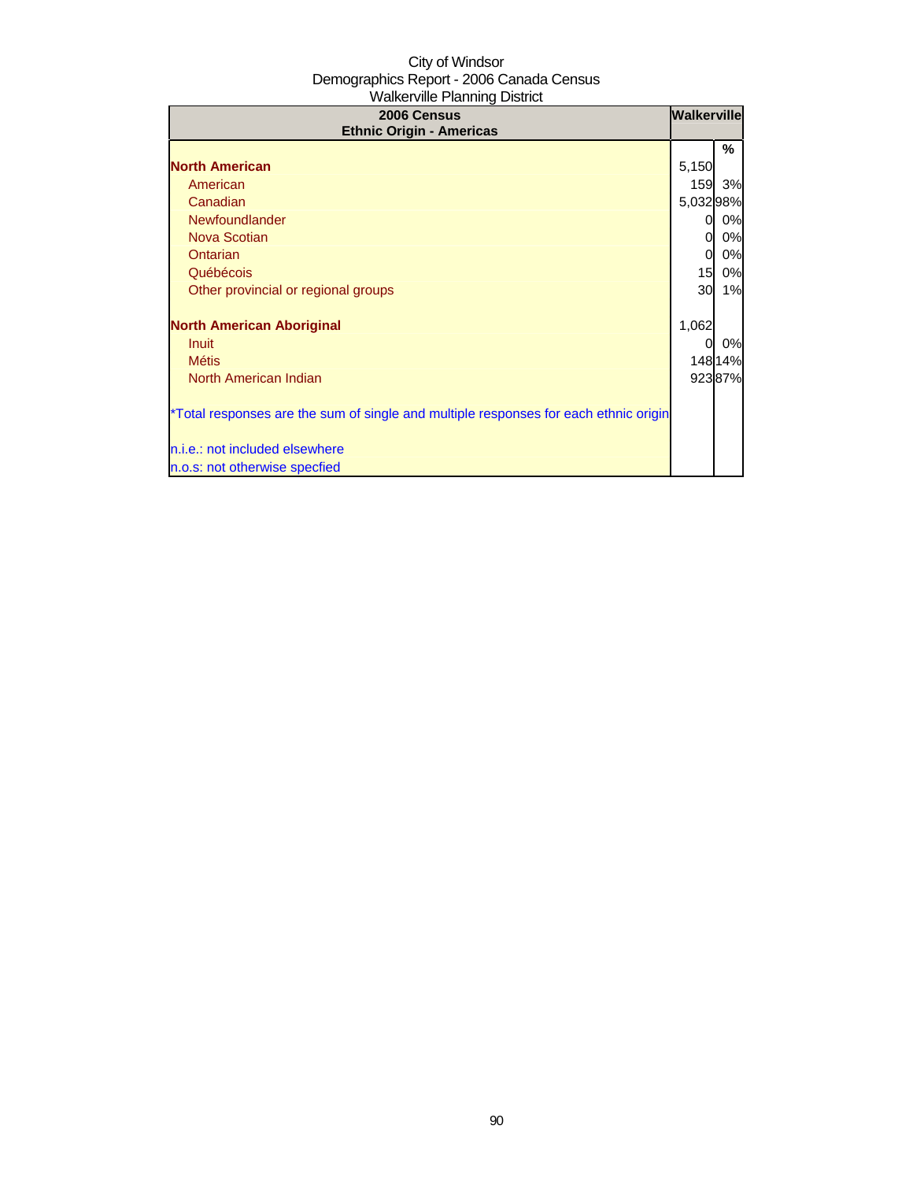City of Windsor
Demographics Report - 2006 Canada Census
Walkerville Planning District

| 2006 Census<br>Ethnic Origin - Americas | Walkerville | |
|---|---|---|
| | | % |
| **North American** | 5,150 | |
| American | 159 | 3% |
| Canadian | 5,032 | 98% |
| Newfoundlander | 0 | 0% |
| Nova Scotian | 0 | 0% |
| Ontarian | 0 | 0% |
| Québécois | 15 | 0% |
| Other provincial or regional groups | 30 | 1% |
| | | |
| **North American Aboriginal** | 1,062 | |
| Inuit | 0 | 0% |
| Métis | 148 | 14% |
| North American Indian | 923 | 87% |

*Total responses are the sum of single and multiple responses for each ethnic origin

n.i.e.: not included elsewhere
n.o.s: not otherwise specfied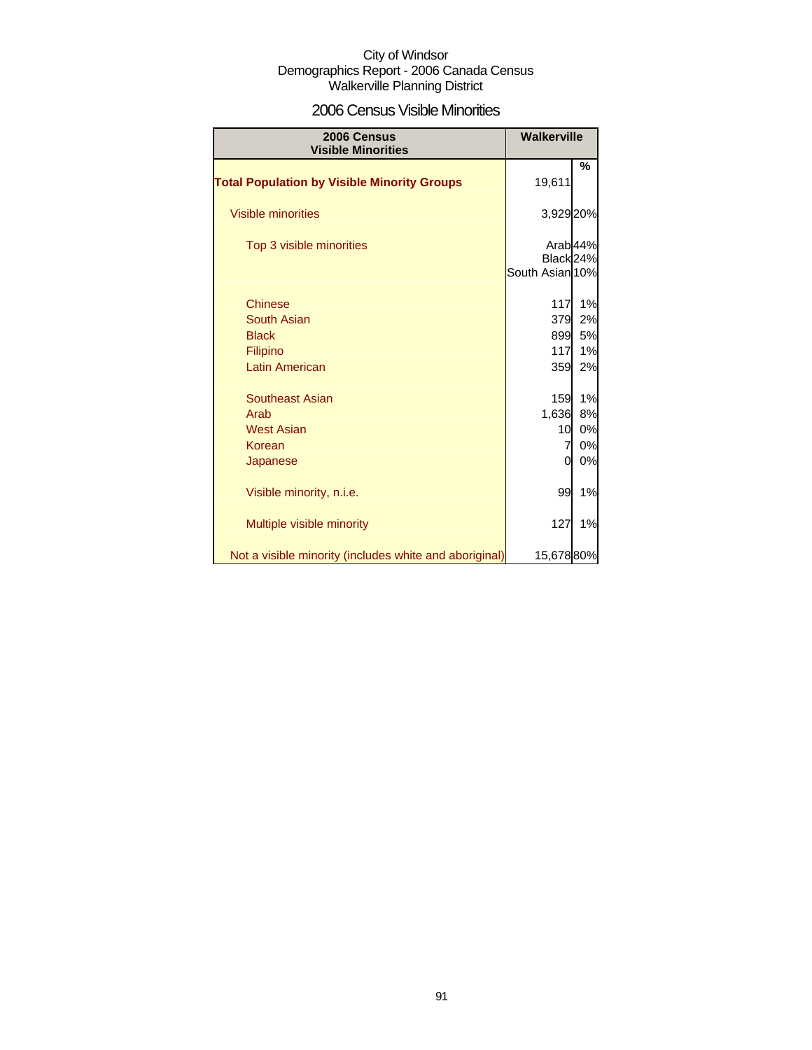City of Windsor
Demographics Report - 2006 Canada Census
Walkerville Planning District

## 2006 Census Visible Minorities

| 2006 Census Visible Minorities | Walkerville | |
|---|---|---|
| | | % |
| **Total Population by Visible Minority Groups** | 19,611 | |
| Visible minorities | 3,929 | 20% |
| Top 3 visible minorities | Arab | 44% |
| | Black | 24% |
| | South Asian | 10% |
| Chinese | 117 | 1% |
| South Asian | 379 | 2% |
| Black | 899 | 5% |
| Filipino | 117 | 1% |
| Latin American | 359 | 2% |
| Southeast Asian | 159 | 1% |
| Arab | 1,636 | 8% |
| West Asian | 10 | 0% |
| Korean | 7 | 0% |
| Japanese | 0 | 0% |
| Visible minority, n.i.e. | 99 | 1% |
| Multiple visible minority | 127 | 1% |
| Not a visible minority (includes white and aboriginal) | 15,678 | 80% |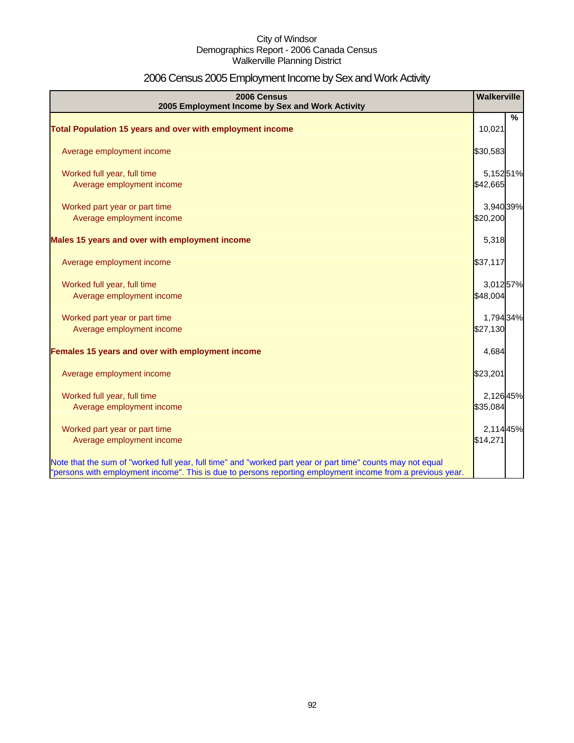City of Windsor
Demographics Report - 2006 Canada Census
Walkerville Planning District

# 2006 Census 2005 Employment Income by Sex and Work Activity

| 2006 Census<br>2005 Employment Income by Sex and Work Activity | Walkerville | |
|---|---|---|
| | | % |
| **Total Population 15 years and over with employment income** | 10,021 | |
| Average employment income | $30,583 | |
| Worked full year, full time | 5,152 | 51% |
| Average employment income | $42,665 | |
| Worked part year or part time | 3,940 | 39% |
| Average employment income | $20,200 | |
| **Males 15 years and over with employment income** | 5,318 | |
| Average employment income | $37,117 | |
| Worked full year, full time | 3,012 | 57% |
| Average employment income | $48,004 | |
| Worked part year or part time | 1,794 | 34% |
| Average employment income | $27,130 | |
| **Females 15 years and over with employment income** | 4,684 | |
| Average employment income | $23,201 | |
| Worked full year, full time | 2,126 | 45% |
| Average employment income | $35,084 | |
| Worked part year or part time | 2,114 | 45% |
| Average employment income | $14,271 | |
| Note that the sum of "worked full year, full time" and "worked part year or part time" counts may not equal "persons with employment income". This is due to persons reporting employment income from a previous year. | | |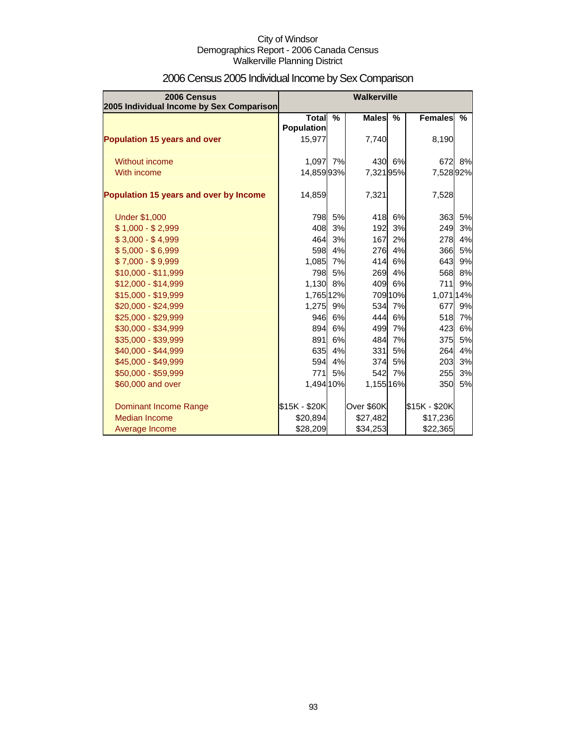City of Windsor
Demographics Report - 2006 Canada Census
Walkerville Planning District

# 2006 Census 2005 Individual Income by Sex Comparison

| 2006 Census 2005 Individual Income by Sex Comparison | Walkerville | | | | | |
|---|---|---|---|---|---|---|
| | Total Population | % | Males | % | Females | % |
| **Population 15 years and over** | 15,977 | | 7,740 | | 8,190 | |
| Without income | 1,097 | 7% | 430 | 6% | 672 | 8% |
| With income | 14,859 | 93% | 7,321 | 95% | 7,528 | 92% |
| **Population 15 years and over by Income** | 14,859 | | 7,321 | | 7,528 | |
| Under $1,000 | 798 | 5% | 418 | 6% | 363 | 5% |
| $ 1,000 - $ 2,999 | 408 | 3% | 192 | 3% | 249 | 3% |
| $ 3,000 - $ 4,999 | 464 | 3% | 167 | 2% | 278 | 4% |
| $ 5,000 - $ 6,999 | 598 | 4% | 276 | 4% | 366 | 5% |
| $ 7,000 - $ 9,999 | 1,085 | 7% | 414 | 6% | 643 | 9% |
| $10,000 - $11,999 | 798 | 5% | 269 | 4% | 568 | 8% |
| $12,000 - $14,999 | 1,130 | 8% | 409 | 6% | 711 | 9% |
| $15,000 - $19,999 | 1,765 | 12% | 709 | 10% | 1,071 | 14% |
| $20,000 - $24,999 | 1,275 | 9% | 534 | 7% | 677 | 9% |
| $25,000 - $29,999 | 946 | 6% | 444 | 6% | 518 | 7% |
| $30,000 - $34,999 | 894 | 6% | 499 | 7% | 423 | 6% |
| $35,000 - $39,999 | 891 | 6% | 484 | 7% | 375 | 5% |
| $40,000 - $44,999 | 635 | 4% | 331 | 5% | 264 | 4% |
| $45,000 - $49,999 | 594 | 4% | 374 | 5% | 203 | 3% |
| $50,000 - $59,999 | 771 | 5% | 542 | 7% | 255 | 3% |
| $60,000 and over | 1,494 | 10% | 1,155 | 16% | 350 | 5% |
| Dominant Income Range | $15K - $20K | | Over $60K | | $15K - $20K | |
| Median Income | $20,894 | | $27,482 | | $17,236 | |
| Average Income | $28,209 | | $34,253 | | $22,365 | |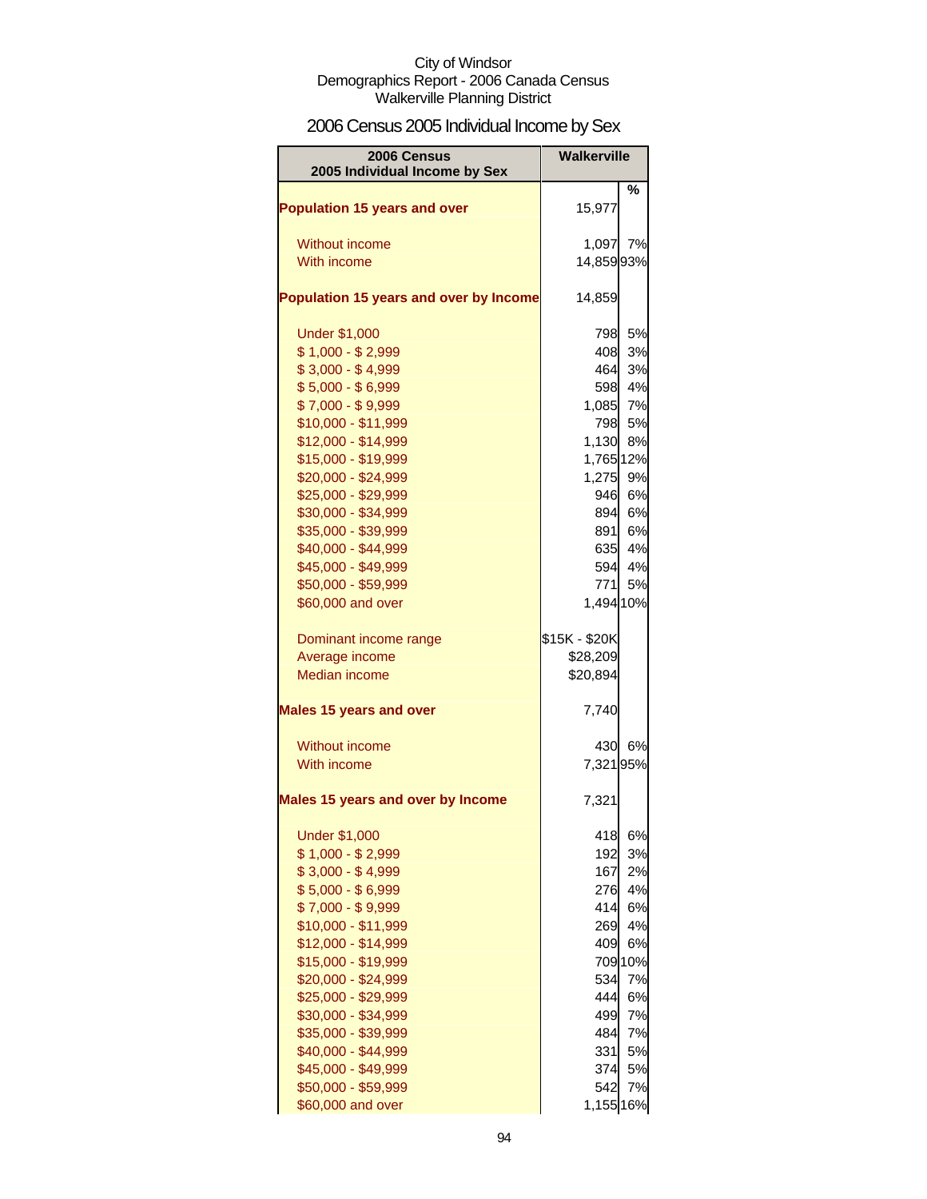City of Windsor
Demographics Report - 2006 Canada Census
Walkerville Planning District

# 2006 Census 2005 Individual Income by Sex

| 2006 Census 2005 Individual Income by Sex | Walkerville | |
|---|---|---|
| | | % |
| **Population 15 years and over** | 15,977 | |
| Without income | 1,097 | 7% |
| With income | 14,859 | 93% |
| **Population 15 years and over by Income** | 14,859 | |
| Under $1,000 | 798 | 5% |
| $ 1,000 - $ 2,999 | 408 | 3% |
| $ 3,000 - $ 4,999 | 464 | 3% |
| $ 5,000 - $ 6,999 | 598 | 4% |
| $ 7,000 - $ 9,999 | 1,085 | 7% |
| $10,000 - $11,999 | 798 | 5% |
| $12,000 - $14,999 | 1,130 | 8% |
| $15,000 - $19,999 | 1,765 | 12% |
| $20,000 - $24,999 | 1,275 | 9% |
| $25,000 - $29,999 | 946 | 6% |
| $30,000 - $34,999 | 894 | 6% |
| $35,000 - $39,999 | 891 | 6% |
| $40,000 - $44,999 | 635 | 4% |
| $45,000 - $49,999 | 594 | 4% |
| $50,000 - $59,999 | 771 | 5% |
| $60,000 and over | 1,494 | 10% |
| Dominant income range | $15K - $20K | |
| Average income | $28,209 | |
| Median income | $20,894 | |
| **Males 15 years and over** | 7,740 | |
| Without income | 430 | 6% |
| With income | 7,321 | 95% |
| **Males 15 years and over by Income** | 7,321 | |
| Under $1,000 | 418 | 6% |
| $ 1,000 - $ 2,999 | 192 | 3% |
| $ 3,000 - $ 4,999 | 167 | 2% |
| $ 5,000 - $ 6,999 | 276 | 4% |
| $ 7,000 - $ 9,999 | 414 | 6% |
| $10,000 - $11,999 | 269 | 4% |
| $12,000 - $14,999 | 409 | 6% |
| $15,000 - $19,999 | 709 | 10% |
| $20,000 - $24,999 | 534 | 7% |
| $25,000 - $29,999 | 444 | 6% |
| $30,000 - $34,999 | 499 | 7% |
| $35,000 - $39,999 | 484 | 7% |
| $40,000 - $44,999 | 331 | 5% |
| $45,000 - $49,999 | 374 | 5% |
| $50,000 - $59,999 | 542 | 7% |
| $60,000 and over | 1,155 | 16% |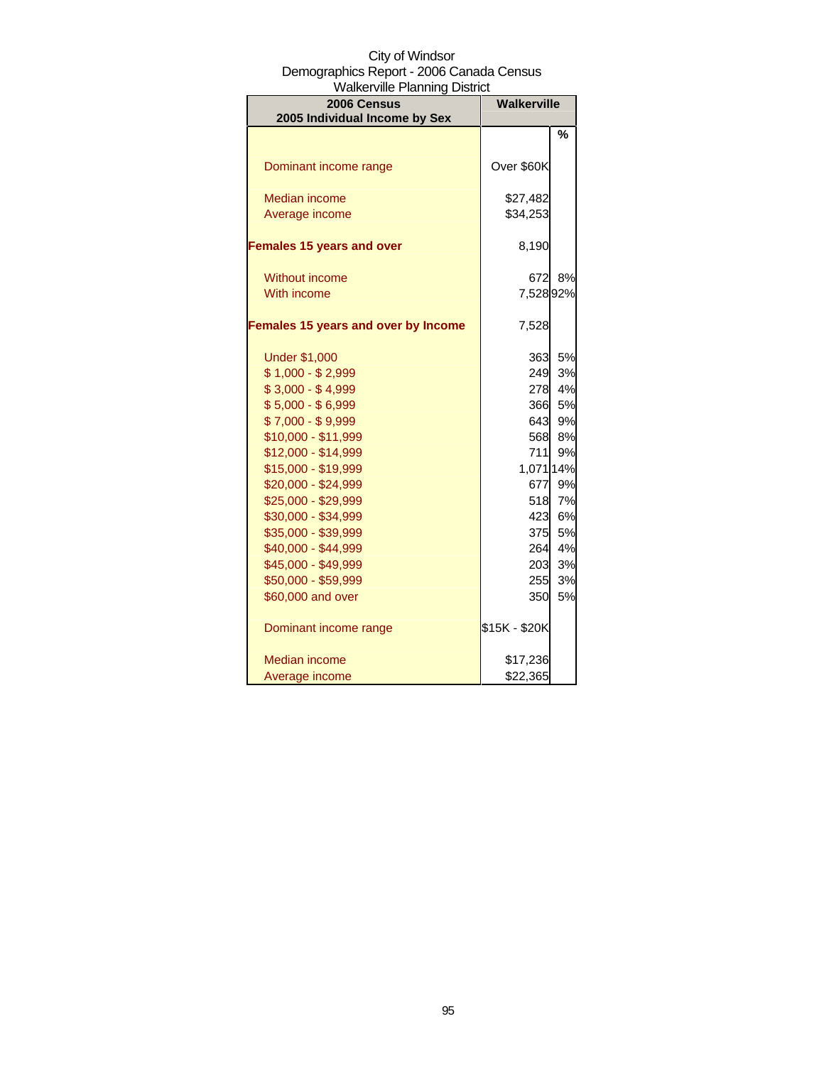City of Windsor
Demographics Report - 2006 Canada Census
Walkerville Planning District

| 2006 Census<br>2005 Individual Income by Sex | Walkerville | |
|---|---|---|
| | | % |
| Dominant income range | Over $60K | |
| Median income | $27,482 | |
| Average income | $34,253 | |
| **Females 15 years and over** | 8,190 | |
| Without income | 672 | 8% |
| With income | 7,528 | 92% |
| **Females 15 years and over by Income** | 7,528 | |
| Under $1,000 | 363 | 5% |
| $ 1,000 - $ 2,999 | 249 | 3% |
| $ 3,000 - $ 4,999 | 278 | 4% |
| $ 5,000 - $ 6,999 | 366 | 5% |
| $ 7,000 - $ 9,999 | 643 | 9% |
| $10,000 - $11,999 | 568 | 8% |
| $12,000 - $14,999 | 711 | 9% |
| $15,000 - $19,999 | 1,071 | 14% |
| $20,000 - $24,999 | 677 | 9% |
| $25,000 - $29,999 | 518 | 7% |
| $30,000 - $34,999 | 423 | 6% |
| $35,000 - $39,999 | 375 | 5% |
| $40,000 - $44,999 | 264 | 4% |
| $45,000 - $49,999 | 203 | 3% |
| $50,000 - $59,999 | 255 | 3% |
| $60,000 and over | 350 | 5% |
| Dominant income range | $15K - $20K | |
| Median income | $17,236 | |
| Average income | $22,365 | |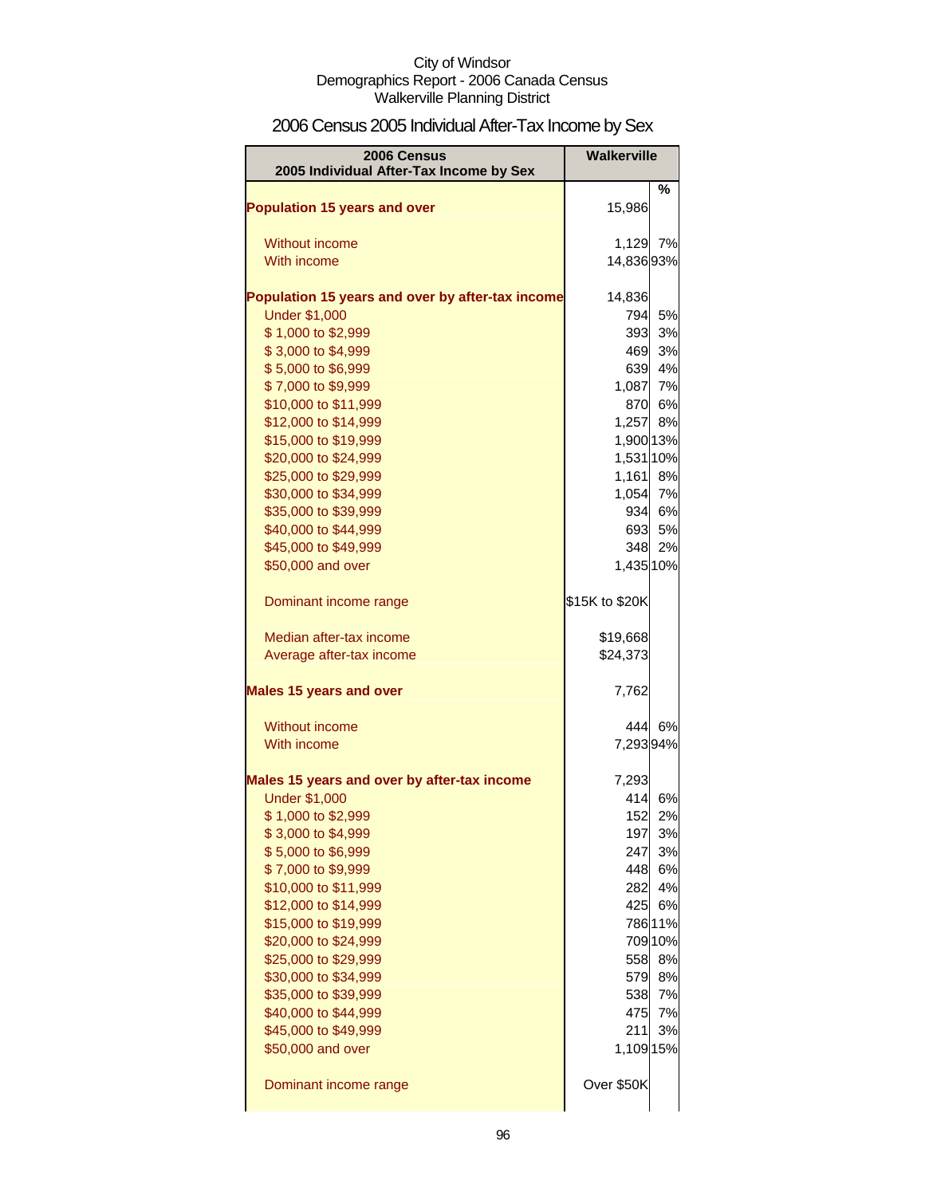City of Windsor
Demographics Report - 2006 Canada Census
Walkerville Planning District

## 2006 Census 2005 Individual After-Tax Income by Sex

| 2006 Census<br>2005 Individual After-Tax Income by Sex | Walkerville | |
|---|---|---|
| | | % |
| **Population 15 years and over** | 15,986 | |
| Without income | 1,129 | 7% |
| With income | 14,836 | 93% |
| **Population 15 years and over by after-tax income** | 14,836 | |
| Under $1,000 | 794 | 5% |
| $ 1,000 to $2,999 | 393 | 3% |
| $ 3,000 to $4,999 | 469 | 3% |
| $ 5,000 to $6,999 | 639 | 4% |
| $ 7,000 to $9,999 | 1,087 | 7% |
| $10,000 to $11,999 | 870 | 6% |
| $12,000 to $14,999 | 1,257 | 8% |
| $15,000 to $19,999 | 1,900 | 13% |
| $20,000 to $24,999 | 1,531 | 10% |
| $25,000 to $29,999 | 1,161 | 8% |
| $30,000 to $34,999 | 1,054 | 7% |
| $35,000 to $39,999 | 934 | 6% |
| $40,000 to $44,999 | 693 | 5% |
| $45,000 to $49,999 | 348 | 2% |
| $50,000 and over | 1,435 | 10% |
| Dominant income range | $15K to $20K | |
| Median after-tax income | $19,668 | |
| Average after-tax income | $24,373 | |
| **Males 15 years and over** | 7,762 | |
| Without income | 444 | 6% |
| With income | 7,293 | 94% |
| **Males 15 years and over by after-tax income** | 7,293 | |
| Under $1,000 | 414 | 6% |
| $ 1,000 to $2,999 | 152 | 2% |
| $ 3,000 to $4,999 | 197 | 3% |
| $ 5,000 to $6,999 | 247 | 3% |
| $ 7,000 to $9,999 | 448 | 6% |
| $10,000 to $11,999 | 282 | 4% |
| $12,000 to $14,999 | 425 | 6% |
| $15,000 to $19,999 | 786 | 11% |
| $20,000 to $24,999 | 709 | 10% |
| $25,000 to $29,999 | 558 | 8% |
| $30,000 to $34,999 | 579 | 8% |
| $35,000 to $39,999 | 538 | 7% |
| $40,000 to $44,999 | 475 | 7% |
| $45,000 to $49,999 | 211 | 3% |
| $50,000 and over | 1,109 | 15% |
| Dominant income range | Over $50K | |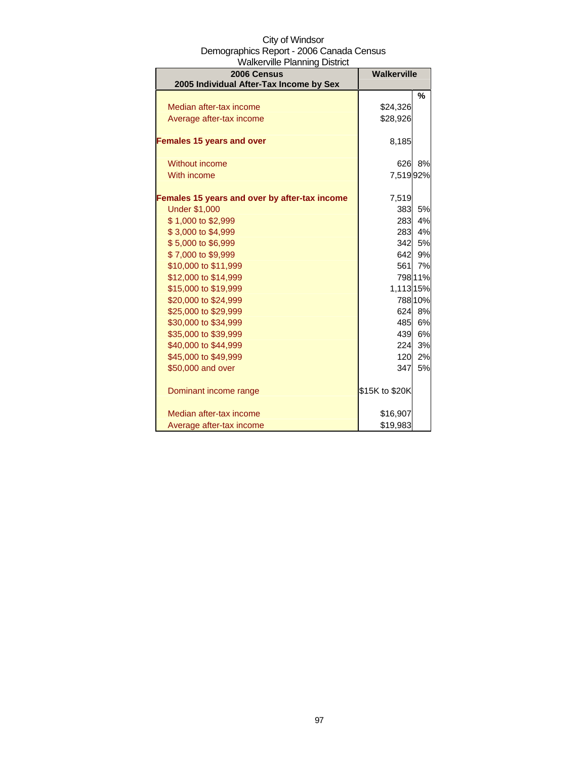City of Windsor
Demographics Report - 2006 Canada Census
Walkerville Planning District

| 2006 Census<br>2005 Individual After-Tax Income by Sex | Walkerville | |
|---|---|---|
| | | % |
| Median after-tax income | $24,326 | |
| Average after-tax income | $28,926 | |
| | | |
| **Females 15 years and over** | 8,185 | |
| | | |
| Without income | 626 | 8% |
| With income | 7,519 | 92% |
| | | |
| **Females 15 years and over by after-tax income** | 7,519 | |
| Under $1,000 | 383 | 5% |
| $ 1,000 to $2,999 | 283 | 4% |
| $ 3,000 to $4,999 | 283 | 4% |
| $ 5,000 to $6,999 | 342 | 5% |
| $ 7,000 to $9,999 | 642 | 9% |
| $10,000 to $11,999 | 561 | 7% |
| $12,000 to $14,999 | 798 | 11% |
| $15,000 to $19,999 | 1,113 | 15% |
| $20,000 to $24,999 | 788 | 10% |
| $25,000 to $29,999 | 624 | 8% |
| $30,000 to $34,999 | 485 | 6% |
| $35,000 to $39,999 | 439 | 6% |
| $40,000 to $44,999 | 224 | 3% |
| $45,000 to $49,999 | 120 | 2% |
| $50,000 and over | 347 | 5% |
| | | |
| Dominant income range | $15K to $20K | |
| | | |
| Median after-tax income | $16,907 | |
| Average after-tax income | $19,983 | |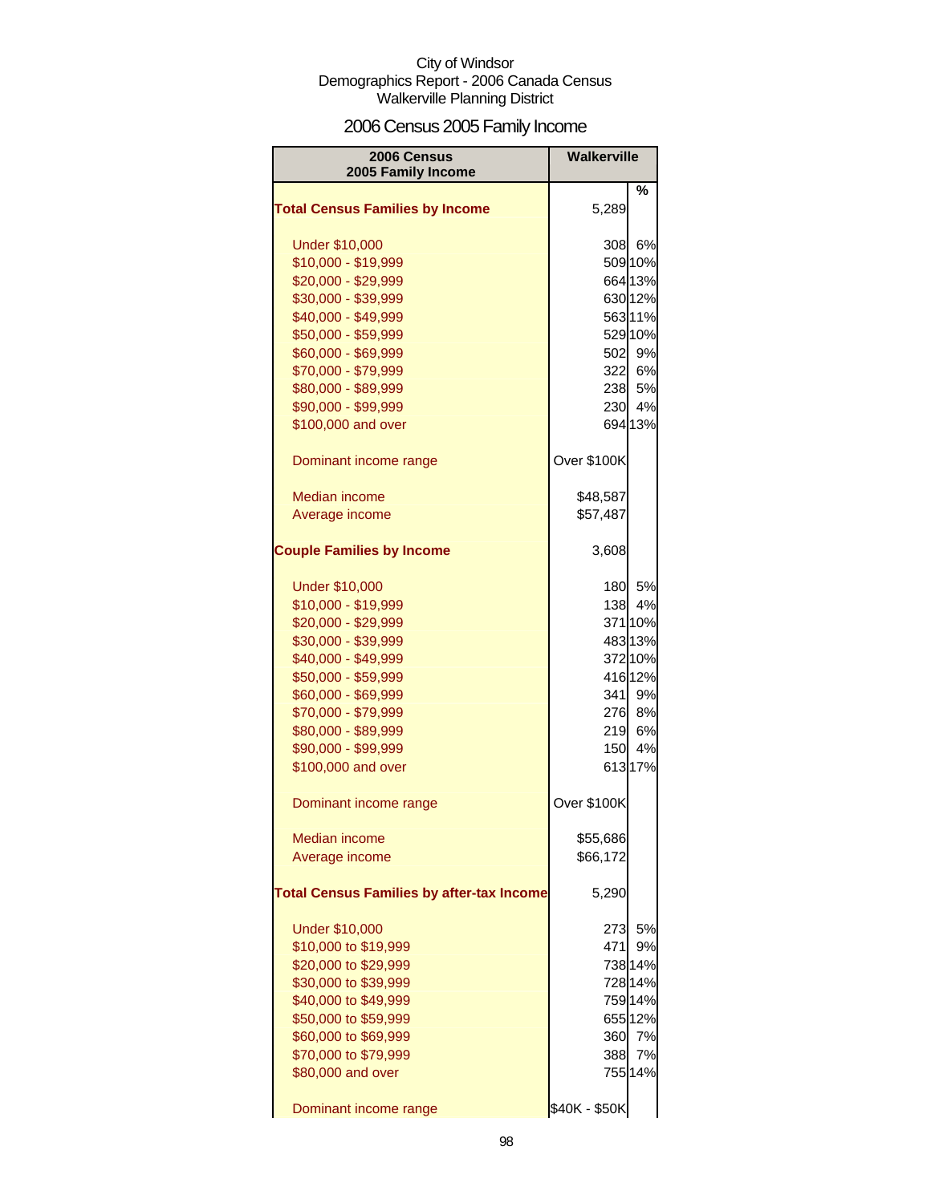City of Windsor
Demographics Report - 2006 Canada Census
Walkerville Planning District

# 2006 Census 2005 Family Income

| 2006 Census 2005 Family Income | Walkerville | % |
|---|---|---|
| **Total Census Families by Income** | 5,289 | |
| Under $10,000 | 308 | 6% |
| $10,000 - $19,999 | 509 | 10% |
| $20,000 - $29,999 | 664 | 13% |
| $30,000 - $39,999 | 630 | 12% |
| $40,000 - $49,999 | 563 | 11% |
| $50,000 - $59,999 | 529 | 10% |
| $60,000 - $69,999 | 502 | 9% |
| $70,000 - $79,999 | 322 | 6% |
| $80,000 - $89,999 | 238 | 5% |
| $90,000 - $99,999 | 230 | 4% |
| $100,000 and over | 694 | 13% |
| Dominant income range | Over $100K | |
| Median income | $48,587 | |
| Average income | $57,487 | |
| **Couple Families by Income** | 3,608 | |
| Under $10,000 | 180 | 5% |
| $10,000 - $19,999 | 138 | 4% |
| $20,000 - $29,999 | 371 | 10% |
| $30,000 - $39,999 | 483 | 13% |
| $40,000 - $49,999 | 372 | 10% |
| $50,000 - $59,999 | 416 | 12% |
| $60,000 - $69,999 | 341 | 9% |
| $70,000 - $79,999 | 276 | 8% |
| $80,000 - $89,999 | 219 | 6% |
| $90,000 - $99,999 | 150 | 4% |
| $100,000 and over | 613 | 17% |
| Dominant income range | Over $100K | |
| Median income | $55,686 | |
| Average income | $66,172 | |
| **Total Census Families by after-tax Income** | 5,290 | |
| Under $10,000 | 273 | 5% |
| $10,000 to $19,999 | 471 | 9% |
| $20,000 to $29,999 | 738 | 14% |
| $30,000 to $39,999 | 728 | 14% |
| $40,000 to $49,999 | 759 | 14% |
| $50,000 to $59,999 | 655 | 12% |
| $60,000 to $69,999 | 360 | 7% |
| $70,000 to $79,999 | 388 | 7% |
| $80,000 and over | 755 | 14% |
| Dominant income range | $40K - $50K | |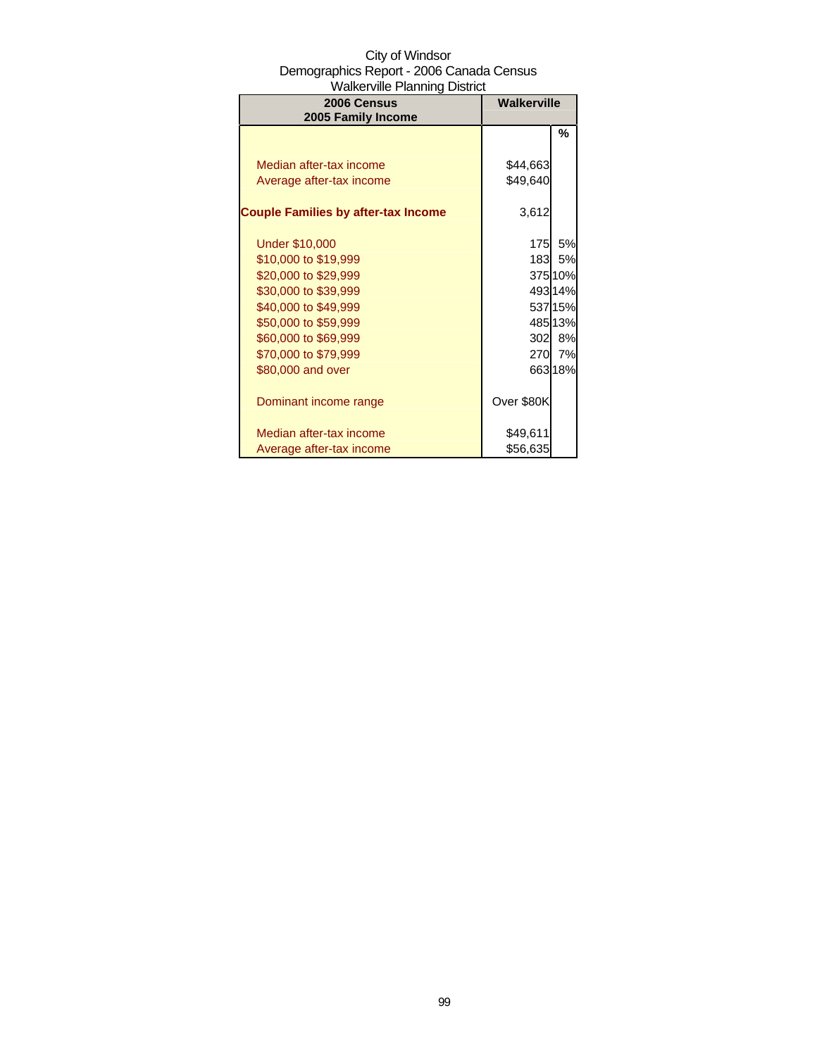City of Windsor
Demographics Report - 2006 Canada Census
Walkerville Planning District

| 2006 Census<br>2005 Family Income | Walkerville | |
|---|---|---|
| | | % |
| Median after-tax income | $44,663 | |
| Average after-tax income | $49,640 | |
| **Couple Families by after-tax Income** | 3,612 | |
| Under $10,000 | 175 | 5% |
| $10,000 to $19,999 | 183 | 5% |
| $20,000 to $29,999 | 375 | 10% |
| $30,000 to $39,999 | 493 | 14% |
| $40,000 to $49,999 | 537 | 15% |
| $50,000 to $59,999 | 485 | 13% |
| $60,000 to $69,999 | 302 | 8% |
| $70,000 to $79,999 | 270 | 7% |
| $80,000 and over | 663 | 18% |
| Dominant income range | Over $80K | |
| Median after-tax income | $49,611 | |
| Average after-tax income | $56,635 | |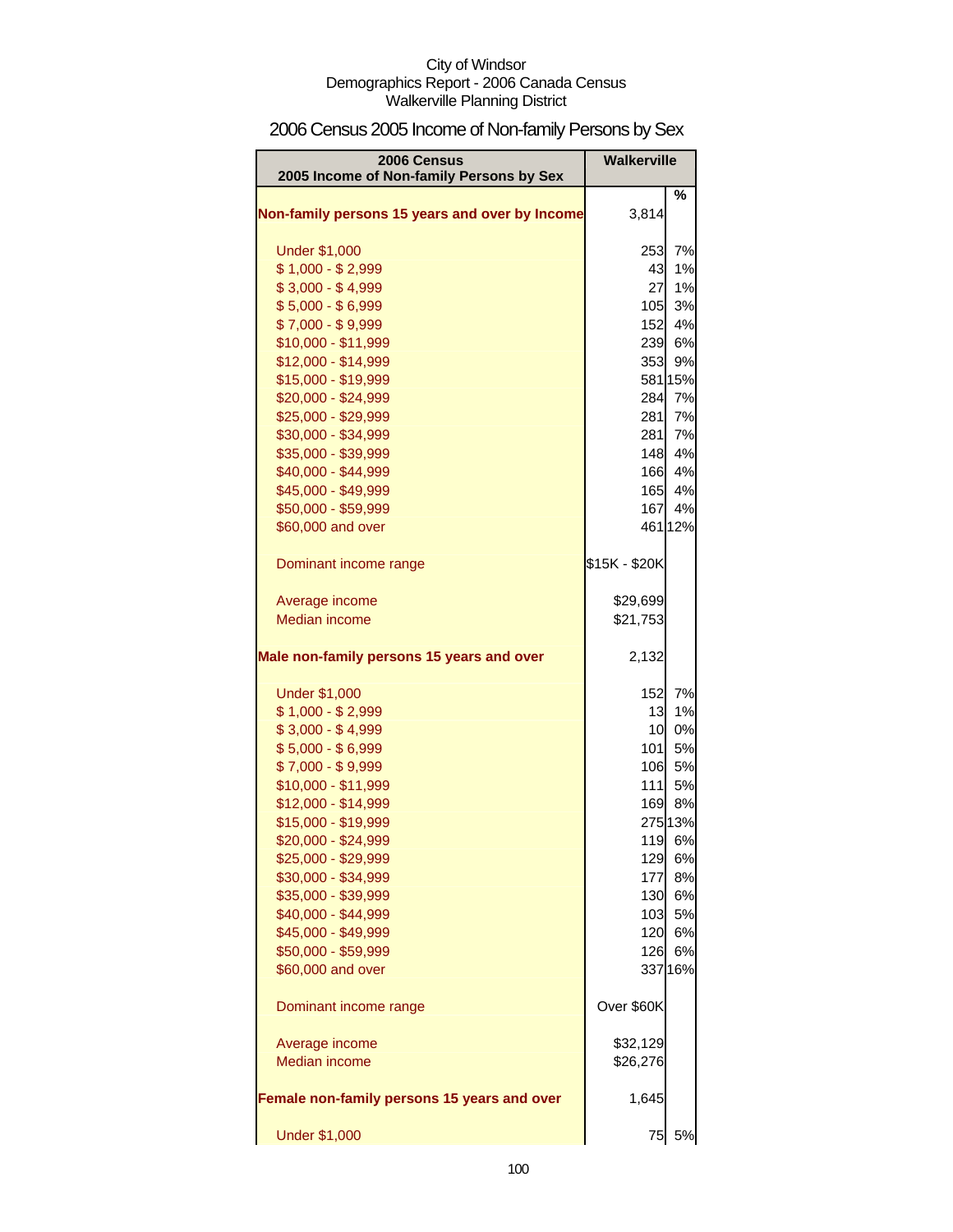City of Windsor
Demographics Report - 2006 Canada Census
Walkerville Planning District

# 2006 Census 2005 Income of Non-family Persons by Sex

| 2006 Census 2005 Income of Non-family Persons by Sex | Walkerville | |
|---|---|---|
| | | % |
| **Non-family persons 15 years and over by Income** | 3,814 | |
| Under $1,000 | 253 | 7% |
| $ 1,000 - $ 2,999 | 43 | 1% |
| $ 3,000 - $ 4,999 | 27 | 1% |
| $ 5,000 - $ 6,999 | 105 | 3% |
| $ 7,000 - $ 9,999 | 152 | 4% |
| $10,000 - $11,999 | 239 | 6% |
| $12,000 - $14,999 | 353 | 9% |
| $15,000 - $19,999 | 581 | 15% |
| $20,000 - $24,999 | 284 | 7% |
| $25,000 - $29,999 | 281 | 7% |
| $30,000 - $34,999 | 281 | 7% |
| $35,000 - $39,999 | 148 | 4% |
| $40,000 - $44,999 | 166 | 4% |
| $45,000 - $49,999 | 165 | 4% |
| $50,000 - $59,999 | 167 | 4% |
| $60,000 and over | 461 | 12% |
| Dominant income range | $15K - $20K | |
| Average income | $29,699 | |
| Median income | $21,753 | |
| **Male non-family persons 15 years and over** | 2,132 | |
| Under $1,000 | 152 | 7% |
| $ 1,000 - $ 2,999 | 13 | 1% |
| $ 3,000 - $ 4,999 | 10 | 0% |
| $ 5,000 - $ 6,999 | 101 | 5% |
| $ 7,000 - $ 9,999 | 106 | 5% |
| $10,000 - $11,999 | 111 | 5% |
| $12,000 - $14,999 | 169 | 8% |
| $15,000 - $19,999 | 275 | 13% |
| $20,000 - $24,999 | 119 | 6% |
| $25,000 - $29,999 | 129 | 6% |
| $30,000 - $34,999 | 177 | 8% |
| $35,000 - $39,999 | 130 | 6% |
| $40,000 - $44,999 | 103 | 5% |
| $45,000 - $49,999 | 120 | 6% |
| $50,000 - $59,999 | 126 | 6% |
| $60,000 and over | 337 | 16% |
| Dominant income range | Over $60K | |
| Average income | $32,129 | |
| Median income | $26,276 | |
| **Female non-family persons 15 years and over** | 1,645 | |
| Under $1,000 | 75 | 5% |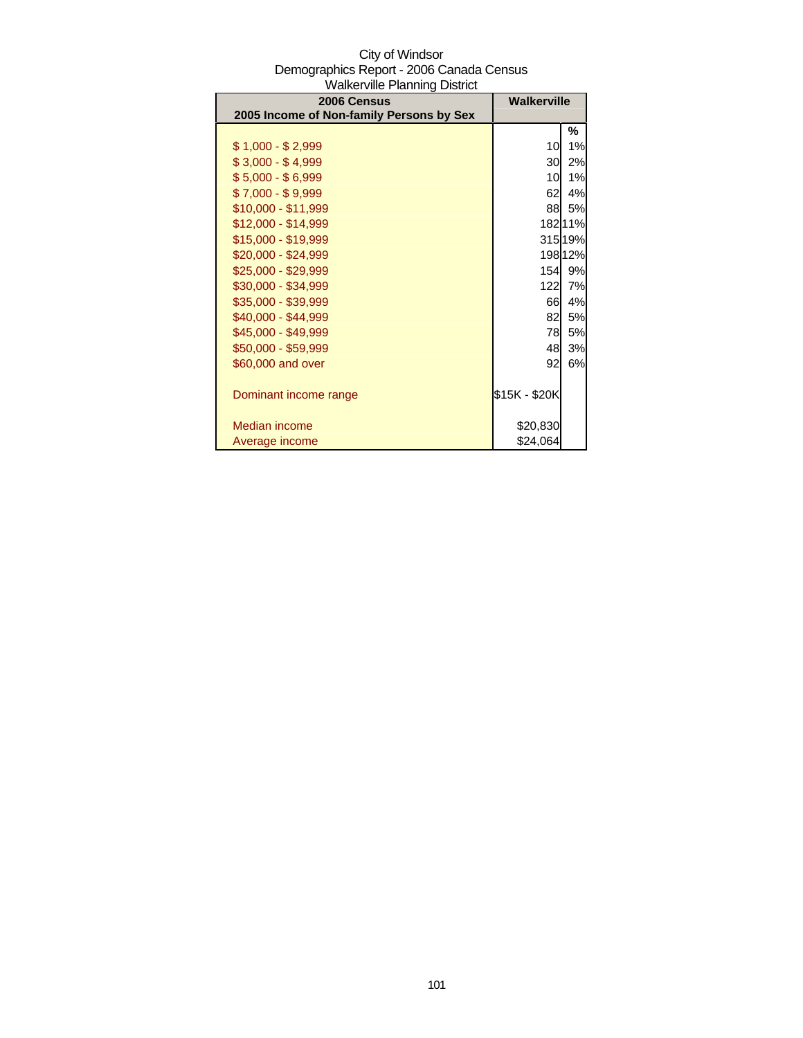City of Windsor
Demographics Report - 2006 Canada Census
Walkerville Planning District

| 2006 Census<br>2005 Income of Non-family Persons by Sex | Walkerville | |
|---|---|---|
| | | % |
| $ 1,000 - $ 2,999 | 10 | 1% |
| $ 3,000 - $ 4,999 | 30 | 2% |
| $ 5,000 - $ 6,999 | 10 | 1% |
| $ 7,000 - $ 9,999 | 62 | 4% |
| $10,000 - $11,999 | 88 | 5% |
| $12,000 - $14,999 | 182 | 11% |
| $15,000 - $19,999 | 315 | 19% |
| $20,000 - $24,999 | 198 | 12% |
| $25,000 - $29,999 | 154 | 9% |
| $30,000 - $34,999 | 122 | 7% |
| $35,000 - $39,999 | 66 | 4% |
| $40,000 - $44,999 | 82 | 5% |
| $45,000 - $49,999 | 78 | 5% |
| $50,000 - $59,999 | 48 | 3% |
| $60,000 and over | 92 | 6% |
| | | |
| Dominant income range | $15K - $20K | |
| | | |
| Median income | $20,830 | |
| Average income | $24,064 | |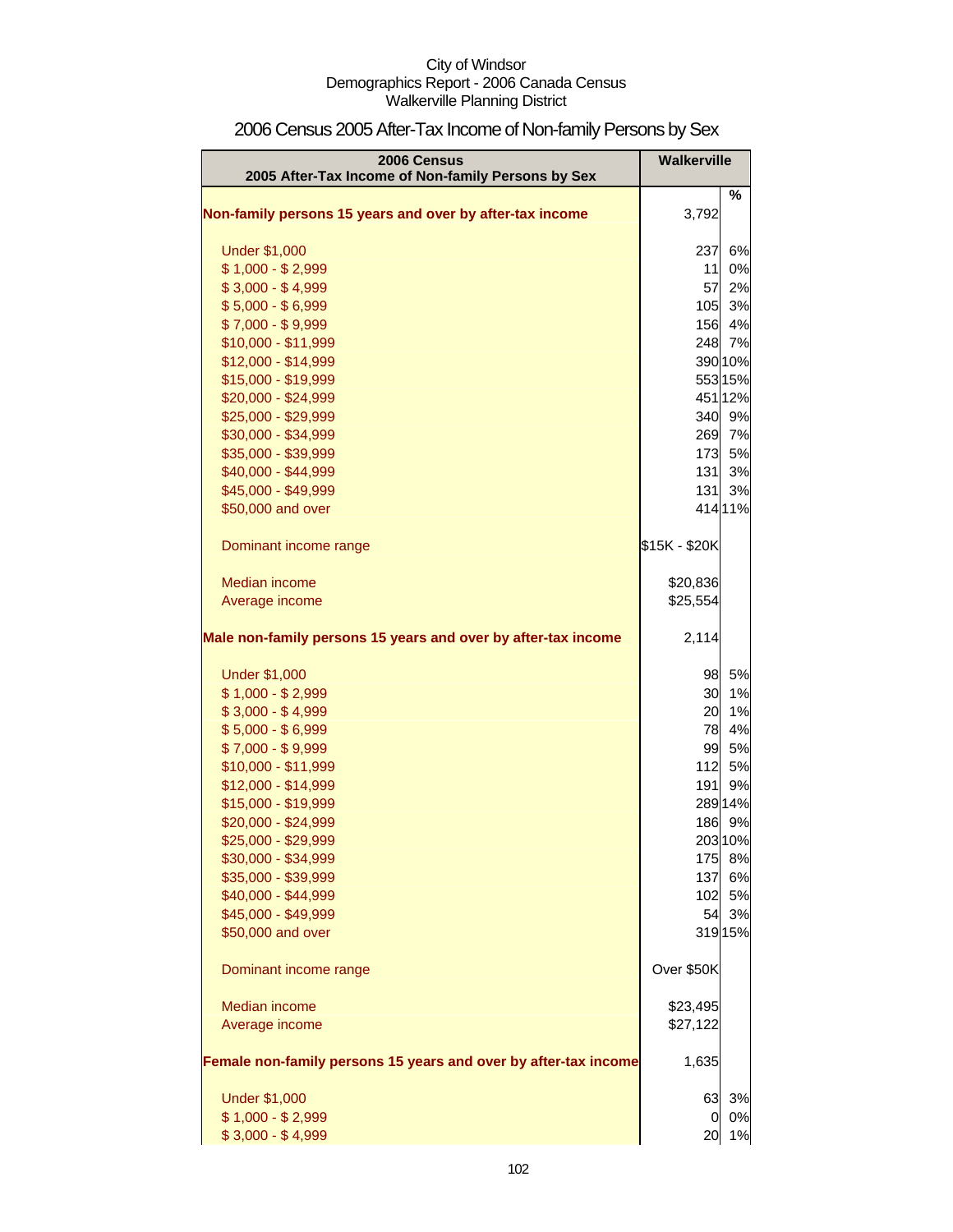# 2006 Census 2005 After-Tax Income of Non-family Persons by Sex

| 2006 Census<br>2005 After-Tax Income of Non-family Persons by Sex | Walkerville | |
|---|---|---|
| | | % |
| **Non-family persons 15 years and over by after-tax income** | 3,792 | |
| Under $1,000 | 237 | 6% |
| $ 1,000 - $ 2,999 | 11 | 0% |
| $ 3,000 - $ 4,999 | 57 | 2% |
| $ 5,000 - $ 6,999 | 105 | 3% |
| $ 7,000 - $ 9,999 | 156 | 4% |
| $10,000 - $11,999 | 248 | 7% |
| $12,000 - $14,999 | 390 | 10% |
| $15,000 - $19,999 | 553 | 15% |
| $20,000 - $24,999 | 451 | 12% |
| $25,000 - $29,999 | 340 | 9% |
| $30,000 - $34,999 | 269 | 7% |
| $35,000 - $39,999 | 173 | 5% |
| $40,000 - $44,999 | 131 | 3% |
| $45,000 - $49,999 | 131 | 3% |
| $50,000 and over | 414 | 11% |
| Dominant income range | $15K - $20K | |
| Median income | $20,836 | |
| Average income | $25,554 | |
| **Male non-family persons 15 years and over by after-tax income** | 2,114 | |
| Under $1,000 | 98 | 5% |
| $ 1,000 - $ 2,999 | 30 | 1% |
| $ 3,000 - $ 4,999 | 20 | 1% |
| $ 5,000 - $ 6,999 | 78 | 4% |
| $ 7,000 - $ 9,999 | 99 | 5% |
| $10,000 - $11,999 | 112 | 5% |
| $12,000 - $14,999 | 191 | 9% |
| $15,000 - $19,999 | 289 | 14% |
| $20,000 - $24,999 | 186 | 9% |
| $25,000 - $29,999 | 203 | 10% |
| $30,000 - $34,999 | 175 | 8% |
| $35,000 - $39,999 | 137 | 6% |
| $40,000 - $44,999 | 102 | 5% |
| $45,000 - $49,999 | 54 | 3% |
| $50,000 and over | 319 | 15% |
| Dominant income range | Over $50K | |
| Median income | $23,495 | |
| Average income | $27,122 | |
| **Female non-family persons 15 years and over by after-tax income** | 1,635 | |
| Under $1,000 | 63 | 3% |
| $ 1,000 - $ 2,999 | 0 | 0% |
| $ 3,000 - $ 4,999 | 20 | 1% |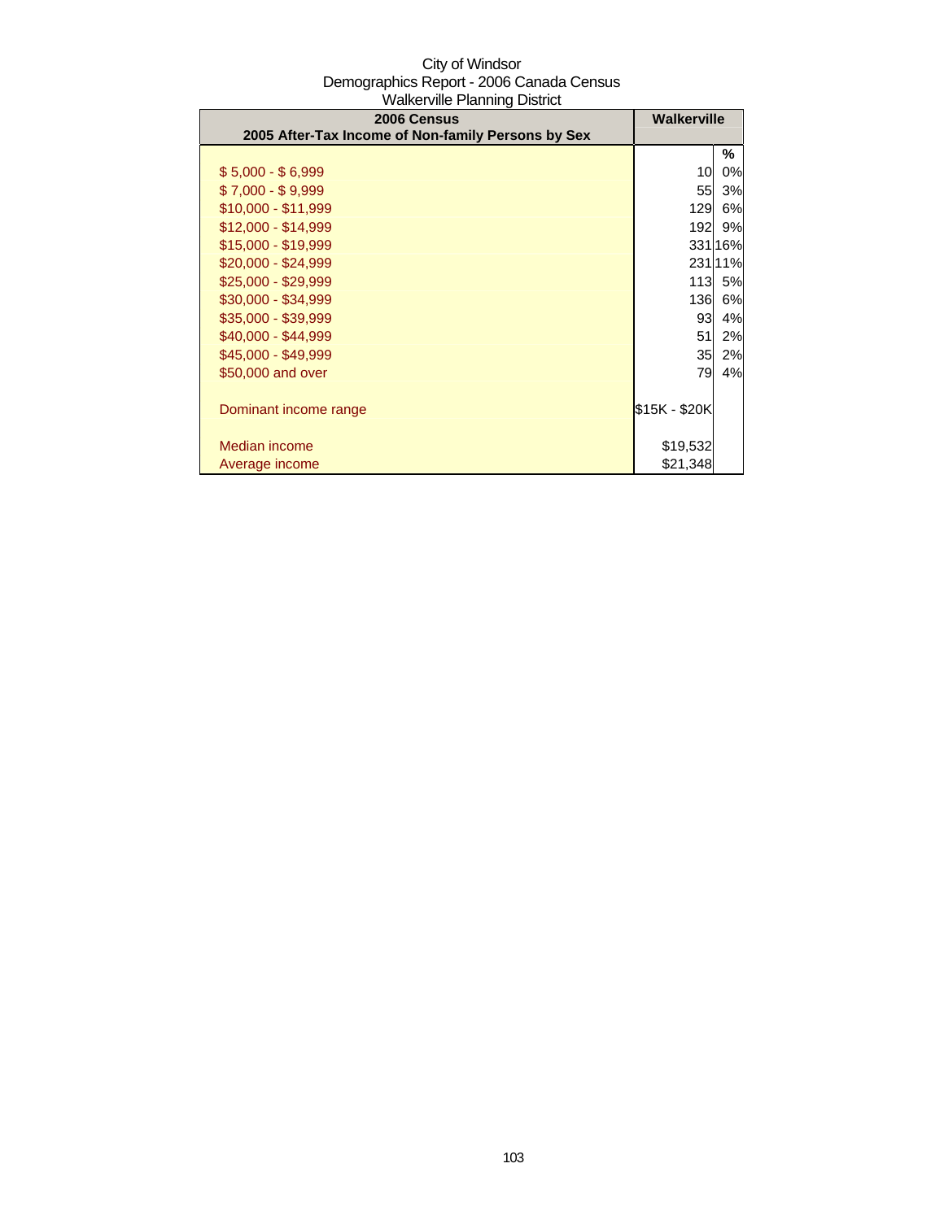City of Windsor
Demographics Report - 2006 Canada Census
Walkerville Planning District

| 2006 Census<br>2005 After-Tax Income of Non-family Persons by Sex | Walkerville | |
|---|---|---|
| | | % |
| $ 5,000 - $ 6,999 | 10 | 0% |
| $ 7,000 - $ 9,999 | 55 | 3% |
| $10,000 - $11,999 | 129 | 6% |
| $12,000 - $14,999 | 192 | 9% |
| $15,000 - $19,999 | 331 | 16% |
| $20,000 - $24,999 | 231 | 11% |
| $25,000 - $29,999 | 113 | 5% |
| $30,000 - $34,999 | 136 | 6% |
| $35,000 - $39,999 | 93 | 4% |
| $40,000 - $44,999 | 51 | 2% |
| $45,000 - $49,999 | 35 | 2% |
| $50,000 and over | 79 | 4% |
| Dominant income range | $15K - $20K | |
| Median income | $19,532 | |
| Average income | $21,348 | |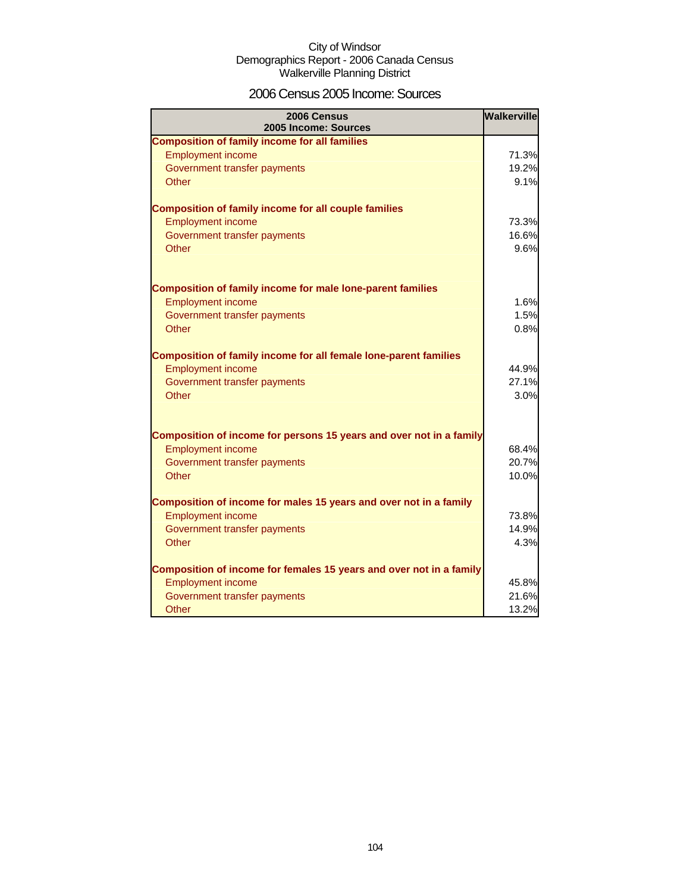City of Windsor
Demographics Report - 2006 Canada Census
Walkerville Planning District

## 2006 Census 2005 Income: Sources

| 2006 Census 2005 Income: Sources | Walkerville |
|---|---|
| **Composition of family income for all families** | |
| Employment income | 71.3% |
| Government transfer payments | 19.2% |
| Other | 9.1% |
| **Composition of family income for all couple families** | |
| Employment income | 73.3% |
| Government transfer payments | 16.6% |
| Other | 9.6% |
| **Composition of family income for male lone-parent families** | |
| Employment income | 1.6% |
| Government transfer payments | 1.5% |
| Other | 0.8% |
| **Composition of family income for all female lone-parent families** | |
| Employment income | 44.9% |
| Government transfer payments | 27.1% |
| Other | 3.0% |
| **Composition of income for persons 15 years and over not in a family** | |
| Employment income | 68.4% |
| Government transfer payments | 20.7% |
| Other | 10.0% |
| **Composition of income for males 15 years and over not in a family** | |
| Employment income | 73.8% |
| Government transfer payments | 14.9% |
| Other | 4.3% |
| **Composition of income for females 15 years and over not in a family** | |
| Employment income | 45.8% |
| Government transfer payments | 21.6% |
| Other | 13.2% |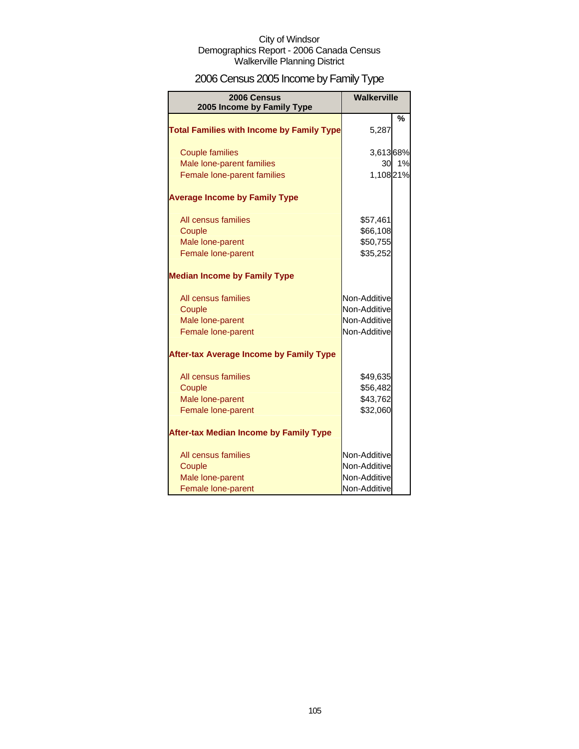City of Windsor
Demographics Report - 2006 Canada Census
Walkerville Planning District

# 2006 Census 2005 Income by Family Type

| 2006 Census 2005 Income by Family Type | Walkerville | |
|---|---|---|
| | | % |
| **Total Families with Income by Family Type** | 5,287 | |
| Couple families | 3,613 | 68% |
| Male lone-parent families | 30 | 1% |
| Female lone-parent families | 1,108 | 21% |
| **Average Income by Family Type** | | |
| All census families | $57,461 | |
| Couple | $66,108 | |
| Male lone-parent | $50,755 | |
| Female lone-parent | $35,252 | |
| **Median Income by Family Type** | | |
| All census families | Non-Additive | |
| Couple | Non-Additive | |
| Male lone-parent | Non-Additive | |
| Female lone-parent | Non-Additive | |
| **After-tax Average Income by Family Type** | | |
| All census families | $49,635 | |
| Couple | $56,482 | |
| Male lone-parent | $43,762 | |
| Female lone-parent | $32,060 | |
| **After-tax Median Income by Family Type** | | |
| All census families | Non-Additive | |
| Couple | Non-Additive | |
| Male lone-parent | Non-Additive | |
| Female lone-parent | Non-Additive | |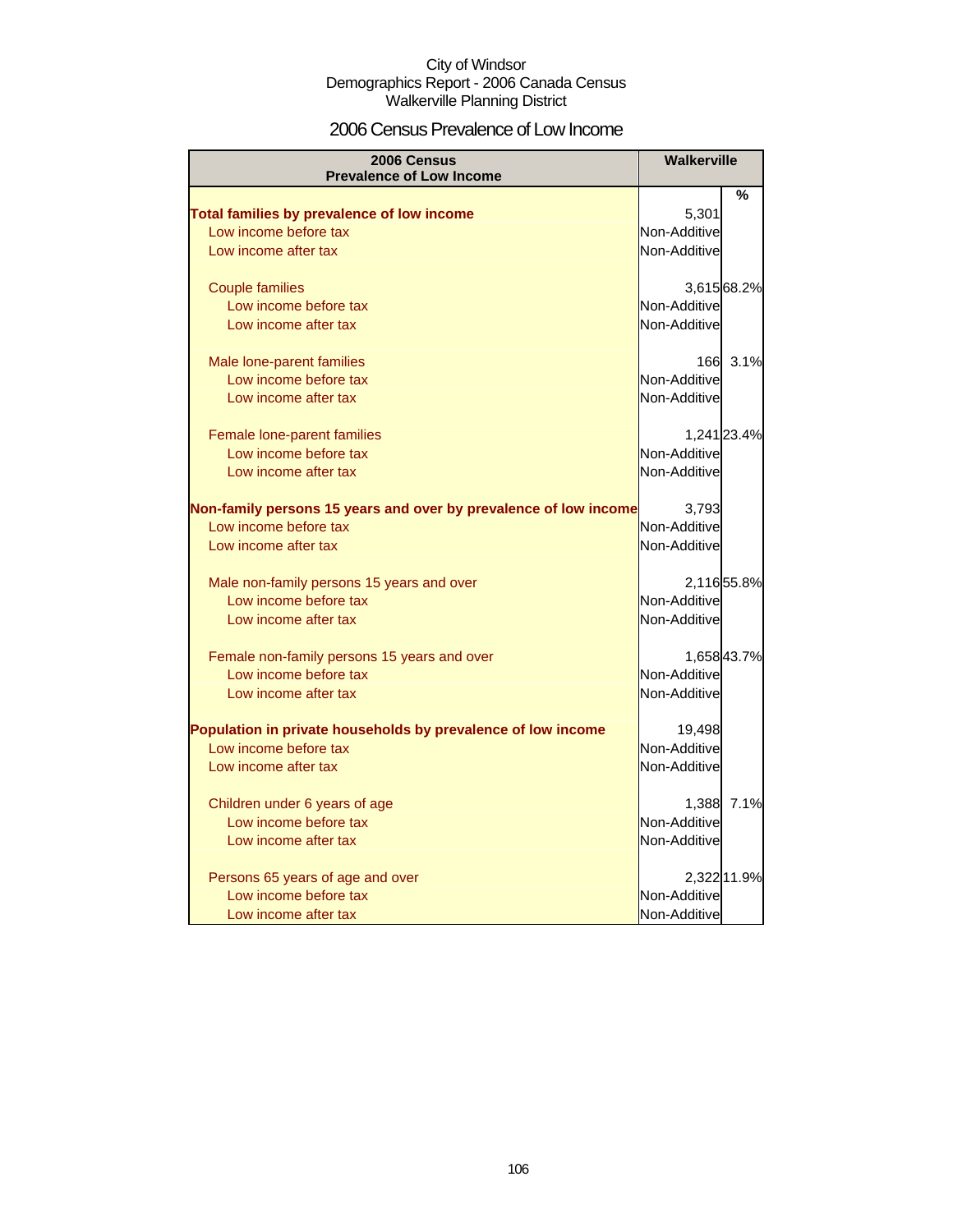City of Windsor
Demographics Report - 2006 Canada Census
Walkerville Planning District

# 2006 Census Prevalence of Low Income

| 2006 Census Prevalence of Low Income | Walkerville | |
|---|---|---|
| | | % |
| **Total families by prevalence of low income** | 5,301 | |
| Low income before tax | Non-Additive | |
| Low income after tax | Non-Additive | |
| Couple families | 3,615 | 68.2% |
| Low income before tax | Non-Additive | |
| Low income after tax | Non-Additive | |
| Male lone-parent families | 166 | 3.1% |
| Low income before tax | Non-Additive | |
| Low income after tax | Non-Additive | |
| Female lone-parent families | 1,241 | 23.4% |
| Low income before tax | Non-Additive | |
| Low income after tax | Non-Additive | |
| **Non-family persons 15 years and over by prevalence of low income** | 3,793 | |
| Low income before tax | Non-Additive | |
| Low income after tax | Non-Additive | |
| Male non-family persons 15 years and over | 2,116 | 55.8% |
| Low income before tax | Non-Additive | |
| Low income after tax | Non-Additive | |
| Female non-family persons 15 years and over | 1,658 | 43.7% |
| Low income before tax | Non-Additive | |
| Low income after tax | Non-Additive | |
| **Population in private households by prevalence of low income** | 19,498 | |
| Low income before tax | Non-Additive | |
| Low income after tax | Non-Additive | |
| Children under 6 years of age | 1,388 | 7.1% |
| Low income before tax | Non-Additive | |
| Low income after tax | Non-Additive | |
| Persons 65 years of age and over | 2,322 | 11.9% |
| Low income before tax | Non-Additive | |
| Low income after tax | Non-Additive | |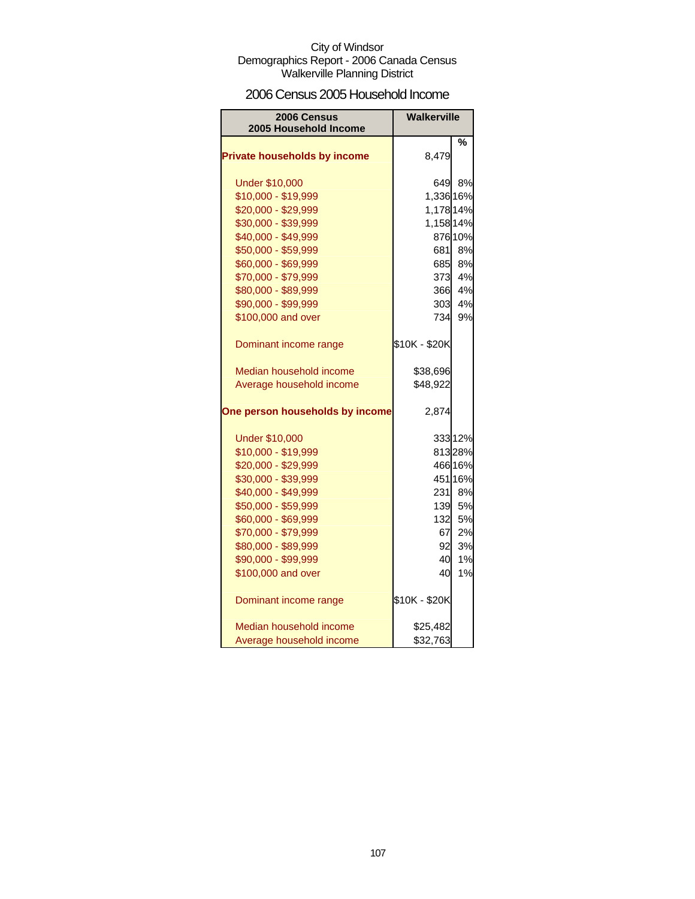City of Windsor
Demographics Report - 2006 Canada Census
Walkerville Planning District

## 2006 Census 2005 Household Income

| 2006 Census 2005 Household Income | Walkerville | |
|---|---|---|
| | | % |
| **Private households by income** | 8,479 | |
| Under $10,000 | 649 | 8% |
| $10,000 - $19,999 | 1,336 | 16% |
| $20,000 - $29,999 | 1,178 | 14% |
| $30,000 - $39,999 | 1,158 | 14% |
| $40,000 - $49,999 | 876 | 10% |
| $50,000 - $59,999 | 681 | 8% |
| $60,000 - $69,999 | 685 | 8% |
| $70,000 - $79,999 | 373 | 4% |
| $80,000 - $89,999 | 366 | 4% |
| $90,000 - $99,999 | 303 | 4% |
| $100,000 and over | 734 | 9% |
| Dominant income range | $10K - $20K | |
| Median household income | $38,696 | |
| Average household income | $48,922 | |
| **One person households by income** | 2,874 | |
| Under $10,000 | 333 | 12% |
| $10,000 - $19,999 | 813 | 28% |
| $20,000 - $29,999 | 466 | 16% |
| $30,000 - $39,999 | 451 | 16% |
| $40,000 - $49,999 | 231 | 8% |
| $50,000 - $59,999 | 139 | 5% |
| $60,000 - $69,999 | 132 | 5% |
| $70,000 - $79,999 | 67 | 2% |
| $80,000 - $89,999 | 92 | 3% |
| $90,000 - $99,999 | 40 | 1% |
| $100,000 and over | 40 | 1% |
| Dominant income range | $10K - $20K | |
| Median household income | $25,482 | |
| Average household income | $32,763 | |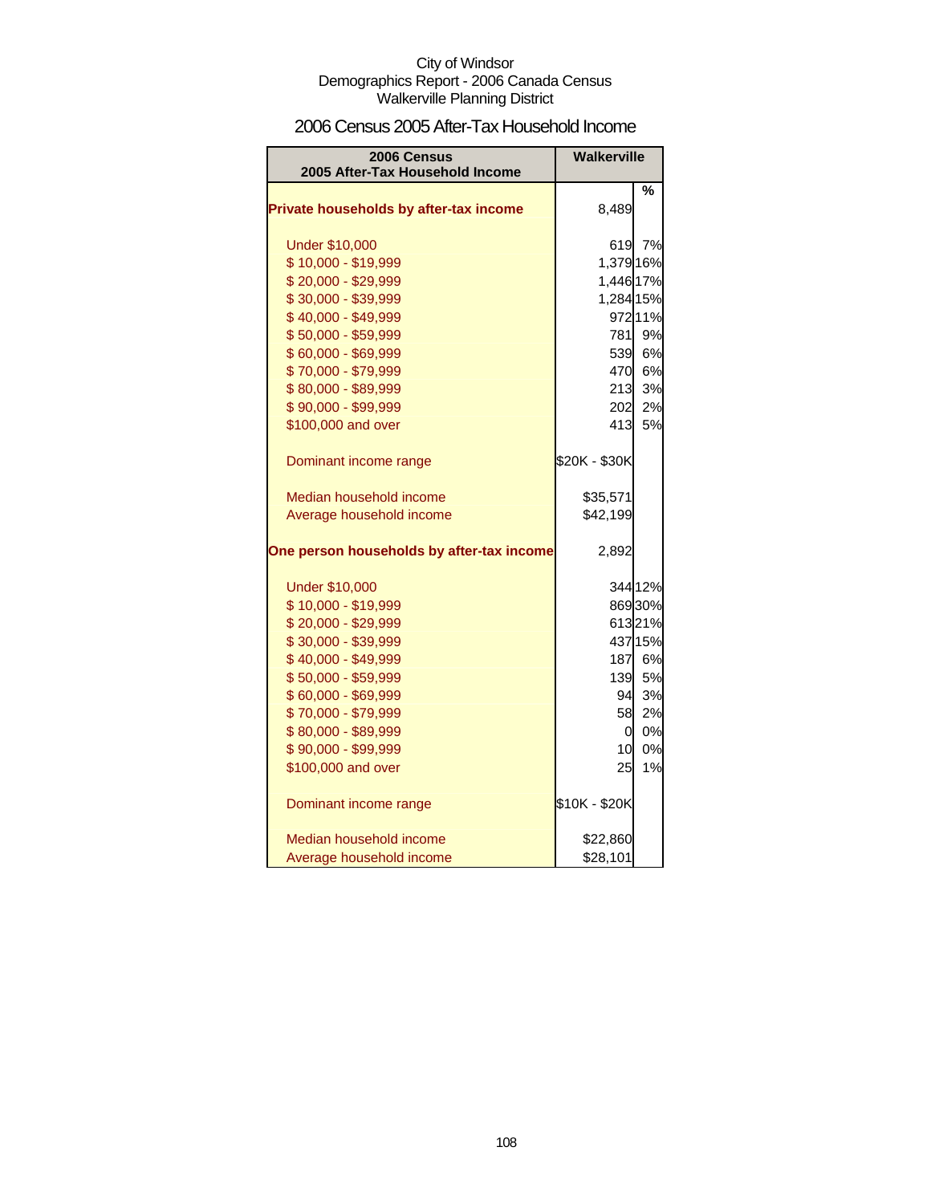City of Windsor
Demographics Report - 2006 Canada Census
Walkerville Planning District

## 2006 Census 2005 After-Tax Household Income

| 2006 Census 2005 After-Tax Household Income | Walkerville | |
|---|---|---|
| | | % |
| **Private households by after-tax income** | 8,489 | |
| Under $10,000 | 619 | 7% |
| $ 10,000 - $19,999 | 1,379 | 16% |
| $ 20,000 - $29,999 | 1,446 | 17% |
| $ 30,000 - $39,999 | 1,284 | 15% |
| $ 40,000 - $49,999 | 972 | 11% |
| $ 50,000 - $59,999 | 781 | 9% |
| $ 60,000 - $69,999 | 539 | 6% |
| $ 70,000 - $79,999 | 470 | 6% |
| $ 80,000 - $89,999 | 213 | 3% |
| $ 90,000 - $99,999 | 202 | 2% |
| $100,000 and over | 413 | 5% |
| Dominant income range | $20K - $30K | |
| Median household income | $35,571 | |
| Average household income | $42,199 | |
| **One person households by after-tax income** | 2,892 | |
| Under $10,000 | 344 | 12% |
| $ 10,000 - $19,999 | 869 | 30% |
| $ 20,000 - $29,999 | 613 | 21% |
| $ 30,000 - $39,999 | 437 | 15% |
| $ 40,000 - $49,999 | 187 | 6% |
| $ 50,000 - $59,999 | 139 | 5% |
| $ 60,000 - $69,999 | 94 | 3% |
| $ 70,000 - $79,999 | 58 | 2% |
| $ 80,000 - $89,999 | 0 | 0% |
| $ 90,000 - $99,999 | 10 | 0% |
| $100,000 and over | 25 | 1% |
| Dominant income range | $10K - $20K | |
| Median household income | $22,860 | |
| Average household income | $28,101 | |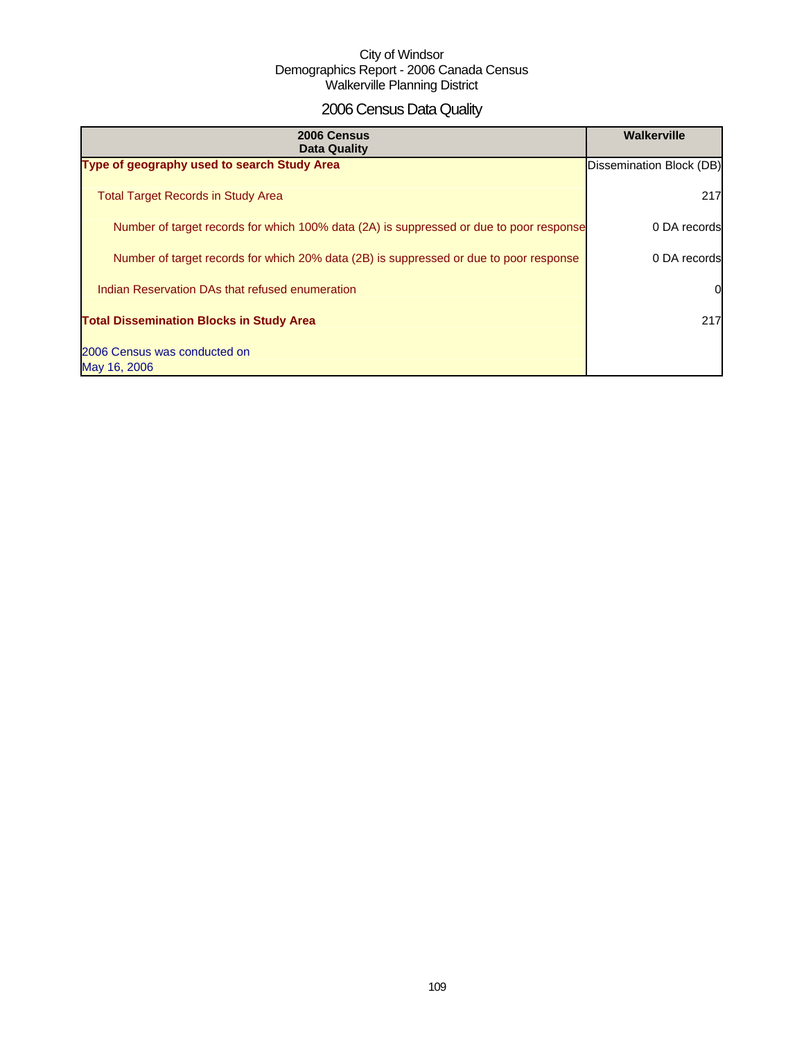City of Windsor
Demographics Report - 2006 Canada Census
Walkerville Planning District

# 2006 Census Data Quality

| 2006 Census Data Quality | Walkerville |
|---|---|
| **Type of geography used to search Study Area** | Dissemination Block (DB) |
| Total Target Records in Study Area | 217 |
| Number of target records for which 100% data (2A) is suppressed or due to poor response | 0 DA records |
| Number of target records for which 20% data (2B) is suppressed or due to poor response | 0 DA records |
| Indian Reservation DAs that refused enumeration | 0 |
| **Total Dissemination Blocks in Study Area** | 217 |
| 2006 Census was conducted on May 16, 2006 | |